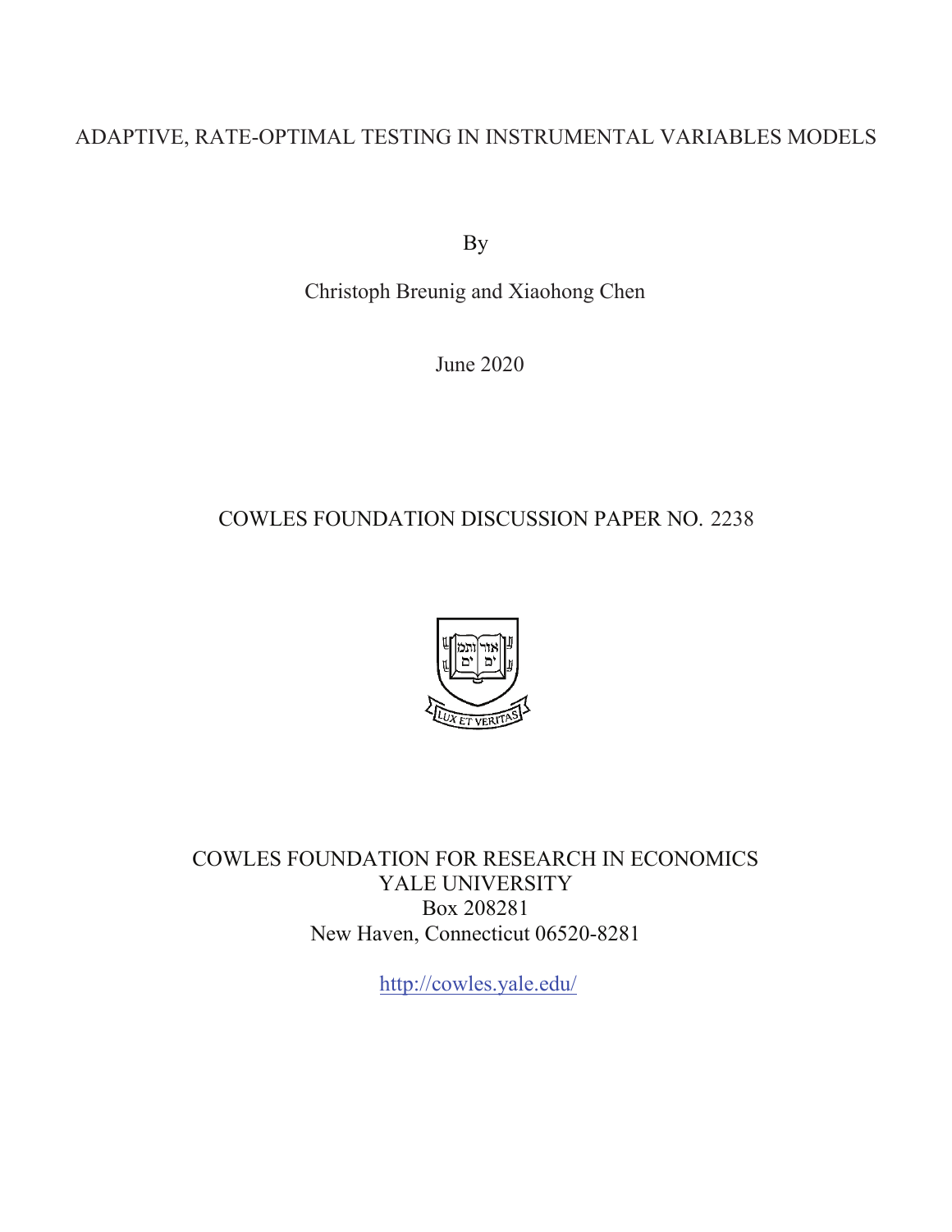# ADAPTIVE, RATE-OPTIMAL TESTING IN INSTRUMENTAL VARIABLES MODELS

By

Christoph Breunig and Xiaohong Chen

June 2020

COWLES FOUNDATION DISCUSSION PAPER NO. 2238

COWLES FOUNDATION FOR RESEARCH IN ECONOMICS
YALE UNIVERSITY
Box 208281
New Haven, Connecticut 06520-8281

http://cowles.yale.edu/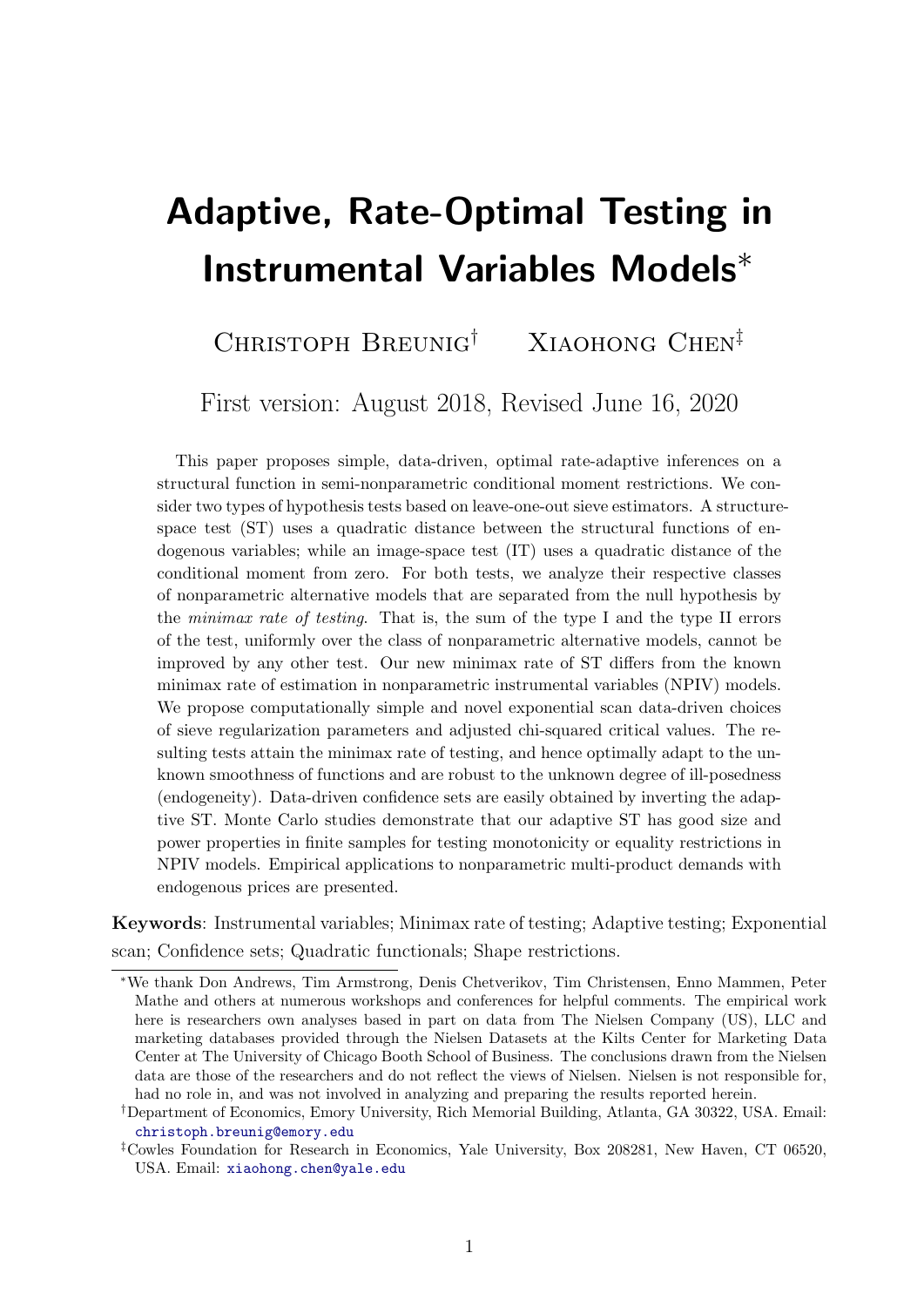# Adaptive, Rate-Optimal Testing in Instrumental Variables Models*

Christoph Breunig[†] Xiaohong Chen[‡]

First version: August 2018, Revised June 16, 2020

This paper proposes simple, data-driven, optimal rate-adaptive inferences on a structural function in semi-nonparametric conditional moment restrictions. We consider two types of hypothesis tests based on leave-one-out sieve estimators. A structure-space test (ST) uses a quadratic distance between the structural functions of endogenous variables; while an image-space test (IT) uses a quadratic distance of the conditional moment from zero. For both tests, we analyze their respective classes of nonparametric alternative models that are separated from the null hypothesis by the *minimax rate of testing*. That is, the sum of the type I and the type II errors of the test, uniformly over the class of nonparametric alternative models, cannot be improved by any other test. Our new minimax rate of ST differs from the known minimax rate of estimation in nonparametric instrumental variables (NPIV) models. We propose computationally simple and novel exponential scan data-driven choices of sieve regularization parameters and adjusted chi-squared critical values. The resulting tests attain the minimax rate of testing, and hence optimally adapt to the unknown smoothness of functions and are robust to the unknown degree of ill-posedness (endogeneity). Data-driven confidence sets are easily obtained by inverting the adaptive ST. Monte Carlo studies demonstrate that our adaptive ST has good size and power properties in finite samples for testing monotonicity or equality restrictions in NPIV models. Empirical applications to nonparametric multi-product demands with endogenous prices are presented.

**Keywords**: Instrumental variables; Minimax rate of testing; Adaptive testing; Exponential scan; Confidence sets; Quadratic functionals; Shape restrictions.

---

*We thank Don Andrews, Tim Armstrong, Denis Chetverikov, Tim Christensen, Enno Mammen, Peter Mathe and others at numerous workshops and conferences for helpful comments. The empirical work here is researchers own analyses based in part on data from The Nielsen Company (US), LLC and marketing databases provided through the Nielsen Datasets at the Kilts Center for Marketing Data Center at The University of Chicago Booth School of Business. The conclusions drawn from the Nielsen data are those of the researchers and do not reflect the views of Nielsen. Nielsen is not responsible for, had no role in, and was not involved in analyzing and preparing the results reported herein.

[†]Department of Economics, Emory University, Rich Memorial Building, Atlanta, GA 30322, USA. Email: christoph.breunig@emory.edu

[‡]Cowles Foundation for Research in Economics, Yale University, Box 208281, New Haven, CT 06520, USA. Email: xiaohong.chen@yale.edu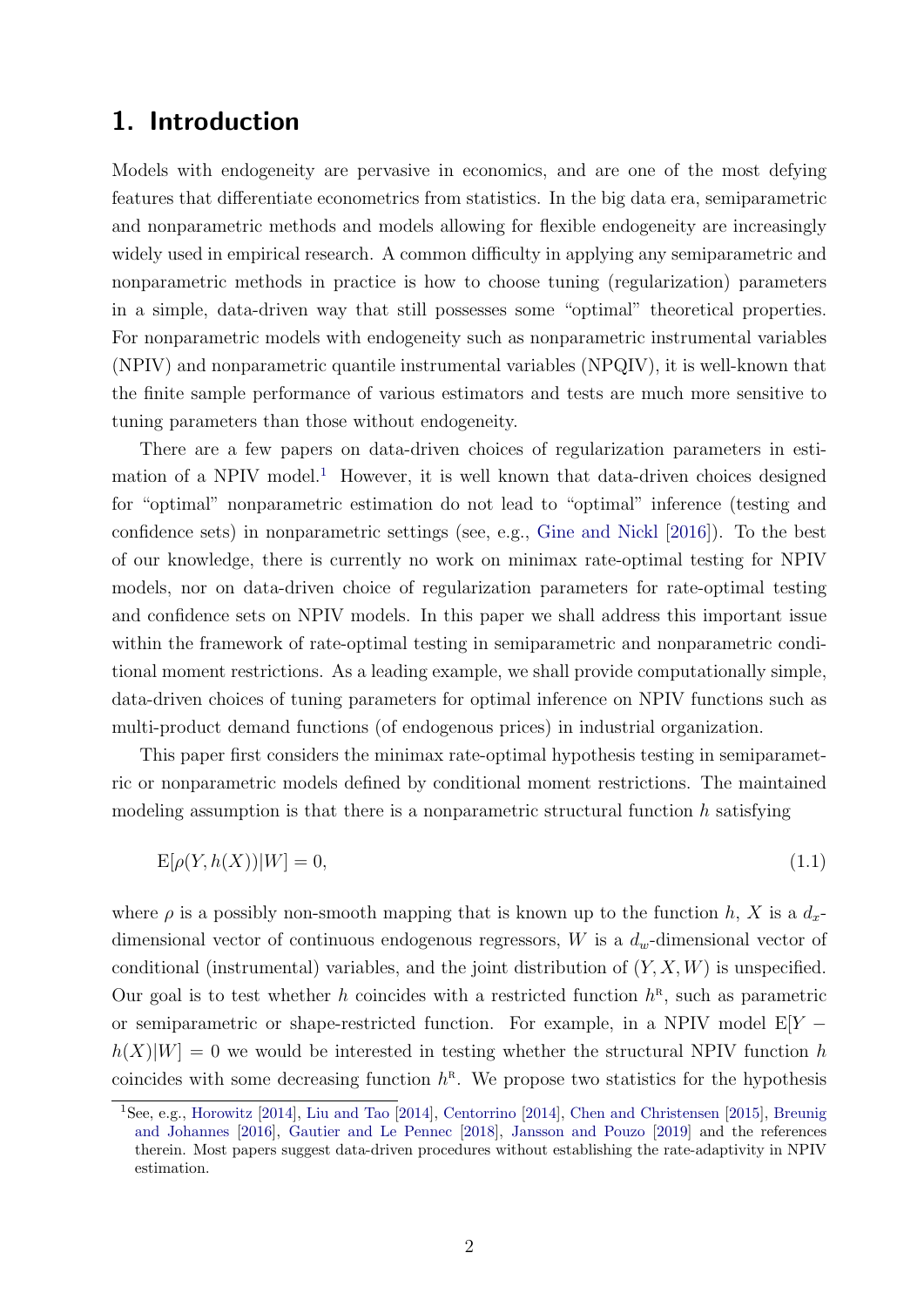# 1. Introduction

Models with endogeneity are pervasive in economics, and are one of the most defying features that differentiate econometrics from statistics. In the big data era, semiparametric and nonparametric methods and models allowing for flexible endogeneity are increasingly widely used in empirical research. A common difficulty in applying any semiparametric and nonparametric methods in practice is how to choose tuning (regularization) parameters in a simple, data-driven way that still possesses some "optimal" theoretical properties. For nonparametric models with endogeneity such as nonparametric instrumental variables (NPIV) and nonparametric quantile instrumental variables (NPQIV), it is well-known that the finite sample performance of various estimators and tests are much more sensitive to tuning parameters than those without endogeneity.

There are a few papers on data-driven choices of regularization parameters in estimation of a NPIV model.[1] However, it is well known that data-driven choices designed for "optimal" nonparametric estimation do not lead to "optimal" inference (testing and confidence sets) in nonparametric settings (see, e.g., Gine and Nickl [2016]). To the best of our knowledge, there is currently no work on minimax rate-optimal testing for NPIV models, nor on data-driven choice of regularization parameters for rate-optimal testing and confidence sets on NPIV models. In this paper we shall address this important issue within the framework of rate-optimal testing in semiparametric and nonparametric conditional moment restrictions. As a leading example, we shall provide computationally simple, data-driven choices of tuning parameters for optimal inference on NPIV functions such as multi-product demand functions (of endogenous prices) in industrial organization.

This paper first considers the minimax rate-optimal hypothesis testing in semiparametric or nonparametric models defined by conditional moment restrictions. The maintained modeling assumption is that there is a nonparametric structural function $h$ satisfying

$$\mathrm{E}[\rho(Y, h(X))|W] = 0, \tag{1.1}$$

where $\rho$ is a possibly non-smooth mapping that is known up to the function $h$, $X$ is a $d_x$-dimensional vector of continuous endogenous regressors, $W$ is a $d_w$-dimensional vector of conditional (instrumental) variables, and the joint distribution of $(Y, X, W)$ is unspecified. Our goal is to test whether $h$ coincides with a restricted function $h^{\mathrm{R}}$, such as parametric or semiparametric or shape-restricted function. For example, in a NPIV model $\mathrm{E}[Y - h(X)|W] = 0$ we would be interested in testing whether the structural NPIV function $h$ coincides with some decreasing function $h^{\mathrm{R}}$. We propose two statistics for the hypothesis

[1] See, e.g., Horowitz [2014], Liu and Tao [2014], Centorrino [2014], Chen and Christensen [2015], Breunig and Johannes [2016], Gautier and Le Pennec [2018], Jansson and Pouzo [2019] and the references therein. Most papers suggest data-driven procedures without establishing the rate-adaptivity in NPIV estimation.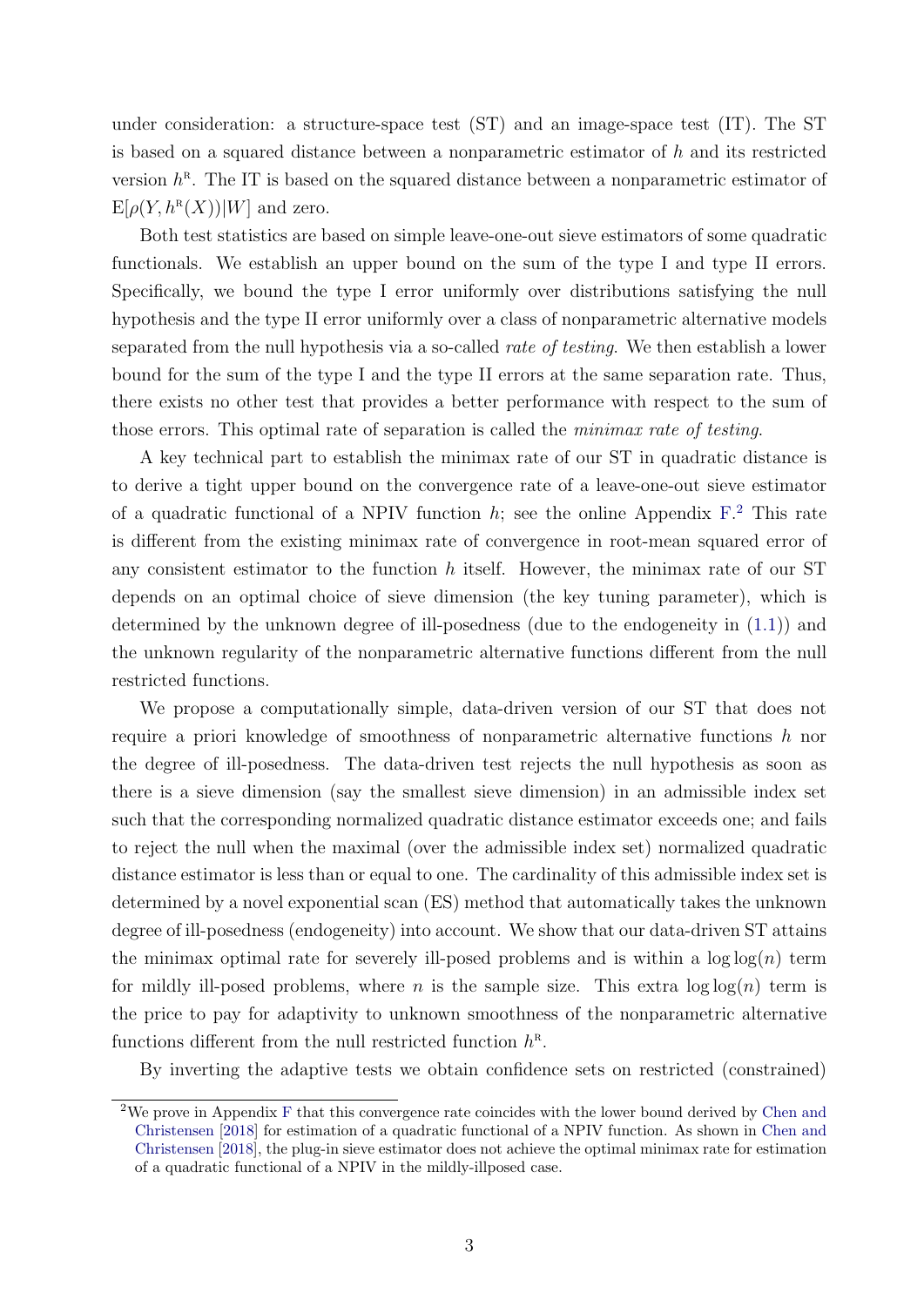under consideration: a structure-space test (ST) and an image-space test (IT). The ST is based on a squared distance between a nonparametric estimator of $h$ and its restricted version $h^{\mathrm{R}}$. The IT is based on the squared distance between a nonparametric estimator of $\mathrm{E}[\rho(Y, h^{\mathrm{R}}(X))|W]$ and zero.

Both test statistics are based on simple leave-one-out sieve estimators of some quadratic functionals. We establish an upper bound on the sum of the type I and type II errors. Specifically, we bound the type I error uniformly over distributions satisfying the null hypothesis and the type II error uniformly over a class of nonparametric alternative models separated from the null hypothesis via a so-called *rate of testing*. We then establish a lower bound for the sum of the type I and the type II errors at the same separation rate. Thus, there exists no other test that provides a better performance with respect to the sum of those errors. This optimal rate of separation is called the *minimax rate of testing*.

A key technical part to establish the minimax rate of our ST in quadratic distance is to derive a tight upper bound on the convergence rate of a leave-one-out sieve estimator of a quadratic functional of a NPIV function $h$; see the online Appendix F.[2] This rate is different from the existing minimax rate of convergence in root-mean squared error of any consistent estimator to the function $h$ itself. However, the minimax rate of our ST depends on an optimal choice of sieve dimension (the key tuning parameter), which is determined by the unknown degree of ill-posedness (due to the endogeneity in (1.1)) and the unknown regularity of the nonparametric alternative functions different from the null restricted functions.

We propose a computationally simple, data-driven version of our ST that does not require a priori knowledge of smoothness of nonparametric alternative functions $h$ nor the degree of ill-posedness. The data-driven test rejects the null hypothesis as soon as there is a sieve dimension (say the smallest sieve dimension) in an admissible index set such that the corresponding normalized quadratic distance estimator exceeds one; and fails to reject the null when the maximal (over the admissible index set) normalized quadratic distance estimator is less than or equal to one. The cardinality of this admissible index set is determined by a novel exponential scan (ES) method that automatically takes the unknown degree of ill-posedness (endogeneity) into account. We show that our data-driven ST attains the minimax optimal rate for severely ill-posed problems and is within a $\log\log(n)$ term for mildly ill-posed problems, where $n$ is the sample size. This extra $\log\log(n)$ term is the price to pay for adaptivity to unknown smoothness of the nonparametric alternative functions different from the null restricted function $h^{\mathrm{R}}$.

By inverting the adaptive tests we obtain confidence sets on restricted (constrained)

[2] We prove in Appendix F that this convergence rate coincides with the lower bound derived by Chen and Christensen [2018] for estimation of a quadratic functional of a NPIV function. As shown in Chen and Christensen [2018], the plug-in sieve estimator does not achieve the optimal minimax rate for estimation of a quadratic functional of a NPIV in the mildly-illposed case.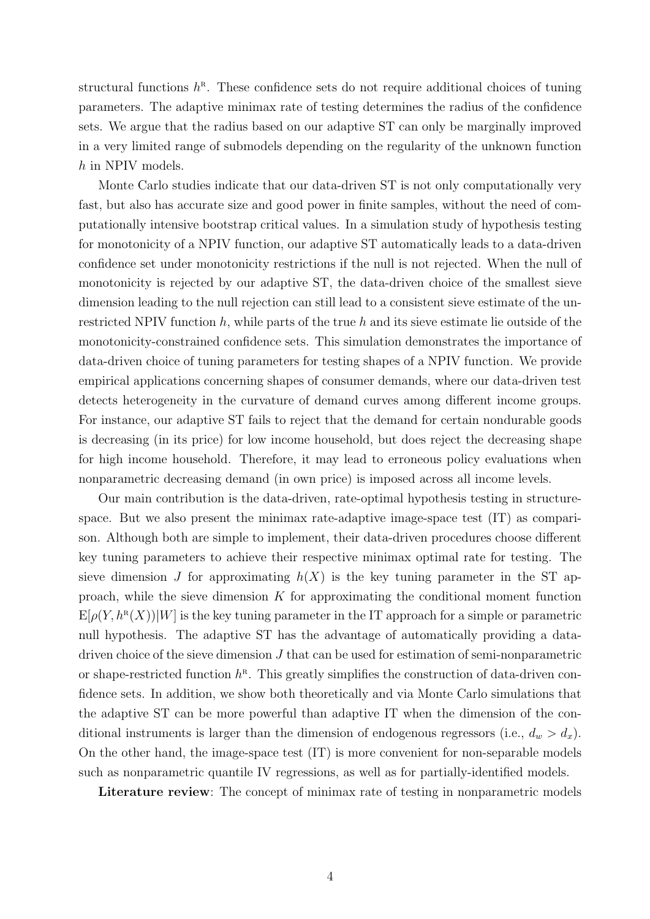structural functions $h^{\text{R}}$. These confidence sets do not require additional choices of tuning parameters. The adaptive minimax rate of testing determines the radius of the confidence sets. We argue that the radius based on our adaptive ST can only be marginally improved in a very limited range of submodels depending on the regularity of the unknown function $h$ in NPIV models.

Monte Carlo studies indicate that our data-driven ST is not only computationally very fast, but also has accurate size and good power in finite samples, without the need of computationally intensive bootstrap critical values. In a simulation study of hypothesis testing for monotonicity of a NPIV function, our adaptive ST automatically leads to a data-driven confidence set under monotonicity restrictions if the null is not rejected. When the null of monotonicity is rejected by our adaptive ST, the data-driven choice of the smallest sieve dimension leading to the null rejection can still lead to a consistent sieve estimate of the unrestricted NPIV function $h$, while parts of the true $h$ and its sieve estimate lie outside of the monotonicity-constrained confidence sets. This simulation demonstrates the importance of data-driven choice of tuning parameters for testing shapes of a NPIV function. We provide empirical applications concerning shapes of consumer demands, where our data-driven test detects heterogeneity in the curvature of demand curves among different income groups. For instance, our adaptive ST fails to reject that the demand for certain nondurable goods is decreasing (in its price) for low income household, but does reject the decreasing shape for high income household. Therefore, it may lead to erroneous policy evaluations when nonparametric decreasing demand (in own price) is imposed across all income levels.

Our main contribution is the data-driven, rate-optimal hypothesis testing in structure-space. But we also present the minimax rate-adaptive image-space test (IT) as comparison. Although both are simple to implement, their data-driven procedures choose different key tuning parameters to achieve their respective minimax optimal rate for testing. The sieve dimension $J$ for approximating $h(X)$ is the key tuning parameter in the ST approach, while the sieve dimension $K$ for approximating the conditional moment function $\mathrm{E}[\rho(Y, h^{\text{R}}(X))|W]$ is the key tuning parameter in the IT approach for a simple or parametric null hypothesis. The adaptive ST has the advantage of automatically providing a data-driven choice of the sieve dimension $J$ that can be used for estimation of semi-nonparametric or shape-restricted function $h^{\text{R}}$. This greatly simplifies the construction of data-driven confidence sets. In addition, we show both theoretically and via Monte Carlo simulations that the adaptive ST can be more powerful than adaptive IT when the dimension of the conditional instruments is larger than the dimension of endogenous regressors (i.e., $d_w > d_x$). On the other hand, the image-space test (IT) is more convenient for non-separable models such as nonparametric quantile IV regressions, as well as for partially-identified models.

**Literature review**: The concept of minimax rate of testing in nonparametric models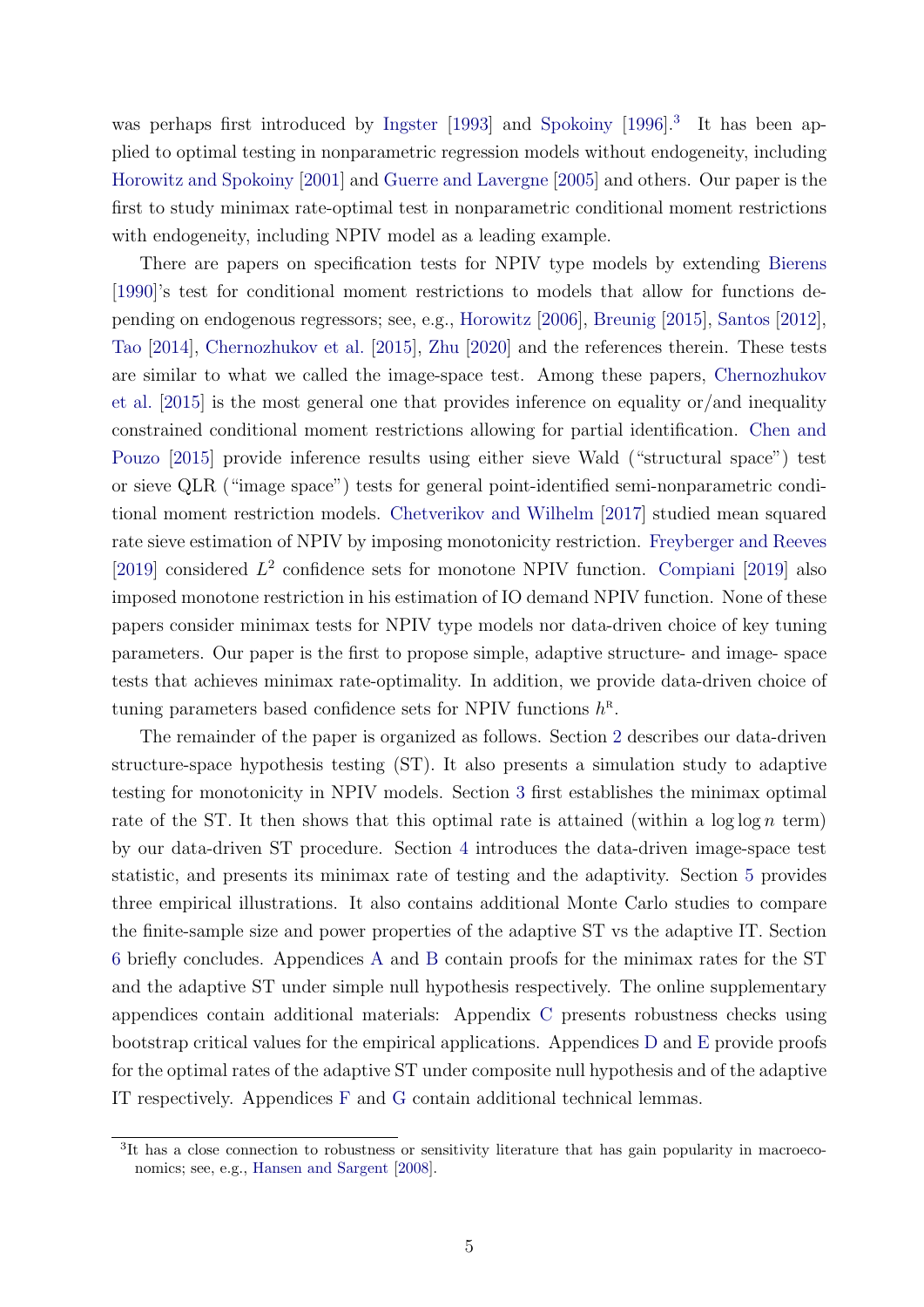was perhaps first introduced by Ingster [1993] and Spokoiny [1996].[3] It has been applied to optimal testing in nonparametric regression models without endogeneity, including Horowitz and Spokoiny [2001] and Guerre and Lavergne [2005] and others. Our paper is the first to study minimax rate-optimal test in nonparametric conditional moment restrictions with endogeneity, including NPIV model as a leading example.

There are papers on specification tests for NPIV type models by extending Bierens [1990]'s test for conditional moment restrictions to models that allow for functions depending on endogenous regressors; see, e.g., Horowitz [2006], Breunig [2015], Santos [2012], Tao [2014], Chernozhukov et al. [2015], Zhu [2020] and the references therein. These tests are similar to what we called the image-space test. Among these papers, Chernozhukov et al. [2015] is the most general one that provides inference on equality or/and inequality constrained conditional moment restrictions allowing for partial identification. Chen and Pouzo [2015] provide inference results using either sieve Wald ("structural space") test or sieve QLR ("image space") tests for general point-identified semi-nonparametric conditional moment restriction models. Chetverikov and Wilhelm [2017] studied mean squared rate sieve estimation of NPIV by imposing monotonicity restriction. Freyberger and Reeves [2019] considered $L^2$ confidence sets for monotone NPIV function. Compiani [2019] also imposed monotone restriction in his estimation of IO demand NPIV function. None of these papers consider minimax tests for NPIV type models nor data-driven choice of key tuning parameters. Our paper is the first to propose simple, adaptive structure- and image- space tests that achieves minimax rate-optimality. In addition, we provide data-driven choice of tuning parameters based confidence sets for NPIV functions $h^{\mathrm{R}}$.

The remainder of the paper is organized as follows. Section 2 describes our data-driven structure-space hypothesis testing (ST). It also presents a simulation study to adaptive testing for monotonicity in NPIV models. Section 3 first establishes the minimax optimal rate of the ST. It then shows that this optimal rate is attained (within a $\log\log n$ term) by our data-driven ST procedure. Section 4 introduces the data-driven image-space test statistic, and presents its minimax rate of testing and the adaptivity. Section 5 provides three empirical illustrations. It also contains additional Monte Carlo studies to compare the finite-sample size and power properties of the adaptive ST vs the adaptive IT. Section 6 briefly concludes. Appendices A and B contain proofs for the minimax rates for the ST and the adaptive ST under simple null hypothesis respectively. The online supplementary appendices contain additional materials: Appendix C presents robustness checks using bootstrap critical values for the empirical applications. Appendices D and E provide proofs for the optimal rates of the adaptive ST under composite null hypothesis and of the adaptive IT respectively. Appendices F and G contain additional technical lemmas.

[3] It has a close connection to robustness or sensitivity literature that has gain popularity in macroeconomics; see, e.g., Hansen and Sargent [2008].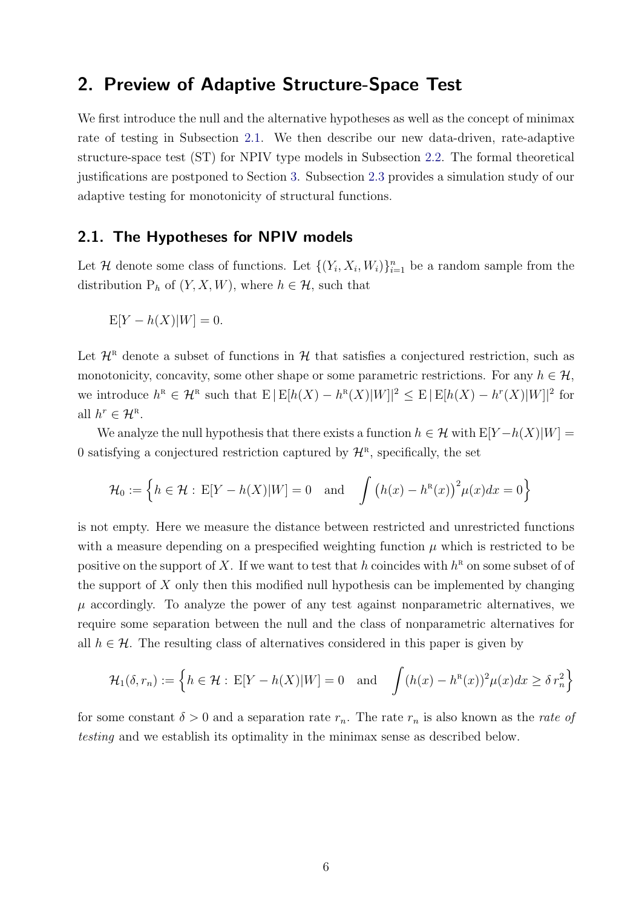## 2. Preview of Adaptive Structure-Space Test

We first introduce the null and the alternative hypotheses as well as the concept of minimax rate of testing in Subsection 2.1. We then describe our new data-driven, rate-adaptive structure-space test (ST) for NPIV type models in Subsection 2.2. The formal theoretical justifications are postponed to Section 3. Subsection 2.3 provides a simulation study of our adaptive testing for monotonicity of structural functions.

### 2.1. The Hypotheses for NPIV models

Let $\mathcal{H}$ denote some class of functions. Let $\{(Y_i, X_i, W_i)\}_{i=1}^n$ be a random sample from the distribution $\mathrm{P}_h$ of $(Y, X, W)$, where $h \in \mathcal{H}$, such that

$$\mathrm{E}[Y - h(X)|W] = 0.$$

Let $\mathcal{H}^{\mathrm{R}}$ denote a subset of functions in $\mathcal{H}$ that satisfies a conjectured restriction, such as monotonicity, concavity, some other shape or some parametric restrictions. For any $h \in \mathcal{H}$, we introduce $h^{\mathrm{R}} \in \mathcal{H}^{\mathrm{R}}$ such that $\mathrm{E}\,|\,\mathrm{E}[h(X) - h^{\mathrm{R}}(X)|W]|^2 \leq \mathrm{E}\,|\,\mathrm{E}[h(X) - h^{r}(X)|W]|^2$ for all $h^r \in \mathcal{H}^{\mathrm{R}}$.

We analyze the null hypothesis that there exists a function $h \in \mathcal{H}$ with $\mathrm{E}[Y - h(X)|W] = 0$ satisfying a conjectured restriction captured by $\mathcal{H}^{\mathrm{R}}$, specifically, the set

$$\mathcal{H}_0 := \Big\{ h \in \mathcal{H} :\ \mathrm{E}[Y - h(X)|W] = 0 \quad \text{and} \quad \int \big(h(x) - h^{\mathrm{R}}(x)\big)^2 \mu(x) dx = 0 \Big\}$$

is not empty. Here we measure the distance between restricted and unrestricted functions with a measure depending on a prespecified weighting function $\mu$ which is restricted to be positive on the support of $X$. If we want to test that $h$ coincides with $h^{\mathrm{R}}$ on some subset of of the support of $X$ only then this modified null hypothesis can be implemented by changing $\mu$ accordingly. To analyze the power of any test against nonparametric alternatives, we require some separation between the null and the class of nonparametric alternatives for all $h \in \mathcal{H}$. The resulting class of alternatives considered in this paper is given by

$$\mathcal{H}_1(\delta, r_n) := \Big\{ h \in \mathcal{H} :\ \mathrm{E}[Y - h(X)|W] = 0 \quad \text{and} \quad \int (h(x) - h^{\mathrm{R}}(x))^2 \mu(x) dx \geq \delta\, r_n^2 \Big\}$$

for some constant $\delta > 0$ and a separation rate $r_n$. The rate $r_n$ is also known as the *rate of testing* and we establish its optimality in the minimax sense as described below.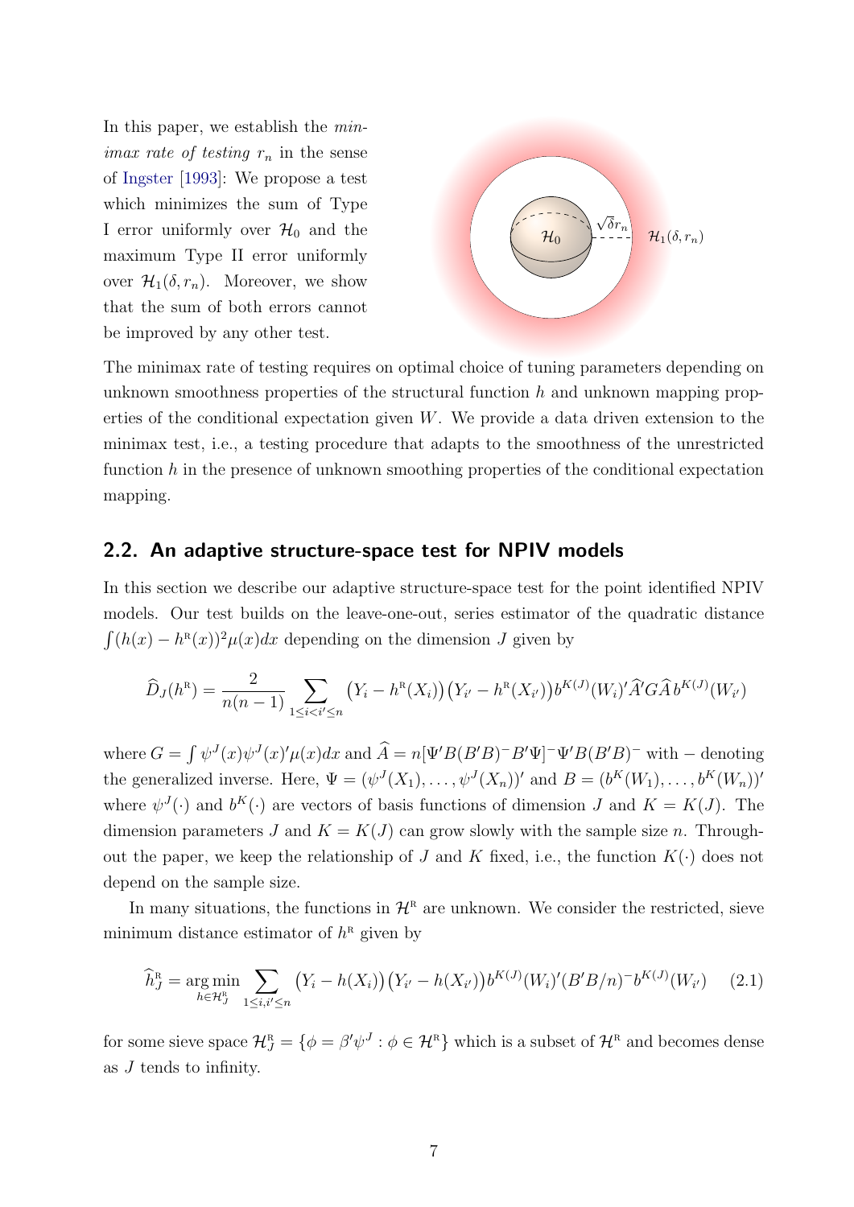In this paper, we establish the *minimax rate of testing* $r_n$ in the sense of Ingster [1993]: We propose a test which minimizes the sum of Type I error uniformly over $\mathcal{H}_0$ and the maximum Type II error uniformly over $\mathcal{H}_1(\delta, r_n)$. Moreover, we show that the sum of both errors cannot be improved by any other test.

The minimax rate of testing requires on optimal choice of tuning parameters depending on unknown smoothness properties of the structural function $h$ and unknown mapping properties of the conditional expectation given $W$. We provide a data driven extension to the minimax test, i.e., a testing procedure that adapts to the smoothness of the unrestricted function $h$ in the presence of unknown smoothing properties of the conditional expectation mapping.

## 2.2. An adaptive structure-space test for NPIV models

In this section we describe our adaptive structure-space test for the point identified NPIV models. Our test builds on the leave-one-out, series estimator of the quadratic distance $\int(h(x) - h^{\mathrm{R}}(x))^2 \mu(x)dx$ depending on the dimension $J$ given by

$$\widehat{D}_J(h^{\mathrm{R}}) = \frac{2}{n(n-1)} \sum_{1 \le i < i' \le n} \big(Y_i - h^{\mathrm{R}}(X_i)\big)\big(Y_{i'} - h^{\mathrm{R}}(X_{i'})\big) b^{K(J)}(W_i)' \widehat{A}' G \widehat{A}\, b^{K(J)}(W_{i'})$$

where $G = \int \psi^J(x)\psi^J(x)'\mu(x)dx$ and $\widehat{A} = n[\Psi' B(B'B)^- B'\Psi]^- \Psi' B(B'B)^-$ with $-$ denoting the generalized inverse. Here, $\Psi = (\psi^J(X_1), \dots, \psi^J(X_n))'$ and $B = (b^K(W_1), \dots, b^K(W_n))'$ where $\psi^J(\cdot)$ and $b^K(\cdot)$ are vectors of basis functions of dimension $J$ and $K = K(J)$. The dimension parameters $J$ and $K = K(J)$ can grow slowly with the sample size $n$. Throughout the paper, we keep the relationship of $J$ and $K$ fixed, i.e., the function $K(\cdot)$ does not depend on the sample size.

In many situations, the functions in $\mathcal{H}^{\mathrm{R}}$ are unknown. We consider the restricted, sieve minimum distance estimator of $h^{\mathrm{R}}$ given by

$$\widehat{h}^{\mathrm{R}}_J = \underset{h \in \mathcal{H}^{\mathrm{R}}_J}{\arg\min} \sum_{1 \le i, i' \le n} \big(Y_i - h(X_i)\big)\big(Y_{i'} - h(X_{i'})\big) b^{K(J)}(W_i)'(B'B/n)^- b^{K(J)}(W_{i'}) \qquad (2.1)$$

for some sieve space $\mathcal{H}^{\mathrm{R}}_J = \{\phi = \beta'\psi^J : \phi \in \mathcal{H}^{\mathrm{R}}\}$ which is a subset of $\mathcal{H}^{\mathrm{R}}$ and becomes dense as $J$ tends to infinity.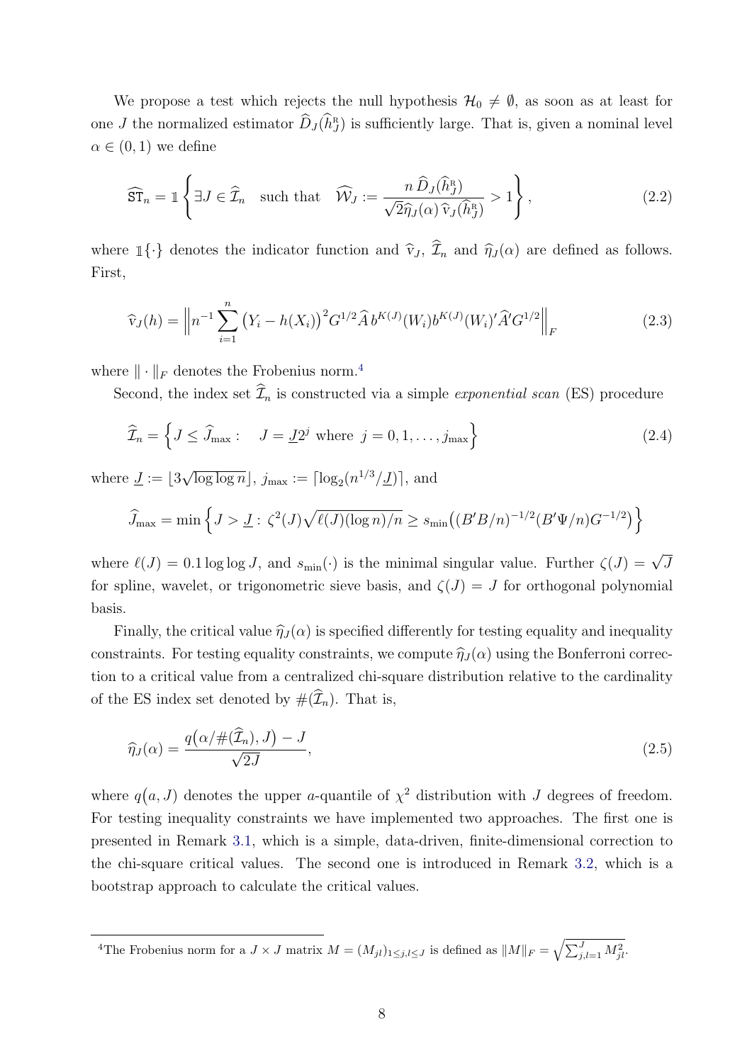We propose a test which rejects the null hypothesis $\mathcal{H}_0 \neq \emptyset$, as soon as at least for one $J$ the normalized estimator $\widehat{D}_J(\widehat{h}_J^{\mathrm{R}})$ is sufficiently large. That is, given a nominal level $\alpha \in (0,1)$ we define

$$
\widehat{\mathtt{ST}}_n = \mathbb{1}\left\{ \exists J \in \widehat{\mathcal{I}}_n \quad \text{such that} \quad \widehat{\mathcal{W}}_J := \frac{n\,\widehat{D}_J(\widehat{h}_J^{\mathrm{R}})}{\sqrt{2}\widehat{\eta}_J(\alpha)\,\widehat{\mathrm{v}}_J(\widehat{h}_J^{\mathrm{R}})} > 1 \right\}, \tag{2.2}
$$

where $\mathbb{1}\{\cdot\}$ denotes the indicator function and $\widehat{\mathrm{v}}_J$, $\widehat{\mathcal{I}}_n$ and $\widehat{\eta}_J(\alpha)$ are defined as follows. First,

$$
\widehat{\mathrm{v}}_J(h) = \left\| n^{-1} \sum_{i=1}^{n} \big(Y_i - h(X_i)\big)^2 G^{1/2} \widehat{A}\, b^{K(J)}(W_i) b^{K(J)}(W_i)' \widehat{A}' G^{1/2} \right\|_F \tag{2.3}
$$

where $\|\cdot\|_F$ denotes the Frobenius norm.[4]

Second, the index set $\widehat{\mathcal{I}}_n$ is constructed via a simple *exponential scan* (ES) procedure

$$
\widehat{\mathcal{I}}_n = \left\{ J \le \widehat{J}_{\max} : \quad J = \underline{J} 2^j \text{ where } j = 0, 1, \ldots, j_{\max} \right\} \tag{2.4}
$$

where $\underline{J} := \lfloor 3\sqrt{\log\log n} \rfloor$, $j_{\max} := \lceil \log_2(n^{1/3}/\underline{J}) \rceil$, and

$$
\widehat{J}_{\max} = \min\left\{ J > \underline{J} :\, \zeta^2(J)\sqrt{\ell(J)(\log n)/n} \ge s_{\min}\big((B'B/n)^{-1/2}(B'\Psi/n)G^{-1/2}\big) \right\}
$$

where $\ell(J) = 0.1 \log\log J$, and $s_{\min}(\cdot)$ is the minimal singular value. Further $\zeta(J) = \sqrt{J}$ for spline, wavelet, or trigonometric sieve basis, and $\zeta(J) = J$ for orthogonal polynomial basis.

Finally, the critical value $\widehat{\eta}_J(\alpha)$ is specified differently for testing equality and inequality constraints. For testing equality constraints, we compute $\widehat{\eta}_J(\alpha)$ using the Bonferroni correction to a critical value from a centralized chi-square distribution relative to the cardinality of the ES index set denoted by $\#(\widehat{\mathcal{I}}_n)$. That is,

$$
\widehat{\eta}_J(\alpha) = \frac{q\big(\alpha/\#(\widehat{\mathcal{I}}_n), J\big) - J}{\sqrt{2J}}, \tag{2.5}
$$

where $q(a, J)$ denotes the upper $a$-quantile of $\chi^2$ distribution with $J$ degrees of freedom. For testing inequality constraints we have implemented two approaches. The first one is presented in Remark 3.1, which is a simple, data-driven, finite-dimensional correction to the chi-square critical values. The second one is introduced in Remark 3.2, which is a bootstrap approach to calculate the critical values.

[4]The Frobenius norm for a $J \times J$ matrix $M = (M_{jl})_{1 \le j,l \le J}$ is defined as $\|M\|_F = \sqrt{\sum_{j,l=1}^{J} M_{jl}^2}$.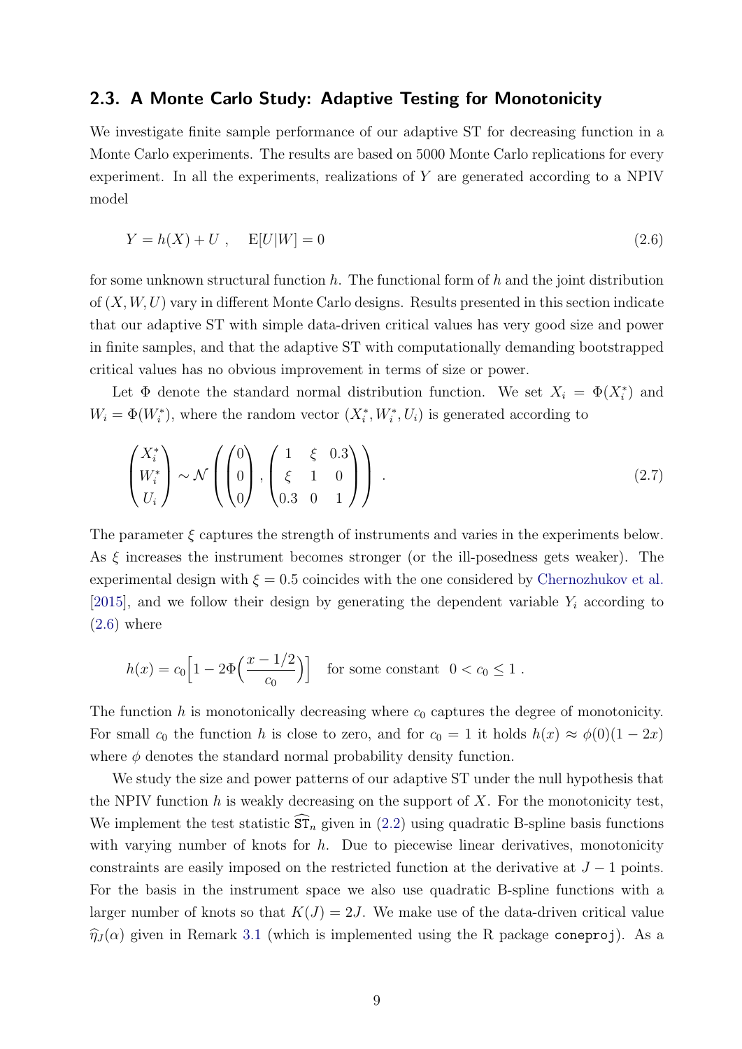## 2.3. A Monte Carlo Study: Adaptive Testing for Monotonicity

We investigate finite sample performance of our adaptive ST for decreasing function in a Monte Carlo experiments. The results are based on 5000 Monte Carlo replications for every experiment. In all the experiments, realizations of $Y$ are generated according to a NPIV model

$$Y = h(X) + U \ , \quad \mathrm{E}[U|W] = 0 \tag{2.6}$$

for some unknown structural function $h$. The functional form of $h$ and the joint distribution of $(X, W, U)$ vary in different Monte Carlo designs. Results presented in this section indicate that our adaptive ST with simple data-driven critical values has very good size and power in finite samples, and that the adaptive ST with computationally demanding bootstrapped critical values has no obvious improvement in terms of size or power.

Let $\Phi$ denote the standard normal distribution function. We set $X_i = \Phi(X_i^*)$ and $W_i = \Phi(W_i^*)$, where the random vector $(X_i^*, W_i^*, U_i)$ is generated according to

$$\begin{pmatrix} X_i^* \\ W_i^* \\ U_i \end{pmatrix} \sim \mathcal{N}\left( \begin{pmatrix} 0 \\ 0 \\ 0 \end{pmatrix}, \begin{pmatrix} 1 & \xi & 0.3 \\ \xi & 1 & 0 \\ 0.3 & 0 & 1 \end{pmatrix} \right) \ . \tag{2.7}$$

The parameter $\xi$ captures the strength of instruments and varies in the experiments below. As $\xi$ increases the instrument becomes stronger (or the ill-posedness gets weaker). The experimental design with $\xi = 0.5$ coincides with the one considered by Chernozhukov et al. [2015], and we follow their design by generating the dependent variable $Y_i$ according to (2.6) where

$$h(x) = c_0 \Big[ 1 - 2\Phi\Big( \frac{x - 1/2}{c_0} \Big) \Big] \quad \text{for some constant } \ 0 < c_0 \leq 1 \ .$$

The function $h$ is monotonically decreasing where $c_0$ captures the degree of monotonicity. For small $c_0$ the function $h$ is close to zero, and for $c_0 = 1$ it holds $h(x) \approx \phi(0)(1 - 2x)$ where $\phi$ denotes the standard normal probability density function.

We study the size and power patterns of our adaptive ST under the null hypothesis that the NPIV function $h$ is weakly decreasing on the support of $X$. For the monotonicity test, We implement the test statistic $\widehat{\mathtt{ST}}_n$ given in (2.2) using quadratic B-spline basis functions with varying number of knots for $h$. Due to piecewise linear derivatives, monotonicity constraints are easily imposed on the restricted function at the derivative at $J - 1$ points. For the basis in the instrument space we also use quadratic B-spline functions with a larger number of knots so that $K(J) = 2J$. We make use of the data-driven critical value $\widehat{\eta}_J(\alpha)$ given in Remark 3.1 (which is implemented using the R package `coneproj`). As a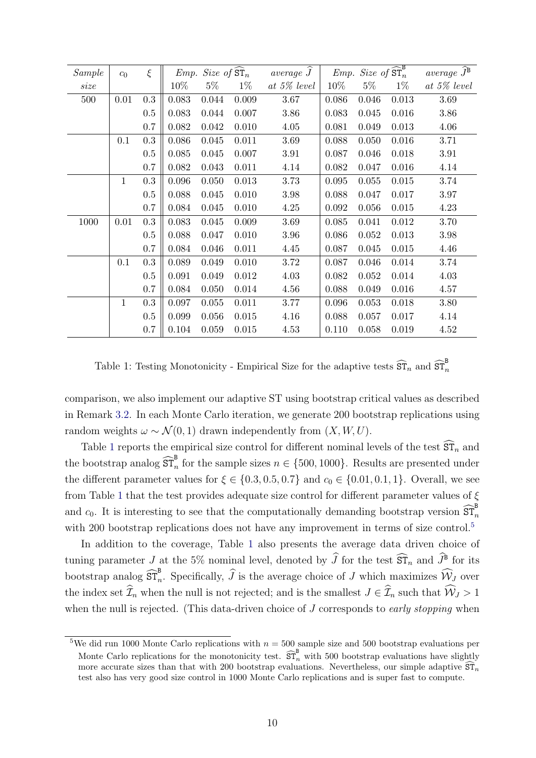| *Sample size* | $c_0$ | $\xi$ | *Emp. Size of* $\widehat{\mathtt{ST}}_n$ | | | *average* $\widehat{J}$ | *Emp. Size of* $\widehat{\mathtt{ST}}_n^{\mathtt{B}}$ | | | *average* $\widehat{J}^{\mathtt{B}}$ |
|---|---|---|---|---|---|---|---|---|---|---|
| | | | 10% | 5% | 1% | *at 5% level* | 10% | 5% | 1% | *at 5% level* |
| 500 | 0.01 | 0.3 | 0.083 | 0.044 | 0.009 | 3.67 | 0.086 | 0.046 | 0.013 | 3.69 |
| | | 0.5 | 0.083 | 0.044 | 0.007 | 3.86 | 0.083 | 0.045 | 0.016 | 3.86 |
| | | 0.7 | 0.082 | 0.042 | 0.010 | 4.05 | 0.081 | 0.049 | 0.013 | 4.06 |
| | 0.1 | 0.3 | 0.086 | 0.045 | 0.011 | 3.69 | 0.088 | 0.050 | 0.016 | 3.71 |
| | | 0.5 | 0.085 | 0.045 | 0.007 | 3.91 | 0.087 | 0.046 | 0.018 | 3.91 |
| | | 0.7 | 0.082 | 0.043 | 0.011 | 4.14 | 0.082 | 0.047 | 0.016 | 4.14 |
| | 1 | 0.3 | 0.096 | 0.050 | 0.013 | 3.73 | 0.095 | 0.055 | 0.015 | 3.74 |
| | | 0.5 | 0.088 | 0.045 | 0.010 | 3.98 | 0.088 | 0.047 | 0.017 | 3.97 |
| | | 0.7 | 0.084 | 0.045 | 0.010 | 4.25 | 0.092 | 0.056 | 0.015 | 4.23 |
| 1000 | 0.01 | 0.3 | 0.083 | 0.045 | 0.009 | 3.69 | 0.085 | 0.041 | 0.012 | 3.70 |
| | | 0.5 | 0.088 | 0.047 | 0.010 | 3.96 | 0.086 | 0.052 | 0.013 | 3.98 |
| | | 0.7 | 0.084 | 0.046 | 0.011 | 4.45 | 0.087 | 0.045 | 0.015 | 4.46 |
| | 0.1 | 0.3 | 0.089 | 0.049 | 0.010 | 3.72 | 0.087 | 0.046 | 0.014 | 3.74 |
| | | 0.5 | 0.091 | 0.049 | 0.012 | 4.03 | 0.082 | 0.052 | 0.014 | 4.03 |
| | | 0.7 | 0.084 | 0.050 | 0.014 | 4.56 | 0.088 | 0.049 | 0.016 | 4.57 |
| | 1 | 0.3 | 0.097 | 0.055 | 0.011 | 3.77 | 0.096 | 0.053 | 0.018 | 3.80 |
| | | 0.5 | 0.099 | 0.056 | 0.015 | 4.16 | 0.088 | 0.057 | 0.017 | 4.14 |
| | | 0.7 | 0.104 | 0.059 | 0.015 | 4.53 | 0.110 | 0.058 | 0.019 | 4.52 |

Table 1: Testing Monotonicity - Empirical Size for the adaptive tests $\widehat{\mathtt{ST}}_n$ and $\widehat{\mathtt{ST}}_n^{\mathtt{B}}$

comparison, we also implement our adaptive ST using bootstrap critical values as described in Remark 3.2. In each Monte Carlo iteration, we generate 200 bootstrap replications using random weights $\omega \sim \mathcal{N}(0, 1)$ drawn independently from $(X, W, U)$.

Table 1 reports the empirical size control for different nominal levels of the test $\widehat{\mathtt{ST}}_n$ and the bootstrap analog $\widehat{\mathtt{ST}}_n^{\mathtt{B}}$ for the sample sizes $n \in \{500, 1000\}$. Results are presented under the different parameter values for $\xi \in \{0.3, 0.5, 0.7\}$ and $c_0 \in \{0.01, 0.1, 1\}$. Overall, we see from Table 1 that the test provides adequate size control for different parameter values of $\xi$ and $c_0$. It is interesting to see that the computationally demanding bootstrap version $\widehat{\mathtt{ST}}_n^{\mathtt{B}}$ with 200 bootstrap replications does not have any improvement in terms of size control.[5]

In addition to the coverage, Table 1 also presents the average data driven choice of tuning parameter $J$ at the 5% nominal level, denoted by $\widehat{J}$ for the test $\widehat{\mathtt{ST}}_n$ and $\widehat{J}^{\mathtt{B}}$ for its bootstrap analog $\widehat{\mathtt{ST}}_n^{\mathtt{B}}$. Specifically, $\widehat{J}$ is the average choice of $J$ which maximizes $\widehat{\mathcal{W}}_J$ over the index set $\widehat{\mathcal{I}}_n$ when the null is not rejected; and is the smallest $J \in \widehat{\mathcal{I}}_n$ such that $\widehat{\mathcal{W}}_J > 1$ when the null is rejected. (This data-driven choice of $J$ corresponds to *early stopping* when

[5] We did run 1000 Monte Carlo replications with $n = 500$ sample size and 500 bootstrap evaluations per Monte Carlo replications for the monotonicity test. $\widehat{\mathtt{ST}}_n^{\mathtt{B}}$ with 500 bootstrap evaluations have slightly more accurate sizes than that with 200 bootstrap evaluations. Nevertheless, our simple adaptive $\widehat{\mathtt{ST}}_n$ test also has very good size control in 1000 Monte Carlo replications and is super fast to compute.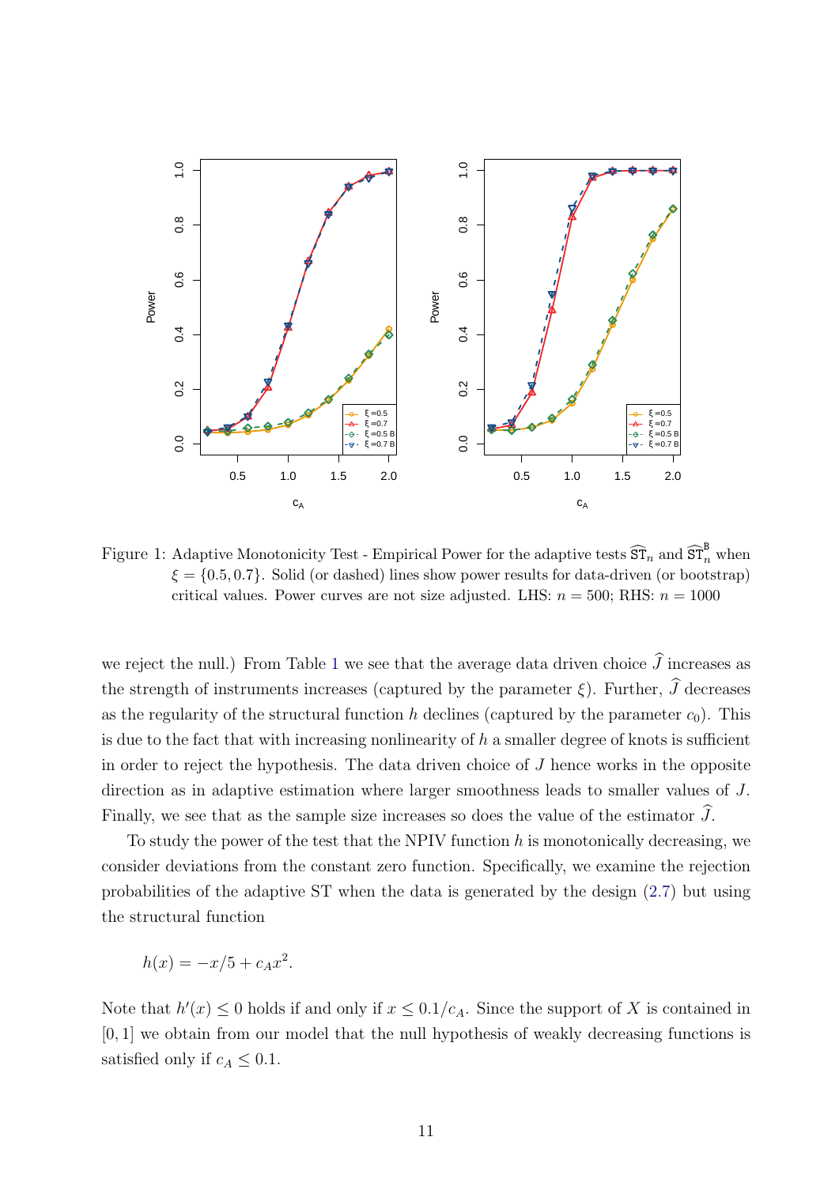Figure 1: Adaptive Monotonicity Test - Empirical Power for the adaptive tests $\widehat{\mathtt{ST}}_n$ and $\widehat{\mathtt{ST}}_n^{\mathtt{B}}$ when $\xi = \{0.5, 0.7\}$. Solid (or dashed) lines show power results for data-driven (or bootstrap) critical values. Power curves are not size adjusted. LHS: $n = 500$; RHS: $n = 1000$

we reject the null.) From Table 1 we see that the average data driven choice $\widehat{J}$ increases as the strength of instruments increases (captured by the parameter $\xi$). Further, $\widehat{J}$ decreases as the regularity of the structural function $h$ declines (captured by the parameter $c_0$). This is due to the fact that with increasing nonlinearity of $h$ a smaller degree of knots is sufficient in order to reject the hypothesis. The data driven choice of $J$ hence works in the opposite direction as in adaptive estimation where larger smoothness leads to smaller values of $J$. Finally, we see that as the sample size increases so does the value of the estimator $\widehat{J}$.

To study the power of the test that the NPIV function $h$ is monotonically decreasing, we consider deviations from the constant zero function. Specifically, we examine the rejection probabilities of the adaptive ST when the data is generated by the design (2.7) but using the structural function

$$h(x) = -x/5 + c_A x^2.$$

Note that $h'(x) \leq 0$ holds if and only if $x \leq 0.1/c_A$. Since the support of $X$ is contained in $[0, 1]$ we obtain from our model that the null hypothesis of weakly decreasing functions is satisfied only if $c_A \leq 0.1$.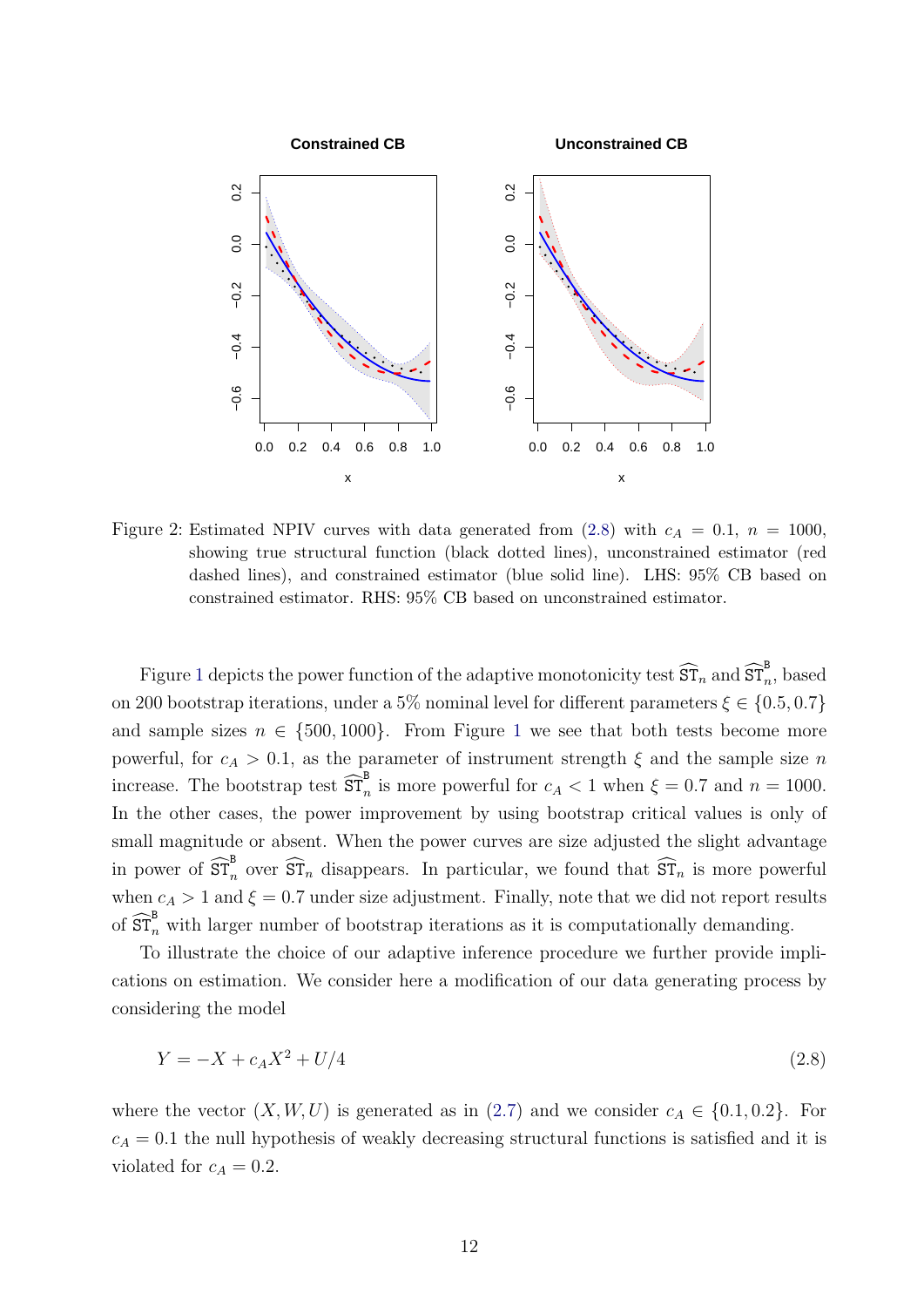Figure 2: Estimated NPIV curves with data generated from (2.8) with $c_A = 0.1$, $n = 1000$, showing true structural function (black dotted lines), unconstrained estimator (red dashed lines), and constrained estimator (blue solid line). LHS: 95% CB based on constrained estimator. RHS: 95% CB based on unconstrained estimator.

Figure 1 depicts the power function of the adaptive monotonicity test $\widehat{\mathtt{ST}}_n$ and $\widehat{\mathtt{ST}}_n^{\mathtt{B}}$, based on 200 bootstrap iterations, under a 5% nominal level for different parameters $\xi \in \{0.5, 0.7\}$ and sample sizes $n \in \{500, 1000\}$. From Figure 1 we see that both tests become more powerful, for $c_A > 0.1$, as the parameter of instrument strength $\xi$ and the sample size $n$ increase. The bootstrap test $\widehat{\mathtt{ST}}_n^{\mathtt{B}}$ is more powerful for $c_A < 1$ when $\xi = 0.7$ and $n = 1000$. In the other cases, the power improvement by using bootstrap critical values is only of small magnitude or absent. When the power curves are size adjusted the slight advantage in power of $\widehat{\mathtt{ST}}_n^{\mathtt{B}}$ over $\widehat{\mathtt{ST}}_n$ disappears. In particular, we found that $\widehat{\mathtt{ST}}_n$ is more powerful when $c_A > 1$ and $\xi = 0.7$ under size adjustment. Finally, note that we did not report results of $\widehat{\mathtt{ST}}_n^{\mathtt{B}}$ with larger number of bootstrap iterations as it is computationally demanding.

To illustrate the choice of our adaptive inference procedure we further provide implications on estimation. We consider here a modification of our data generating process by considering the model

$$Y = -X + c_A X^2 + U/4 \tag{2.8}$$

where the vector $(X, W, U)$ is generated as in (2.7) and we consider $c_A \in \{0.1, 0.2\}$. For $c_A = 0.1$ the null hypothesis of weakly decreasing structural functions is satisfied and it is violated for $c_A = 0.2$.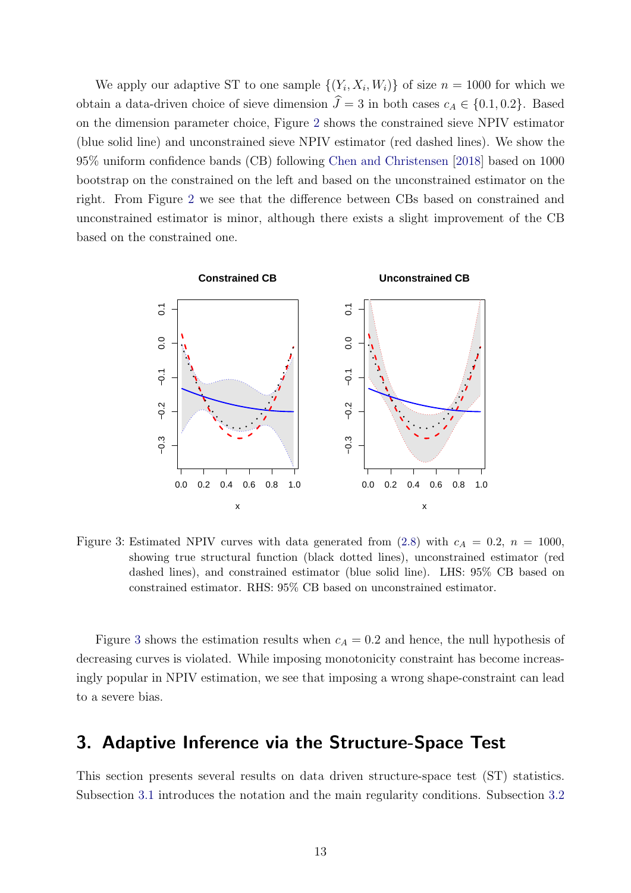We apply our adaptive ST to one sample $\{(Y_i, X_i, W_i)\}$ of size $n = 1000$ for which we obtain a data-driven choice of sieve dimension $\widehat{J} = 3$ in both cases $c_A \in \{0.1, 0.2\}$. Based on the dimension parameter choice, Figure 2 shows the constrained sieve NPIV estimator (blue solid line) and unconstrained sieve NPIV estimator (red dashed lines). We show the 95% uniform confidence bands (CB) following Chen and Christensen [2018] based on 1000 bootstrap on the constrained on the left and based on the unconstrained estimator on the right. From Figure 2 we see that the difference between CBs based on constrained and unconstrained estimator is minor, although there exists a slight improvement of the CB based on the constrained one.

Figure 3: Estimated NPIV curves with data generated from (2.8) with $c_A = 0.2$, $n = 1000$, showing true structural function (black dotted lines), unconstrained estimator (red dashed lines), and constrained estimator (blue solid line). LHS: 95% CB based on constrained estimator. RHS: 95% CB based on unconstrained estimator.

Figure 3 shows the estimation results when $c_A = 0.2$ and hence, the null hypothesis of decreasing curves is violated. While imposing monotonicity constraint has become increasingly popular in NPIV estimation, we see that imposing a wrong shape-constraint can lead to a severe bias.

## 3. Adaptive Inference via the Structure-Space Test

This section presents several results on data driven structure-space test (ST) statistics. Subsection 3.1 introduces the notation and the main regularity conditions. Subsection 3.2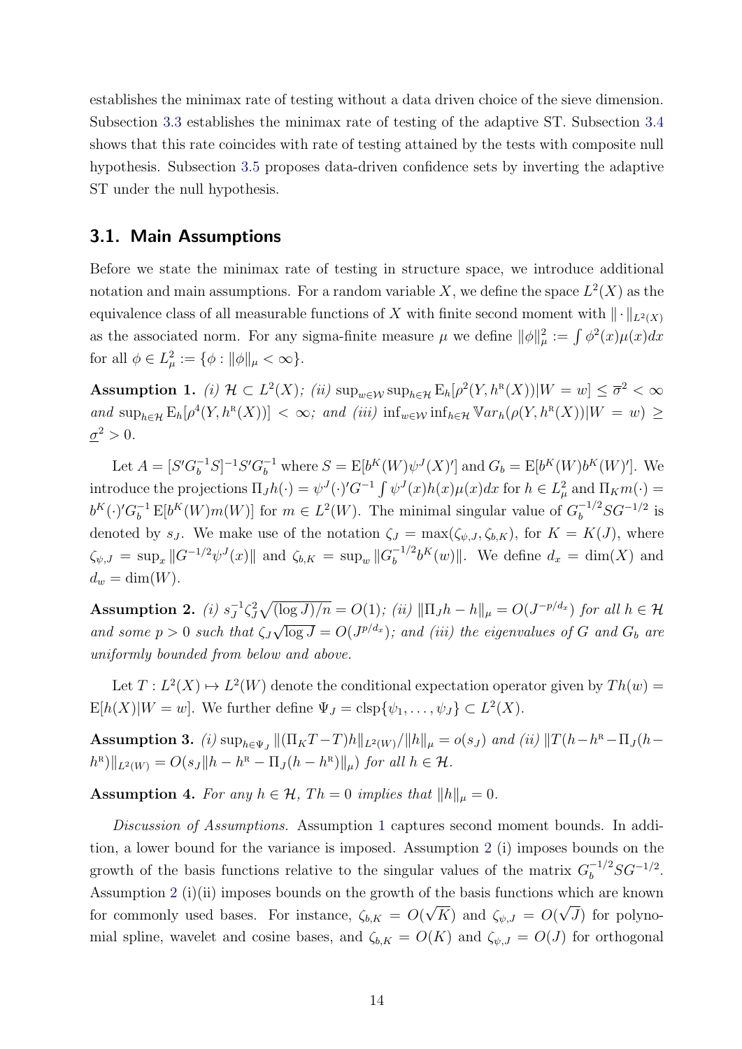establishes the minimax rate of testing without a data driven choice of the sieve dimension. Subsection 3.3 establishes the minimax rate of testing of the adaptive ST. Subsection 3.4 shows that this rate coincides with rate of testing attained by the tests with composite null hypothesis. Subsection 3.5 proposes data-driven confidence sets by inverting the adaptive ST under the null hypothesis.

## 3.1. Main Assumptions

Before we state the minimax rate of testing in structure space, we introduce additional notation and main assumptions. For a random variable $X$, we define the space $L^2(X)$ as the equivalence class of all measurable functions of $X$ with finite second moment with $\|\cdot\|_{L^2(X)}$ as the associated norm. For any sigma-finite measure $\mu$ we define $\|\phi\|_\mu^2 := \int \phi^2(x)\mu(x)dx$ for all $\phi \in L^2_\mu := \{\phi : \|\phi\|_\mu < \infty\}$.

**Assumption 1.** *(i) $\mathcal{H} \subset L^2(X)$; (ii) $\sup_{w\in\mathcal{W}} \sup_{h\in\mathcal{H}} \mathrm{E}_h[\rho^2(Y, h^{\mathrm{R}}(X))|W = w] \le \overline{\sigma}^2 < \infty$ and $\sup_{h\in\mathcal{H}} \mathrm{E}_h[\rho^4(Y, h^{\mathrm{R}}(X))] < \infty$; and (iii) $\inf_{w\in\mathcal{W}} \inf_{h\in\mathcal{H}} \mathbb{V}ar_h(\rho(Y, h^{\mathrm{R}}(X))|W = w) \ge \underline{\sigma}^2 > 0$.*

Let $A = [S' G_b^{-1} S]^{-1} S' G_b^{-1}$ where $S = \mathrm{E}[b^K(W)\psi^J(X)']$ and $G_b = \mathrm{E}[b^K(W)b^K(W)']$. We introduce the projections $\Pi_J h(\cdot) = \psi^J(\cdot)' G^{-1} \int \psi^J(x)h(x)\mu(x)dx$ for $h \in L^2_\mu$ and $\Pi_K m(\cdot) = b^K(\cdot)' G_b^{-1} \mathrm{E}[b^K(W)m(W)]$ for $m \in L^2(W)$. The minimal singular value of $G_b^{-1/2} S G^{-1/2}$ is denoted by $s_J$. We make use of the notation $\zeta_J = \max(\zeta_{\psi,J}, \zeta_{b,K})$, for $K = K(J)$, where $\zeta_{\psi,J} = \sup_x \|G^{-1/2}\psi^J(x)\|$ and $\zeta_{b,K} = \sup_w \|G_b^{-1/2} b^K(w)\|$. We define $d_x = \dim(X)$ and $d_w = \dim(W)$.

**Assumption 2.** *(i) $s_J^{-1}\zeta_J^2\sqrt{(\log J)/n} = O(1)$; (ii) $\|\Pi_J h - h\|_\mu = O(J^{-p/d_x})$ for all $h \in \mathcal{H}$ and some $p > 0$ such that $\zeta_J\sqrt{\log J} = O(J^{p/d_x})$; and (iii) the eigenvalues of $G$ and $G_b$ are uniformly bounded from below and above.*

Let $T : L^2(X) \mapsto L^2(W)$ denote the conditional expectation operator given by $Th(w) = \mathrm{E}[h(X)|W = w]$. We further define $\Psi_J = \mathrm{clsp}\{\psi_1, \ldots, \psi_J\} \subset L^2(X)$.

**Assumption 3.** *(i) $\sup_{h\in\Psi_J} \|(\Pi_K T - T)h\|_{L^2(W)}/\|h\|_\mu = o(s_J)$ and (ii) $\|T(h - h^{\mathrm{R}} - \Pi_J(h - h^{\mathrm{R}})\|_{L^2(W)} = O(s_J\|h - h^{\mathrm{R}} - \Pi_J(h - h^{\mathrm{R}})\|_\mu)$ for all $h \in \mathcal{H}$.*

**Assumption 4.** *For any $h \in \mathcal{H}$, $Th = 0$ implies that $\|h\|_\mu = 0$.*

*Discussion of Assumptions.* Assumption 1 captures second moment bounds. In addition, a lower bound for the variance is imposed. Assumption 2 (i) imposes bounds on the growth of the basis functions relative to the singular values of the matrix $G_b^{-1/2} S G^{-1/2}$. Assumption 2 (i)(ii) imposes bounds on the growth of the basis functions which are known for commonly used bases. For instance, $\zeta_{b,K} = O(\sqrt{K})$ and $\zeta_{\psi,J} = O(\sqrt{J})$ for polynomial spline, wavelet and cosine bases, and $\zeta_{b,K} = O(K)$ and $\zeta_{\psi,J} = O(J)$ for orthogonal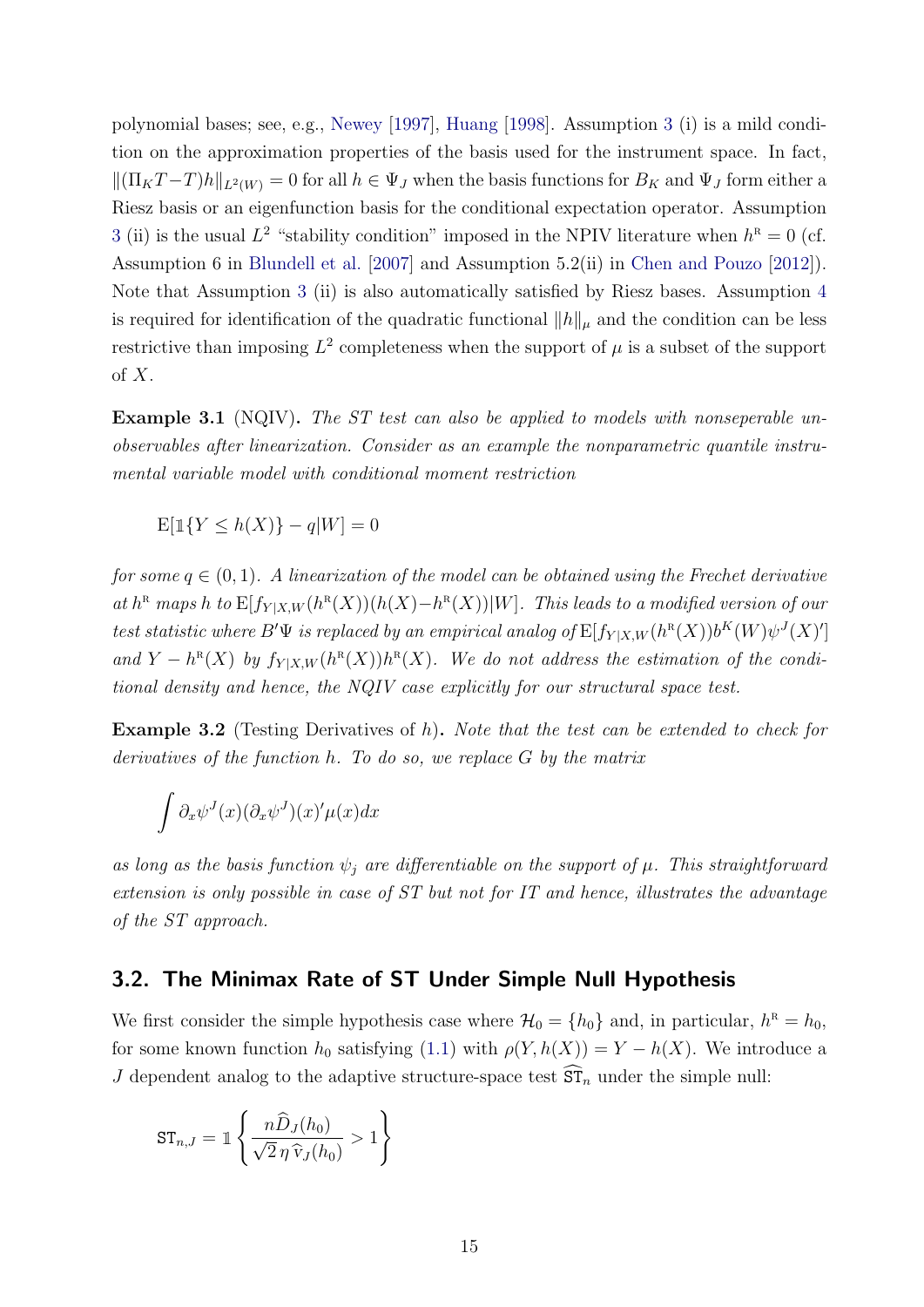polynomial bases; see, e.g., Newey [1997], Huang [1998]. Assumption 3 (i) is a mild condition on the approximation properties of the basis used for the instrument space. In fact, $\|(\Pi_K T - T)h\|_{L^2(W)} = 0$ for all $h \in \Psi_J$ when the basis functions for $B_K$ and $\Psi_J$ form either a Riesz basis or an eigenfunction basis for the conditional expectation operator. Assumption 3 (ii) is the usual $L^2$ "stability condition" imposed in the NPIV literature when $h^{\mathrm{R}} = 0$ (cf. Assumption 6 in Blundell et al. [2007] and Assumption 5.2(ii) in Chen and Pouzo [2012]). Note that Assumption 3 (ii) is also automatically satisfied by Riesz bases. Assumption 4 is required for identification of the quadratic functional $\|h\|_\mu$ and the condition can be less restrictive than imposing $L^2$ completeness when the support of $\mu$ is a subset of the support of $X$.

**Example 3.1** (NQIV)**.** *The ST test can also be applied to models with nonseperable unobservables after linearization. Consider as an example the nonparametric quantile instrumental variable model with conditional moment restriction*

$$\mathrm{E}[\mathbb{1}\{Y \leq h(X)\} - q|W] = 0$$

*for some $q \in (0,1)$. A linearization of the model can be obtained using the Frechet derivative at $h^{\mathrm{R}}$ maps $h$ to $\mathrm{E}[f_{Y|X,W}(h^{\mathrm{R}}(X))(h(X) - h^{\mathrm{R}}(X))|W]$. This leads to a modified version of our test statistic where $B'\Psi$ is replaced by an empirical analog of $\mathrm{E}[f_{Y|X,W}(h^{\mathrm{R}}(X))b^K(W)\psi^J(X)']$ and $Y - h^{\mathrm{R}}(X)$ by $f_{Y|X,W}(h^{\mathrm{R}}(X))h^{\mathrm{R}}(X)$. We do not address the estimation of the conditional density and hence, the NQIV case explicitly for our structural space test.*

**Example 3.2** (Testing Derivatives of $h$)**.** *Note that the test can be extended to check for derivatives of the function $h$. To do so, we replace $G$ by the matrix*

$$\int \partial_x \psi^J(x)(\partial_x \psi^J)(x)'\mu(x)dx$$

*as long as the basis function $\psi_j$ are differentiable on the support of $\mu$. This straightforward extension is only possible in case of ST but not for IT and hence, illustrates the advantage of the ST approach.*

## 3.2. The Minimax Rate of ST Under Simple Null Hypothesis

We first consider the simple hypothesis case where $\mathcal{H}_0 = \{h_0\}$ and, in particular, $h^{\mathrm{R}} = h_0$, for some known function $h_0$ satisfying (1.1) with $\rho(Y, h(X)) = Y - h(X)$. We introduce a $J$ dependent analog to the adaptive structure-space test $\widehat{\mathtt{ST}}_n$ under the simple null:

$$\mathtt{ST}_{n,J} = \mathbb{1}\left\{ \frac{n\widehat{D}_J(h_0)}{\sqrt{2}\,\eta\,\widehat{\mathrm{v}}_J(h_0)} > 1 \right\}$$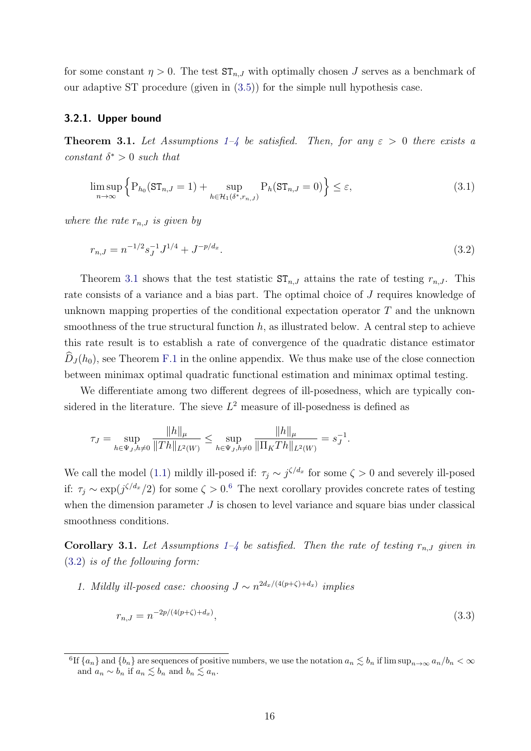for some constant $\eta > 0$. The test $\mathtt{ST}_{n,J}$ with optimally chosen $J$ serves as a benchmark of our adaptive ST procedure (given in (3.5)) for the simple null hypothesis case.

### 3.2.1. Upper bound

**Theorem 3.1.** *Let Assumptions 1–4 be satisfied. Then, for any $\varepsilon > 0$ there exists a constant $\delta^* > 0$ such that*

$$\limsup_{n\to\infty} \Big\{ \mathrm{P}_{h_0}(\mathtt{ST}_{n,J} = 1) + \sup_{h \in \mathcal{H}_1(\delta^*, r_{n,J})} \mathrm{P}_h(\mathtt{ST}_{n,J} = 0) \Big\} \leq \varepsilon, \tag{3.1}$$

*where the rate $r_{n,J}$ is given by*

$$r_{n,J} = n^{-1/2} s_J^{-1} J^{1/4} + J^{-p/d_x}. \tag{3.2}$$

Theorem 3.1 shows that the test statistic $\mathtt{ST}_{n,J}$ attains the rate of testing $r_{n,J}$. This rate consists of a variance and a bias part. The optimal choice of $J$ requires knowledge of unknown mapping properties of the conditional expectation operator $T$ and the unknown smoothness of the true structural function $h$, as illustrated below. A central step to achieve this rate result is to establish a rate of convergence of the quadratic distance estimator $\widehat{D}_J(h_0)$, see Theorem F.1 in the online appendix. We thus make use of the close connection between minimax optimal quadratic functional estimation and minimax optimal testing.

We differentiate among two different degrees of ill-posedness, which are typically considered in the literature. The sieve $L^2$ measure of ill-posedness is defined as

$$\tau_J = \sup_{h \in \Psi_J, h \neq 0} \frac{\|h\|_\mu}{\|Th\|_{L^2(W)}} \leq \sup_{h \in \Psi_J, h \neq 0} \frac{\|h\|_\mu}{\|\Pi_K Th\|_{L^2(W)}} = s_J^{-1}.$$

We call the model (1.1) mildly ill-posed if: $\tau_j \sim j^{\zeta/d_x}$ for some $\zeta > 0$ and severely ill-posed if: $\tau_j \sim \exp(j^{\zeta/d_x}/2)$ for some $\zeta > 0$.[6] The next corollary provides concrete rates of testing when the dimension parameter $J$ is chosen to level variance and square bias under classical smoothness conditions.

**Corollary 3.1.** *Let Assumptions 1–4 be satisfied. Then the rate of testing $r_{n,J}$ given in (3.2) is of the following form:*

1. *Mildly ill-posed case: choosing $J \sim n^{2d_x/(4(p+\zeta)+d_x)}$ implies*

$$r_{n,J} = n^{-2p/(4(p+\zeta)+d_x)}, \tag{3.3}$$

[6] If $\{a_n\}$ and $\{b_n\}$ are sequences of positive numbers, we use the notation $a_n \lesssim b_n$ if $\limsup_{n\to\infty} a_n/b_n < \infty$ and $a_n \sim b_n$ if $a_n \lesssim b_n$ and $b_n \lesssim a_n$.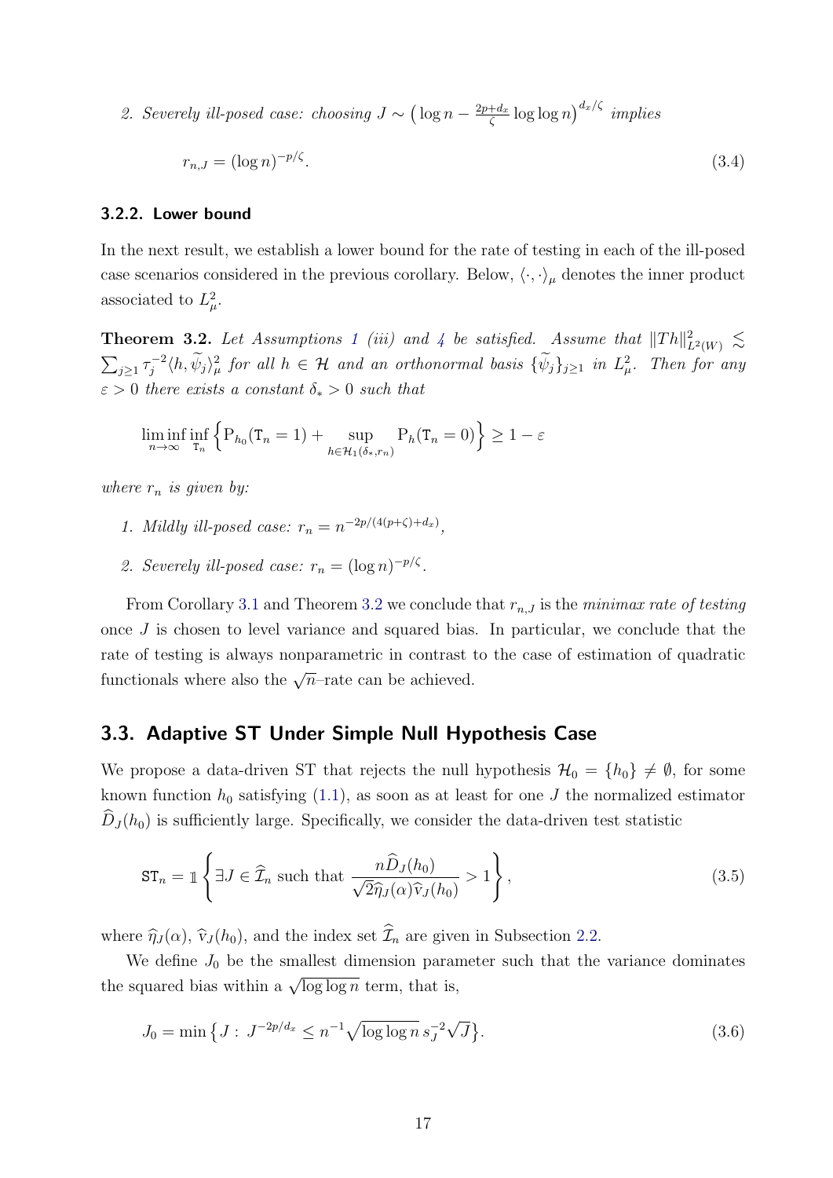2. *Severely ill-posed case: choosing* $J \sim \left(\log n - \frac{2p+d_x}{\zeta}\log\log n\right)^{d_x/\zeta}$ *implies*

$$
r_{n,J} = (\log n)^{-p/\zeta}. \tag{3.4}
$$

#### 3.2.2. Lower bound

In the next result, we establish a lower bound for the rate of testing in each of the ill-posed case scenarios considered in the previous corollary. Below, $\langle \cdot, \cdot \rangle_\mu$ denotes the inner product associated to $L^2_\mu$.

**Theorem 3.2.** *Let Assumptions 1 (iii) and 4 be satisfied. Assume that* $\|Th\|^2_{L^2(W)} \lesssim \sum_{j\geq 1} \tau_j^{-2} \langle h, \widetilde{\psi}_j \rangle_\mu^2$ *for all* $h \in \mathcal{H}$ *and an orthonormal basis* $\{\widetilde{\psi}_j\}_{j\geq 1}$ *in* $L^2_\mu$. *Then for any* $\varepsilon > 0$ *there exists a constant* $\delta_* > 0$ *such that*

$$
\liminf_{n\to\infty} \inf_{\mathtt{T}_n} \Big\{ \mathrm{P}_{h_0}(\mathtt{T}_n = 1) + \sup_{h \in \mathcal{H}_1(\delta_*, r_n)} \mathrm{P}_h(\mathtt{T}_n = 0) \Big\} \geq 1 - \varepsilon
$$

*where* $r_n$ *is given by:*

1. *Mildly ill-posed case:* $r_n = n^{-2p/(4(p+\zeta)+d_x)}$,
2. *Severely ill-posed case:* $r_n = (\log n)^{-p/\zeta}$.

From Corollary 3.1 and Theorem 3.2 we conclude that $r_{n,J}$ is the *minimax rate of testing* once $J$ is chosen to level variance and squared bias. In particular, we conclude that the rate of testing is always nonparametric in contrast to the case of estimation of quadratic functionals where also the $\sqrt{n}$–rate can be achieved.

## 3.3. Adaptive ST Under Simple Null Hypothesis Case

We propose a data-driven ST that rejects the null hypothesis $\mathcal{H}_0 = \{h_0\} \neq \emptyset$, for some known function $h_0$ satisfying (1.1), as soon as at least for one $J$ the normalized estimator $\widehat{D}_J(h_0)$ is sufficiently large. Specifically, we consider the data-driven test statistic

$$
\mathtt{ST}_n = \mathbb{1}\left\{ \exists J \in \widehat{\mathcal{I}}_n \text{ such that } \frac{n\widehat{D}_J(h_0)}{\sqrt{2}\widehat{\eta}_J(\alpha)\widehat{\mathrm{v}}_J(h_0)} > 1 \right\}, \tag{3.5}
$$

where $\widehat{\eta}_J(\alpha)$, $\widehat{\mathrm{v}}_J(h_0)$, and the index set $\widehat{\mathcal{I}}_n$ are given in Subsection 2.2.

We define $J_0$ be the smallest dimension parameter such that the variance dominates the squared bias within a $\sqrt{\log\log n}$ term, that is,

$$
J_0 = \min\left\{ J : J^{-2p/d_x} \leq n^{-1}\sqrt{\log\log n}\, s_J^{-2}\sqrt{J} \right\}. \tag{3.6}
$$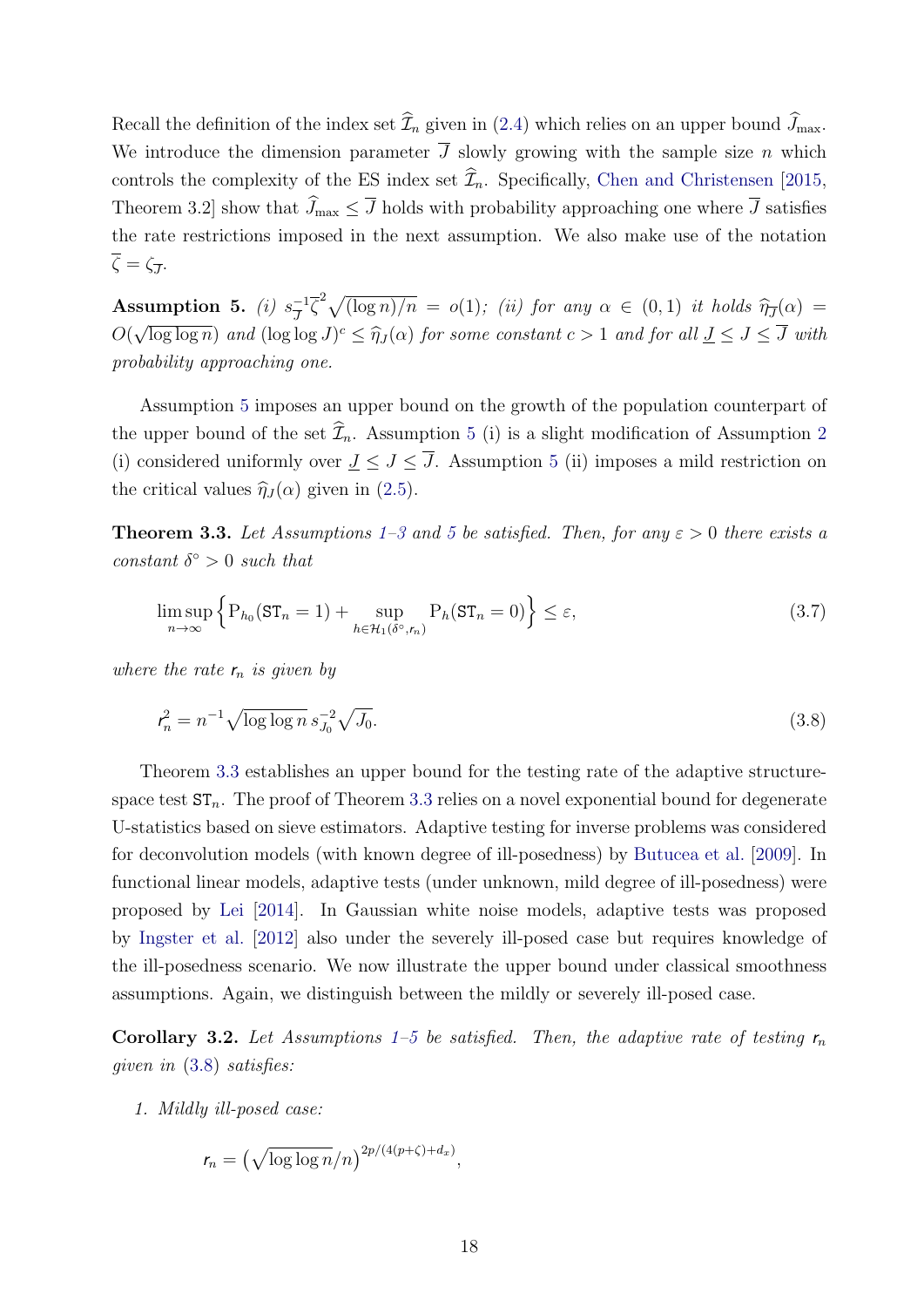Recall the definition of the index set $\widehat{\mathcal{I}}_n$ given in (2.4) which relies on an upper bound $\widehat{J}_{\max}$. We introduce the dimension parameter $\overline{J}$ slowly growing with the sample size $n$ which controls the complexity of the ES index set $\widehat{\mathcal{I}}_n$. Specifically, Chen and Christensen [2015, Theorem 3.2] show that $\widehat{J}_{\max} \leq \overline{J}$ holds with probability approaching one where $\overline{J}$ satisfies the rate restrictions imposed in the next assumption. We also make use of the notation $\overline{\zeta} = \zeta_{\overline{J}}$.

**Assumption 5.** *(i) $s_{\overline{J}}^{-1}\overline{\zeta}^2\sqrt{(\log n)/n} = o(1)$; (ii) for any $\alpha \in (0,1)$ it holds $\widehat{\eta}_{\overline{J}}(\alpha) = O(\sqrt{\log\log n})$ and $(\log\log J)^c \leq \widehat{\eta}_J(\alpha)$ for some constant $c > 1$ and for all $\underline{J} \leq J \leq \overline{J}$ with probability approaching one.*

Assumption 5 imposes an upper bound on the growth of the population counterpart of the upper bound of the set $\widehat{\mathcal{I}}_n$. Assumption 5 (i) is a slight modification of Assumption 2 (i) considered uniformly over $\underline{J} \leq J \leq \overline{J}$. Assumption 5 (ii) imposes a mild restriction on the critical values $\widehat{\eta}_J(\alpha)$ given in (2.5).

**Theorem 3.3.** *Let Assumptions 1–3 and 5 be satisfied. Then, for any $\varepsilon > 0$ there exists a constant $\delta^\circ > 0$ such that*

$$\limsup_{n\to\infty}\Big\{\mathrm{P}_{h_0}(\mathtt{ST}_n = 1) + \sup_{h\in\mathcal{H}_1(\delta^\circ, \mathsf{r}_n)} \mathrm{P}_h(\mathtt{ST}_n = 0)\Big\} \leq \varepsilon, \tag{3.7}$$

*where the rate $\mathsf{r}_n$ is given by*

$$\mathsf{r}_n^2 = n^{-1}\sqrt{\log\log n}\, s_{J_0}^{-2}\sqrt{J_0}. \tag{3.8}$$

Theorem 3.3 establishes an upper bound for the testing rate of the adaptive structure-space test $\mathtt{ST}_n$. The proof of Theorem 3.3 relies on a novel exponential bound for degenerate U-statistics based on sieve estimators. Adaptive testing for inverse problems was considered for deconvolution models (with known degree of ill-posedness) by Butucea et al. [2009]. In functional linear models, adaptive tests (under unknown, mild degree of ill-posedness) were proposed by Lei [2014]. In Gaussian white noise models, adaptive tests was proposed by Ingster et al. [2012] also under the severely ill-posed case but requires knowledge of the ill-posedness scenario. We now illustrate the upper bound under classical smoothness assumptions. Again, we distinguish between the mildly or severely ill-posed case.

**Corollary 3.2.** *Let Assumptions 1–5 be satisfied. Then, the adaptive rate of testing $\mathsf{r}_n$ given in (3.8) satisfies:*

1. *Mildly ill-posed case:*

$$\mathsf{r}_n = \big(\sqrt{\log\log n}/n\big)^{2p/(4(p+\zeta)+d_x)},$$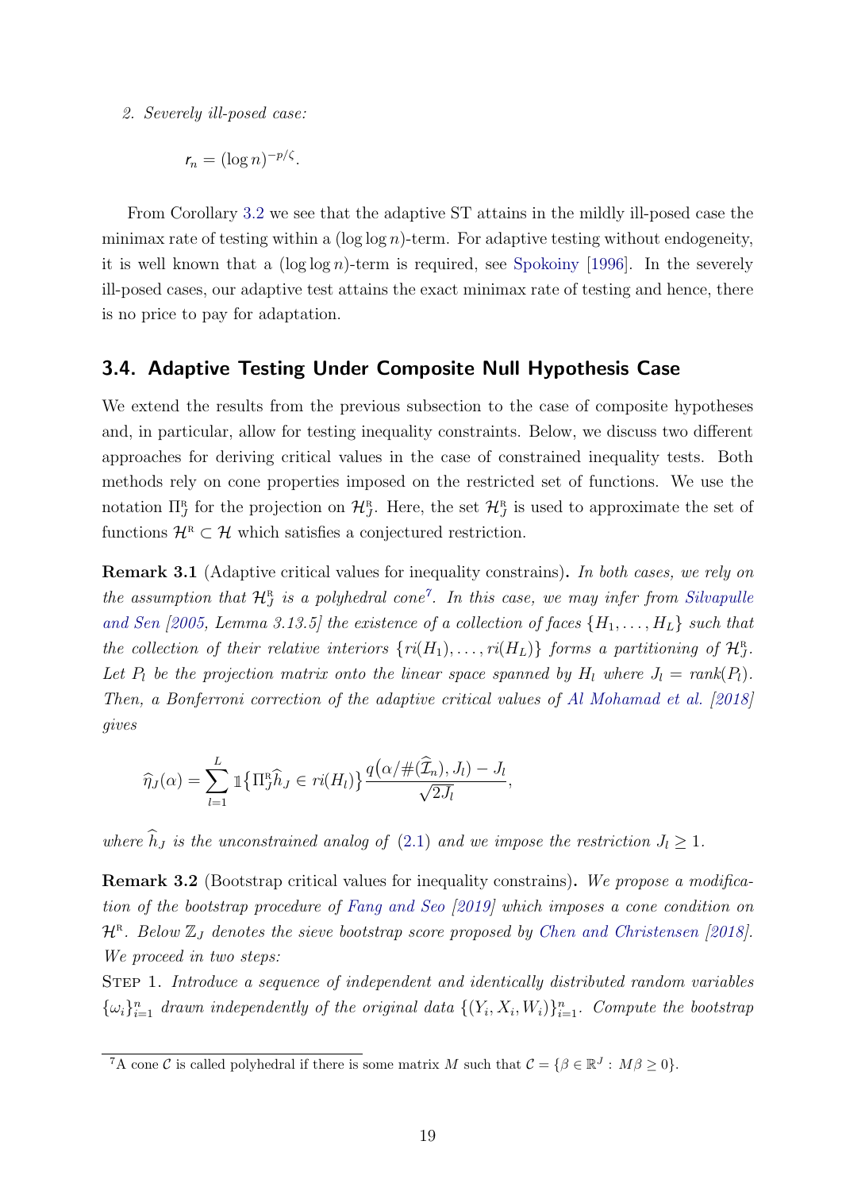2. *Severely ill-posed case:*

$$r_n = (\log n)^{-p/\zeta}.$$

From Corollary 3.2 we see that the adaptive ST attains in the mildly ill-posed case the minimax rate of testing within a $(\log \log n)$-term. For adaptive testing without endogeneity, it is well known that a $(\log \log n)$-term is required, see Spokoiny [1996]. In the severely ill-posed cases, our adaptive test attains the exact minimax rate of testing and hence, there is no price to pay for adaptation.

## 3.4. Adaptive Testing Under Composite Null Hypothesis Case

We extend the results from the previous subsection to the case of composite hypotheses and, in particular, allow for testing inequality constraints. Below, we discuss two different approaches for deriving critical values in the case of constrained inequality tests. Both methods rely on cone properties imposed on the restricted set of functions. We use the notation $\Pi_J^{\mathrm{R}}$ for the projection on $\mathcal{H}_J^{\mathrm{R}}$. Here, the set $\mathcal{H}_J^{\mathrm{R}}$ is used to approximate the set of functions $\mathcal{H}^{\mathrm{R}} \subset \mathcal{H}$ which satisfies a conjectured restriction.

**Remark 3.1** (Adaptive critical values for inequality constrains)**.** *In both cases, we rely on the assumption that $\mathcal{H}_J^{\mathrm{R}}$ is a polyhedral cone*[7]*. In this case, we may infer from Silvapulle and Sen [2005, Lemma 3.13.5] the existence of a collection of faces $\{H_1, \ldots, H_L\}$ such that the collection of their relative interiors $\{ri(H_1), \ldots, ri(H_L)\}$ forms a partitioning of $\mathcal{H}_J^{\mathrm{R}}$. Let $P_l$ be the projection matrix onto the linear space spanned by $H_l$ where $J_l = rank(P_l)$. Then, a Bonferroni correction of the adaptive critical values of Al Mohamad et al. [2018] gives*

$$\widehat{\eta}_J(\alpha) = \sum_{l=1}^{L} \mathbb{1}\big\{\Pi_J^{\mathrm{R}} \widehat{h}_J \in ri(H_l)\big\} \frac{q\big(\alpha/\#(\widehat{\mathcal{I}}_n), J_l\big) - J_l}{\sqrt{2J_l}},$$

*where $\widehat{h}_J$ is the unconstrained analog of (2.1) and we impose the restriction $J_l \geq 1$.*

**Remark 3.2** (Bootstrap critical values for inequality constrains)**.** *We propose a modification of the bootstrap procedure of Fang and Seo [2019] which imposes a cone condition on $\mathcal{H}^{\mathrm{R}}$. Below $\mathbb{Z}_J$ denotes the sieve bootstrap score proposed by Chen and Christensen [2018]. We proceed in two steps:*

Step 1. *Introduce a sequence of independent and identically distributed random variables $\{\omega_i\}_{i=1}^n$ drawn independently of the original data $\{(Y_i, X_i, W_i)\}_{i=1}^n$. Compute the bootstrap*

[7] A cone $\mathcal{C}$ is called polyhedral if there is some matrix $M$ such that $\mathcal{C} = \{\beta \in \mathbb{R}^J : M\beta \geq 0\}$.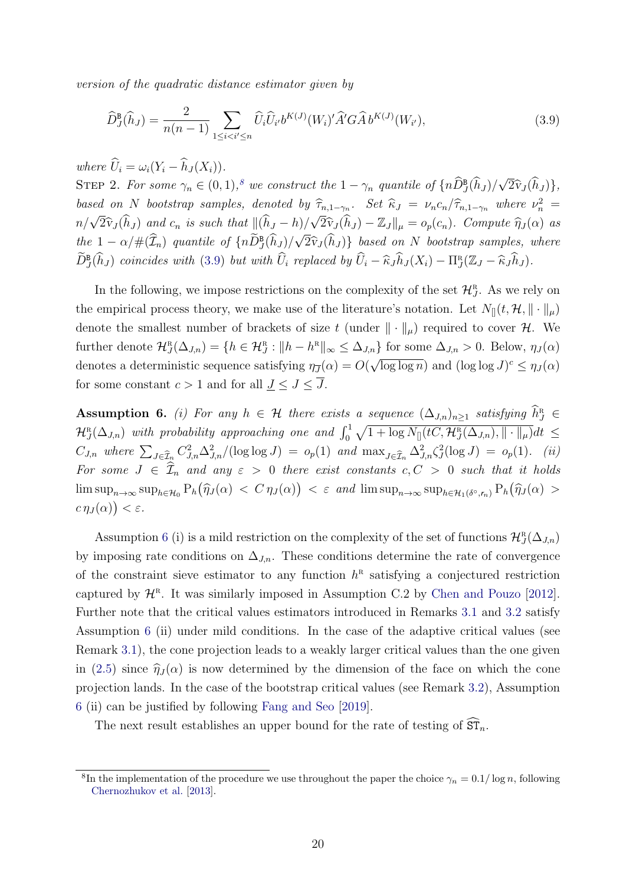*version of the quadratic distance estimator given by*

$$\widehat{D}_J^{\mathrm{B}}(\widehat{h}_J) = \frac{2}{n(n-1)} \sum_{1\leq i<i'\leq n} \widehat{U}_i \widehat{U}_{i'} b^{K(J)}(W_i)'\widehat{A}'G\widehat{A}\, b^{K(J)}(W_{i'}), \tag{3.9}$$

*where* $\widehat{U}_i = \omega_i(Y_i - \widehat{h}_J(X_i))$.

Step 2. *For some* $\gamma_n \in (0,1)$,[8] *we construct the* $1-\gamma_n$ *quantile of* $\{n\widehat{D}_J^{\mathrm{B}}(\widehat{h}_J)/\sqrt{2}\widehat{\mathrm{v}}_J(\widehat{h}_J)\}$, *based on* $N$ *bootstrap samples, denoted by* $\widehat{\tau}_{n,1-\gamma_n}$. *Set* $\widehat{\kappa}_J = \nu_n c_n/\widehat{\tau}_{n,1-\gamma_n}$ *where* $\nu_n^2 = n/\sqrt{2}\widehat{\mathrm{v}}_J(\widehat{h}_J)$ *and* $c_n$ *is such that* $\|(\widehat{h}_J - h)/\sqrt{2}\widehat{\mathrm{v}}_J(\widehat{h}_J) - \mathbb{Z}_J\|_\mu = o_p(c_n)$. *Compute* $\widehat{\eta}_J(\alpha)$ *as the* $1-\alpha/\#(\widehat{\mathcal{I}}_n)$ *quantile of* $\{n\widetilde{D}_J^{\mathrm{B}}(\widehat{h}_J)/\sqrt{2}\widehat{\mathrm{v}}_J(\widehat{h}_J)\}$ *based on* $N$ *bootstrap samples, where* $\widetilde{D}_J^{\mathrm{B}}(\widehat{h}_J)$ *coincides with* (3.9) *but with* $\widehat{U}_i$ *replaced by* $\widehat{U}_i - \widehat{\kappa}_J\widehat{h}_J(X_i) - \Pi_J^{\mathrm{R}}(\mathbb{Z}_J - \widehat{\kappa}_J\widehat{h}_J)$.

In the following, we impose restrictions on the complexity of the set $\mathcal{H}_J^{\mathrm{R}}$. As we rely on the empirical process theory, we make use of the literature's notation. Let $N_{[]}(t,\mathcal{H},\|\cdot\|_\mu)$ denote the smallest number of brackets of size $t$ (under $\|\cdot\|_\mu$) required to cover $\mathcal{H}$. We further denote $\mathcal{H}_J^{\mathrm{R}}(\Delta_{J,n}) = \{h \in \mathcal{H}_J^{\mathrm{R}} : \|h - h^{\mathrm{R}}\|_\infty \leq \Delta_{J,n}\}$ for some $\Delta_{J,n} > 0$. Below, $\eta_J(\alpha)$ denotes a deterministic sequence satisfying $\eta_{\overline{J}}(\alpha) = O(\sqrt{\log\log n})$ and $(\log\log J)^c \leq \eta_J(\alpha)$ for some constant $c > 1$ and for all $\underline{J} \leq J \leq \overline{J}$.

**Assumption 6.** *(i) For any* $h \in \mathcal{H}$ *there exists a sequence* $(\Delta_{J,n})_{n\geq 1}$ *satisfying* $\widehat{h}_J^{\mathrm{R}} \in \mathcal{H}_J^{\mathrm{R}}(\Delta_{J,n})$ *with probability approaching one and* $\int_0^1 \sqrt{1+\log N_{[]}(tC,\mathcal{H}_J^{\mathrm{R}}(\Delta_{J,n}),\|\cdot\|_\mu)}dt \leq C_{J,n}$ *where* $\sum_{J\in\widehat{\mathcal{I}}_n} C_{J,n}^2\Delta_{J,n}^2/(\log\log J) = o_p(1)$ *and* $\max_{J\in\widehat{\mathcal{I}}_n}\Delta_{J,n}^2\zeta_J^2(\log J) = o_p(1)$. *(ii) For some* $J \in \widehat{\mathcal{I}}_n$ *and any* $\varepsilon > 0$ *there exist constants* $c, C > 0$ *such that it holds* $\limsup_{n\to\infty}\sup_{h\in\mathcal{H}_0} \mathrm{P}_h\big(\widehat{\eta}_J(\alpha) < C\,\eta_J(\alpha)\big) < \varepsilon$ *and* $\limsup_{n\to\infty}\sup_{h\in\mathcal{H}_1(\delta^\circ,r_n)} \mathrm{P}_h\big(\widehat{\eta}_J(\alpha) > c\,\eta_J(\alpha)\big) < \varepsilon$.

Assumption 6 (i) is a mild restriction on the complexity of the set of functions $\mathcal{H}_J^{\mathrm{R}}(\Delta_{J,n})$ by imposing rate conditions on $\Delta_{J,n}$. These conditions determine the rate of convergence of the constraint sieve estimator to any function $h^{\mathrm{R}}$ satisfying a conjectured restriction captured by $\mathcal{H}^{\mathrm{R}}$. It was similarly imposed in Assumption C.2 by Chen and Pouzo [2012]. Further note that the critical values estimators introduced in Remarks 3.1 and 3.2 satisfy Assumption 6 (ii) under mild conditions. In the case of the adaptive critical values (see Remark 3.1), the cone projection leads to a weakly larger critical values than the one given in (2.5) since $\widehat{\eta}_J(\alpha)$ is now determined by the dimension of the face on which the cone projection lands. In the case of the bootstrap critical values (see Remark 3.2), Assumption 6 (ii) can be justified by following Fang and Seo [2019].

The next result establishes an upper bound for the rate of testing of $\widehat{\mathtt{ST}}_n$.

[8] In the implementation of the procedure we use throughout the paper the choice $\gamma_n = 0.1/\log n$, following Chernozhukov et al. [2013].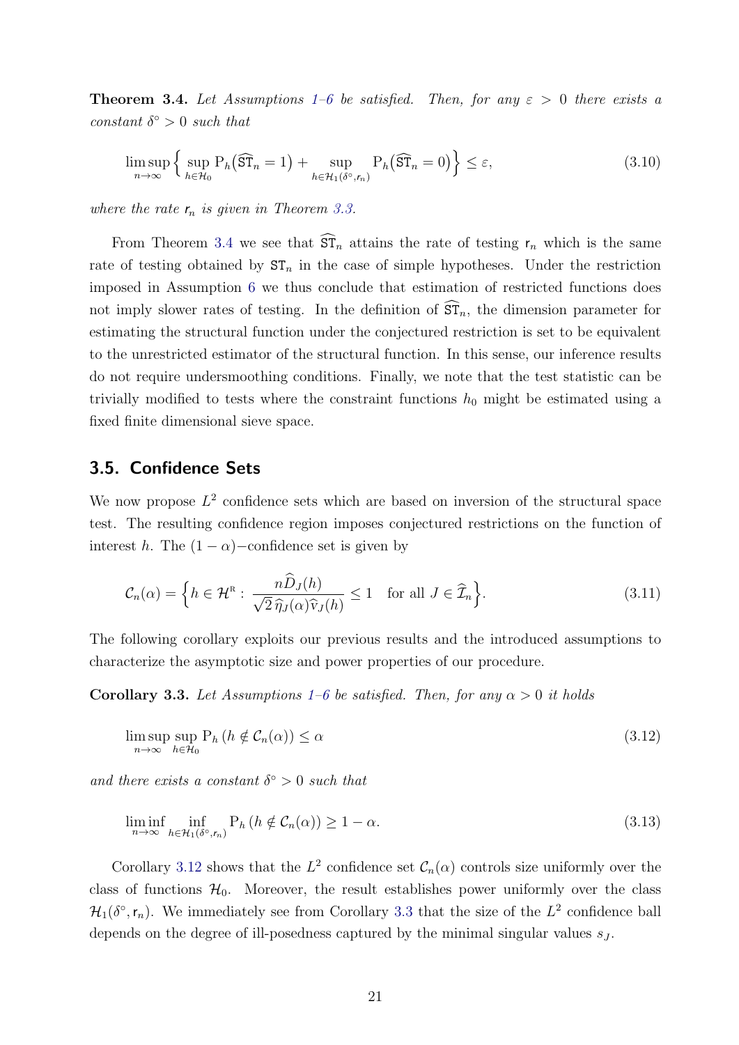**Theorem 3.4.** *Let Assumptions 1–6 be satisfied. Then, for any $\varepsilon > 0$ there exists a constant $\delta^\circ > 0$ such that*

$$\limsup_{n\to\infty} \Big\{ \sup_{h\in\mathcal{H}_0} \mathrm{P}_h\big(\widehat{\mathtt{ST}}_n = 1\big) + \sup_{h\in\mathcal{H}_1(\delta^\circ,\mathsf{r}_n)} \mathrm{P}_h\big(\widehat{\mathtt{ST}}_n = 0\big)\Big\} \leq \varepsilon, \tag{3.10}$$

*where the rate $\mathsf{r}_n$ is given in Theorem 3.3.*

From Theorem 3.4 we see that $\widehat{\mathtt{ST}}_n$ attains the rate of testing $\mathsf{r}_n$ which is the same rate of testing obtained by $\mathtt{ST}_n$ in the case of simple hypotheses. Under the restriction imposed in Assumption 6 we thus conclude that estimation of restricted functions does not imply slower rates of testing. In the definition of $\widehat{\mathtt{ST}}_n$, the dimension parameter for estimating the structural function under the conjectured restriction is set to be equivalent to the unrestricted estimator of the structural function. In this sense, our inference results do not require undersmoothing conditions. Finally, we note that the test statistic can be trivially modified to tests where the constraint functions $h_0$ might be estimated using a fixed finite dimensional sieve space.

## 3.5. Confidence Sets

We now propose $L^2$ confidence sets which are based on inversion of the structural space test. The resulting confidence region imposes conjectured restrictions on the function of interest $h$. The $(1-\alpha)-$confidence set is given by

$$\mathcal{C}_n(\alpha) = \Big\{ h \in \mathcal{H}^{\mathrm{R}} : \frac{n\widehat{D}_J(h)}{\sqrt{2}\,\widehat{\eta}_J(\alpha)\widehat{\mathrm{v}}_J(h)} \leq 1 \quad \text{for all } J \in \widehat{\mathcal{I}}_n \Big\}. \tag{3.11}$$

The following corollary exploits our previous results and the introduced assumptions to characterize the asymptotic size and power properties of our procedure.

**Corollary 3.3.** *Let Assumptions 1–6 be satisfied. Then, for any $\alpha > 0$ it holds*

$$\limsup_{n\to\infty} \sup_{h\in\mathcal{H}_0} \mathrm{P}_h\left(h \notin \mathcal{C}_n(\alpha)\right) \leq \alpha \tag{3.12}$$

*and there exists a constant $\delta^\circ > 0$ such that*

$$\liminf_{n\to\infty} \inf_{h\in\mathcal{H}_1(\delta^\circ,r_n)} \mathrm{P}_h\left(h \notin \mathcal{C}_n(\alpha)\right) \geq 1-\alpha. \tag{3.13}$$

Corollary 3.12 shows that the $L^2$ confidence set $\mathcal{C}_n(\alpha)$ controls size uniformly over the class of functions $\mathcal{H}_0$. Moreover, the result establishes power uniformly over the class $\mathcal{H}_1(\delta^\circ, \mathsf{r}_n)$. We immediately see from Corollary 3.3 that the size of the $L^2$ confidence ball depends on the degree of ill-posedness captured by the minimal singular values $s_J$.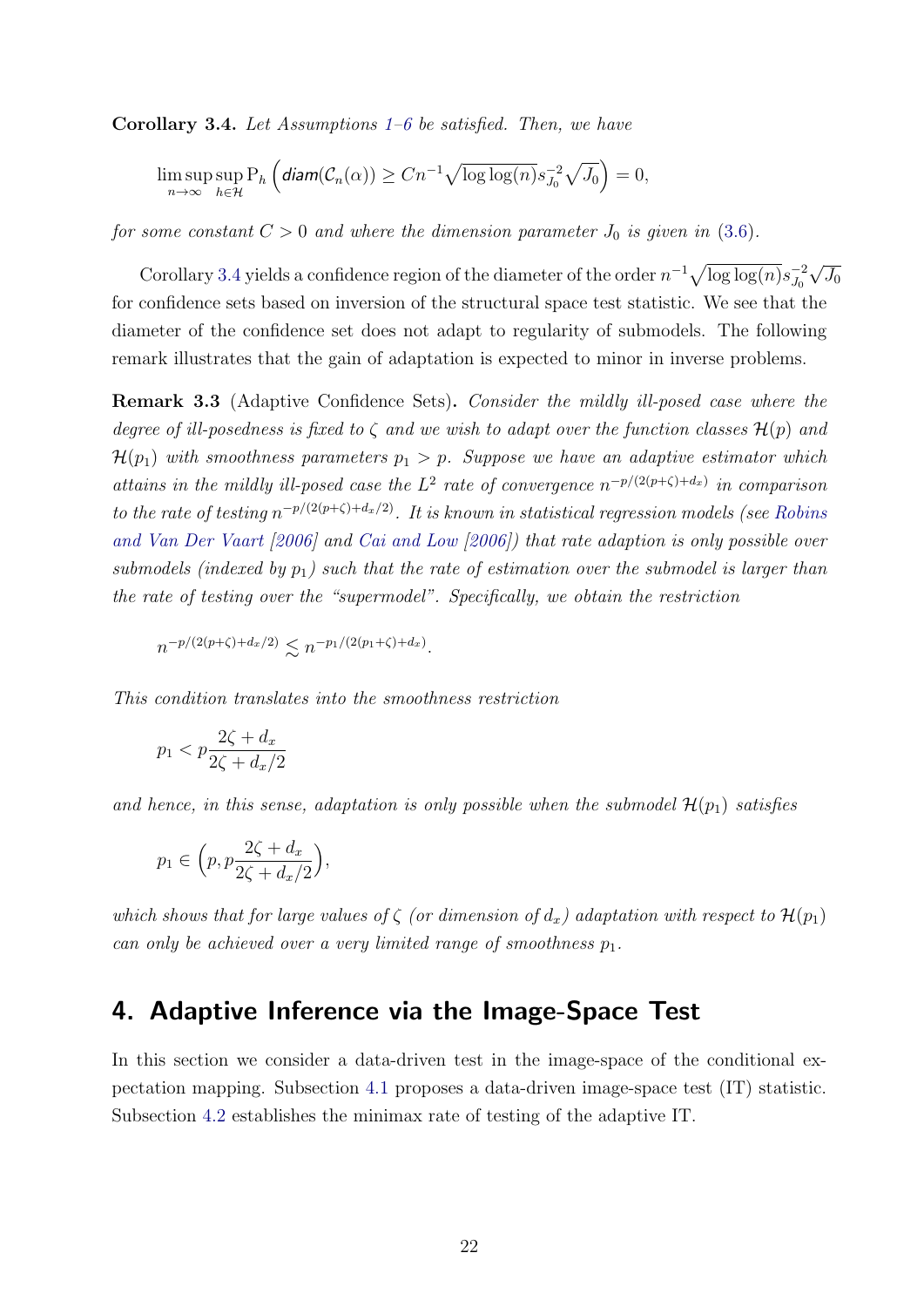**Corollary 3.4.** *Let Assumptions 1–6 be satisfied. Then, we have*

$$\limsup_{n\to\infty} \sup_{h\in\mathcal{H}} \mathrm{P}_h \left( \textit{diam}(\mathcal{C}_n(\alpha)) \geq C n^{-1}\sqrt{\log\log(n)} s_{J_0}^{-2}\sqrt{J_0} \right) = 0,$$

*for some constant $C > 0$ and where the dimension parameter $J_0$ is given in (3.6).*

Corollary 3.4 yields a confidence region of the diameter of the order $n^{-1}\sqrt{\log\log(n)} s_{J_0}^{-2}\sqrt{J_0}$ for confidence sets based on inversion of the structural space test statistic. We see that the diameter of the confidence set does not adapt to regularity of submodels. The following remark illustrates that the gain of adaptation is expected to minor in inverse problems.

**Remark 3.3** (Adaptive Confidence Sets)**.** *Consider the mildly ill-posed case where the degree of ill-posedness is fixed to $\zeta$ and we wish to adapt over the function classes $\mathcal{H}(p)$ and $\mathcal{H}(p_1)$ with smoothness parameters $p_1 > p$. Suppose we have an adaptive estimator which attains in the mildly ill-posed case the $L^2$ rate of convergence $n^{-p/(2(p+\zeta)+d_x)}$ in comparison to the rate of testing $n^{-p/(2(p+\zeta)+d_x/2)}$. It is known in statistical regression models (see Robins and Van Der Vaart [2006] and Cai and Low [2006]) that rate adaption is only possible over submodels (indexed by $p_1$) such that the rate of estimation over the submodel is larger than the rate of testing over the "supermodel". Specifically, we obtain the restriction*

$$n^{-p/(2(p+\zeta)+d_x/2)} \lesssim n^{-p_1/(2(p_1+\zeta)+d_x)}.$$

*This condition translates into the smoothness restriction*

$$p_1 < p\frac{2\zeta + d_x}{2\zeta + d_x/2}$$

*and hence, in this sense, adaptation is only possible when the submodel $\mathcal{H}(p_1)$ satisfies*

$$p_1 \in \Big(p, p\frac{2\zeta + d_x}{2\zeta + d_x/2}\Big),$$

*which shows that for large values of $\zeta$ (or dimension of $d_x$) adaptation with respect to $\mathcal{H}(p_1)$ can only be achieved over a very limited range of smoothness $p_1$.*

## 4. Adaptive Inference via the Image-Space Test

In this section we consider a data-driven test in the image-space of the conditional expectation mapping. Subsection 4.1 proposes a data-driven image-space test (IT) statistic. Subsection 4.2 establishes the minimax rate of testing of the adaptive IT.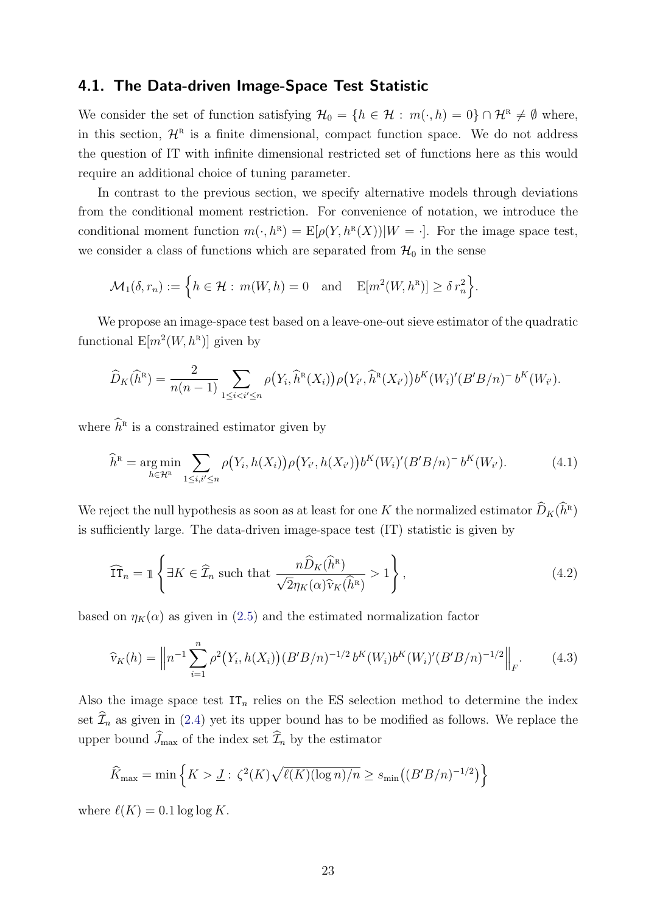### 4.1. The Data-driven Image-Space Test Statistic

We consider the set of function satisfying $\mathcal{H}_0 = \{h \in \mathcal{H} : m(\cdot, h) = 0\} \cap \mathcal{H}^{\mathrm{R}} \neq \emptyset$ where, in this section, $\mathcal{H}^{\mathrm{R}}$ is a finite dimensional, compact function space. We do not address the question of IT with infinite dimensional restricted set of functions here as this would require an additional choice of tuning parameter.

In contrast to the previous section, we specify alternative models through deviations from the conditional moment restriction. For convenience of notation, we introduce the conditional moment function $m(\cdot, h^{\mathrm{R}}) = \mathrm{E}[\rho(Y, h^{\mathrm{R}}(X))|W = \cdot]$. For the image space test, we consider a class of functions which are separated from $\mathcal{H}_0$ in the sense

$$\mathcal{M}_1(\delta, r_n) := \Big\{h \in \mathcal{H} : m(W, h) = 0 \quad \text{and} \quad \mathrm{E}[m^2(W, h^{\mathrm{R}})] \geq \delta\, r_n^2\Big\}.$$

We propose an image-space test based on a leave-one-out sieve estimator of the quadratic functional $\mathrm{E}[m^2(W, h^{\mathrm{R}})]$ given by

$$\widehat{D}_K(\widehat{h}^{\mathrm{R}}) = \frac{2}{n(n-1)} \sum_{1 \leq i < i' \leq n} \rho\big(Y_i, \widehat{h}^{\mathrm{R}}(X_i)\big)\rho\big(Y_{i'}, \widehat{h}^{\mathrm{R}}(X_{i'})\big) b^K(W_i)'(B'B/n)^{-} b^K(W_{i'}).$$

where $\widehat{h}^{\mathrm{R}}$ is a constrained estimator given by

$$\widehat{h}^{\mathrm{R}} = \operatorname*{arg\,min}_{h \in \mathcal{H}^{\mathrm{R}}} \sum_{1 \leq i, i' \leq n} \rho\big(Y_i, h(X_i)\big)\rho\big(Y_{i'}, h(X_{i'})\big) b^K(W_i)'(B'B/n)^{-} b^K(W_{i'}). \tag{4.1}$$

We reject the null hypothesis as soon as at least for one $K$ the normalized estimator $\widehat{D}_K(\widehat{h}^{\mathrm{R}})$ is sufficiently large. The data-driven image-space test (IT) statistic is given by

$$\widehat{\mathtt{IT}}_n = \mathbb{1}\left\{\exists K \in \widehat{\mathcal{I}}_n \text{ such that } \frac{n\widehat{D}_K(\widehat{h}^{\mathrm{R}})}{\sqrt{2}\eta_K(\alpha)\widehat{\mathrm{v}}_K(\widehat{h}^{\mathrm{R}})} > 1\right\}, \tag{4.2}$$

based on $\eta_K(\alpha)$ as given in (2.5) and the estimated normalization factor

$$\widehat{\mathrm{v}}_K(h) = \Big\| n^{-1} \sum_{i=1}^{n} \rho^2\big(Y_i, h(X_i)\big)(B'B/n)^{-1/2}\, b^K(W_i) b^K(W_i)'(B'B/n)^{-1/2} \Big\|_F. \tag{4.3}$$

Also the image space test $\mathtt{IT}_n$ relies on the ES selection method to determine the index set $\widehat{\mathcal{I}}_n$ as given in (2.4) yet its upper bound has to be modified as follows. We replace the upper bound $\widehat{J}_{\max}$ of the index set $\widehat{\mathcal{I}}_n$ by the estimator

$$\widehat{K}_{\max} = \min\Big\{K > \underline{J} : \zeta^2(K)\sqrt{\ell(K)(\log n)/n} \geq s_{\min}\big((B'B/n)^{-1/2}\big)\Big\}$$

where $\ell(K) = 0.1 \log\log K$.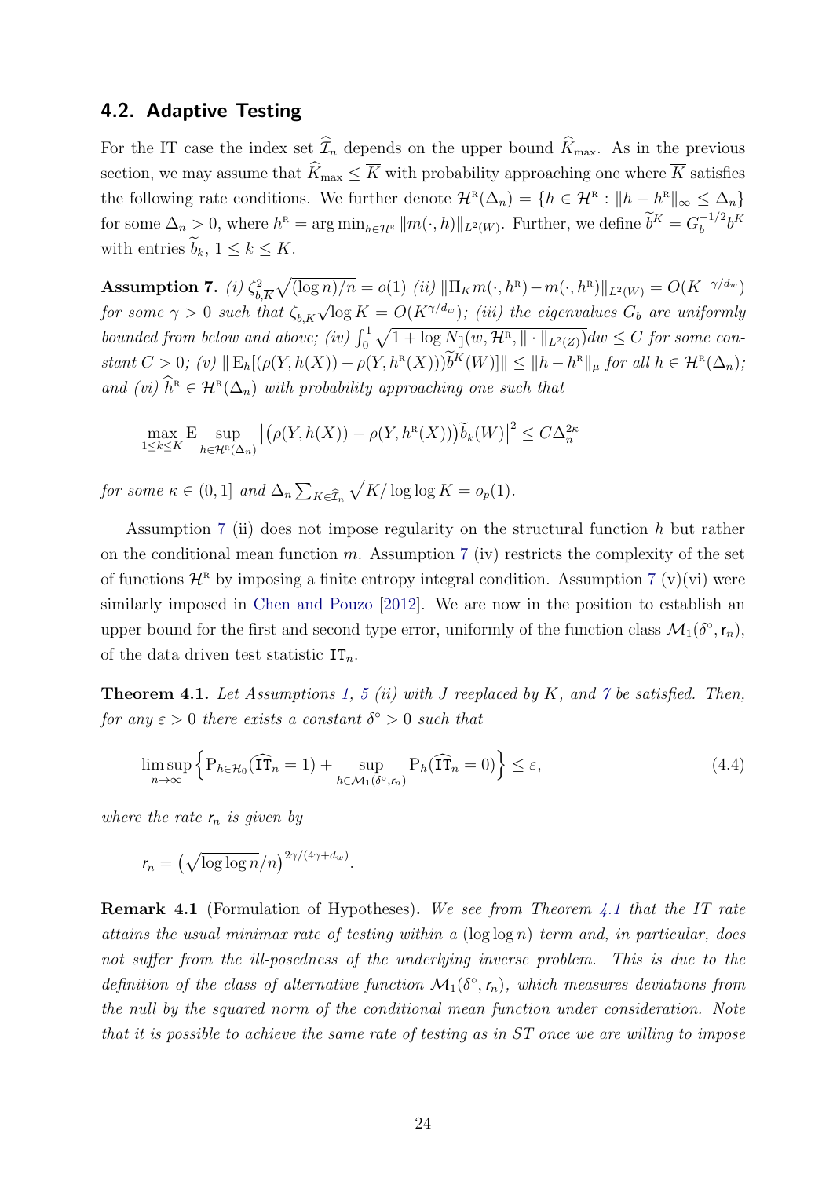## 4.2. Adaptive Testing

For the IT case the index set $\widehat{\mathcal{I}}_n$ depends on the upper bound $\widehat{K}_{\max}$. As in the previous section, we may assume that $\widehat{K}_{\max} \leq \overline{K}$ with probability approaching one where $\overline{K}$ satisfies the following rate conditions. We further denote $\mathcal{H}^{\mathrm{R}}(\Delta_n) = \{h \in \mathcal{H}^{\mathrm{R}} : \|h - h^{\mathrm{R}}\|_\infty \leq \Delta_n\}$ for some $\Delta_n > 0$, where $h^{\mathrm{R}} = \arg\min_{h \in \mathcal{H}^{\mathrm{R}}} \|m(\cdot, h)\|_{L^2(W)}$. Further, we define $\widetilde{b}^K = G_b^{-1/2} b^K$ with entries $\widetilde{b}_k$, $1 \leq k \leq K$.

**Assumption 7.** *(i) $\zeta_{b,\overline{K}}^2 \sqrt{(\log n)/n} = o(1)$ (ii) $\|\Pi_K m(\cdot, h^{\mathrm{R}}) - m(\cdot, h^{\mathrm{R}})\|_{L^2(W)} = O(K^{-\gamma/d_w})$ for some $\gamma > 0$ such that $\zeta_{b,\overline{K}}\sqrt{\log K} = O(K^{\gamma/d_w})$; (iii) the eigenvalues $G_b$ are uniformly bounded from below and above; (iv) $\int_0^1 \sqrt{1 + \log N_{[]}(w, \mathcal{H}^{\mathrm{R}}, \|\cdot\|_{L^2(Z)})}dw \leq C$ for some constant $C > 0$; (v) $\|\operatorname{E}_h[(\rho(Y, h(X)) - \rho(Y, h^{\mathrm{R}}(X)))\widetilde{b}^K(W)]\| \leq \|h - h^{\mathrm{R}}\|_\mu$ for all $h \in \mathcal{H}^{\mathrm{R}}(\Delta_n)$; and (vi) $\widehat{h}^{\mathrm{R}} \in \mathcal{H}^{\mathrm{R}}(\Delta_n)$ with probability approaching one such that*

$$\max_{1 \leq k \leq K} \operatorname{E} \sup_{h \in \mathcal{H}^{\mathrm{R}}(\Delta_n)} \left|\left(\rho(Y, h(X)) - \rho(Y, h^{\mathrm{R}}(X))\right)\widetilde{b}_k(W)\right|^2 \leq C\Delta_n^{2\kappa}$$

*for some $\kappa \in (0, 1]$ and $\Delta_n \sum_{K \in \widehat{\mathcal{I}}_n} \sqrt{K/\log\log K} = o_p(1)$.*

Assumption 7 (ii) does not impose regularity on the structural function $h$ but rather on the conditional mean function $m$. Assumption 7 (iv) restricts the complexity of the set of functions $\mathcal{H}^{\mathrm{R}}$ by imposing a finite entropy integral condition. Assumption 7 (v)(vi) were similarly imposed in Chen and Pouzo [2012]. We are now in the position to establish an upper bound for the first and second type error, uniformly of the function class $\mathcal{M}_1(\delta^\circ, \mathsf{r}_n)$, of the data driven test statistic $\mathtt{IT}_n$.

**Theorem 4.1.** *Let Assumptions 1, 5 (ii) with $J$ reeplaced by $K$, and 7 be satisfied. Then, for any $\varepsilon > 0$ there exists a constant $\delta^\circ > 0$ such that*

$$\limsup_{n \to \infty} \Big\{ \mathrm{P}_{h \in \mathcal{H}_0}(\widehat{\mathtt{IT}}_n = 1) + \sup_{h \in \mathcal{M}_1(\delta^\circ, \mathsf{r}_n)} \mathrm{P}_h(\widehat{\mathtt{IT}}_n = 0) \Big\} \leq \varepsilon, \tag{4.4}$$

*where the rate $\mathsf{r}_n$ is given by*

$$\mathsf{r}_n = \left(\sqrt{\log\log n}/n\right)^{2\gamma/(4\gamma + d_w)}.$$

**Remark 4.1** (Formulation of Hypotheses). *We see from Theorem 4.1 that the IT rate attains the usual minimax rate of testing within a $(\log\log n)$ term and, in particular, does not suffer from the ill-posedness of the underlying inverse problem. This is due to the definition of the class of alternative function $\mathcal{M}_1(\delta^\circ, \mathsf{r}_n)$, which measures deviations from the null by the squared norm of the conditional mean function under consideration. Note that it is possible to achieve the same rate of testing as in ST once we are willing to impose*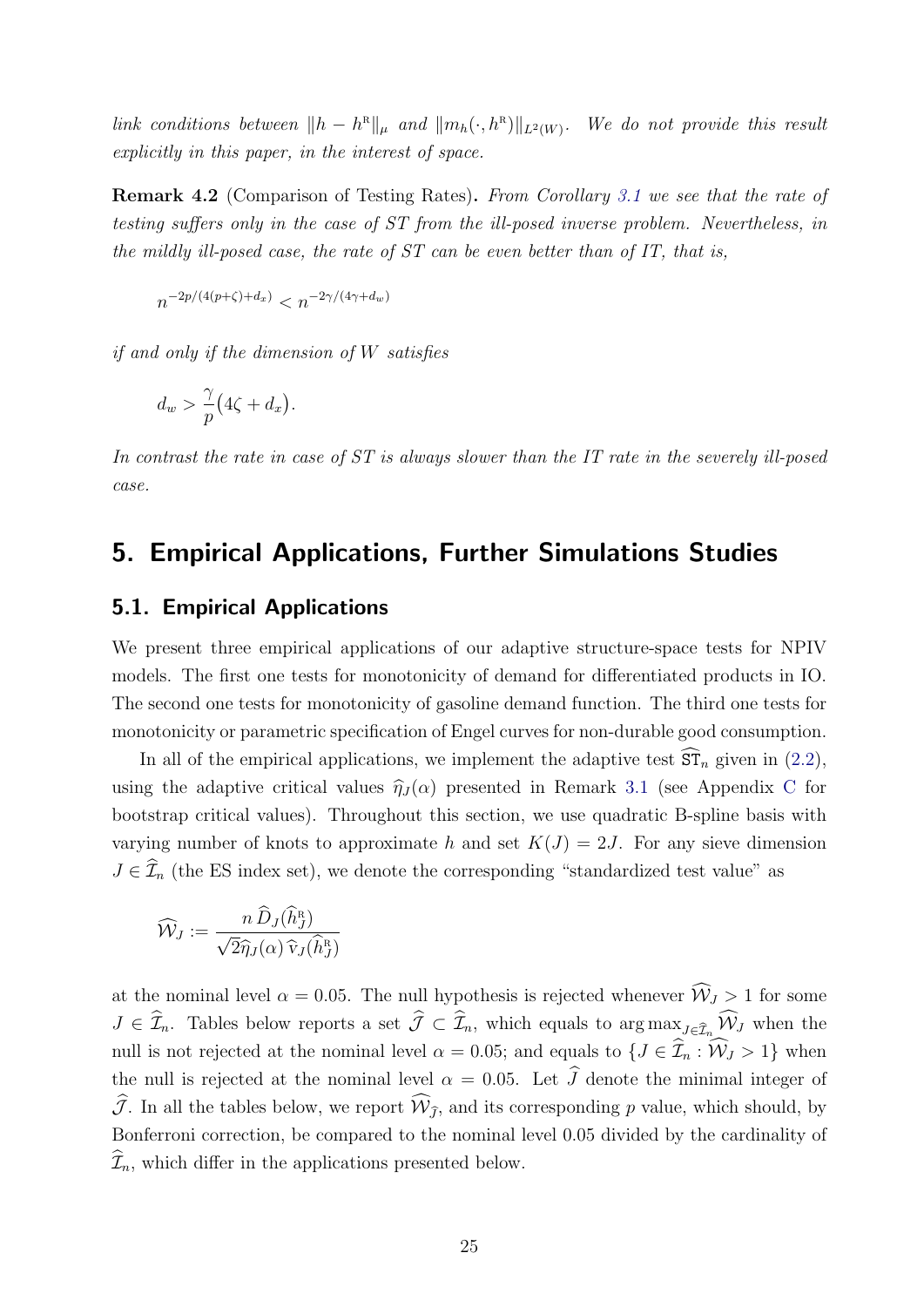*link conditions between $\|h - h^{\mathrm{R}}\|_\mu$ and $\|m_h(\cdot, h^{\mathrm{R}})\|_{L^2(W)}$. We do not provide this result explicitly in this paper, in the interest of space.*

**Remark 4.2** (Comparison of Testing Rates)**.** *From Corollary 3.1 we see that the rate of testing suffers only in the case of ST from the ill-posed inverse problem. Nevertheless, in the mildly ill-posed case, the rate of ST can be even better than of IT, that is,*

$$n^{-2p/(4(p+\zeta)+d_x)} < n^{-2\gamma/(4\gamma+d_w)}$$

*if and only if the dimension of $W$ satisfies*

$$d_w > \frac{\gamma}{p}\big(4\zeta + d_x\big).$$

*In contrast the rate in case of ST is always slower than the IT rate in the severely ill-posed case.*

## 5. Empirical Applications, Further Simulations Studies

### 5.1. Empirical Applications

We present three empirical applications of our adaptive structure-space tests for NPIV models. The first one tests for monotonicity of demand for differentiated products in IO. The second one tests for monotonicity of gasoline demand function. The third one tests for monotonicity or parametric specification of Engel curves for non-durable good consumption.

In all of the empirical applications, we implement the adaptive test $\widehat{\mathtt{ST}}_n$ given in (2.2), using the adaptive critical values $\widehat{\eta}_J(\alpha)$ presented in Remark 3.1 (see Appendix C for bootstrap critical values). Throughout this section, we use quadratic B-spline basis with varying number of knots to approximate $h$ and set $K(J) = 2J$. For any sieve dimension $J \in \widehat{\mathcal{I}}_n$ (the ES index set), we denote the corresponding "standardized test value" as

$$\widehat{\mathcal{W}}_J := \frac{n\,\widehat{D}_J(\widehat{h}^{\mathrm{R}}_J)}{\sqrt{2}\widehat{\eta}_J(\alpha)\,\widehat{\mathrm{v}}_J(\widehat{h}^{\mathrm{R}}_J)}$$

at the nominal level $\alpha = 0.05$. The null hypothesis is rejected whenever $\widehat{\mathcal{W}}_J > 1$ for some $J \in \widehat{\mathcal{I}}_n$. Tables below reports a set $\widehat{\mathcal{J}} \subset \widehat{\mathcal{I}}_n$, which equals to $\arg\max_{J \in \widehat{\mathcal{I}}_n} \widehat{\mathcal{W}}_J$ when the null is not rejected at the nominal level $\alpha = 0.05$; and equals to $\{J \in \widehat{\mathcal{I}}_n : \widehat{\mathcal{W}}_J > 1\}$ when the null is rejected at the nominal level $\alpha = 0.05$. Let $\widehat{J}$ denote the minimal integer of $\widehat{\mathcal{J}}$. In all the tables below, we report $\widehat{\mathcal{W}}_{\widehat{J}}$, and its corresponding $p$ value, which should, by Bonferroni correction, be compared to the nominal level 0.05 divided by the cardinality of $\widehat{\mathcal{I}}_n$, which differ in the applications presented below.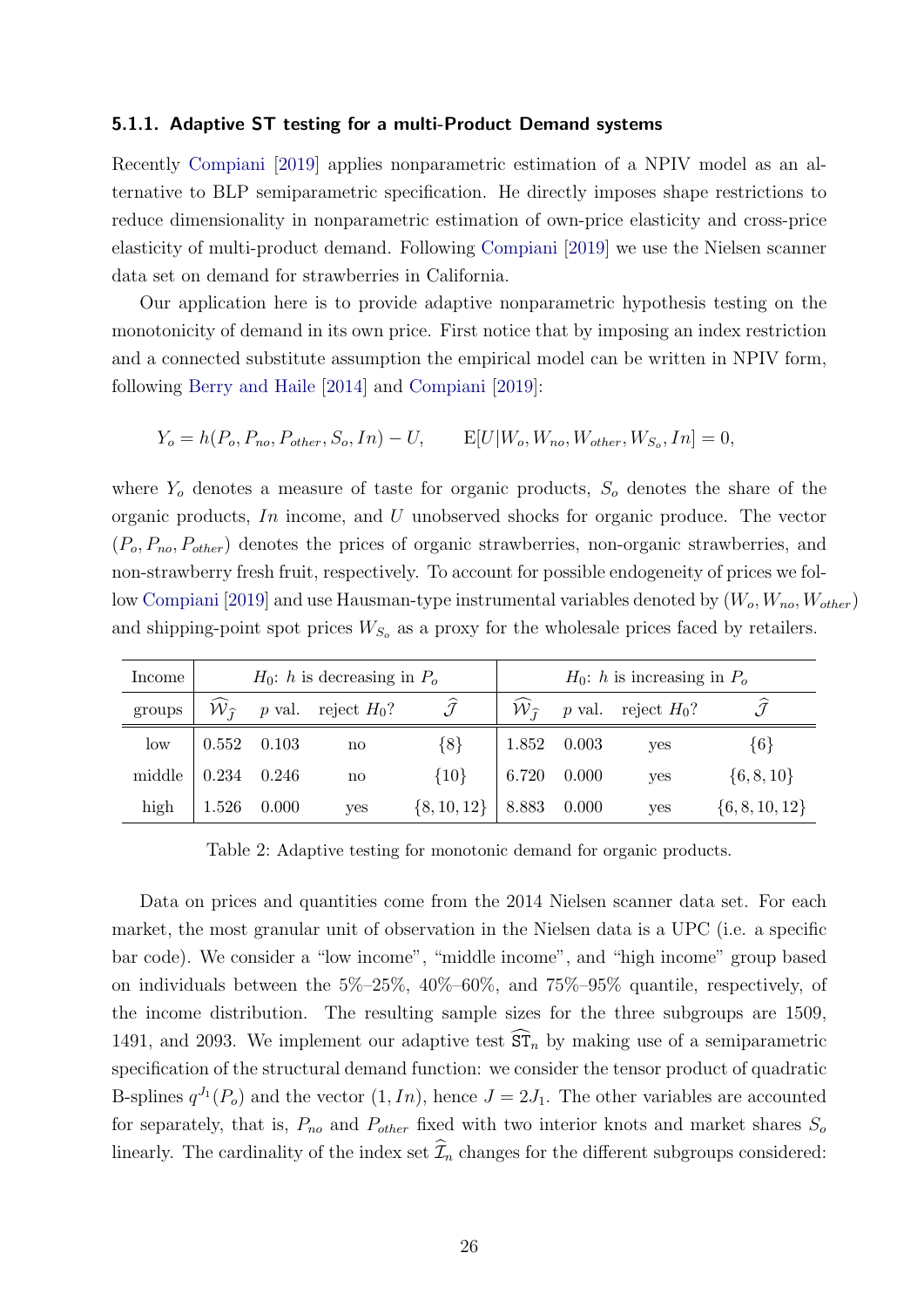#### 5.1.1. Adaptive ST testing for a multi-Product Demand systems

Recently Compiani [2019] applies nonparametric estimation of a NPIV model as an alternative to BLP semiparametric specification. He directly imposes shape restrictions to reduce dimensionality in nonparametric estimation of own-price elasticity and cross-price elasticity of multi-product demand. Following Compiani [2019] we use the Nielsen scanner data set on demand for strawberries in California.

Our application here is to provide adaptive nonparametric hypothesis testing on the monotonicity of demand in its own price. First notice that by imposing an index restriction and a connected substitute assumption the empirical model can be written in NPIV form, following Berry and Haile [2014] and Compiani [2019]:

$$Y_o = h(P_o, P_{no}, P_{other}, S_o, In) - U, \qquad \mathrm{E}[U|W_o, W_{no}, W_{other}, W_{S_o}, In] = 0,$$

where $Y_o$ denotes a measure of taste for organic products, $S_o$ denotes the share of the organic products, $In$ income, and $U$ unobserved shocks for organic produce. The vector $(P_o, P_{no}, P_{other})$ denotes the prices of organic strawberries, non-organic strawberries, and non-strawberry fresh fruit, respectively. To account for possible endogeneity of prices we follow Compiani [2019] and use Hausman-type instrumental variables denoted by $(W_o, W_{no}, W_{other})$ and shipping-point spot prices $W_{S_o}$ as a proxy for the wholesale prices faced by retailers.

| Income | $H_0$: $h$ is decreasing in $P_o$ | | | | $H_0$: $h$ is increasing in $P_o$ | | | |
|---|---|---|---|---|---|---|---|---|
| groups | $\widehat{\mathcal{W}}_{\widehat{J}}$ | $p$ val. | reject $H_0$? | $\widehat{\mathcal{J}}$ | $\widehat{\mathcal{W}}_{\widehat{J}}$ | $p$ val. | reject $H_0$? | $\widehat{\mathcal{J}}$ |
| low | 0.552 | 0.103 | no | $\{8\}$ | 1.852 | 0.003 | yes | $\{6\}$ |
| middle | 0.234 | 0.246 | no | $\{10\}$ | 6.720 | 0.000 | yes | $\{6, 8, 10\}$ |
| high | 1.526 | 0.000 | yes | $\{8, 10, 12\}$ | 8.883 | 0.000 | yes | $\{6, 8, 10, 12\}$ |

Table 2: Adaptive testing for monotonic demand for organic products.

Data on prices and quantities come from the 2014 Nielsen scanner data set. For each market, the most granular unit of observation in the Nielsen data is a UPC (i.e. a specific bar code). We consider a "low income", "middle income", and "high income" group based on individuals between the 5%–25%, 40%–60%, and 75%–95% quantile, respectively, of the income distribution. The resulting sample sizes for the three subgroups are 1509, 1491, and 2093. We implement our adaptive test $\widehat{\mathtt{ST}}_n$ by making use of a semiparametric specification of the structural demand function: we consider the tensor product of quadratic B-splines $q^{J_1}(P_o)$ and the vector $(1, In)$, hence $J = 2J_1$. The other variables are accounted for separately, that is, $P_{no}$ and $P_{other}$ fixed with two interior knots and market shares $S_o$ linearly. The cardinality of the index set $\widehat{\mathcal{I}}_n$ changes for the different subgroups considered: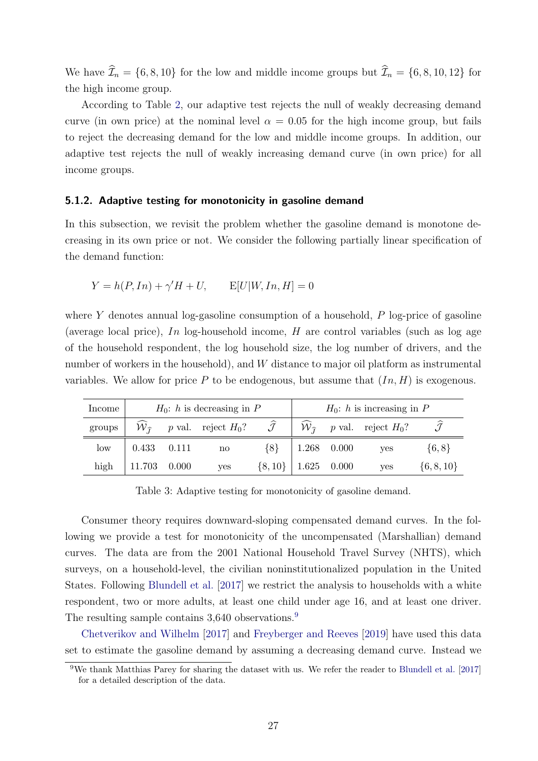We have $\widehat{\mathcal{I}}_n = \{6, 8, 10\}$ for the low and middle income groups but $\widehat{\mathcal{I}}_n = \{6, 8, 10, 12\}$ for the high income group.

According to Table 2, our adaptive test rejects the null of weakly decreasing demand curve (in own price) at the nominal level $\alpha = 0.05$ for the high income group, but fails to reject the decreasing demand for the low and middle income groups. In addition, our adaptive test rejects the null of weakly increasing demand curve (in own price) for all income groups.

### 5.1.2. Adaptive testing for monotonicity in gasoline demand

In this subsection, we revisit the problem whether the gasoline demand is monotone decreasing in its own price or not. We consider the following partially linear specification of the demand function:

$$Y = h(P, In) + \gamma' H + U, \qquad \mathrm{E}[U|W, In, H] = 0$$

where $Y$ denotes annual log-gasoline consumption of a household, $P$ log-price of gasoline (average local price), $In$ log-household income, $H$ are control variables (such as log age of the household respondent, the log household size, the log number of drivers, and the number of workers in the household), and $W$ distance to major oil platform as instrumental variables. We allow for price $P$ to be endogenous, but assume that $(In, H)$ is exogenous.

| Income | $H_0$: $h$ is decreasing in $P$ | | | | $H_0$: $h$ is increasing in $P$ | | | |
|---|---|---|---|---|---|---|---|---|
| groups | $\widehat{\mathcal{W}}_{\widehat{\mathcal{J}}}$ | $p$ val. | reject $H_0$? | $\widehat{\mathcal{J}}$ | $\widehat{\mathcal{W}}_{\widehat{\mathcal{J}}}$ | $p$ val. | reject $H_0$? | $\widehat{\mathcal{J}}$ |
| low | 0.433 | 0.111 | no | $\{8\}$ | 1.268 | 0.000 | yes | $\{6, 8\}$ |
| high | 11.703 | 0.000 | yes | $\{8, 10\}$ | 1.625 | 0.000 | yes | $\{6, 8, 10\}$ |

Table 3: Adaptive testing for monotonicity of gasoline demand.

Consumer theory requires downward-sloping compensated demand curves. In the following we provide a test for monotonicity of the uncompensated (Marshallian) demand curves. The data are from the 2001 National Household Travel Survey (NHTS), which surveys, on a household-level, the civilian noninstitutionalized population in the United States. Following Blundell et al. [2017] we restrict the analysis to households with a white respondent, two or more adults, at least one child under age 16, and at least one driver. The resulting sample contains 3,640 observations.[9]

Chetverikov and Wilhelm [2017] and Freyberger and Reeves [2019] have used this data set to estimate the gasoline demand by assuming a decreasing demand curve. Instead we

[9] We thank Matthias Parey for sharing the dataset with us. We refer the reader to Blundell et al. [2017] for a detailed description of the data.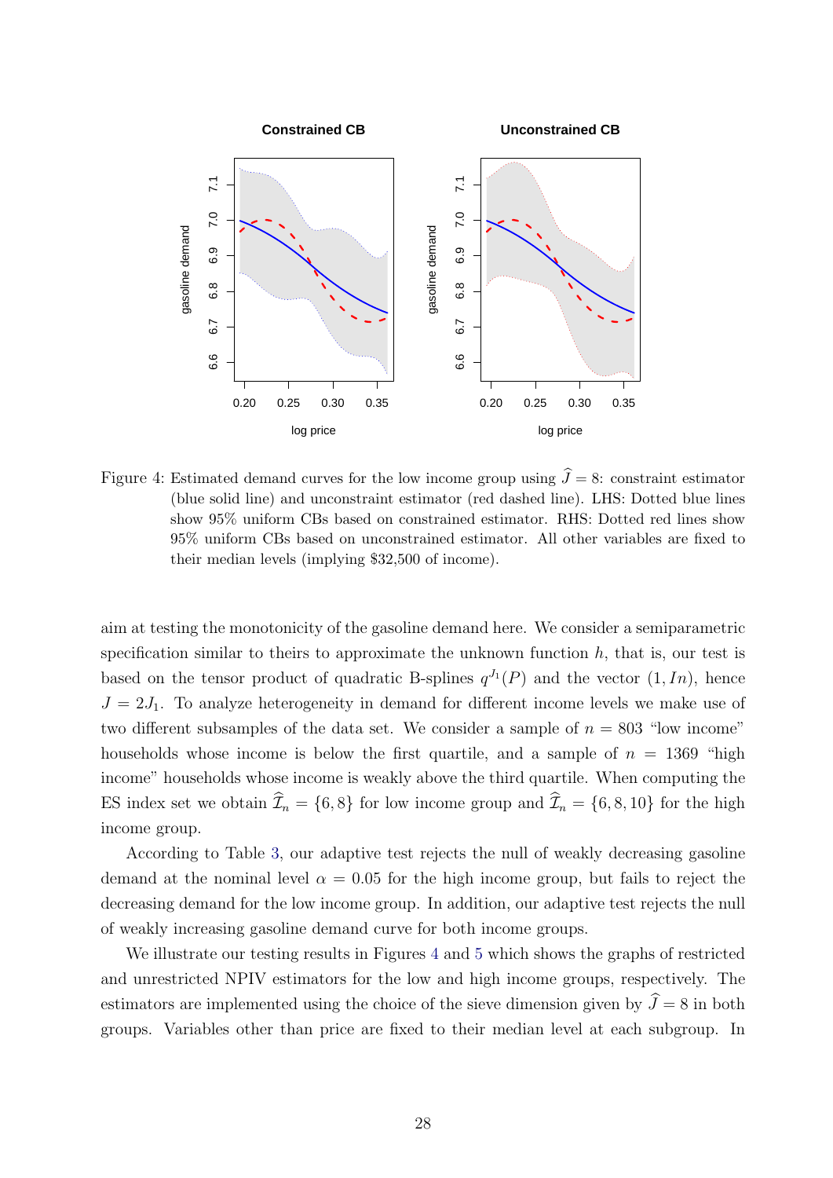Figure 4: Estimated demand curves for the low income group using $\widehat{J} = 8$: constraint estimator (blue solid line) and unconstraint estimator (red dashed line). LHS: Dotted blue lines show 95% uniform CBs based on constrained estimator. RHS: Dotted red lines show 95% uniform CBs based on unconstrained estimator. All other variables are fixed to their median levels (implying \$32,500 of income).

aim at testing the monotonicity of the gasoline demand here. We consider a semiparametric specification similar to theirs to approximate the unknown function $h$, that is, our test is based on the tensor product of quadratic B-splines $q^{J_1}(P)$ and the vector $(1, In)$, hence $J = 2J_1$. To analyze heterogeneity in demand for different income levels we make use of two different subsamples of the data set. We consider a sample of $n = 803$ "low income" households whose income is below the first quartile, and a sample of $n = 1369$ "high income" households whose income is weakly above the third quartile. When computing the ES index set we obtain $\widehat{\mathcal{I}}_n = \{6, 8\}$ for low income group and $\widehat{\mathcal{I}}_n = \{6, 8, 10\}$ for the high income group.

According to Table 3, our adaptive test rejects the null of weakly decreasing gasoline demand at the nominal level $\alpha = 0.05$ for the high income group, but fails to reject the decreasing demand for the low income group. In addition, our adaptive test rejects the null of weakly increasing gasoline demand curve for both income groups.

We illustrate our testing results in Figures 4 and 5 which shows the graphs of restricted and unrestricted NPIV estimators for the low and high income groups, respectively. The estimators are implemented using the choice of the sieve dimension given by $\widehat{J} = 8$ in both groups. Variables other than price are fixed to their median level at each subgroup. In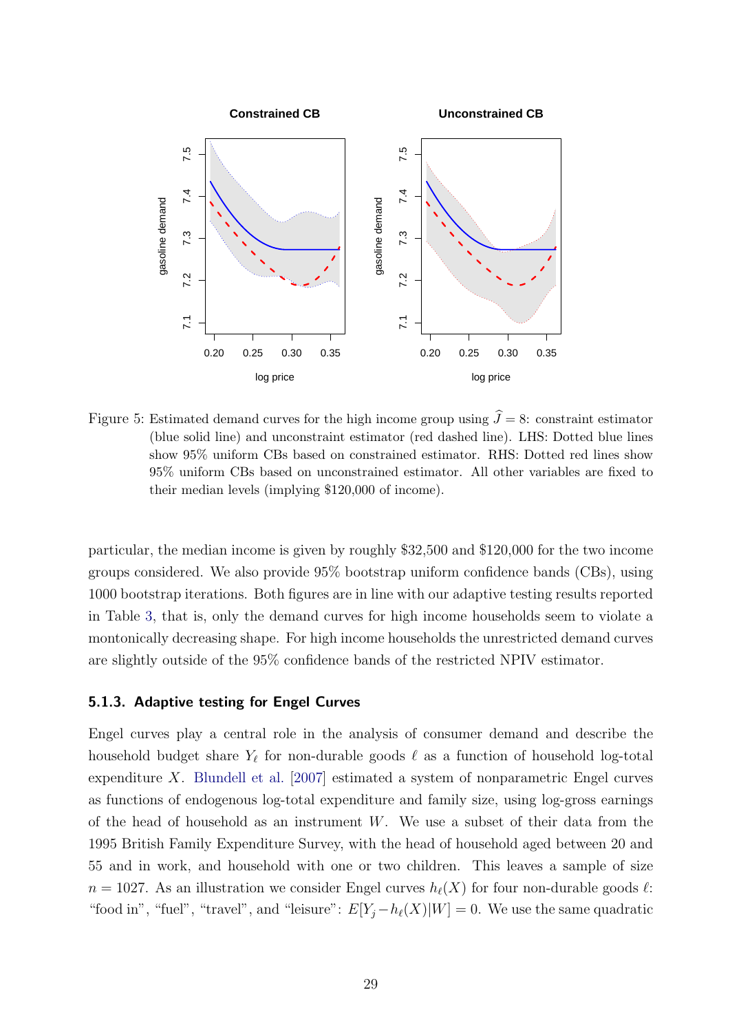Figure 5: Estimated demand curves for the high income group using $\widehat{J} = 8$: constraint estimator (blue solid line) and unconstraint estimator (red dashed line). LHS: Dotted blue lines show 95% uniform CBs based on constrained estimator. RHS: Dotted red lines show 95% uniform CBs based on unconstrained estimator. All other variables are fixed to their median levels (implying \$120,000 of income).

particular, the median income is given by roughly \$32,500 and \$120,000 for the two income groups considered. We also provide 95% bootstrap uniform confidence bands (CBs), using 1000 bootstrap iterations. Both figures are in line with our adaptive testing results reported in Table 3, that is, only the demand curves for high income households seem to violate a montonically decreasing shape. For high income households the unrestricted demand curves are slightly outside of the 95% confidence bands of the restricted NPIV estimator.

### 5.1.3. Adaptive testing for Engel Curves

Engel curves play a central role in the analysis of consumer demand and describe the household budget share $Y_\ell$ for non-durable goods $\ell$ as a function of household log-total expenditure $X$. Blundell et al. [2007] estimated a system of nonparametric Engel curves as functions of endogenous log-total expenditure and family size, using log-gross earnings of the head of household as an instrument $W$. We use a subset of their data from the 1995 British Family Expenditure Survey, with the head of household aged between 20 and 55 and in work, and household with one or two children. This leaves a sample of size $n = 1027$. As an illustration we consider Engel curves $h_\ell(X)$ for four non-durable goods $\ell$: "food in", "fuel", "travel", and "leisure": $E[Y_j - h_\ell(X)|W] = 0$. We use the same quadratic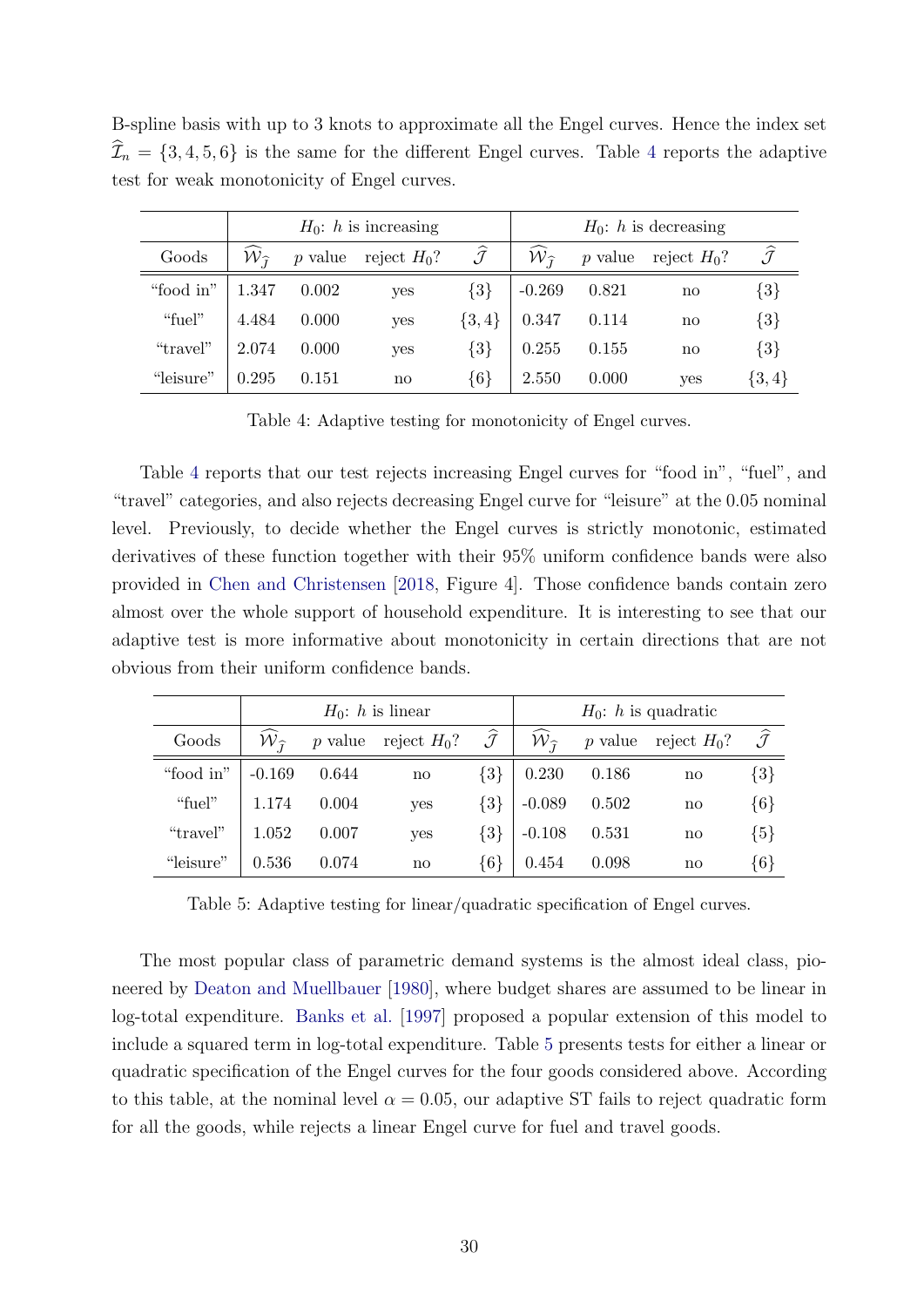B-spline basis with up to 3 knots to approximate all the Engel curves. Hence the index set $\widehat{\mathcal{I}}_n = \{3, 4, 5, 6\}$ is the same for the different Engel curves. Table 4 reports the adaptive test for weak monotonicity of Engel curves.

| | $H_0$: $h$ is increasing | | | | $H_0$: $h$ is decreasing | | | |
|---|---|---|---|---|---|---|---|---|
| Goods | $\widehat{\mathcal{W}}_{\widehat{\mathcal{J}}}$ | $p$ value | reject $H_0$? | $\widehat{\mathcal{J}}$ | $\widehat{\mathcal{W}}_{\widehat{\mathcal{J}}}$ | $p$ value | reject $H_0$? | $\widehat{\mathcal{J}}$ |
| "food in" | 1.347 | 0.002 | yes | $\{3\}$ | -0.269 | 0.821 | no | $\{3\}$ |
| "fuel" | 4.484 | 0.000 | yes | $\{3, 4\}$ | 0.347 | 0.114 | no | $\{3\}$ |
| "travel" | 2.074 | 0.000 | yes | $\{3\}$ | 0.255 | 0.155 | no | $\{3\}$ |
| "leisure" | 0.295 | 0.151 | no | $\{6\}$ | 2.550 | 0.000 | yes | $\{3, 4\}$ |

Table 4: Adaptive testing for monotonicity of Engel curves.

Table 4 reports that our test rejects increasing Engel curves for "food in", "fuel", and "travel" categories, and also rejects decreasing Engel curve for "leisure" at the 0.05 nominal level. Previously, to decide whether the Engel curves is strictly monotonic, estimated derivatives of these function together with their 95% uniform confidence bands were also provided in Chen and Christensen [2018, Figure 4]. Those confidence bands contain zero almost over the whole support of household expenditure. It is interesting to see that our adaptive test is more informative about monotonicity in certain directions that are not obvious from their uniform confidence bands.

| | $H_0$: $h$ is linear | | | | $H_0$: $h$ is quadratic | | | |
|---|---|---|---|---|---|---|---|---|
| Goods | $\widehat{\mathcal{W}}_{\widehat{\mathcal{J}}}$ | $p$ value | reject $H_0$? | $\widehat{\mathcal{J}}$ | $\widehat{\mathcal{W}}_{\widehat{\mathcal{J}}}$ | $p$ value | reject $H_0$? | $\widehat{\mathcal{J}}$ |
| "food in" | -0.169 | 0.644 | no | $\{3\}$ | 0.230 | 0.186 | no | $\{3\}$ |
| "fuel" | 1.174 | 0.004 | yes | $\{3\}$ | -0.089 | 0.502 | no | $\{6\}$ |
| "travel" | 1.052 | 0.007 | yes | $\{3\}$ | -0.108 | 0.531 | no | $\{5\}$ |
| "leisure" | 0.536 | 0.074 | no | $\{6\}$ | 0.454 | 0.098 | no | $\{6\}$ |

Table 5: Adaptive testing for linear/quadratic specification of Engel curves.

The most popular class of parametric demand systems is the almost ideal class, pioneered by Deaton and Muellbauer [1980], where budget shares are assumed to be linear in log-total expenditure. Banks et al. [1997] proposed a popular extension of this model to include a squared term in log-total expenditure. Table 5 presents tests for either a linear or quadratic specification of the Engel curves for the four goods considered above. According to this table, at the nominal level $\alpha = 0.05$, our adaptive ST fails to reject quadratic form for all the goods, while rejects a linear Engel curve for fuel and travel goods.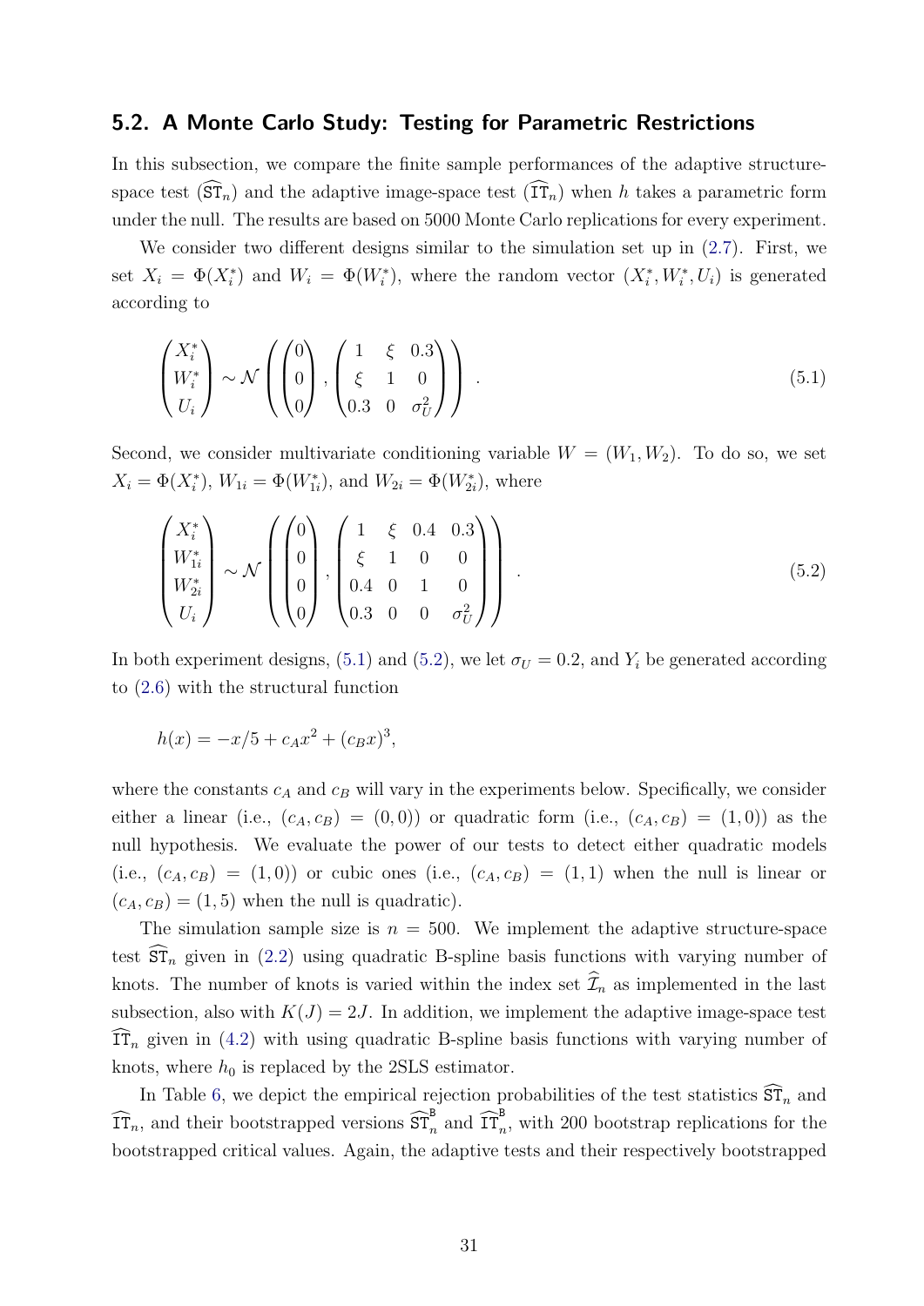## 5.2. A Monte Carlo Study: Testing for Parametric Restrictions

In this subsection, we compare the finite sample performances of the adaptive structure-space test ($\widehat{\mathtt{ST}}_n$) and the adaptive image-space test ($\widehat{\mathtt{IT}}_n$) when $h$ takes a parametric form under the null. The results are based on 5000 Monte Carlo replications for every experiment.

We consider two different designs similar to the simulation set up in (2.7). First, we set $X_i = \Phi(X_i^*)$ and $W_i = \Phi(W_i^*)$, where the random vector $(X_i^*, W_i^*, U_i)$ is generated according to

$$
\begin{pmatrix} X_i^* \\ W_i^* \\ U_i \end{pmatrix} \sim \mathcal{N}\left( \begin{pmatrix} 0 \\ 0 \\ 0 \end{pmatrix}, \begin{pmatrix} 1 & \xi & 0.3 \\ \xi & 1 & 0 \\ 0.3 & 0 & \sigma_U^2 \end{pmatrix} \right) . \tag{5.1}
$$

Second, we consider multivariate conditioning variable $W = (W_1, W_2)$. To do so, we set $X_i = \Phi(X_i^*)$, $W_{1i} = \Phi(W_{1i}^*)$, and $W_{2i} = \Phi(W_{2i}^*)$, where

$$
\begin{pmatrix} X_i^* \\ W_{1i}^* \\ W_{2i}^* \\ U_i \end{pmatrix} \sim \mathcal{N}\left( \begin{pmatrix} 0 \\ 0 \\ 0 \\ 0 \end{pmatrix}, \begin{pmatrix} 1 & \xi & 0.4 & 0.3 \\ \xi & 1 & 0 & 0 \\ 0.4 & 0 & 1 & 0 \\ 0.3 & 0 & 0 & \sigma_U^2 \end{pmatrix} \right) . \tag{5.2}
$$

In both experiment designs, (5.1) and (5.2), we let $\sigma_U = 0.2$, and $Y_i$ be generated according to (2.6) with the structural function

$$
h(x) = -x/5 + c_A x^2 + (c_B x)^3,
$$

where the constants $c_A$ and $c_B$ will vary in the experiments below. Specifically, we consider either a linear (i.e., $(c_A, c_B) = (0, 0)$) or quadratic form (i.e., $(c_A, c_B) = (1, 0)$) as the null hypothesis. We evaluate the power of our tests to detect either quadratic models (i.e., $(c_A, c_B) = (1, 0)$) or cubic ones (i.e., $(c_A, c_B) = (1, 1)$ when the null is linear or $(c_A, c_B) = (1, 5)$ when the null is quadratic).

The simulation sample size is $n = 500$. We implement the adaptive structure-space test $\widehat{\mathtt{ST}}_n$ given in (2.2) using quadratic B-spline basis functions with varying number of knots. The number of knots is varied within the index set $\widehat{\mathcal{I}}_n$ as implemented in the last subsection, also with $K(J) = 2J$. In addition, we implement the adaptive image-space test $\widehat{\mathtt{IT}}_n$ given in (4.2) with using quadratic B-spline basis functions with varying number of knots, where $h_0$ is replaced by the 2SLS estimator.

In Table 6, we depict the empirical rejection probabilities of the test statistics $\widehat{\mathtt{ST}}_n$ and $\widehat{\mathtt{IT}}_n$, and their bootstrapped versions $\widehat{\mathtt{ST}}_n^{\mathtt{B}}$ and $\widehat{\mathtt{IT}}_n^{\mathtt{B}}$, with 200 bootstrap replications for the bootstrapped critical values. Again, the adaptive tests and their respectively bootstrapped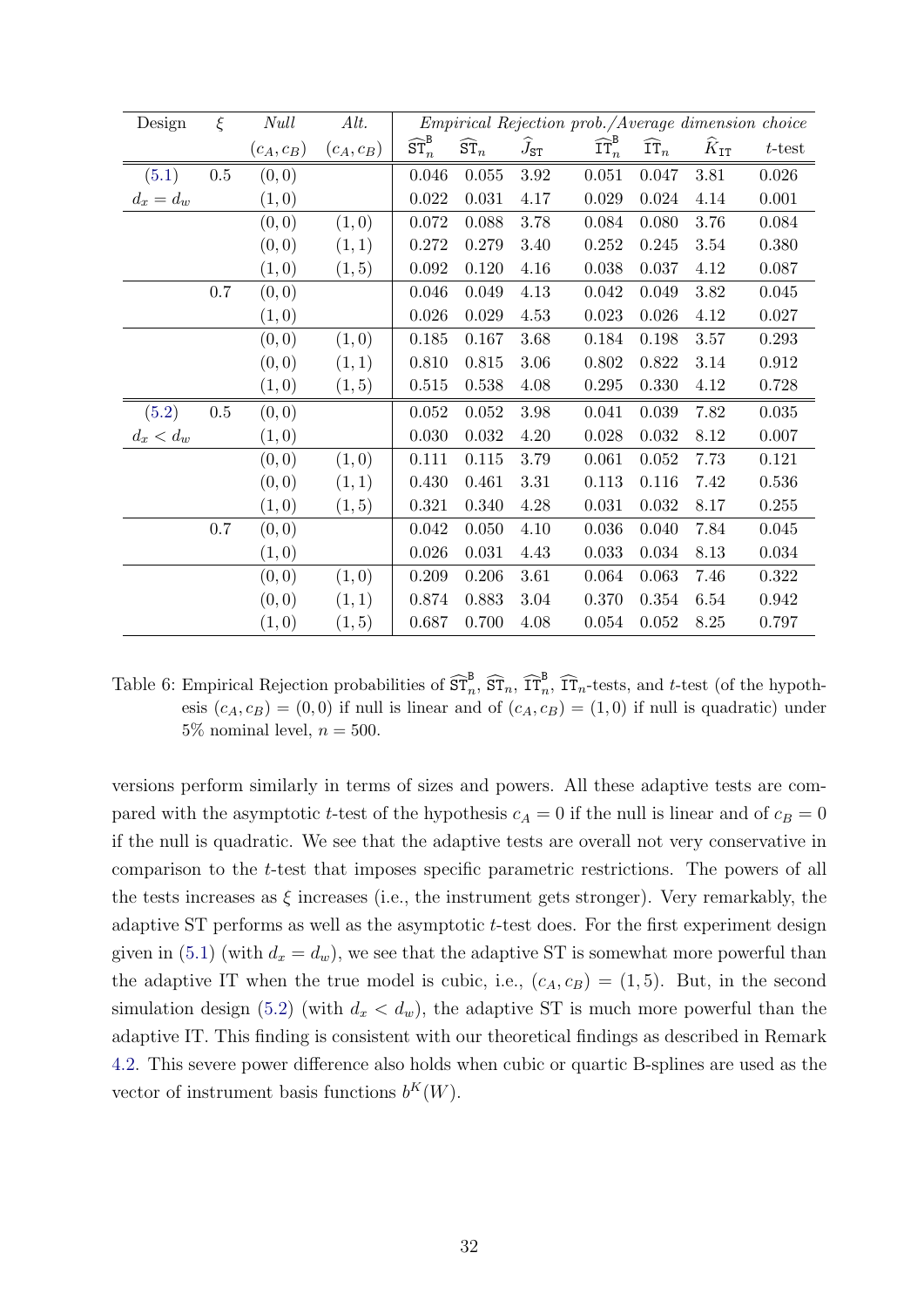| Design | $\xi$ | *Null* | *Alt.* | *Empirical Rejection prob./Average dimension choice* | | | | | | |
|---|---|---|---|---|---|---|---|---|---|---|
| | | $(c_A, c_B)$ | $(c_A, c_B)$ | $\widehat{\mathtt{ST}}_n^{\mathtt{B}}$ | $\widehat{\mathtt{ST}}_n$ | $\widehat{J}_{\mathtt{ST}}$ | $\widehat{\mathtt{IT}}_n^{\mathtt{B}}$ | $\widehat{\mathtt{IT}}_n$ | $\widehat{K}_{\mathtt{IT}}$ | $t$-test |
| (5.1) | 0.5 | $(0,0)$ | | 0.046 | 0.055 | 3.92 | 0.051 | 0.047 | 3.81 | 0.026 |
| $d_x = d_w$ | | $(1,0)$ | | 0.022 | 0.031 | 4.17 | 0.029 | 0.024 | 4.14 | 0.001 |
| | | $(0,0)$ | $(1,0)$ | 0.072 | 0.088 | 3.78 | 0.084 | 0.080 | 3.76 | 0.084 |
| | | $(0,0)$ | $(1,1)$ | 0.272 | 0.279 | 3.40 | 0.252 | 0.245 | 3.54 | 0.380 |
| | | $(1,0)$ | $(1,5)$ | 0.092 | 0.120 | 4.16 | 0.038 | 0.037 | 4.12 | 0.087 |
| | 0.7 | $(0,0)$ | | 0.046 | 0.049 | 4.13 | 0.042 | 0.049 | 3.82 | 0.045 |
| | | $(1,0)$ | | 0.026 | 0.029 | 4.53 | 0.023 | 0.026 | 4.12 | 0.027 |
| | | $(0,0)$ | $(1,0)$ | 0.185 | 0.167 | 3.68 | 0.184 | 0.198 | 3.57 | 0.293 |
| | | $(0,0)$ | $(1,1)$ | 0.810 | 0.815 | 3.06 | 0.802 | 0.822 | 3.14 | 0.912 |
| | | $(1,0)$ | $(1,5)$ | 0.515 | 0.538 | 4.08 | 0.295 | 0.330 | 4.12 | 0.728 |
| (5.2) | 0.5 | $(0,0)$ | | 0.052 | 0.052 | 3.98 | 0.041 | 0.039 | 7.82 | 0.035 |
| $d_x < d_w$ | | $(1,0)$ | | 0.030 | 0.032 | 4.20 | 0.028 | 0.032 | 8.12 | 0.007 |
| | | $(0,0)$ | $(1,0)$ | 0.111 | 0.115 | 3.79 | 0.061 | 0.052 | 7.73 | 0.121 |
| | | $(0,0)$ | $(1,1)$ | 0.430 | 0.461 | 3.31 | 0.113 | 0.116 | 7.42 | 0.536 |
| | | $(1,0)$ | $(1,5)$ | 0.321 | 0.340 | 4.28 | 0.031 | 0.032 | 8.17 | 0.255 |
| | 0.7 | $(0,0)$ | | 0.042 | 0.050 | 4.10 | 0.036 | 0.040 | 7.84 | 0.045 |
| | | $(1,0)$ | | 0.026 | 0.031 | 4.43 | 0.033 | 0.034 | 8.13 | 0.034 |
| | | $(0,0)$ | $(1,0)$ | 0.209 | 0.206 | 3.61 | 0.064 | 0.063 | 7.46 | 0.322 |
| | | $(0,0)$ | $(1,1)$ | 0.874 | 0.883 | 3.04 | 0.370 | 0.354 | 6.54 | 0.942 |
| | | $(1,0)$ | $(1,5)$ | 0.687 | 0.700 | 4.08 | 0.054 | 0.052 | 8.25 | 0.797 |

Table 6: Empirical Rejection probabilities of $\widehat{\mathtt{ST}}_n^{\mathtt{B}}$, $\widehat{\mathtt{ST}}_n$, $\widehat{\mathtt{IT}}_n^{\mathtt{B}}$, $\widehat{\mathtt{IT}}_n$-tests, and $t$-test (of the hypothesis $(c_A, c_B) = (0,0)$ if null is linear and of $(c_A, c_B) = (1,0)$ if null is quadratic) under 5% nominal level, $n = 500$.

versions perform similarly in terms of sizes and powers. All these adaptive tests are compared with the asymptotic $t$-test of the hypothesis $c_A = 0$ if the null is linear and of $c_B = 0$ if the null is quadratic. We see that the adaptive tests are overall not very conservative in comparison to the $t$-test that imposes specific parametric restrictions. The powers of all the tests increases as $\xi$ increases (i.e., the instrument gets stronger). Very remarkably, the adaptive ST performs as well as the asymptotic $t$-test does. For the first experiment design given in (5.1) (with $d_x = d_w$), we see that the adaptive ST is somewhat more powerful than the adaptive IT when the true model is cubic, i.e., $(c_A, c_B) = (1, 5)$. But, in the second simulation design (5.2) (with $d_x < d_w$), the adaptive ST is much more powerful than the adaptive IT. This finding is consistent with our theoretical findings as described in Remark 4.2. This severe power difference also holds when cubic or quartic B-splines are used as the vector of instrument basis functions $b^K(W)$.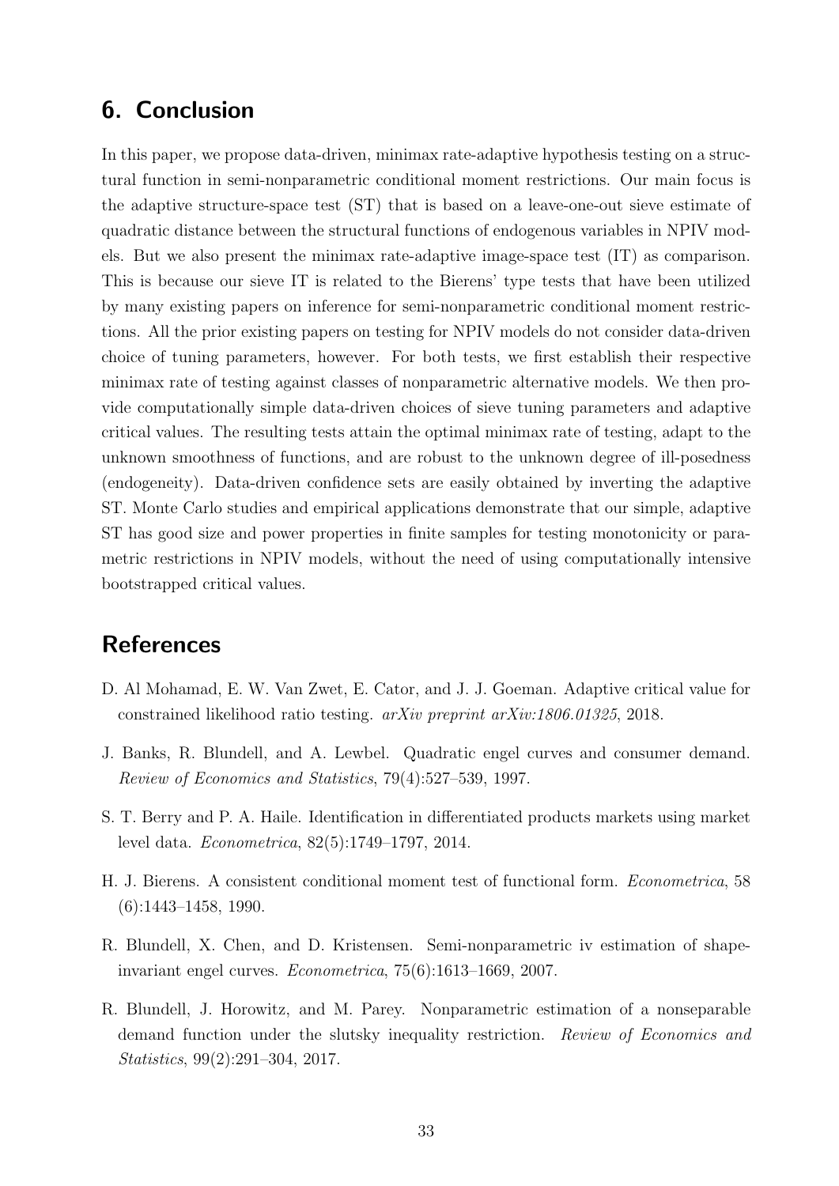## 6. Conclusion

In this paper, we propose data-driven, minimax rate-adaptive hypothesis testing on a structural function in semi-nonparametric conditional moment restrictions. Our main focus is the adaptive structure-space test (ST) that is based on a leave-one-out sieve estimate of quadratic distance between the structural functions of endogenous variables in NPIV models. But we also present the minimax rate-adaptive image-space test (IT) as comparison. This is because our sieve IT is related to the Bierens' type tests that have been utilized by many existing papers on inference for semi-nonparametric conditional moment restrictions. All the prior existing papers on testing for NPIV models do not consider data-driven choice of tuning parameters, however. For both tests, we first establish their respective minimax rate of testing against classes of nonparametric alternative models. We then provide computationally simple data-driven choices of sieve tuning parameters and adaptive critical values. The resulting tests attain the optimal minimax rate of testing, adapt to the unknown smoothness of functions, and are robust to the unknown degree of ill-posedness (endogeneity). Data-driven confidence sets are easily obtained by inverting the adaptive ST. Monte Carlo studies and empirical applications demonstrate that our simple, adaptive ST has good size and power properties in finite samples for testing monotonicity or parametric restrictions in NPIV models, without the need of using computationally intensive bootstrapped critical values.

## References

D. Al Mohamad, E. W. Van Zwet, E. Cator, and J. J. Goeman. Adaptive critical value for constrained likelihood ratio testing. *arXiv preprint arXiv:1806.01325*, 2018.

J. Banks, R. Blundell, and A. Lewbel. Quadratic engel curves and consumer demand. *Review of Economics and Statistics*, 79(4):527–539, 1997.

S. T. Berry and P. A. Haile. Identification in differentiated products markets using market level data. *Econometrica*, 82(5):1749–1797, 2014.

H. J. Bierens. A consistent conditional moment test of functional form. *Econometrica*, 58 (6):1443–1458, 1990.

R. Blundell, X. Chen, and D. Kristensen. Semi-nonparametric iv estimation of shape-invariant engel curves. *Econometrica*, 75(6):1613–1669, 2007.

R. Blundell, J. Horowitz, and M. Parey. Nonparametric estimation of a nonseparable demand function under the slutsky inequality restriction. *Review of Economics and Statistics*, 99(2):291–304, 2017.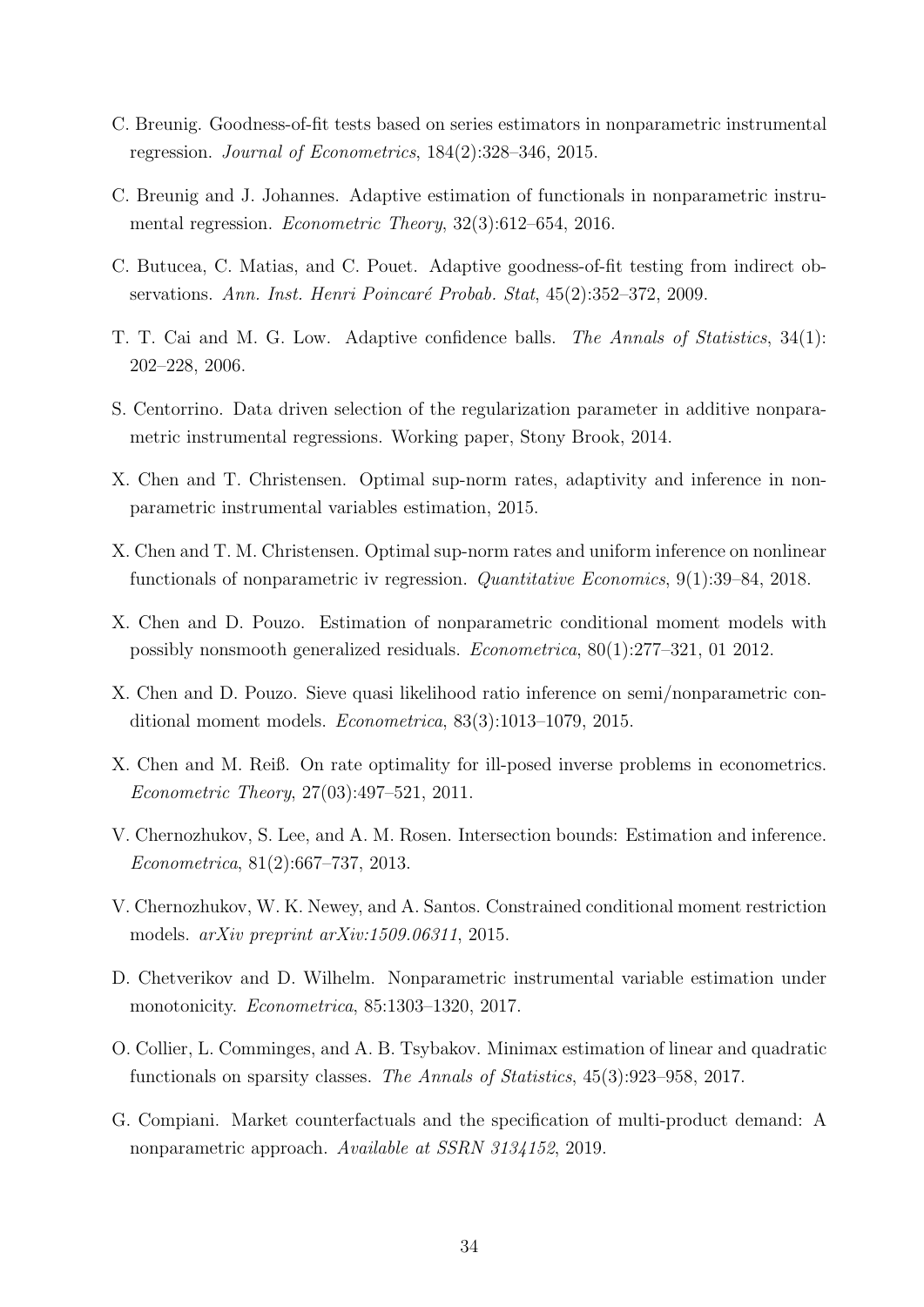C. Breunig. Goodness-of-fit tests based on series estimators in nonparametric instrumental regression. *Journal of Econometrics*, 184(2):328–346, 2015.

C. Breunig and J. Johannes. Adaptive estimation of functionals in nonparametric instrumental regression. *Econometric Theory*, 32(3):612–654, 2016.

C. Butucea, C. Matias, and C. Pouet. Adaptive goodness-of-fit testing from indirect observations. *Ann. Inst. Henri Poincaré Probab. Stat*, 45(2):352–372, 2009.

T. T. Cai and M. G. Low. Adaptive confidence balls. *The Annals of Statistics*, 34(1): 202–228, 2006.

S. Centorrino. Data driven selection of the regularization parameter in additive nonparametric instrumental regressions. Working paper, Stony Brook, 2014.

X. Chen and T. Christensen. Optimal sup-norm rates, adaptivity and inference in nonparametric instrumental variables estimation, 2015.

X. Chen and T. M. Christensen. Optimal sup-norm rates and uniform inference on nonlinear functionals of nonparametric iv regression. *Quantitative Economics*, 9(1):39–84, 2018.

X. Chen and D. Pouzo. Estimation of nonparametric conditional moment models with possibly nonsmooth generalized residuals. *Econometrica*, 80(1):277–321, 01 2012.

X. Chen and D. Pouzo. Sieve quasi likelihood ratio inference on semi/nonparametric conditional moment models. *Econometrica*, 83(3):1013–1079, 2015.

X. Chen and M. Reiß. On rate optimality for ill-posed inverse problems in econometrics. *Econometric Theory*, 27(03):497–521, 2011.

V. Chernozhukov, S. Lee, and A. M. Rosen. Intersection bounds: Estimation and inference. *Econometrica*, 81(2):667–737, 2013.

V. Chernozhukov, W. K. Newey, and A. Santos. Constrained conditional moment restriction models. *arXiv preprint arXiv:1509.06311*, 2015.

D. Chetverikov and D. Wilhelm. Nonparametric instrumental variable estimation under monotonicity. *Econometrica*, 85:1303–1320, 2017.

O. Collier, L. Comminges, and A. B. Tsybakov. Minimax estimation of linear and quadratic functionals on sparsity classes. *The Annals of Statistics*, 45(3):923–958, 2017.

G. Compiani. Market counterfactuals and the specification of multi-product demand: A nonparametric approach. *Available at SSRN 3134152*, 2019.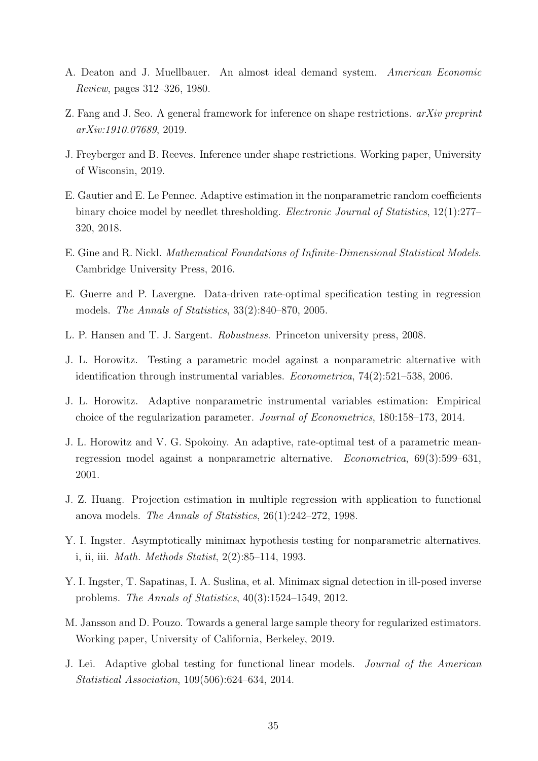A. Deaton and J. Muellbauer. An almost ideal demand system. *American Economic Review*, pages 312–326, 1980.

Z. Fang and J. Seo. A general framework for inference on shape restrictions. *arXiv preprint arXiv:1910.07689*, 2019.

J. Freyberger and B. Reeves. Inference under shape restrictions. Working paper, University of Wisconsin, 2019.

E. Gautier and E. Le Pennec. Adaptive estimation in the nonparametric random coefficients binary choice model by needlet thresholding. *Electronic Journal of Statistics*, 12(1):277–320, 2018.

E. Gine and R. Nickl. *Mathematical Foundations of Infinite-Dimensional Statistical Models*. Cambridge University Press, 2016.

E. Guerre and P. Lavergne. Data-driven rate-optimal specification testing in regression models. *The Annals of Statistics*, 33(2):840–870, 2005.

L. P. Hansen and T. J. Sargent. *Robustness*. Princeton university press, 2008.

J. L. Horowitz. Testing a parametric model against a nonparametric alternative with identification through instrumental variables. *Econometrica*, 74(2):521–538, 2006.

J. L. Horowitz. Adaptive nonparametric instrumental variables estimation: Empirical choice of the regularization parameter. *Journal of Econometrics*, 180:158–173, 2014.

J. L. Horowitz and V. G. Spokoiny. An adaptive, rate-optimal test of a parametric mean-regression model against a nonparametric alternative. *Econometrica*, 69(3):599–631, 2001.

J. Z. Huang. Projection estimation in multiple regression with application to functional anova models. *The Annals of Statistics*, 26(1):242–272, 1998.

Y. I. Ingster. Asymptotically minimax hypothesis testing for nonparametric alternatives. i, ii, iii. *Math. Methods Statist*, 2(2):85–114, 1993.

Y. I. Ingster, T. Sapatinas, I. A. Suslina, et al. Minimax signal detection in ill-posed inverse problems. *The Annals of Statistics*, 40(3):1524–1549, 2012.

M. Jansson and D. Pouzo. Towards a general large sample theory for regularized estimators. Working paper, University of California, Berkeley, 2019.

J. Lei. Adaptive global testing for functional linear models. *Journal of the American Statistical Association*, 109(506):624–634, 2014.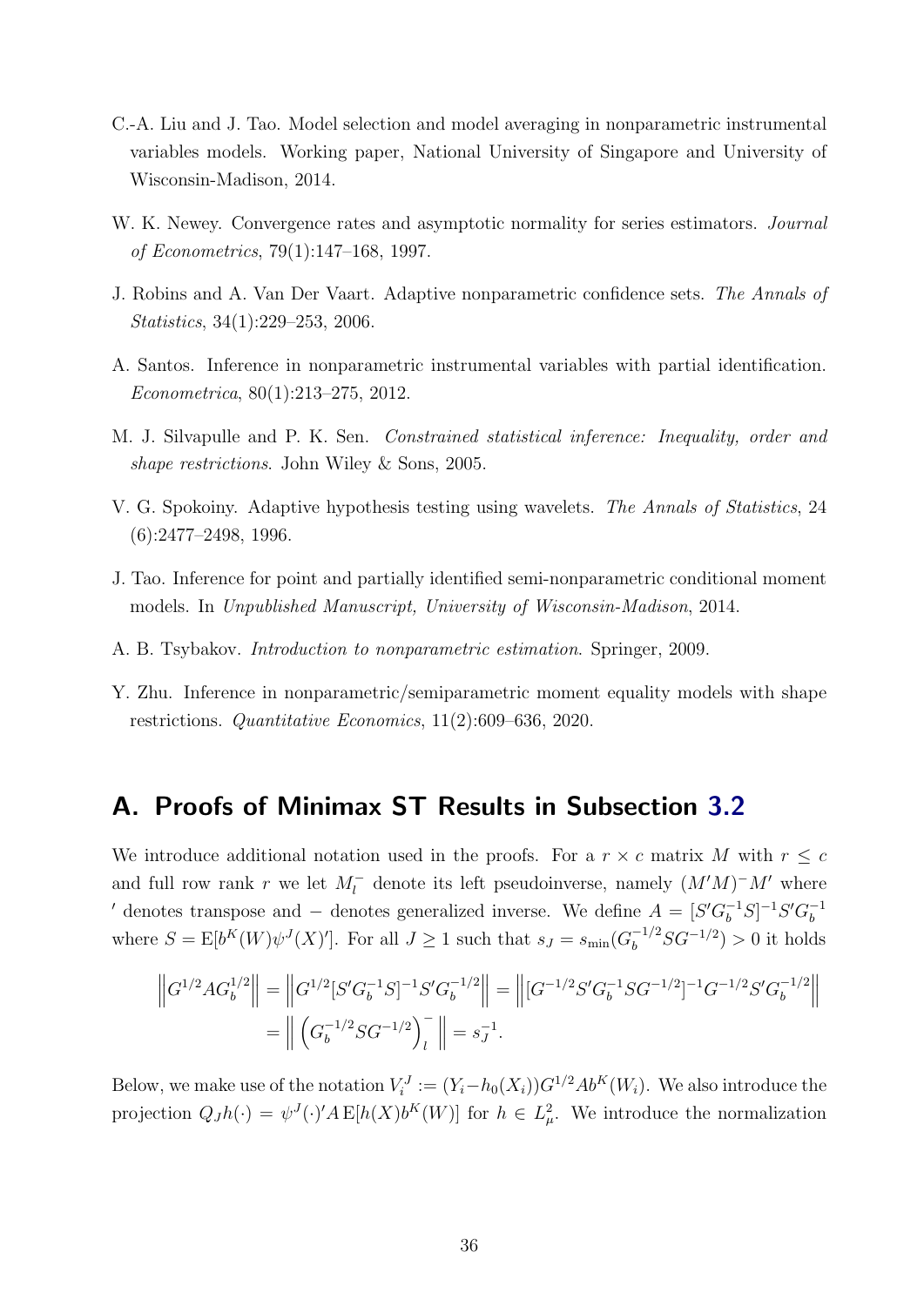C.-A. Liu and J. Tao. Model selection and model averaging in nonparametric instrumental variables models. Working paper, National University of Singapore and University of Wisconsin-Madison, 2014.

W. K. Newey. Convergence rates and asymptotic normality for series estimators. *Journal of Econometrics*, 79(1):147–168, 1997.

J. Robins and A. Van Der Vaart. Adaptive nonparametric confidence sets. *The Annals of Statistics*, 34(1):229–253, 2006.

A. Santos. Inference in nonparametric instrumental variables with partial identification. *Econometrica*, 80(1):213–275, 2012.

M. J. Silvapulle and P. K. Sen. *Constrained statistical inference: Inequality, order and shape restrictions*. John Wiley & Sons, 2005.

V. G. Spokoiny. Adaptive hypothesis testing using wavelets. *The Annals of Statistics*, 24 (6):2477–2498, 1996.

J. Tao. Inference for point and partially identified semi-nonparametric conditional moment models. In *Unpublished Manuscript, University of Wisconsin-Madison*, 2014.

A. B. Tsybakov. *Introduction to nonparametric estimation*. Springer, 2009.

Y. Zhu. Inference in nonparametric/semiparametric moment equality models with shape restrictions. *Quantitative Economics*, 11(2):609–636, 2020.

## A. Proofs of Minimax ST Results in Subsection 3.2

We introduce additional notation used in the proofs. For a $r \times c$ matrix $M$ with $r \leq c$ and full row rank $r$ we let $M_l^-$ denote its left pseudoinverse, namely $(M'M)^- M'$ where $'$ denotes transpose and $-$ denotes generalized inverse. We define $A = [S'G_b^{-1}S]^{-1}S'G_b^{-1}$ where $S = \mathrm{E}[b^K(W)\psi^J(X)']$. For all $J \geq 1$ such that $s_J = s_{\min}(G_b^{-1/2}SG^{-1/2}) > 0$ it holds

$$
\begin{aligned}
\left\| G^{1/2} A G_b^{1/2} \right\| &= \left\| G^{1/2}[S'G_b^{-1}S]^{-1}S'G_b^{-1/2} \right\| = \left\| [G^{-1/2}S'G_b^{-1}SG^{-1/2}]^{-1}G^{-1/2}S'G_b^{-1/2} \right\| \\
&= \left\| \left( G_b^{-1/2}SG^{-1/2} \right)_l^- \right\| = s_J^{-1}.
\end{aligned}
$$

Below, we make use of the notation $V_i^J := (Y_i - h_0(X_i))G^{1/2}Ab^K(W_i)$. We also introduce the projection $Q_J h(\cdot) = \psi^J(\cdot)'A\,\mathrm{E}[h(X)b^K(W)]$ for $h \in L^2_\mu$. We introduce the normalization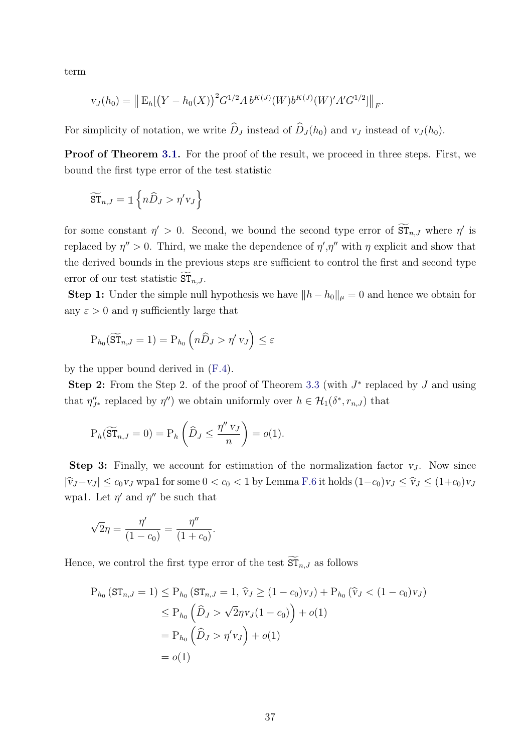term

$$\mathrm{v}_J(h_0) = \big\| \, \mathrm{E}_h[\big(Y - h_0(X)\big)^2 G^{1/2} A \, b^{K(J)}(W) b^{K(J)}(W)' A' G^{1/2}] \big\|_F.$$

For simplicity of notation, we write $\widehat{D}_J$ instead of $\widehat{D}_J(h_0)$ and $\mathrm{v}_J$ instead of $\mathrm{v}_J(h_0)$.

**Proof of Theorem 3.1.** For the proof of the result, we proceed in three steps. First, we bound the first type error of the test statistic

$$\widetilde{\mathtt{ST}}_{n,J} = \mathbb{1}\left\{ n\widehat{D}_J > \eta' \mathrm{v}_J \right\}$$

for some constant $\eta' > 0$. Second, we bound the second type error of $\widetilde{\mathtt{ST}}_{n,J}$ where $\eta'$ is replaced by $\eta'' > 0$. Third, we make the dependence of $\eta'$,$\eta''$ with $\eta$ explicit and show that the derived bounds in the previous steps are sufficient to control the first and second type error of our test statistic $\widetilde{\mathtt{ST}}_{n,J}$.

**Step 1:** Under the simple null hypothesis we have $\|h - h_0\|_\mu = 0$ and hence we obtain for any $\varepsilon > 0$ and $\eta$ sufficiently large that

$$\mathrm{P}_{h_0}(\widetilde{\mathtt{ST}}_{n,J} = 1) = \mathrm{P}_{h_0}\left( n\widehat{D}_J > \eta' \, \mathrm{v}_J \right) \leq \varepsilon$$

by the upper bound derived in (F.4).

**Step 2:** From the Step 2. of the proof of Theorem 3.3 (with $J^*$ replaced by $J$ and using that $\eta''_{J^*}$ replaced by $\eta''$) we obtain uniformly over $h \in \mathcal{H}_1(\delta^*, r_{n,J})$ that

$$\mathrm{P}_h(\widetilde{\mathtt{ST}}_{n,J} = 0) = \mathrm{P}_h\left( \widehat{D}_J \leq \frac{\eta'' \, \mathrm{v}_J}{n} \right) = o(1).$$

**Step 3:** Finally, we account for estimation of the normalization factor $\mathrm{v}_J$. Now since $|\widehat{\mathrm{v}}_J - \mathrm{v}_J| \leq c_0 \mathrm{v}_J$ wpa1 for some $0 < c_0 < 1$ by Lemma F.6 it holds $(1 - c_0)\mathrm{v}_J \leq \widehat{\mathrm{v}}_J \leq (1 + c_0)\mathrm{v}_J$ wpa1. Let $\eta'$ and $\eta''$ be such that

$$\sqrt{2}\eta = \frac{\eta'}{(1 - c_0)} = \frac{\eta''}{(1 + c_0)}.$$

Hence, we control the first type error of the test $\widetilde{\mathtt{ST}}_{n,J}$ as follows

$$\begin{aligned}
\mathrm{P}_{h_0}\left(\mathtt{ST}_{n,J} = 1\right) &\leq \mathrm{P}_{h_0}\left(\mathtt{ST}_{n,J} = 1, \, \widehat{\mathrm{v}}_J \geq (1 - c_0)\mathrm{v}_J\right) + \mathrm{P}_{h_0}\left(\widehat{\mathrm{v}}_J < (1 - c_0)\mathrm{v}_J\right) \\
&\leq \mathrm{P}_{h_0}\left( \widehat{D}_J > \sqrt{2}\eta \mathrm{v}_J (1 - c_0) \right) + o(1) \\
&= \mathrm{P}_{h_0}\left( \widehat{D}_J > \eta' \mathrm{v}_J \right) + o(1) \\
&= o(1)
\end{aligned}$$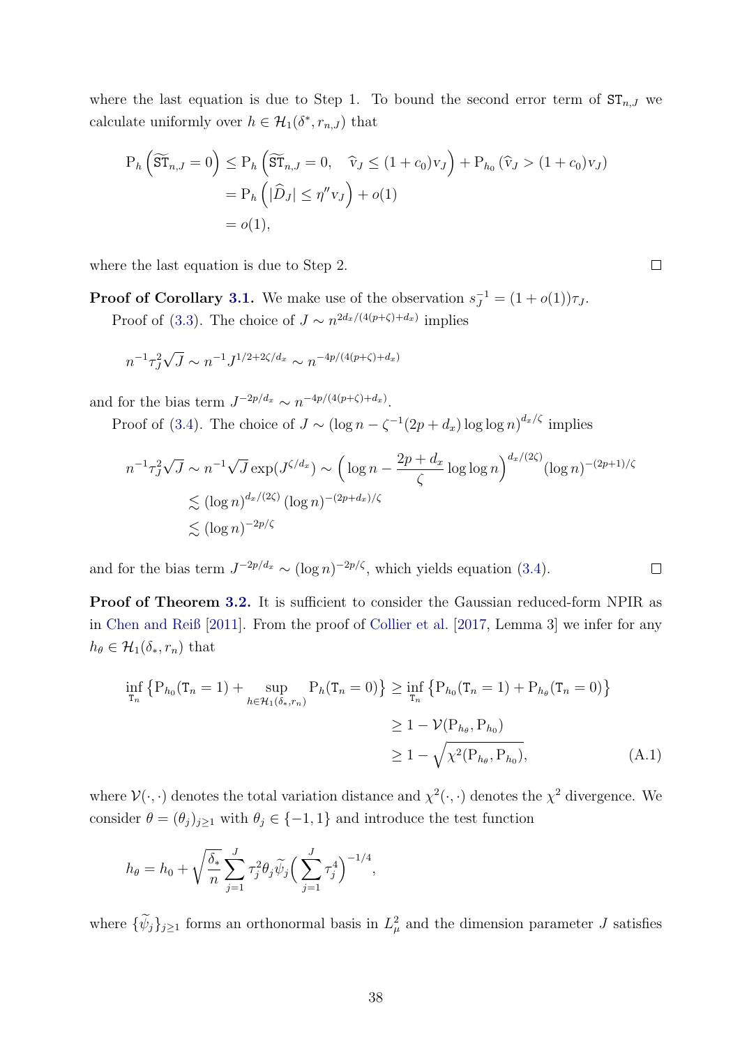where the last equation is due to Step 1. To bound the second error term of $\mathtt{ST}_{n,J}$ we calculate uniformly over $h \in \mathcal{H}_1(\delta^*, r_{n,J})$ that

$$
\begin{aligned}
\mathrm{P}_h\left(\widetilde{\mathtt{ST}}_{n,J} = 0\right) &\leq \mathrm{P}_h\left(\widetilde{\mathtt{ST}}_{n,J} = 0, \quad \widehat{\mathrm{v}}_J \leq (1+c_0)\mathrm{v}_J\right) + \mathrm{P}_{h_0}\left(\widehat{\mathrm{v}}_J > (1+c_0)\mathrm{v}_J\right) \\
&= \mathrm{P}_h\left(|\widehat{D}_J| \leq \eta'' \mathrm{v}_J\right) + o(1) \\
&= o(1),
\end{aligned}
$$

where the last equation is due to Step 2. $\square$

**Proof of Corollary 3.1.** We make use of the observation $s_J^{-1} = (1+o(1))\tau_J$.

Proof of (3.3). The choice of $J \sim n^{2d_x/(4(p+\zeta)+d_x)}$ implies

$$
n^{-1}\tau_J^2\sqrt{J} \sim n^{-1}J^{1/2+2\zeta/d_x} \sim n^{-4p/(4(p+\zeta)+d_x)}
$$

and for the bias term $J^{-2p/d_x} \sim n^{-4p/(4(p+\zeta)+d_x)}$.

Proof of (3.4). The choice of $J \sim (\log n - \zeta^{-1}(2p+d_x)\log\log n)^{d_x/\zeta}$ implies

$$
\begin{aligned}
n^{-1}\tau_J^2\sqrt{J} &\sim n^{-1}\sqrt{J}\exp(J^{\zeta/d_x}) \sim \Big(\log n - \frac{2p+d_x}{\zeta}\log\log n\Big)^{d_x/(2\zeta)}(\log n)^{-(2p+1)/\zeta} \\
&\lesssim (\log n)^{d_x/(2\zeta)}(\log n)^{-(2p+d_x)/\zeta} \\
&\lesssim (\log n)^{-2p/\zeta}
\end{aligned}
$$

and for the bias term $J^{-2p/d_x} \sim (\log n)^{-2p/\zeta}$, which yields equation (3.4). $\square$

**Proof of Theorem 3.2.** It is sufficient to consider the Gaussian reduced-form NPIR as in Chen and Reiß [2011]. From the proof of Collier et al. [2017, Lemma 3] we infer for any $h_\theta \in \mathcal{H}_1(\delta_*, r_n)$ that

$$
\begin{aligned}
\inf_{\mathtt{T}_n}\left\{\mathrm{P}_{h_0}(\mathtt{T}_n = 1) + \sup_{h\in\mathcal{H}_1(\delta_*,r_n)}\mathrm{P}_h(\mathtt{T}_n = 0)\right\} &\geq \inf_{\mathtt{T}_n}\left\{\mathrm{P}_{h_0}(\mathtt{T}_n = 1) + \mathrm{P}_{h_\theta}(\mathtt{T}_n = 0)\right\} \\
&\geq 1 - \mathcal{V}(\mathrm{P}_{h_\theta}, \mathrm{P}_{h_0}) \\
&\geq 1 - \sqrt{\chi^2(\mathrm{P}_{h_\theta}, \mathrm{P}_{h_0})}, \qquad \text{(A.1)}
\end{aligned}
$$

where $\mathcal{V}(\cdot,\cdot)$ denotes the total variation distance and $\chi^2(\cdot,\cdot)$ denotes the $\chi^2$ divergence. We consider $\theta = (\theta_j)_{j\geq 1}$ with $\theta_j \in \{-1, 1\}$ and introduce the test function

$$
h_\theta = h_0 + \sqrt{\frac{\delta_*}{n}}\sum_{j=1}^J \tau_j^2\theta_j\widetilde{\psi}_j\Big(\sum_{j=1}^J \tau_j^4\Big)^{-1/4},
$$

where $\{\widetilde{\psi}_j\}_{j\geq 1}$ forms an orthonormal basis in $L^2_\mu$ and the dimension parameter $J$ satisfies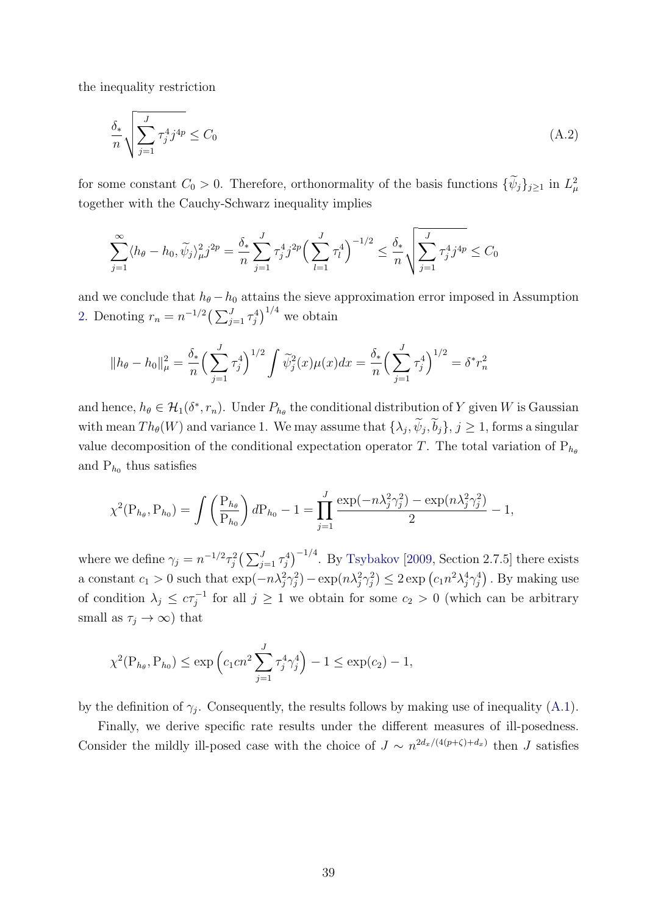the inequality restriction

$$
\frac{\delta_*}{n}\sqrt{\sum_{j=1}^{J}\tau_j^4 j^{4p}} \leq C_0 \tag{A.2}
$$

for some constant $C_0 > 0$. Therefore, orthonormality of the basis functions $\{\widetilde{\psi}_j\}_{j\geq 1}$ in $L^2_\mu$ together with the Cauchy-Schwarz inequality implies

$$
\sum_{j=1}^{\infty}\langle h_\theta - h_0, \widetilde{\psi}_j\rangle_\mu^2 j^{2p} = \frac{\delta_*}{n}\sum_{j=1}^{J}\tau_j^4 j^{2p}\Big(\sum_{l=1}^{J}\tau_l^4\Big)^{-1/2} \leq \frac{\delta_*}{n}\sqrt{\sum_{j=1}^{J}\tau_j^4 j^{4p}} \leq C_0
$$

and we conclude that $h_\theta - h_0$ attains the sieve approximation error imposed in Assumption 2. Denoting $r_n = n^{-1/2}\big(\sum_{j=1}^J \tau_j^4\big)^{1/4}$ we obtain

$$
\|h_\theta - h_0\|_\mu^2 = \frac{\delta_*}{n}\Big(\sum_{j=1}^{J}\tau_j^4\Big)^{1/2}\int \widetilde{\psi}_j^2(x)\mu(x)dx = \frac{\delta_*}{n}\Big(\sum_{j=1}^{J}\tau_j^4\Big)^{1/2} = \delta^* r_n^2
$$

and hence, $h_\theta \in \mathcal{H}_1(\delta^*, r_n)$. Under $P_{h_\theta}$ the conditional distribution of $Y$ given $W$ is Gaussian with mean $Th_\theta(W)$ and variance 1. We may assume that $\{\lambda_j, \widetilde{\psi}_j, \widetilde{b}_j\}$, $j \geq 1$, forms a singular value decomposition of the conditional expectation operator $T$. The total variation of $\mathrm{P}_{h_\theta}$ and $\mathrm{P}_{h_0}$ thus satisfies

$$
\chi^2(\mathrm{P}_{h_\theta}, \mathrm{P}_{h_0}) = \int\Big(\frac{\mathrm{P}_{h_\theta}}{\mathrm{P}_{h_0}}\Big)d\mathrm{P}_{h_0} - 1 = \prod_{j=1}^{J}\frac{\exp(-n\lambda_j^2\gamma_j^2) - \exp(n\lambda_j^2\gamma_j^2)}{2} - 1,
$$

where we define $\gamma_j = n^{-1/2}\tau_j^2\big(\sum_{j=1}^J\tau_j^4\big)^{-1/4}$. By Tsybakov [2009, Section 2.7.5] there exists a constant $c_1 > 0$ such that $\exp(-n\lambda_j^2\gamma_j^2) - \exp(n\lambda_j^2\gamma_j^2) \leq 2\exp\big(c_1 n^2\lambda_j^4\gamma_j^4\big)$. By making use of condition $\lambda_j \leq c\tau_j^{-1}$ for all $j \geq 1$ we obtain for some $c_2 > 0$ (which can be arbitrary small as $\tau_j \to \infty$) that

$$
\chi^2(\mathrm{P}_{h_\theta}, \mathrm{P}_{h_0}) \leq \exp\Big(c_1 c n^2\sum_{j=1}^{J}\tau_j^4\gamma_j^4\Big) - 1 \leq \exp(c_2) - 1,
$$

by the definition of $\gamma_j$. Consequently, the results follows by making use of inequality (A.1).

Finally, we derive specific rate results under the different measures of ill-posedness. Consider the mildly ill-posed case with the choice of $J \sim n^{2d_x/(4(p+\zeta)+d_x)}$ then $J$ satisfies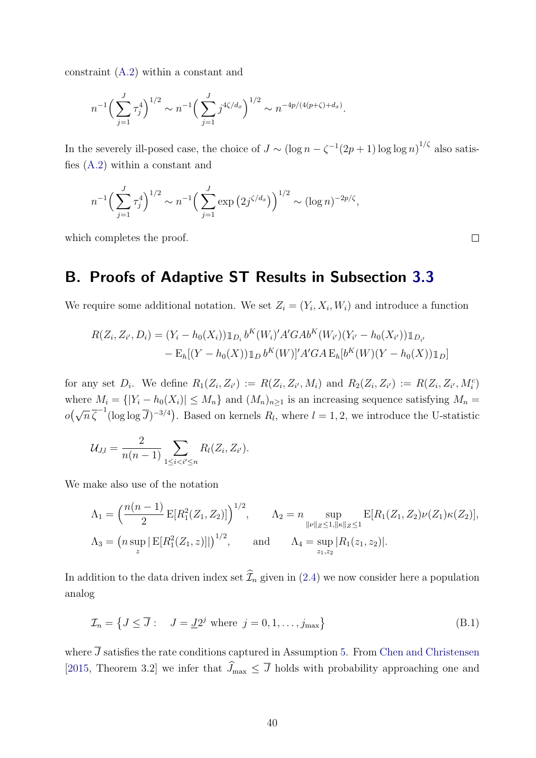constraint (A.2) within a constant and

$$n^{-1}\Big(\sum_{j=1}^{J}\tau_j^4\Big)^{1/2} \sim n^{-1}\Big(\sum_{j=1}^{J} j^{4\zeta/d_x}\Big)^{1/2} \sim n^{-4p/(4(p+\zeta)+d_x)}.$$

In the severely ill-posed case, the choice of $J \sim \big(\log n - \zeta^{-1}(2p+1)\log\log n\big)^{1/\zeta}$ also satisfies (A.2) within a constant and

$$n^{-1}\Big(\sum_{j=1}^{J}\tau_j^4\Big)^{1/2} \sim n^{-1}\Big(\sum_{j=1}^{J}\exp\big(2j^{\zeta/d_x}\big)\Big)^{1/2} \sim (\log n)^{-2p/\zeta},$$

which completes the proof. $\square$

## B. Proofs of Adaptive ST Results in Subsection 3.3

We require some additional notation. We set $Z_i = (Y_i, X_i, W_i)$ and introduce a function

$$\begin{aligned}R(Z_i, Z_{i'}, D_i) = &(Y_i - h_0(X_i))\mathbb{1}_{D_i}\, b^K(W_i)' A' G A b^K(W_{i'})(Y_{i'} - h_0(X_{i'}))\mathbb{1}_{D_{i'}} \\ &- \mathrm{E}_h[(Y - h_0(X))\mathbb{1}_D\, b^K(W)]' A' G A\, \mathrm{E}_h[b^K(W)(Y - h_0(X))\mathbb{1}_D]\end{aligned}$$

for any set $D_i$. We define $R_1(Z_i, Z_{i'}) := R(Z_i, Z_{i'}, M_i)$ and $R_2(Z_i, Z_{i'}) := R(Z_i, Z_{i'}, M_i^c)$ where $M_i = \{|Y_i - h_0(X_i)| \le M_n\}$ and $(M_n)_{n\ge1}$ is an increasing sequence satisfying $M_n = o\big(\sqrt{n}\,\overline{\zeta}^{-1}(\log\log \overline{J})^{-3/4}\big)$. Based on kernels $R_l$, where $l = 1, 2$, we introduce the U-statistic

$$\mathcal{U}_{J,l} = \frac{2}{n(n-1)} \sum_{1\le i<i'\le n} R_l(Z_i, Z_{i'}).$$

We make also use of the notation

$$\Lambda_1 = \Big(\frac{n(n-1)}{2}\,\mathrm{E}[R_1^2(Z_1, Z_2)]\Big)^{1/2}, \qquad \Lambda_2 = n \sup_{\|\nu\|_Z\le1, \|\kappa\|_Z\le1} \mathrm{E}[R_1(Z_1, Z_2)\nu(Z_1)\kappa(Z_2)],$$

$$\Lambda_3 = \big(n \sup_z |\,\mathrm{E}[R_1^2(Z_1, z)]|\big)^{1/2}, \qquad \text{and} \qquad \Lambda_4 = \sup_{z_1,z_2} |R_1(z_1, z_2)|.$$

In addition to the data driven index set $\widehat{\mathcal{I}}_n$ given in (2.4) we now consider here a population analog

$$\mathcal{I}_n = \big\{J \le \overline{J}: \quad J = \underline{J}2^j \text{ where } j = 0, 1, \ldots, j_{\max}\big\} \tag{B.1}$$

where $\overline{J}$ satisfies the rate conditions captured in Assumption 5. From Chen and Christensen [2015, Theorem 3.2] we infer that $\widehat{J}_{\max} \le \overline{J}$ holds with probability approaching one and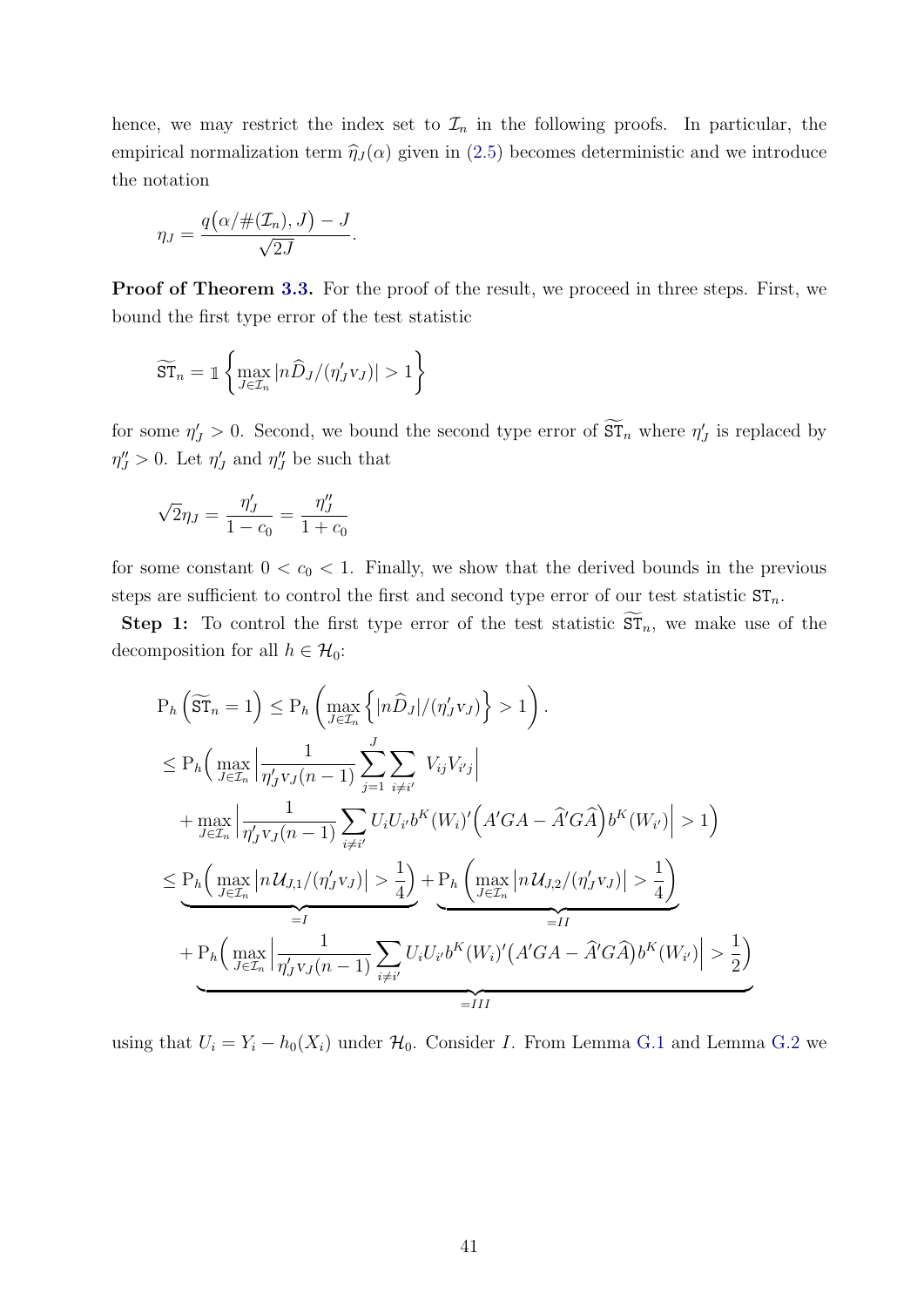hence, we may restrict the index set to $\mathcal{I}_n$ in the following proofs. In particular, the empirical normalization term $\widehat{\eta}_J(\alpha)$ given in (2.5) becomes deterministic and we introduce the notation

$$\eta_J = \frac{q\big(\alpha/\#(\mathcal{I}_n), J\big) - J}{\sqrt{2J}}.$$

**Proof of Theorem 3.3.** For the proof of the result, we proceed in three steps. First, we bound the first type error of the test statistic

$$\widetilde{\mathtt{ST}}_n = \mathbb{1}\left\{\max_{J\in\mathcal{I}_n} |n\widehat{D}_J/(\eta_J' \mathrm{v}_J)| > 1\right\}$$

for some $\eta_J' > 0$. Second, we bound the second type error of $\widetilde{\mathtt{ST}}_n$ where $\eta_J'$ is replaced by $\eta_J'' > 0$. Let $\eta_J'$ and $\eta_J''$ be such that

$$\sqrt{2}\eta_J = \frac{\eta_J'}{1-c_0} = \frac{\eta_J''}{1+c_0}$$

for some constant $0 < c_0 < 1$. Finally, we show that the derived bounds in the previous steps are sufficient to control the first and second type error of our test statistic $\mathtt{ST}_n$.

**Step 1:** To control the first type error of the test statistic $\widetilde{\mathtt{ST}}_n$, we make use of the decomposition for all $h \in \mathcal{H}_0$:

$$\begin{aligned}
&\mathrm{P}_h\left(\widetilde{\mathtt{ST}}_n = 1\right) \le \mathrm{P}_h\left(\max_{J\in\mathcal{I}_n}\left\{|n\widehat{D}_J|/(\eta_J'\mathrm{v}_J)\right\} > 1\right). \\
&\le \mathrm{P}_h\Big(\max_{J\in\mathcal{I}_n}\Big|\frac{1}{\eta_J'\mathrm{v}_J(n-1)}\sum_{j=1}^J\sum_{i\neq i'} V_{ij}V_{i'j}\Big| \\
&\quad + \max_{J\in\mathcal{I}_n}\Big|\frac{1}{\eta_J'\mathrm{v}_J(n-1)}\sum_{i\neq i'} U_iU_{i'}b^K(W_i)'\Big(A'GA - \widehat{A}'G\widehat{A}\Big)b^K(W_{i'})\Big| > 1\Big) \\
&\le \underbrace{\mathrm{P}_h\Big(\max_{J\in\mathcal{I}_n}\big|n\,\mathcal{U}_{J,1}/(\eta_J'\mathrm{v}_J)\big| > \frac{1}{4}\Big)}_{=I} + \underbrace{\mathrm{P}_h\left(\max_{J\in\mathcal{I}_n}\big|n\,\mathcal{U}_{J,2}/(\eta_J'\mathrm{v}_J)\big| > \frac{1}{4}\right)}_{=II} \\
&\quad + \underbrace{\mathrm{P}_h\Big(\max_{J\in\mathcal{I}_n}\Big|\frac{1}{\eta_J'\mathrm{v}_J(n-1)}\sum_{i\neq i'} U_iU_{i'}b^K(W_i)'\big(A'GA - \widehat{A}'G\widehat{A}\big)b^K(W_{i'})\Big| > \frac{1}{2}\Big)}_{=III}
\end{aligned}$$

using that $U_i = Y_i - h_0(X_i)$ under $\mathcal{H}_0$. Consider $I$. From Lemma G.1 and Lemma G.2 we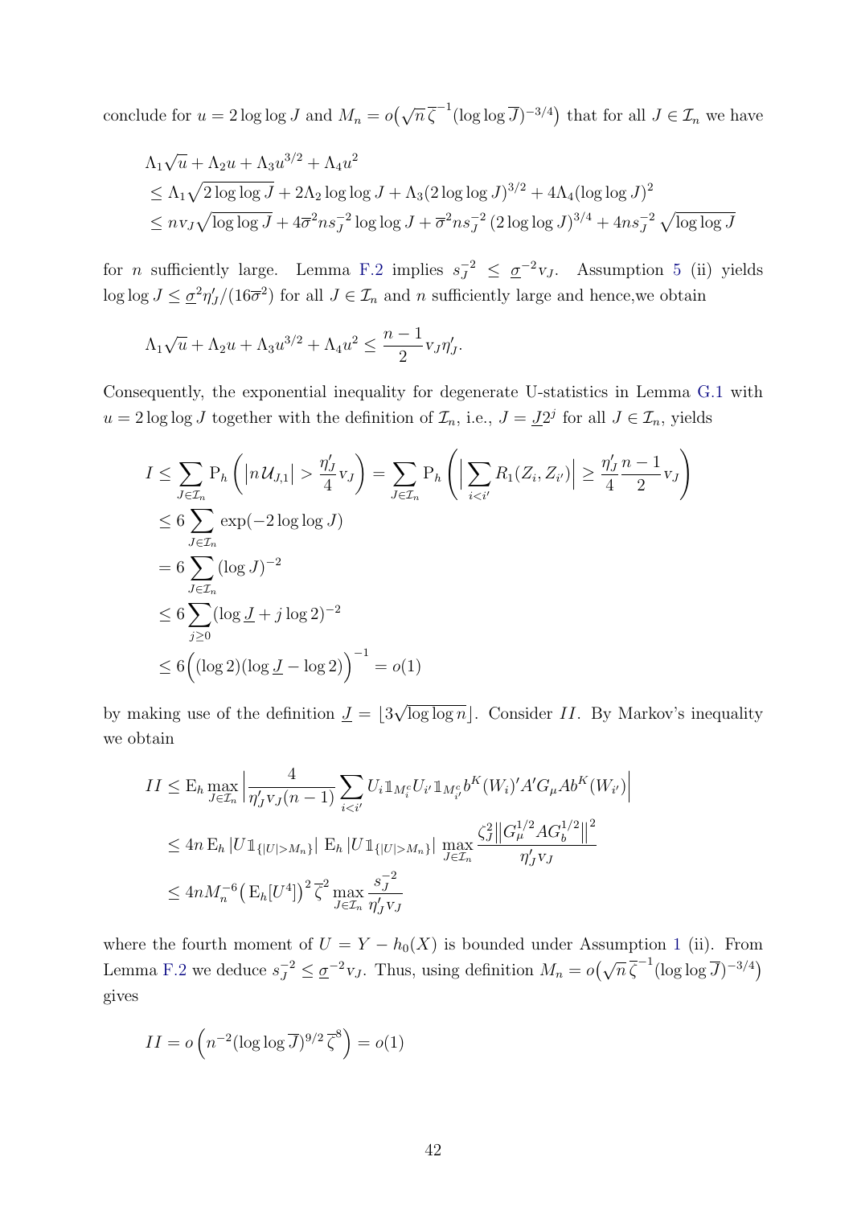conclude for $u = 2\log\log J$ and $M_n = o\big(\sqrt{n}\,\overline{\zeta}^{-1}(\log\log\overline{J})^{-3/4}\big)$ that for all $J \in \mathcal{I}_n$ we have

$$
\begin{aligned}
&\Lambda_1\sqrt{u} + \Lambda_2 u + \Lambda_3 u^{3/2} + \Lambda_4 u^2 \\
&\le \Lambda_1\sqrt{2\log\log J} + 2\Lambda_2 \log\log J + \Lambda_3 (2\log\log J)^{3/2} + 4\Lambda_4 (\log\log J)^2 \\
&\le n \mathrm{v}_J \sqrt{\log\log J} + 4\overline{\sigma}^2 n s_J^{-2} \log\log J + \overline{\sigma}^2 n s_J^{-2}\,(2\log\log J)^{3/4} + 4n s_J^{-2}\,\sqrt{\log\log J}
\end{aligned}
$$

for $n$ sufficiently large. Lemma F.2 implies $s_J^{-2} \le \underline{\sigma}^{-2}\mathrm{v}_J$. Assumption 5 (ii) yields $\log\log J \le \underline{\sigma}^2\eta_J'/(16\overline{\sigma}^2)$ for all $J \in \mathcal{I}_n$ and $n$ sufficiently large and hence,we obtain

$$
\Lambda_1\sqrt{u} + \Lambda_2 u + \Lambda_3 u^{3/2} + \Lambda_4 u^2 \le \frac{n-1}{2}\mathrm{v}_J \eta_J'.
$$

Consequently, the exponential inequality for degenerate U-statistics in Lemma G.1 with $u = 2\log\log J$ together with the definition of $\mathcal{I}_n$, i.e., $J = \underline{J}2^j$ for all $J \in \mathcal{I}_n$, yields

$$
\begin{aligned}
I &\le \sum_{J\in\mathcal{I}_n} \mathrm{P}_h\left( \big|n\,\mathcal{U}_{J,1}\big| > \frac{\eta_J'}{4}\mathrm{v}_J \right) = \sum_{J\in\mathcal{I}_n} \mathrm{P}_h\left( \Big|\sum_{i<i'} R_1(Z_i, Z_{i'})\Big| \ge \frac{\eta_J'}{4}\frac{n-1}{2}\mathrm{v}_J \right) \\
&\le 6\sum_{J\in\mathcal{I}_n} \exp(-2\log\log J) \\
&= 6\sum_{J\in\mathcal{I}_n} (\log J)^{-2} \\
&\le 6\sum_{j\ge 0} (\log \underline{J} + j\log 2)^{-2} \\
&\le 6\Big((\log 2)(\log\underline{J} - \log 2)\Big)^{-1} = o(1)
\end{aligned}
$$

by making use of the definition $\underline{J} = \lfloor 3\sqrt{\log\log n}\rfloor$. Consider $II$. By Markov's inequality we obtain

$$
\begin{aligned}
II &\le \mathrm{E}_h \max_{J\in\mathcal{I}_n}\Big| \frac{4}{\eta_J'\mathrm{v}_J(n-1)} \sum_{i<i'} U_i \mathbb{1}_{M_i^c} U_{i'} \mathbb{1}_{M_{i'}^c} b^K(W_i)' A' G_\mu A b^K(W_{i'}) \Big| \\
&\le 4n\,\mathrm{E}_h\,|U \mathbb{1}_{\{|U|>M_n\}}|\;\mathrm{E}_h\,|U \mathbb{1}_{\{|U|>M_n\}}|\;\max_{J\in\mathcal{I}_n} \frac{\zeta_J^2 \big\|G_\mu^{1/2} A G_b^{1/2}\big\|^2}{\eta_J'\mathrm{v}_J} \\
&\le 4n M_n^{-6}\big(\mathrm{E}_h[U^4]\big)^2\,\overline{\zeta}^2 \max_{J\in\mathcal{I}_n} \frac{s_J^{-2}}{\eta_J'\mathrm{v}_J}
\end{aligned}
$$

where the fourth moment of $U = Y - h_0(X)$ is bounded under Assumption 1 (ii). From Lemma F.2 we deduce $s_J^{-2} \le \underline{\sigma}^{-2}\mathrm{v}_J$. Thus, using definition $M_n = o\big(\sqrt{n}\,\overline{\zeta}^{-1}(\log\log\overline{J})^{-3/4}\big)$ gives

$$
II = o\left(n^{-2}(\log\log\overline{J})^{9/2}\,\overline{\zeta}^8\right) = o(1)
$$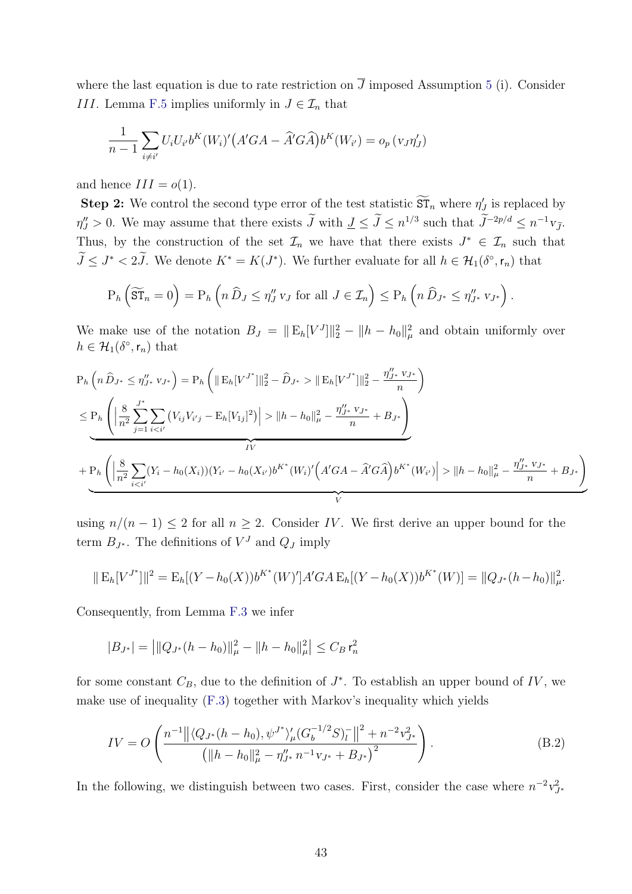where the last equation is due to rate restriction on $\overline{J}$ imposed Assumption 5 (i). Consider $III$. Lemma F.5 implies uniformly in $J \in \mathcal{I}_n$ that

$$\frac{1}{n-1}\sum_{i\neq i'} U_i U_{i'} b^K(W_i)'\big(A'GA - \widehat{A}'G\widehat{A}\big)b^K(W_{i'}) = o_p\left(\mathrm{v}_J \eta_J'\right)$$

and hence $III = o(1)$.

**Step 2:** We control the second type error of the test statistic $\widetilde{\mathtt{ST}}_n$ where $\eta_J'$ is replaced by $\eta_J'' > 0$. We may assume that there exists $\widetilde{J}$ with $\underline{J} \leq \widetilde{J} \leq n^{1/3}$ such that $\widetilde{J}^{-2p/d} \leq n^{-1}\mathrm{v}_{\widetilde{J}}$. Thus, by the construction of the set $\mathcal{I}_n$ we have that there exists $J^* \in \mathcal{I}_n$ such that $\widetilde{J} \leq J^* < 2\widetilde{J}$. We denote $K^* = K(J^*)$. We further evaluate for all $h \in \mathcal{H}_1(\delta^\circ, \mathsf{r}_n)$ that

$$\mathrm{P}_h\left(\widetilde{\mathtt{ST}}_n = 0\right) = \mathrm{P}_h\left(n\,\widehat{D}_J \leq \eta_J''\,\mathrm{v}_J \text{ for all } J \in \mathcal{I}_n\right) \leq \mathrm{P}_h\left(n\,\widehat{D}_{J^*} \leq \eta_{J^*}''\,\mathrm{v}_{J^*}\right).$$

We make use of the notation $B_J = \|\operatorname{E}_h[V^J]\|_2^2 - \|h - h_0\|_\mu^2$ and obtain uniformly over $h \in \mathcal{H}_1(\delta^\circ, \mathsf{r}_n)$ that

$$\begin{aligned}
&\mathrm{P}_h\left(n\,\widehat{D}_{J^*} \leq \eta_{J^*}''\,\mathrm{v}_{J^*}\right) = \mathrm{P}_h\left(\|\operatorname{E}_h[V^{J^*}]\|_2^2 - \widehat{D}_{J^*} > \|\operatorname{E}_h[V^{J^*}]\|_2^2 - \frac{\eta_{J^*}''\,\mathrm{v}_{J^*}}{n}\right)\\
&\leq \underbrace{\mathrm{P}_h\left(\Big|\frac{8}{n^2}\sum_{j=1}^{J^*}\sum_{i<i'}\big(V_{ij}V_{i'j} - \operatorname{E}_h[V_{1j}]^2\big)\Big| > \|h-h_0\|_\mu^2 - \frac{\eta_{J^*}''\,\mathrm{v}_{J^*}}{n} + B_{J^*}\right)}_{IV}\\
&+ \underbrace{\mathrm{P}_h\left(\Big|\frac{8}{n^2}\sum_{i<i'}(Y_i - h_0(X_i))(Y_{i'} - h_0(X_{i'}))b^{K^*}(W_i)'\Big(A'GA - \widehat{A}'G\widehat{A}\Big)b^{K^*}(W_{i'})\Big| > \|h-h_0\|_\mu^2 - \frac{\eta_{J^*}''\,\mathrm{v}_{J^*}}{n} + B_{J^*}\right)}_{V}
\end{aligned}$$

using $n/(n-1) \leq 2$ for all $n \geq 2$. Consider $IV$. We first derive an upper bound for the term $B_{J^*}$. The definitions of $V^J$ and $Q_J$ imply

$$\|\operatorname{E}_h[V^{J^*}]\|^2 = \operatorname{E}_h[(Y - h_0(X))b^{K^*}(W)']A'GA\operatorname{E}_h[(Y-h_0(X))b^{K^*}(W)] = \|Q_{J^*}(h-h_0)\|_\mu^2.$$

Consequently, from Lemma F.3 we infer

$$|B_{J^*}| = \big|\|Q_{J^*}(h-h_0)\|_\mu^2 - \|h-h_0\|_\mu^2\big| \leq C_B\,\mathsf{r}_n^2$$

for some constant $C_B$, due to the definition of $J^*$. To establish an upper bound of $IV$, we make use of inequality (F.3) together with Markov's inequality which yields

$$IV = O\left(\frac{n^{-1}\big\|\langle Q_{J^*}(h-h_0), \psi^{J^*}\rangle_\mu'(G_b^{-1/2}S)_l^-\big\|^2 + n^{-2}\mathrm{v}_{J^*}^2}{\left(\|h-h_0\|_\mu^2 - \eta_{J^*}''\,n^{-1}\mathrm{v}_{J^*} + B_{J^*}\right)^2}\right). \tag{B.2}$$

In the following, we distinguish between two cases. First, consider the case where $n^{-2}\mathrm{v}_{J^*}^2$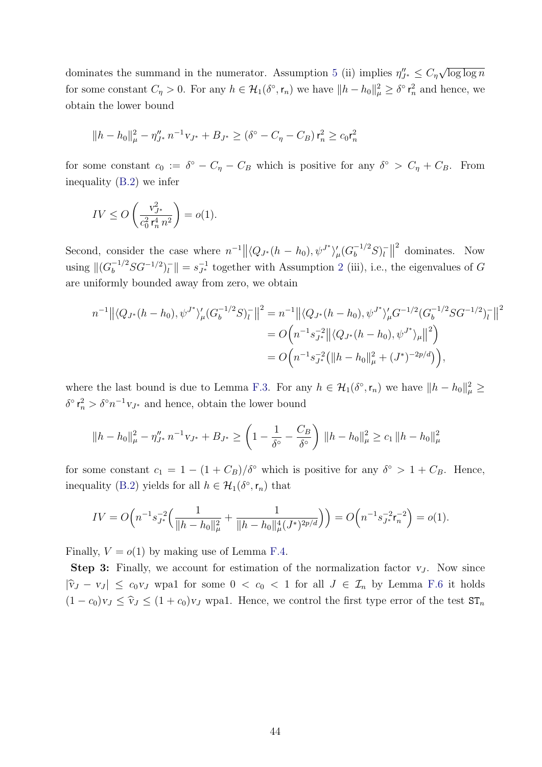dominates the summand in the numerator. Assumption 5 (ii) implies $\eta''_{J^*} \leq C_\eta \sqrt{\log \log n}$ for some constant $C_\eta > 0$. For any $h \in \mathcal{H}_1(\delta^\circ, \mathsf{r}_n)$ we have $\|h - h_0\|_\mu^2 \geq \delta^\circ \, \mathsf{r}_n^2$ and hence, we obtain the lower bound

$$\|h - h_0\|_\mu^2 - \eta''_{J^*} \, n^{-1} \mathrm{v}_{J^*} + B_{J^*} \geq (\delta^\circ - C_\eta - C_B) \, \mathsf{r}_n^2 \geq c_0 \mathsf{r}_n^2$$

for some constant $c_0 := \delta^\circ - C_\eta - C_B$ which is positive for any $\delta^\circ > C_\eta + C_B$. From inequality (B.2) we infer

$$IV \leq O\left(\frac{\mathrm{v}_{J^*}^2}{c_0^2 \, \mathsf{r}_n^4 \, n^2}\right) = o(1).$$

Second, consider the case where $n^{-1} \big\| \langle Q_{J^*}(h - h_0), \psi^{J^*} \rangle_\mu' (G_b^{-1/2} S)_l^- \big\|^2$ dominates. Now using $\|(G_b^{-1/2} S G^{-1/2})_l^- \| = s_{J^*}^{-1}$ together with Assumption 2 (iii), i.e., the eigenvalues of $G$ are uniformly bounded away from zero, we obtain

$$\begin{aligned}
n^{-1} \big\| \langle Q_{J^*}(h - h_0), \psi^{J^*} \rangle_\mu' (G_b^{-1/2} S)_l^- \big\|^2 &= n^{-1} \big\| \langle Q_{J^*}(h - h_0), \psi^{J^*} \rangle_\mu' G^{-1/2} (G_b^{-1/2} S G^{-1/2})_l^- \big\|^2 \\
&= O\Big( n^{-1} s_{J^*}^{-2} \big\| \langle Q_{J^*}(h - h_0), \psi^{J^*} \rangle_\mu \big\|^2 \Big) \\
&= O\Big( n^{-1} s_{J^*}^{-2} \big( \|h - h_0\|_\mu^2 + (J^*)^{-2p/d} \big) \Big),
\end{aligned}$$

where the last bound is due to Lemma F.3. For any $h \in \mathcal{H}_1(\delta^\circ, \mathsf{r}_n)$ we have $\|h - h_0\|_\mu^2 \geq \delta^\circ \, \mathsf{r}_n^2 > \delta^\circ n^{-1} \mathrm{v}_{J^*}$ and hence, obtain the lower bound

$$\|h - h_0\|_\mu^2 - \eta''_{J^*} \, n^{-1} \mathrm{v}_{J^*} + B_{J^*} \geq \left(1 - \frac{1}{\delta^\circ} - \frac{C_B}{\delta^\circ}\right) \|h - h_0\|_\mu^2 \geq c_1 \, \|h - h_0\|_\mu^2$$

for some constant $c_1 = 1 - (1 + C_B)/\delta^\circ$ which is positive for any $\delta^\circ > 1 + C_B$. Hence, inequality (B.2) yields for all $h \in \mathcal{H}_1(\delta^\circ, \mathsf{r}_n)$ that

$$IV = O\Big( n^{-1} s_{J^*}^{-2} \Big( \frac{1}{\|h - h_0\|_\mu^2} + \frac{1}{\|h - h_0\|_\mu^4 (J^*)^{2p/d}} \Big) \Big) = O\Big( n^{-1} s_{J^*}^{-2} \mathsf{r}_n^{-2} \Big) = o(1).$$

Finally, $V = o(1)$ by making use of Lemma F.4.

**Step 3:** Finally, we account for estimation of the normalization factor $\mathrm{v}_J$. Now since $|\widehat{\mathrm{v}}_J - \mathrm{v}_J| \leq c_0 \mathrm{v}_J$ wpa1 for some $0 < c_0 < 1$ for all $J \in \mathcal{I}_n$ by Lemma F.6 it holds $(1 - c_0) \mathrm{v}_J \leq \widehat{\mathrm{v}}_J \leq (1 + c_0) \mathrm{v}_J$ wpa1. Hence, we control the first type error of the test $\mathtt{ST}_n$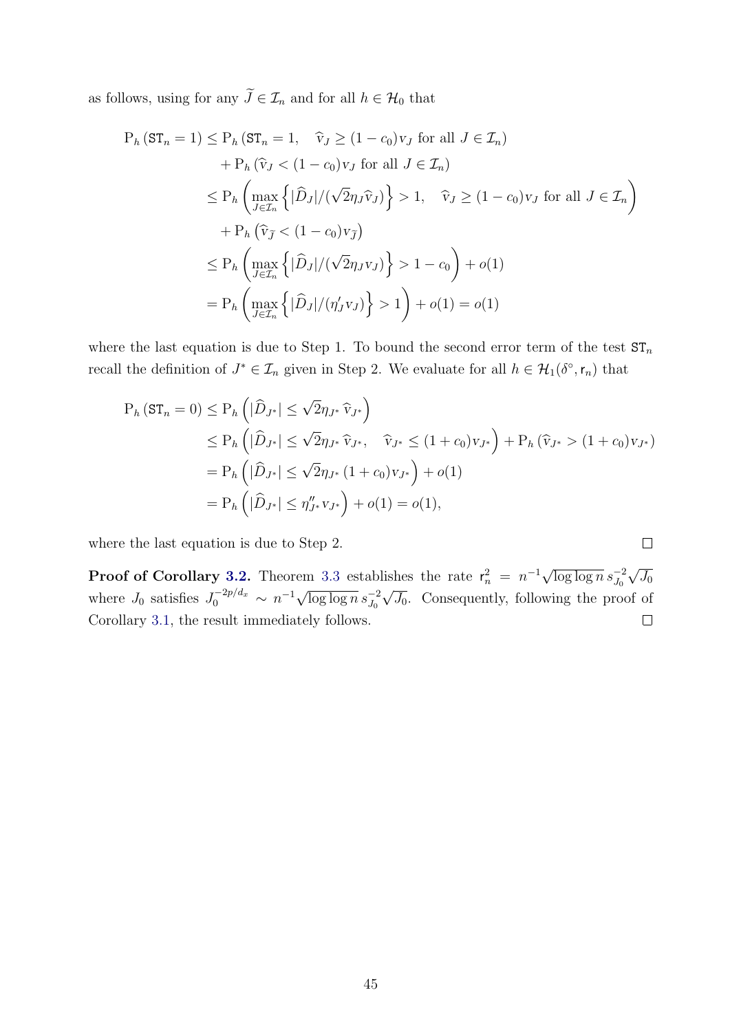as follows, using for any $\widetilde{J} \in \mathcal{I}_n$ and for all $h \in \mathcal{H}_0$ that

$$
\begin{aligned}
\mathrm{P}_h\left(\mathtt{ST}_n = 1\right) &\leq \mathrm{P}_h\left(\mathtt{ST}_n = 1, \quad \widehat{\mathrm{v}}_J \geq (1-c_0)\mathrm{v}_J \text{ for all } J \in \mathcal{I}_n\right) \\
&\quad + \mathrm{P}_h\left(\widehat{\mathrm{v}}_J < (1-c_0)\mathrm{v}_J \text{ for all } J \in \mathcal{I}_n\right) \\
&\leq \mathrm{P}_h\left(\max_{J \in \mathcal{I}_n}\left\{|\widehat{D}_J|/(\sqrt{2}\eta_J \widehat{\mathrm{v}}_J)\right\} > 1, \quad \widehat{\mathrm{v}}_J \geq (1-c_0)\mathrm{v}_J \text{ for all } J \in \mathcal{I}_n\right) \\
&\quad + \mathrm{P}_h\left(\widehat{\mathrm{v}}_{\widetilde{J}} < (1-c_0)\mathrm{v}_{\widetilde{J}}\right) \\
&\leq \mathrm{P}_h\left(\max_{J \in \mathcal{I}_n}\left\{|\widehat{D}_J|/(\sqrt{2}\eta_J \mathrm{v}_J)\right\} > 1 - c_0\right) + o(1) \\
&= \mathrm{P}_h\left(\max_{J \in \mathcal{I}_n}\left\{|\widehat{D}_J|/(\eta_J' \mathrm{v}_J)\right\} > 1\right) + o(1) = o(1)
\end{aligned}
$$

where the last equation is due to Step 1. To bound the second error term of the test $\mathtt{ST}_n$ recall the definition of $J^* \in \mathcal{I}_n$ given in Step 2. We evaluate for all $h \in \mathcal{H}_1(\delta^\circ, \mathsf{r}_n)$ that

$$
\begin{aligned}
\mathrm{P}_h\left(\mathtt{ST}_n = 0\right) &\leq \mathrm{P}_h\left(|\widehat{D}_{J^*}| \leq \sqrt{2}\eta_{J^*}\, \widehat{\mathrm{v}}_{J^*}\right) \\
&\leq \mathrm{P}_h\left(|\widehat{D}_{J^*}| \leq \sqrt{2}\eta_{J^*}\, \widehat{\mathrm{v}}_{J^*}, \quad \widehat{\mathrm{v}}_{J^*} \leq (1+c_0)\mathrm{v}_{J^*}\right) + \mathrm{P}_h\left(\widehat{\mathrm{v}}_{J^*} > (1+c_0)\mathrm{v}_{J^*}\right) \\
&= \mathrm{P}_h\left(|\widehat{D}_{J^*}| \leq \sqrt{2}\eta_{J^*}\,(1+c_0)\mathrm{v}_{J^*}\right) + o(1) \\
&= \mathrm{P}_h\left(|\widehat{D}_{J^*}| \leq \eta_{J^*}''\, \mathrm{v}_{J^*}\right) + o(1) = o(1),
\end{aligned}
$$

where the last equation is due to Step 2. $\square$

**Proof of Corollary 3.2.** Theorem 3.3 establishes the rate $\mathsf{r}_n^2 = n^{-1}\sqrt{\log\log n}\, s_{J_0}^{-2}\sqrt{J_0}$ where $J_0$ satisfies $J_0^{-2p/d_x} \sim n^{-1}\sqrt{\log\log n}\, s_{J_0}^{-2}\sqrt{J_0}$. Consequently, following the proof of Corollary 3.1, the result immediately follows. $\square$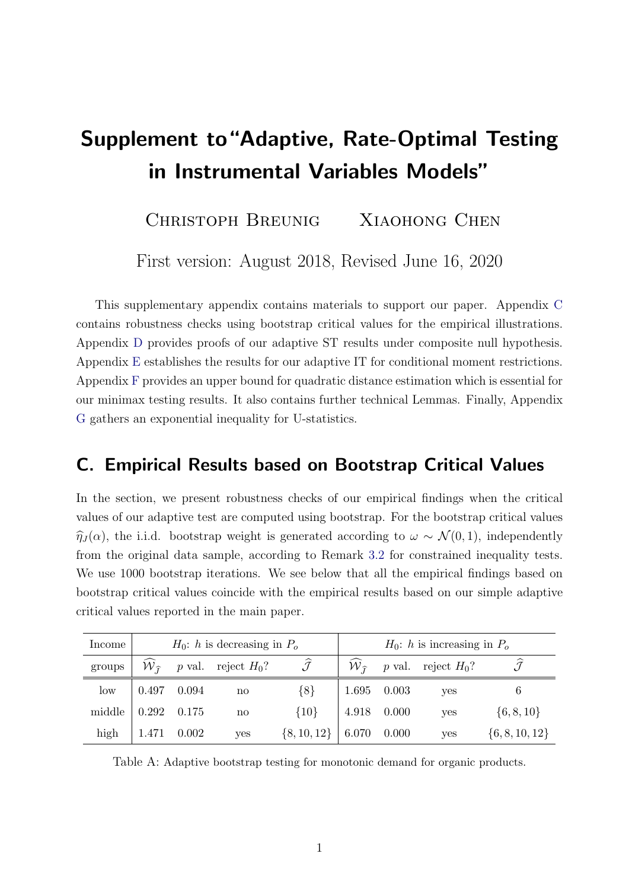# Supplement to "Adaptive, Rate-Optimal Testing in Instrumental Variables Models"

Christoph Breunig Xiaohong Chen

First version: August 2018, Revised June 16, 2020

This supplementary appendix contains materials to support our paper. Appendix C contains robustness checks using bootstrap critical values for the empirical illustrations. Appendix D provides proofs of our adaptive ST results under composite null hypothesis. Appendix E establishes the results for our adaptive IT for conditional moment restrictions. Appendix F provides an upper bound for quadratic distance estimation which is essential for our minimax testing results. It also contains further technical Lemmas. Finally, Appendix G gathers an exponential inequality for U-statistics.

## C. Empirical Results based on Bootstrap Critical Values

In the section, we present robustness checks of our empirical findings when the critical values of our adaptive test are computed using bootstrap. For the bootstrap critical values $\widehat{\eta}_J(\alpha)$, the i.i.d. bootstrap weight is generated according to $\omega \sim \mathcal{N}(0,1)$, independently from the original data sample, according to Remark 3.2 for constrained inequality tests. We use 1000 bootstrap iterations. We see below that all the empirical findings based on bootstrap critical values coincide with the empirical results based on our simple adaptive critical values reported in the main paper.

| Income | $H_0$: $h$ is decreasing in $P_o$ | | | | $H_0$: $h$ is increasing in $P_o$ | | | |
|---|---|---|---|---|---|---|---|---|
| groups | $\widehat{\mathcal{W}}_{\widehat{\mathcal{J}}}$ | $p$ val. | reject $H_0$? | $\widehat{\mathcal{J}}$ | $\widehat{\mathcal{W}}_{\widehat{\mathcal{J}}}$ | $p$ val. | reject $H_0$? | $\widehat{\mathcal{J}}$ |
| low | 0.497 | 0.094 | no | $\{8\}$ | 1.695 | 0.003 | yes | 6 |
| middle | 0.292 | 0.175 | no | $\{10\}$ | 4.918 | 0.000 | yes | $\{6, 8, 10\}$ |
| high | 1.471 | 0.002 | yes | $\{8, 10, 12\}$ | 6.070 | 0.000 | yes | $\{6, 8, 10, 12\}$ |

Table A: Adaptive bootstrap testing for monotonic demand for organic products.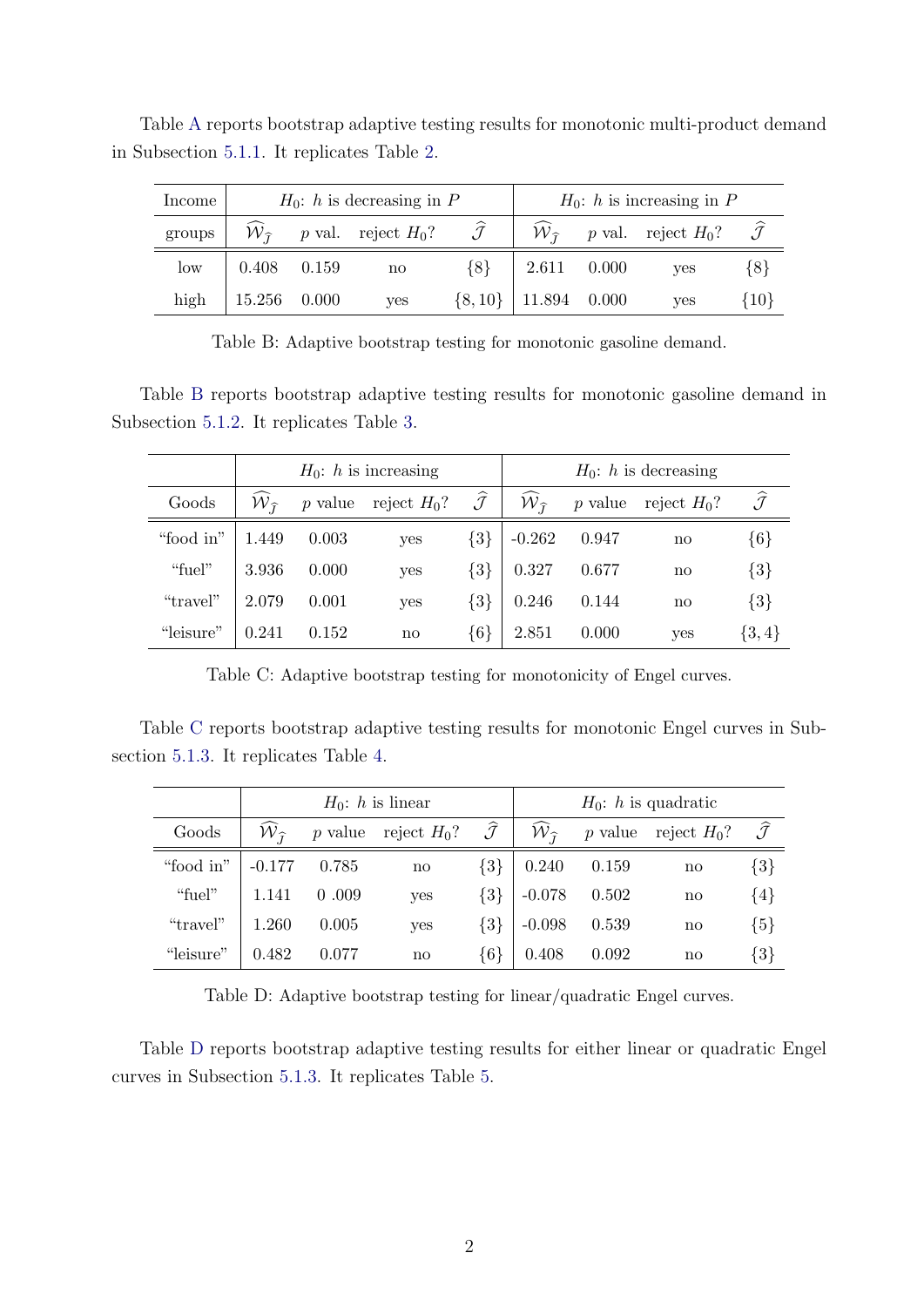Table A reports bootstrap adaptive testing results for monotonic multi-product demand in Subsection 5.1.1. It replicates Table 2.

| Income | $H_0$: $h$ is decreasing in $P$ | | | | $H_0$: $h$ is increasing in $P$ | | | |
|---|---|---|---|---|---|---|---|---|
| groups | $\widehat{\mathcal{W}}_{\hat{\mathcal{J}}}$ | $p$ val. | reject $H_0$? | $\widehat{\mathcal{J}}$ | $\widehat{\mathcal{W}}_{\hat{\mathcal{J}}}$ | $p$ val. | reject $H_0$? | $\widehat{\mathcal{J}}$ |
| low | 0.408 | 0.159 | no | $\{8\}$ | 2.611 | 0.000 | yes | $\{8\}$ |
| high | 15.256 | 0.000 | yes | $\{8, 10\}$ | 11.894 | 0.000 | yes | $\{10\}$ |

Table B: Adaptive bootstrap testing for monotonic gasoline demand.

Table B reports bootstrap adaptive testing results for monotonic gasoline demand in Subsection 5.1.2. It replicates Table 3.

| | $H_0$: $h$ is increasing | | | | $H_0$: $h$ is decreasing | | | |
|---|---|---|---|---|---|---|---|---|
| Goods | $\widehat{\mathcal{W}}_{\hat{\mathcal{J}}}$ | $p$ value | reject $H_0$? | $\widehat{\mathcal{J}}$ | $\widehat{\mathcal{W}}_{\hat{\mathcal{J}}}$ | $p$ value | reject $H_0$? | $\widehat{\mathcal{J}}$ |
| "food in" | 1.449 | 0.003 | yes | $\{3\}$ | -0.262 | 0.947 | no | $\{6\}$ |
| "fuel" | 3.936 | 0.000 | yes | $\{3\}$ | 0.327 | 0.677 | no | $\{3\}$ |
| "travel" | 2.079 | 0.001 | yes | $\{3\}$ | 0.246 | 0.144 | no | $\{3\}$ |
| "leisure" | 0.241 | 0.152 | no | $\{6\}$ | 2.851 | 0.000 | yes | $\{3, 4\}$ |

Table C: Adaptive bootstrap testing for monotonicity of Engel curves.

Table C reports bootstrap adaptive testing results for monotonic Engel curves in Subsection 5.1.3. It replicates Table 4.

| | $H_0$: $h$ is linear | | | | $H_0$: $h$ is quadratic | | | |
|---|---|---|---|---|---|---|---|---|
| Goods | $\widehat{\mathcal{W}}_{\hat{\mathcal{J}}}$ | $p$ value | reject $H_0$? | $\widehat{\mathcal{J}}$ | $\widehat{\mathcal{W}}_{\hat{\mathcal{J}}}$ | $p$ value | reject $H_0$? | $\widehat{\mathcal{J}}$ |
| "food in" | -0.177 | 0.785 | no | $\{3\}$ | 0.240 | 0.159 | no | $\{3\}$ |
| "fuel" | 1.141 | 0 .009 | yes | $\{3\}$ | -0.078 | 0.502 | no | $\{4\}$ |
| "travel" | 1.260 | 0.005 | yes | $\{3\}$ | -0.098 | 0.539 | no | $\{5\}$ |
| "leisure" | 0.482 | 0.077 | no | $\{6\}$ | 0.408 | 0.092 | no | $\{3\}$ |

Table D: Adaptive bootstrap testing for linear/quadratic Engel curves.

Table D reports bootstrap adaptive testing results for either linear or quadratic Engel curves in Subsection 5.1.3. It replicates Table 5.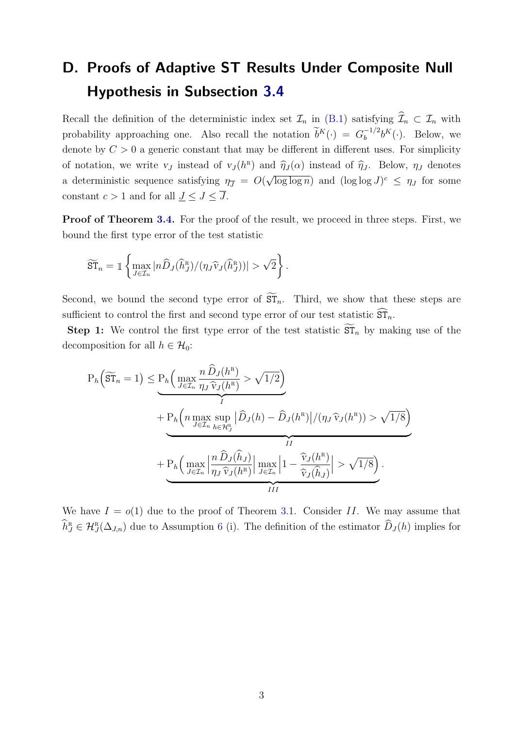# D. Proofs of Adaptive ST Results Under Composite Null Hypothesis in Subsection 3.4

Recall the definition of the deterministic index set $\mathcal{I}_n$ in (B.1) satisfying $\widehat{\mathcal{I}}_n \subset \mathcal{I}_n$ with probability approaching one. Also recall the notation $\widetilde{b}^K(\cdot) = G_b^{-1/2} b^K(\cdot)$. Below, we denote by $C > 0$ a generic constant that may be different in different uses. For simplicity of notation, we write $v_J$ instead of $v_J(h^{\mathrm{R}})$ and $\widehat{\eta}_J(\alpha)$ instead of $\widehat{\eta}_J$. Below, $\eta_J$ denotes a deterministic sequence satisfying $\eta_{\overline{J}} = O(\sqrt{\log\log n})$ and $(\log\log J)^c \leq \eta_J$ for some constant $c > 1$ and for all $\underline{J} \leq J \leq \overline{J}$.

**Proof of Theorem 3.4.** For the proof of the result, we proceed in three steps. First, we bound the first type error of the test statistic

$$\widetilde{\mathtt{ST}}_n = \mathbb{1}\left\{ \max_{J \in \mathcal{I}_n} |n\widehat{D}_J(\widehat{h}_J^{\mathrm{R}})/(\eta_J \widehat{\mathrm{v}}_J(\widehat{h}_J^{\mathrm{R}}))| > \sqrt{2} \right\}.$$

Second, we bound the second type error of $\widetilde{\mathtt{ST}}_n$. Third, we show that these steps are sufficient to control the first and second type error of our test statistic $\widehat{\mathtt{ST}}_n$.

**Step 1:** We control the first type error of the test statistic $\widetilde{\mathtt{ST}}_n$ by making use of the decomposition for all $h \in \mathcal{H}_0$:

$$\begin{aligned}
\mathrm{P}_h\Big(\widetilde{\mathtt{ST}}_n = 1\Big) \leq\ & \underbrace{\mathrm{P}_h\Big( \max_{J \in \mathcal{I}_n} \frac{n\,\widehat{D}_J(h^{\mathrm{R}})}{\eta_J\,\widehat{\mathrm{v}}_J(h^{\mathrm{R}})} > \sqrt{1/2}\Big)}_{I} \\
& + \underbrace{\mathrm{P}_h\Big( n \max_{J \in \mathcal{I}_n} \sup_{h \in \mathcal{H}_J^{\mathrm{R}}} \big|\widehat{D}_J(h) - \widehat{D}_J(h^{\mathrm{R}})\big| / (\eta_J\,\widehat{\mathrm{v}}_J(h^{\mathrm{R}})) > \sqrt{1/8}\Big)}_{II} \\
& + \underbrace{\mathrm{P}_h\Big( \max_{J \in \mathcal{I}_n} \Big|\frac{n\,\widehat{D}_J(\widehat{h}_J)}{\eta_J\,\widehat{\mathrm{v}}_J(h^{\mathrm{R}})}\Big| \max_{J \in \mathcal{I}_n} \Big|1 - \frac{\widehat{\mathrm{v}}_J(h^{\mathrm{R}})}{\widehat{\mathrm{v}}_J(\widehat{h}_J)}\Big| > \sqrt{1/8}\Big)}_{III}.
\end{aligned}$$

We have $I = o(1)$ due to the proof of Theorem 3.1. Consider $II$. We may assume that $\widehat{h}_J^{\mathrm{R}} \in \mathcal{H}_J^{\mathrm{R}}(\Delta_{J,n})$ due to Assumption 6 (i). The definition of the estimator $\widehat{D}_J(h)$ implies for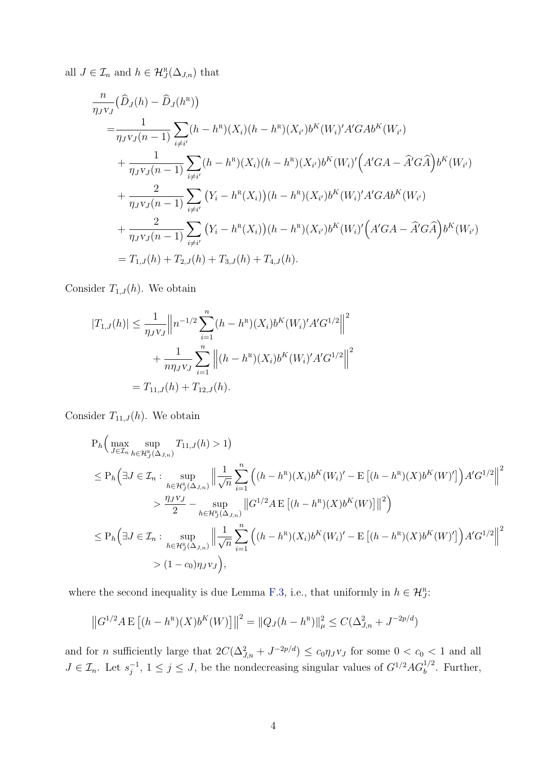all $J \in \mathcal{I}_n$ and $h \in \mathcal{H}_J^{\text{R}}(\Delta_{J,n})$ that

$$
\begin{aligned}
&\frac{n}{\eta_J v_J}\big(\widehat{D}_J(h) - \widehat{D}_J(h^{\text{R}})\big) \\
=&\frac{1}{\eta_J v_J(n-1)} \sum_{i \neq i'} (h - h^{\text{R}})(X_i)(h - h^{\text{R}})(X_{i'}) b^K(W_i)' A' G A b^K(W_{i'}) \\
&+ \frac{1}{\eta_J v_J(n-1)} \sum_{i \neq i'} (h - h^{\text{R}})(X_i)(h - h^{\text{R}})(X_{i'}) b^K(W_i)' \Big(A' G A - \widehat{A}' G \widehat{A}\Big) b^K(W_{i'}) \\
&+ \frac{2}{\eta_J v_J(n-1)} \sum_{i \neq i'} \big(Y_i - h^{\text{R}}(X_i)\big)(h - h^{\text{R}})(X_{i'}) b^K(W_i)' A' G A b^K(W_{i'}) \\
&+ \frac{2}{\eta_J v_J(n-1)} \sum_{i \neq i'} \big(Y_i - h^{\text{R}}(X_i)\big)(h - h^{\text{R}})(X_{i'}) b^K(W_i)' \Big(A' G A - \widehat{A}' G \widehat{A}\Big) b^K(W_{i'}) \\
=& \, T_{1,J}(h) + T_{2,J}(h) + T_{3,J}(h) + T_{4,J}(h).
\end{aligned}
$$

Consider $T_{1,J}(h)$. We obtain

$$
\begin{aligned}
|T_{1,J}(h)| &\leq \frac{1}{\eta_J v_J} \Big\| n^{-1/2} \sum_{i=1}^n (h - h^{\text{R}})(X_i) b^K(W_i)' A' G^{1/2} \Big\|^2 \\
&\quad + \frac{1}{n \eta_J v_J} \sum_{i=1}^n \Big\| (h - h^{\text{R}})(X_i) b^K(W_i)' A' G^{1/2} \Big\|^2 \\
&= T_{11,J}(h) + T_{12,J}(h).
\end{aligned}
$$

Consider $T_{11,J}(h)$. We obtain

$$
\begin{aligned}
&\mathrm{P}_h\Big( \max_{J \in \mathcal{I}_n} \sup_{h \in \mathcal{H}_J^{\text{R}}(\Delta_{J,n})} T_{11,J}(h) > 1 \Big) \\
&\leq \mathrm{P}_h\Big( \exists J \in \mathcal{I}_n : \sup_{h \in \mathcal{H}_J^{\text{R}}(\Delta_{J,n})} \Big\| \frac{1}{\sqrt{n}} \sum_{i=1}^n \Big( (h - h^{\text{R}})(X_i) b^K(W_i)' - \mathrm{E}\left[ (h - h^{\text{R}})(X) b^K(W)' \right] \Big) A' G^{1/2} \Big\|^2 \\
&\qquad > \frac{\eta_J v_J}{2} - \sup_{h \in \mathcal{H}_J^{\text{R}}(\Delta_{J,n})} \big\| G^{1/2} A \,\mathrm{E}\left[ (h - h^{\text{R}})(X) b^K(W) \right] \big\|^2 \Big) \\
&\leq \mathrm{P}_h\Big( \exists J \in \mathcal{I}_n : \sup_{h \in \mathcal{H}_J^{\text{R}}(\Delta_{J,n})} \Big\| \frac{1}{\sqrt{n}} \sum_{i=1}^n \Big( (h - h^{\text{R}})(X_i) b^K(W_i)' - \mathrm{E}\left[ (h - h^{\text{R}})(X) b^K(W)' \right] \Big) A' G^{1/2} \Big\|^2 \\
&\qquad > (1 - c_0) \eta_J v_J \Big),
\end{aligned}
$$

where the second inequality is due Lemma F.3, i.e., that uniformly in $h \in \mathcal{H}_J^{\text{R}}$:

$$
\big\| G^{1/2} A \,\mathrm{E}\left[ (h - h^{\text{R}})(X) b^K(W) \right] \big\|^2 = \| Q_J (h - h^{\text{R}}) \|_\mu^2 \leq C(\Delta_{J,n}^2 + J^{-2p/d})
$$

and for $n$ sufficiently large that $2C(\Delta_{J,n}^2 + J^{-2p/d}) \leq c_0 \eta_J v_J$ for some $0 < c_0 < 1$ and all $J \in \mathcal{I}_n$. Let $s_j^{-1}$, $1 \leq j \leq J$, be the nondecreasing singular values of $G^{1/2} A G_b^{1/2}$. Further,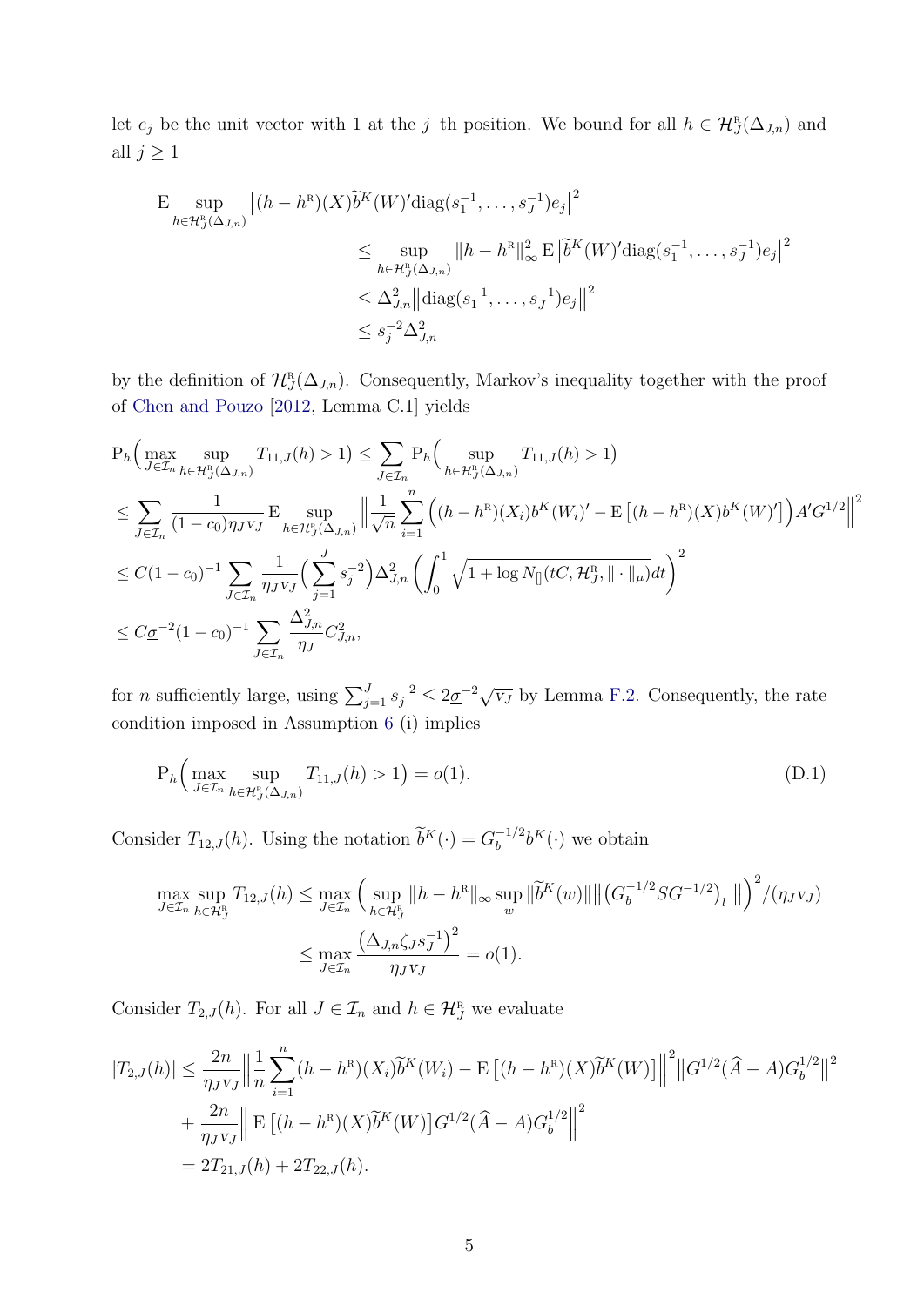let $e_j$ be the unit vector with 1 at the $j$–th position. We bound for all $h \in \mathcal{H}_J^{\mathrm{R}}(\Delta_{J,n})$ and all $j \geq 1$

$$
\begin{aligned}
\mathrm{E} \sup_{h \in \mathcal{H}_J^{\mathrm{R}}(\Delta_{J,n})} \left|(h - h^{\mathrm{R}})(X)\widetilde{b}^K(W)'\mathrm{diag}(s_1^{-1}, \ldots, s_J^{-1})e_j\right|^2 \\
&\leq \sup_{h \in \mathcal{H}_J^{\mathrm{R}}(\Delta_{J,n})} \|h - h^{\mathrm{R}}\|_\infty^2 \, \mathrm{E}\left|\widetilde{b}^K(W)'\mathrm{diag}(s_1^{-1}, \ldots, s_J^{-1})e_j\right|^2 \\
&\leq \Delta_{J,n}^2 \left\|\mathrm{diag}(s_1^{-1}, \ldots, s_J^{-1})e_j\right\|^2 \\
&\leq s_j^{-2}\Delta_{J,n}^2
\end{aligned}
$$

by the definition of $\mathcal{H}_J^{\mathrm{R}}(\Delta_{J,n})$. Consequently, Markov's inequality together with the proof of Chen and Pouzo [2012, Lemma C.1] yields

$$
\begin{aligned}
&\mathrm{P}_h\Big(\max_{J \in \mathcal{I}_n} \sup_{h \in \mathcal{H}_J^{\mathrm{R}}(\Delta_{J,n})} T_{11,J}(h) > 1\Big) \leq \sum_{J \in \mathcal{I}_n} \mathrm{P}_h\Big(\sup_{h \in \mathcal{H}_J^{\mathrm{R}}(\Delta_{J,n})} T_{11,J}(h) > 1\Big) \\
&\leq \sum_{J \in \mathcal{I}_n} \frac{1}{(1-c_0)\eta_J \mathrm{v}_J} \mathrm{E} \sup_{h \in \mathcal{H}_J^{\mathrm{R}}(\Delta_{J,n})} \Big\|\frac{1}{\sqrt{n}}\sum_{i=1}^n \Big((h - h^{\mathrm{R}})(X_i)b^K(W_i)' - \mathrm{E}\left[(h - h^{\mathrm{R}})(X)b^K(W)'\right]\Big)A'G^{1/2}\Big\|^2 \\
&\leq C(1-c_0)^{-1} \sum_{J \in \mathcal{I}_n} \frac{1}{\eta_J \mathrm{v}_J}\Big(\sum_{j=1}^J s_j^{-2}\Big)\Delta_{J,n}^2 \left(\int_0^1 \sqrt{1 + \log N_{[]}(tC, \mathcal{H}_J^{\mathrm{R}}, \|\cdot\|_\mu)}dt\right)^2 \\
&\leq C\underline{\sigma}^{-2}(1-c_0)^{-1} \sum_{J \in \mathcal{I}_n} \frac{\Delta_{J,n}^2}{\eta_J} C_{J,n}^2,
\end{aligned}
$$

for $n$ sufficiently large, using $\sum_{j=1}^J s_j^{-2} \leq 2\underline{\sigma}^{-2}\sqrt{\mathrm{v}_J}$ by Lemma F.2. Consequently, the rate condition imposed in Assumption 6 (i) implies

$$
\mathrm{P}_h\Big(\max_{J \in \mathcal{I}_n} \sup_{h \in \mathcal{H}_J^{\mathrm{R}}(\Delta_{J,n})} T_{11,J}(h) > 1\Big) = o(1). \tag{D.1}
$$

Consider $T_{12,J}(h)$. Using the notation $\widetilde{b}^K(\cdot) = G_b^{-1/2}b^K(\cdot)$ we obtain

$$
\begin{aligned}
\max_{J \in \mathcal{I}_n} \sup_{h \in \mathcal{H}_J^{\mathrm{R}}} T_{12,J}(h) &\leq \max_{J \in \mathcal{I}_n} \Big(\sup_{h \in \mathcal{H}_J^{\mathrm{R}}} \|h - h^{\mathrm{R}}\|_\infty \sup_w \|\widetilde{b}^K(w)\| \big\|\big(G_b^{-1/2}SG^{-1/2}\big)_l^- \big\|\Big)^2 / (\eta_J \mathrm{v}_J) \\
&\leq \max_{J \in \mathcal{I}_n} \frac{\big(\Delta_{J,n}\zeta_J s_J^{-1}\big)^2}{\eta_J \mathrm{v}_J} = o(1).
\end{aligned}
$$

Consider $T_{2,J}(h)$. For all $J \in \mathcal{I}_n$ and $h \in \mathcal{H}_J^{\mathrm{R}}$ we evaluate

$$
\begin{aligned}
|T_{2,J}(h)| &\leq \frac{2n}{\eta_J \mathrm{v}_J}\Big\|\frac{1}{n}\sum_{i=1}^n (h - h^{\mathrm{R}})(X_i)\widetilde{b}^K(W_i) - \mathrm{E}\left[(h - h^{\mathrm{R}})(X)\widetilde{b}^K(W)\right]\Big\|^2 \big\|G^{1/2}(\widehat{A} - A)G_b^{1/2}\big\|^2 \\
&\quad + \frac{2n}{\eta_J \mathrm{v}_J}\Big\| \mathrm{E}\left[(h - h^{\mathrm{R}})(X)\widetilde{b}^K(W)\right]G^{1/2}(\widehat{A} - A)G_b^{1/2}\Big\|^2 \\
&= 2T_{21,J}(h) + 2T_{22,J}(h).
\end{aligned}
$$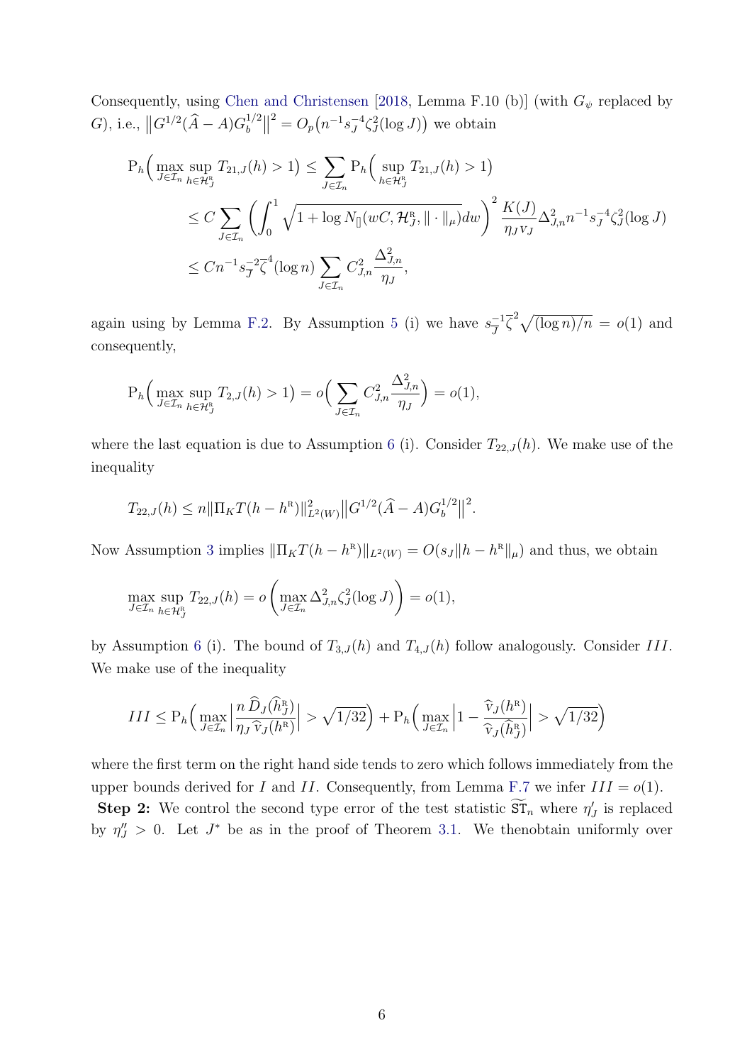Consequently, using Chen and Christensen [2018, Lemma F.10 (b)] (with $G_\psi$ replaced by $G$), i.e., $\big\|G^{1/2}(\widehat{A}-A)G_b^{1/2}\big\|^2 = O_p\big(n^{-1}s_J^{-4}\zeta_J^2(\log J)\big)$ we obtain

$$
\begin{aligned}
\mathrm{P}_h\Big(\max_{J\in\mathcal{I}_n}\sup_{h\in\mathcal{H}_J^{\mathrm{R}}} T_{21,J}(h)>1\Big) &\leq \sum_{J\in\mathcal{I}_n}\mathrm{P}_h\Big(\sup_{h\in\mathcal{H}_J^{\mathrm{R}}} T_{21,J}(h)>1\Big)\\
&\leq C\sum_{J\in\mathcal{I}_n}\left(\int_0^1\sqrt{1+\log N_{[]}(wC,\mathcal{H}_J^{\mathrm{R}},\|\cdot\|_\mu)}dw\right)^2\frac{K(J)}{\eta_J \mathrm{v}_J}\Delta_{J,n}^2 n^{-1}s_J^{-4}\zeta_J^2(\log J)\\
&\leq Cn^{-1}s_{\overline{J}}^{-2}\overline{\zeta}^4(\log n)\sum_{J\in\mathcal{I}_n}C_{J,n}^2\frac{\Delta_{J,n}^2}{\eta_J},
\end{aligned}
$$

again using by Lemma F.2. By Assumption 5 (i) we have $s_{\overline{J}}^{-1}\overline{\zeta}^2\sqrt{(\log n)/n}=o(1)$ and consequently,

$$
\mathrm{P}_h\Big(\max_{J\in\mathcal{I}_n}\sup_{h\in\mathcal{H}_J^{\mathrm{R}}} T_{2,J}(h)>1\Big) = o\Big(\sum_{J\in\mathcal{I}_n}C_{J,n}^2\frac{\Delta_{J,n}^2}{\eta_J}\Big)=o(1),
$$

where the last equation is due to Assumption 6 (i). Consider $T_{22,J}(h)$. We make use of the inequality

$$
T_{22,J}(h)\leq n\|\Pi_K T(h-h^{\mathrm{R}})\|_{L^2(W)}^2\big\|G^{1/2}(\widehat{A}-A)G_b^{1/2}\big\|^2.
$$

Now Assumption 3 implies $\|\Pi_K T(h-h^{\mathrm{R}})\|_{L^2(W)}=O(s_J\|h-h^{\mathrm{R}}\|_\mu)$ and thus, we obtain

$$
\max_{J\in\mathcal{I}_n}\sup_{h\in\mathcal{H}_J^{\mathrm{R}}} T_{22,J}(h)=o\left(\max_{J\in\mathcal{I}_n}\Delta_{J,n}^2\zeta_J^2(\log J)\right)=o(1),
$$

by Assumption 6 (i). The bound of $T_{3,J}(h)$ and $T_{4,J}(h)$ follow analogously. Consider $III$. We make use of the inequality

$$
III\leq \mathrm{P}_h\Big(\max_{J\in\mathcal{I}_n}\Big|\frac{n\,\widehat{D}_J(\widehat{h}_J^{\mathrm{R}})}{\eta_J\,\widehat{\mathrm{v}}_J(h^{\mathrm{R}})}\Big|>\sqrt{1/32}\Big)+\mathrm{P}_h\Big(\max_{J\in\mathcal{I}_n}\Big|1-\frac{\widehat{\mathrm{v}}_J(h^{\mathrm{R}})}{\widehat{\mathrm{v}}_J(\widehat{h}_J^{\mathrm{R}})}\Big|>\sqrt{1/32}\Big)
$$

where the first term on the right hand side tends to zero which follows immediately from the upper bounds derived for $I$ and $II$. Consequently, from Lemma F.7 we infer $III=o(1)$.

**Step 2:** We control the second type error of the test statistic $\widetilde{\mathtt{ST}}_n$ where $\eta_J'$ is replaced by $\eta_J''>0$. Let $J^*$ be as in the proof of Theorem 3.1. We thenobtain uniformly over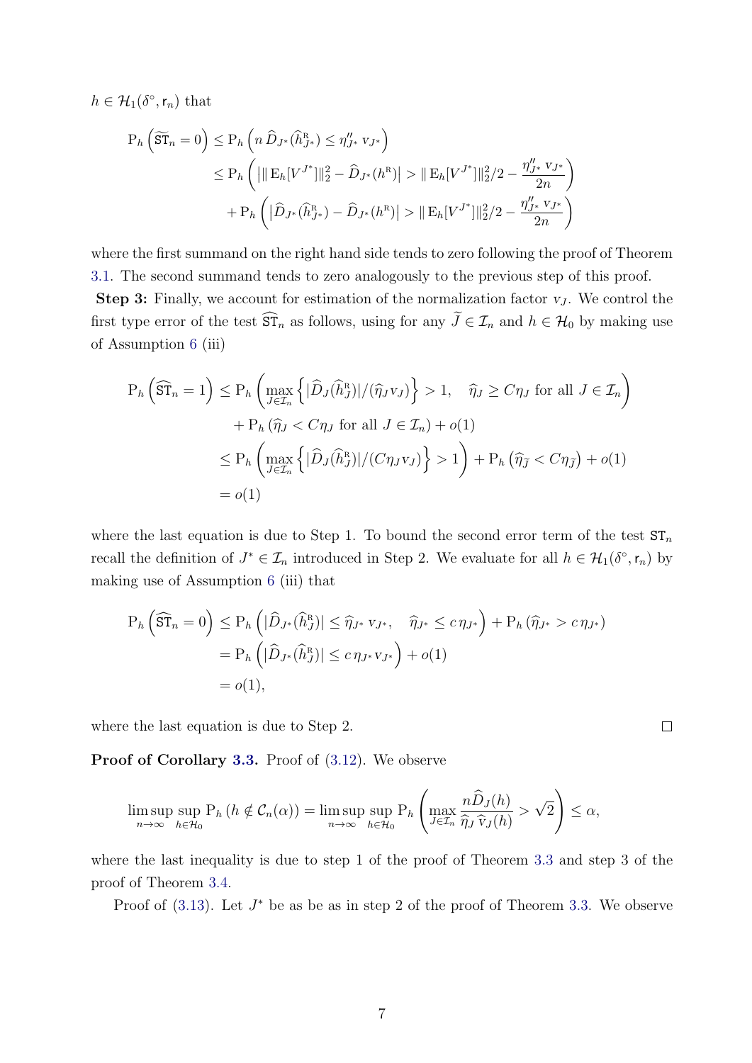$h \in \mathcal{H}_1(\delta^\circ, \mathsf{r}_n)$ that

$$
\begin{aligned}
\mathrm{P}_h\left(\widetilde{\mathtt{ST}}_n = 0\right) &\leq \mathrm{P}_h\left(n\,\widehat{D}_{J^*}(\widehat{h}^{\mathrm{R}}_{J^*}) \leq \eta''_{J^*}\,\mathrm{v}_{J^*}\right) \\
&\leq \mathrm{P}_h\left(\left|\|\,\mathrm{E}_h[V^{J^*}]\|_2^2 - \widehat{D}_{J^*}(h^{\mathrm{R}})\right| > \|\,\mathrm{E}_h[V^{J^*}]\|_2^2/2 - \frac{\eta''_{J^*}\,\mathrm{v}_{J^*}}{2n}\right) \\
&\quad + \mathrm{P}_h\left(\left|\widehat{D}_{J^*}(\widehat{h}^{\mathrm{R}}_{J^*}) - \widehat{D}_{J^*}(h^{\mathrm{R}})\right| > \|\,\mathrm{E}_h[V^{J^*}]\|_2^2/2 - \frac{\eta''_{J^*}\,\mathrm{v}_{J^*}}{2n}\right)
\end{aligned}
$$

where the first summand on the right hand side tends to zero following the proof of Theorem 3.1. The second summand tends to zero analogously to the previous step of this proof.

**Step 3:** Finally, we account for estimation of the normalization factor $v_J$. We control the first type error of the test $\widehat{\mathtt{ST}}_n$ as follows, using for any $\widetilde{J} \in \mathcal{I}_n$ and $h \in \mathcal{H}_0$ by making use of Assumption 6 (iii)

$$
\begin{aligned}
\mathrm{P}_h\left(\widehat{\mathtt{ST}}_n = 1\right) &\leq \mathrm{P}_h\left(\max_{J \in \mathcal{I}_n}\left\{|\widehat{D}_J(\widehat{h}^{\mathrm{R}}_J)|/(\widehat{\eta}_J \mathrm{v}_J)\right\} > 1, \quad \widehat{\eta}_J \geq C\eta_J \text{ for all } J \in \mathcal{I}_n\right) \\
&\quad + \mathrm{P}_h\left(\widehat{\eta}_J < C\eta_J \text{ for all } J \in \mathcal{I}_n\right) + o(1) \\
&\leq \mathrm{P}_h\left(\max_{J \in \mathcal{I}_n}\left\{|\widehat{D}_J(\widehat{h}^{\mathrm{R}}_J)|/(C\eta_J \mathrm{v}_J)\right\} > 1\right) + \mathrm{P}_h\left(\widehat{\eta}_{\widetilde{J}} < C\eta_{\widetilde{J}}\right) + o(1) \\
&= o(1)
\end{aligned}
$$

where the last equation is due to Step 1. To bound the second error term of the test $\mathtt{ST}_n$ recall the definition of $J^* \in \mathcal{I}_n$ introduced in Step 2. We evaluate for all $h \in \mathcal{H}_1(\delta^\circ, \mathsf{r}_n)$ by making use of Assumption 6 (iii) that

$$
\begin{aligned}
\mathrm{P}_h\left(\widehat{\mathtt{ST}}_n = 0\right) &\leq \mathrm{P}_h\left(|\widehat{D}_{J^*}(\widehat{h}^{\mathrm{R}}_J)| \leq \widehat{\eta}_{J^*}\,\mathrm{v}_{J^*}, \quad \widehat{\eta}_{J^*} \leq c\,\eta_{J^*}\right) + \mathrm{P}_h\left(\widehat{\eta}_{J^*} > c\,\eta_{J^*}\right) \\
&= \mathrm{P}_h\left(|\widehat{D}_{J^*}(\widehat{h}^{\mathrm{R}}_J)| \leq c\,\eta_{J^*}\,\mathrm{v}_{J^*}\right) + o(1) \\
&= o(1),
\end{aligned}
$$

where the last equation is due to Step 2. ∎

**Proof of Corollary 3.3.** Proof of (3.12). We observe

$$
\limsup_{n\to\infty} \sup_{h \in \mathcal{H}_0} \mathrm{P}_h\left(h \notin \mathcal{C}_n(\alpha)\right) = \limsup_{n\to\infty} \sup_{h \in \mathcal{H}_0} \mathrm{P}_h\left(\max_{J \in \mathcal{I}_n} \frac{n\widehat{D}_J(h)}{\widehat{\eta}_J\,\widehat{\mathrm{v}}_J(h)} > \sqrt{2}\right) \leq \alpha,
$$

where the last inequality is due to step 1 of the proof of Theorem 3.3 and step 3 of the proof of Theorem 3.4.

Proof of (3.13). Let $J^*$ be as be as in step 2 of the proof of Theorem 3.3. We observe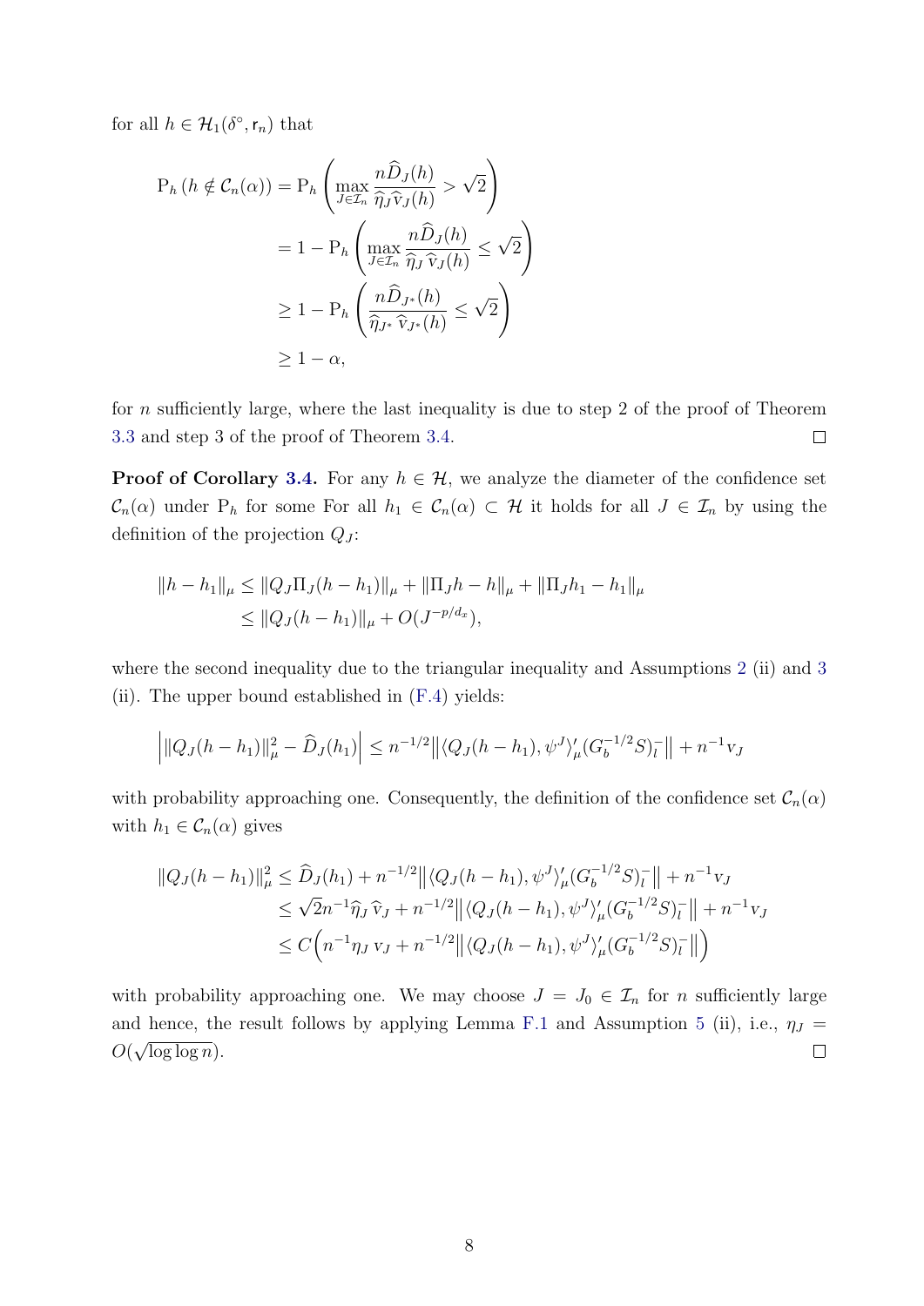for all $h \in \mathcal{H}_1(\delta^\circ, \mathsf{r}_n)$ that

$$
\begin{aligned}
\mathrm{P}_h\left(h \notin \mathcal{C}_n(\alpha)\right) &= \mathrm{P}_h\left(\max_{J\in\mathcal{I}_n} \frac{n\widehat{D}_J(h)}{\widehat{\eta}_J \widehat{\mathrm{v}}_J(h)} > \sqrt{2}\right)\\
&= 1 - \mathrm{P}_h\left(\max_{J\in\mathcal{I}_n} \frac{n\widehat{D}_J(h)}{\widehat{\eta}_J\, \widehat{\mathrm{v}}_J(h)} \leq \sqrt{2}\right)\\
&\geq 1 - \mathrm{P}_h\left(\frac{n\widehat{D}_{J^*}(h)}{\widehat{\eta}_{J^*}\, \widehat{\mathrm{v}}_{J^*}(h)} \leq \sqrt{2}\right)\\
&\geq 1-\alpha,
\end{aligned}
$$

for $n$ sufficiently large, where the last inequality is due to step 2 of the proof of Theorem 3.3 and step 3 of the proof of Theorem 3.4. □

**Proof of Corollary 3.4.** For any $h \in \mathcal{H}$, we analyze the diameter of the confidence set $\mathcal{C}_n(\alpha)$ under $\mathrm{P}_h$ for some For all $h_1 \in \mathcal{C}_n(\alpha) \subset \mathcal{H}$ it holds for all $J \in \mathcal{I}_n$ by using the definition of the projection $Q_J$:

$$
\begin{aligned}
\|h - h_1\|_\mu &\leq \|Q_J \Pi_J (h-h_1)\|_\mu + \|\Pi_J h - h\|_\mu + \|\Pi_J h_1 - h_1\|_\mu\\
&\leq \|Q_J(h-h_1)\|_\mu + O(J^{-p/d_x}),
\end{aligned}
$$

where the second inequality due to the triangular inequality and Assumptions 2 (ii) and 3 (ii). The upper bound established in (F.4) yields:

$$
\left|\|Q_J(h-h_1)\|_\mu^2 - \widehat{D}_J(h_1)\right| \leq n^{-1/2}\left\|\langle Q_J(h-h_1), \psi^J\rangle_\mu' (G_b^{-1/2}S)_l^-\right\| + n^{-1}\mathrm{v}_J
$$

with probability approaching one. Consequently, the definition of the confidence set $\mathcal{C}_n(\alpha)$ with $h_1 \in \mathcal{C}_n(\alpha)$ gives

$$
\begin{aligned}
\|Q_J(h-h_1)\|_\mu^2 &\leq \widehat{D}_J(h_1) + n^{-1/2}\left\|\langle Q_J(h-h_1), \psi^J\rangle_\mu' (G_b^{-1/2}S)_l^-\right\| + n^{-1}\mathrm{v}_J\\
&\leq \sqrt{2}n^{-1}\widehat{\eta}_J\, \widehat{\mathrm{v}}_J + n^{-1/2}\left\|\langle Q_J(h-h_1), \psi^J\rangle_\mu' (G_b^{-1/2}S)_l^-\right\| + n^{-1}\mathrm{v}_J\\
&\leq C\Big(n^{-1}\eta_J\, \mathrm{v}_J + n^{-1/2}\left\|\langle Q_J(h-h_1), \psi^J\rangle_\mu' (G_b^{-1/2}S)_l^-\right\|\Big)
\end{aligned}
$$

with probability approaching one. We may choose $J = J_0 \in \mathcal{I}_n$ for $n$ sufficiently large and hence, the result follows by applying Lemma F.1 and Assumption 5 (ii), i.e., $\eta_J = O(\sqrt{\log\log n})$. □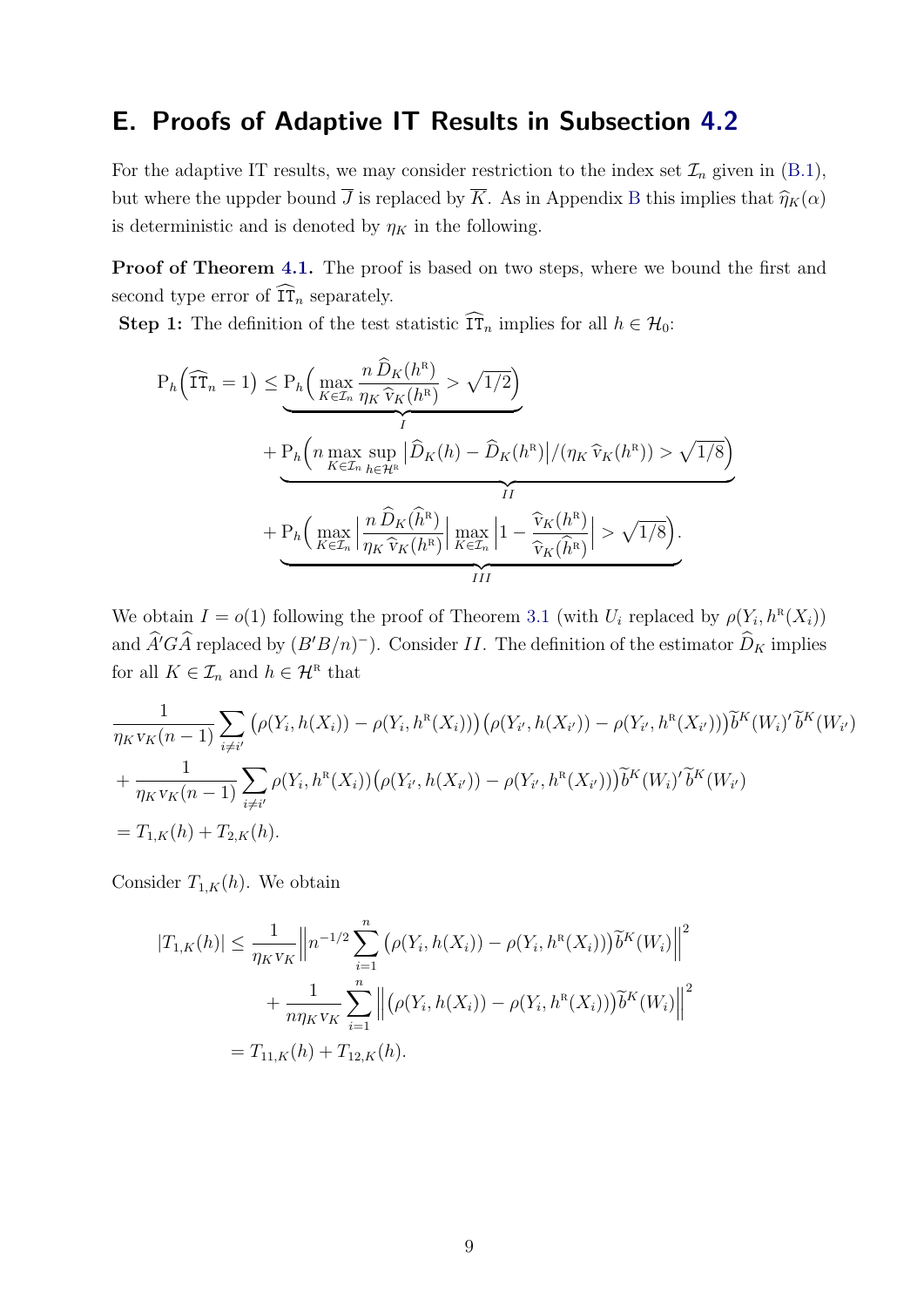# E. Proofs of Adaptive IT Results in Subsection 4.2

For the adaptive IT results, we may consider restriction to the index set $\mathcal{I}_n$ given in (B.1), but where the uppder bound $\overline{J}$ is replaced by $\overline{K}$. As in Appendix B this implies that $\widehat{\eta}_K(\alpha)$ is deterministic and is denoted by $\eta_K$ in the following.

**Proof of Theorem 4.1.** The proof is based on two steps, where we bound the first and second type error of $\widehat{\mathtt{IT}}_n$ separately.

**Step 1:** The definition of the test statistic $\widehat{\mathtt{IT}}_n$ implies for all $h \in \mathcal{H}_0$:

$$
\begin{aligned}
\mathrm{P}_h\Big(\widehat{\mathtt{IT}}_n = 1\Big) \leq\; & \underbrace{\mathrm{P}_h\Big(\max_{K\in\mathcal{I}_n} \frac{n\,\widehat{D}_K(h^{\mathrm{R}})}{\eta_K\,\widehat{\mathrm{v}}_K(h^{\mathrm{R}})} > \sqrt{1/2}\Big)}_{I} \\
& + \underbrace{\mathrm{P}_h\Big(n \max_{K\in\mathcal{I}_n} \sup_{h\in\mathcal{H}^{\mathrm{R}}} \big|\widehat{D}_K(h) - \widehat{D}_K(h^{\mathrm{R}})\big| / (\eta_K\,\widehat{\mathrm{v}}_K(h^{\mathrm{R}})) > \sqrt{1/8}\Big)}_{II} \\
& + \underbrace{\mathrm{P}_h\Big(\max_{K\in\mathcal{I}_n} \Big|\frac{n\,\widehat{D}_K(\widehat{h}^{\mathrm{R}})}{\eta_K\,\widehat{\mathrm{v}}_K(h^{\mathrm{R}})}\Big| \max_{K\in\mathcal{I}_n} \Big|1 - \frac{\widehat{\mathrm{v}}_K(h^{\mathrm{R}})}{\widehat{\mathrm{v}}_K(\widehat{h}^{\mathrm{R}})}\Big| > \sqrt{1/8}\Big)}_{III}.
\end{aligned}
$$

We obtain $I = o(1)$ following the proof of Theorem 3.1 (with $U_i$ replaced by $\rho(Y_i, h^{\mathrm{R}}(X_i))$ and $\widehat{A}'G\widehat{A}$ replaced by $(B'B/n)^-$). Consider $II$. The definition of the estimator $\widehat{D}_K$ implies for all $K \in \mathcal{I}_n$ and $h \in \mathcal{H}^{\mathrm{R}}$ that

$$
\begin{aligned}
& \frac{1}{\eta_K \mathrm{v}_K (n-1)} \sum_{i\neq i'} \big(\rho(Y_i, h(X_i)) - \rho(Y_i, h^{\mathrm{R}}(X_i))\big)\big(\rho(Y_{i'}, h(X_{i'})) - \rho(Y_{i'}, h^{\mathrm{R}}(X_{i'}))\big)\widetilde{b}^K(W_i)'\widetilde{b}^K(W_{i'}) \\
& + \frac{1}{\eta_K \mathrm{v}_K (n-1)} \sum_{i\neq i'} \rho(Y_i, h^{\mathrm{R}}(X_i))\big(\rho(Y_{i'}, h(X_{i'})) - \rho(Y_{i'}, h^{\mathrm{R}}(X_{i'}))\big)\widetilde{b}^K(W_i)'\widetilde{b}^K(W_{i'}) \\
& = T_{1,K}(h) + T_{2,K}(h).
\end{aligned}
$$

Consider $T_{1,K}(h)$. We obtain

$$
\begin{aligned}
|T_{1,K}(h)| \leq\; & \frac{1}{\eta_K \mathrm{v}_K} \Big\| n^{-1/2} \sum_{i=1}^n \big(\rho(Y_i, h(X_i)) - \rho(Y_i, h^{\mathrm{R}}(X_i))\big)\widetilde{b}^K(W_i)\Big\|^2 \\
& + \frac{1}{n\eta_K \mathrm{v}_K} \sum_{i=1}^n \Big\| \big(\rho(Y_i, h(X_i)) - \rho(Y_i, h^{\mathrm{R}}(X_i))\big)\widetilde{b}^K(W_i)\Big\|^2 \\
=\; & T_{11,K}(h) + T_{12,K}(h).
\end{aligned}
$$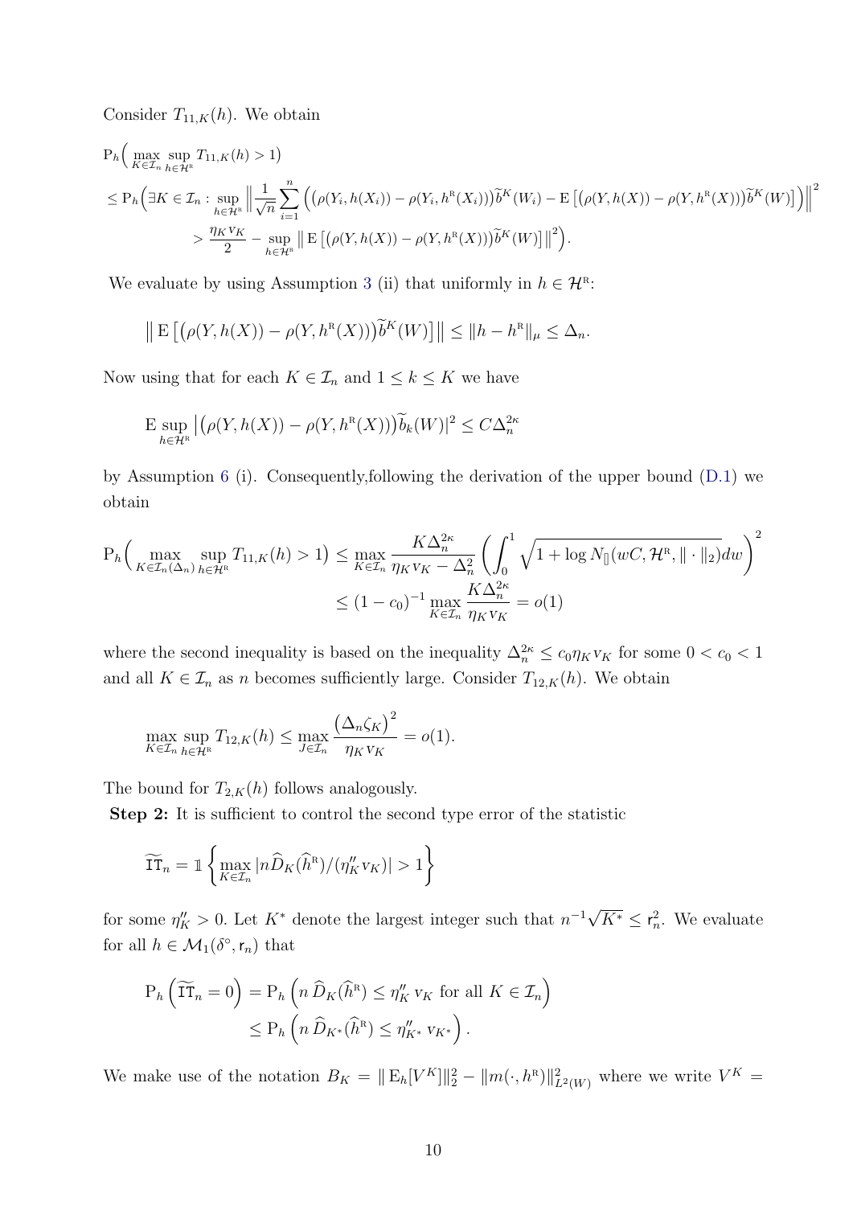Consider $T_{11,K}(h)$. We obtain

$$
\begin{aligned}
&\mathrm{P}_h\Big(\max_{K\in\mathcal{I}_n}\sup_{h\in\mathcal{H}^{\mathrm{R}}} T_{11,K}(h) > 1\Big)\\
&\leq \mathrm{P}_h\Big(\exists K\in\mathcal{I}_n : \sup_{h\in\mathcal{H}^{\mathrm{R}}}\Big\|\frac{1}{\sqrt{n}}\sum_{i=1}^n\Big(\big(\rho(Y_i,h(X_i))-\rho(Y_i,h^{\mathrm{R}}(X_i))\big)\widetilde{b}^K(W_i)-\mathrm{E}\left[\big(\rho(Y,h(X))-\rho(Y,h^{\mathrm{R}}(X))\big)\widetilde{b}^K(W)\right]\Big)\Big\|^2\\
&\qquad\qquad > \frac{\eta_K \mathrm{v}_K}{2}-\sup_{h\in\mathcal{H}^{\mathrm{R}}}\big\|\mathrm{E}\left[\big(\rho(Y,h(X))-\rho(Y,h^{\mathrm{R}}(X))\big)\widetilde{b}^K(W)\right]\big\|^2\Big).
\end{aligned}
$$

We evaluate by using Assumption 3 (ii) that uniformly in $h\in\mathcal{H}^{\mathrm{R}}$:

$$
\big\|\mathrm{E}\left[\big(\rho(Y,h(X))-\rho(Y,h^{\mathrm{R}}(X))\big)\widetilde{b}^K(W)\right]\big\| \leq \|h-h^{\mathrm{R}}\|_\mu \leq \Delta_n.
$$

Now using that for each $K\in\mathcal{I}_n$ and $1\leq k\leq K$ we have

$$
\mathrm{E}\sup_{h\in\mathcal{H}^{\mathrm{R}}}\big|\big(\rho(Y,h(X))-\rho(Y,h^{\mathrm{R}}(X))\big)\widetilde{b}_k(W)\big|^2 \leq C\Delta_n^{2\kappa}
$$

by Assumption 6 (i). Consequently,following the derivation of the upper bound (D.1) we obtain

$$
\begin{aligned}
\mathrm{P}_h\Big(\max_{K\in\mathcal{I}_n(\Delta_n)}\sup_{h\in\mathcal{H}^{\mathrm{R}}} T_{11,K}(h) > 1\Big) &\leq \max_{K\in\mathcal{I}_n}\frac{K\Delta_n^{2\kappa}}{\eta_K \mathrm{v}_K-\Delta_n^2}\left(\int_0^1\sqrt{1+\log N_{[]}(wC,\mathcal{H}^{\mathrm{R}},\|\cdot\|_2)}dw\right)^2\\
&\leq (1-c_0)^{-1}\max_{K\in\mathcal{I}_n}\frac{K\Delta_n^{2\kappa}}{\eta_K \mathrm{v}_K} = o(1)
\end{aligned}
$$

where the second inequality is based on the inequality $\Delta_n^{2\kappa}\leq c_0\eta_K \mathrm{v}_K$ for some $0<c_0<1$ and all $K\in\mathcal{I}_n$ as $n$ becomes sufficiently large. Consider $T_{12,K}(h)$. We obtain

$$
\max_{K\in\mathcal{I}_n}\sup_{h\in\mathcal{H}^{\mathrm{R}}} T_{12,K}(h) \leq \max_{J\in\mathcal{I}_n}\frac{\big(\Delta_n\zeta_K\big)^2}{\eta_K \mathrm{v}_K} = o(1).
$$

The bound for $T_{2,K}(h)$ follows analogously.

**Step 2:** It is sufficient to control the second type error of the statistic

$$
\widetilde{\mathtt{IT}}_n = \mathbb{1}\left\{\max_{K\in\mathcal{I}_n}|n\widehat{D}_K(\widehat{h}^{\mathrm{R}})/(\eta_K'' \mathrm{v}_K)| > 1\right\}
$$

for some $\eta_K''>0$. Let $K^*$ denote the largest integer such that $n^{-1}\sqrt{K^*}\leq \mathrm{r}_n^2$. We evaluate for all $h\in\mathcal{M}_1(\delta^\circ,\mathrm{r}_n)$ that

$$
\begin{aligned}
\mathrm{P}_h\left(\widetilde{\mathtt{IT}}_n = 0\right) &= \mathrm{P}_h\left(n\,\widehat{D}_K(\widehat{h}^{\mathrm{R}}) \leq \eta_K''\,\mathrm{v}_K \text{ for all } K\in\mathcal{I}_n\right)\\
&\leq \mathrm{P}_h\left(n\,\widehat{D}_{K^*}(\widehat{h}^{\mathrm{R}}) \leq \eta_{K^*}''\,\mathrm{v}_{K^*}\right).
\end{aligned}
$$

We make use of the notation $B_K = \|\mathrm{E}_h[V^K]\|_2^2 - \|m(\cdot,h^{\mathrm{R}})\|^2_{L^2(W)}$ where we write $V^K =$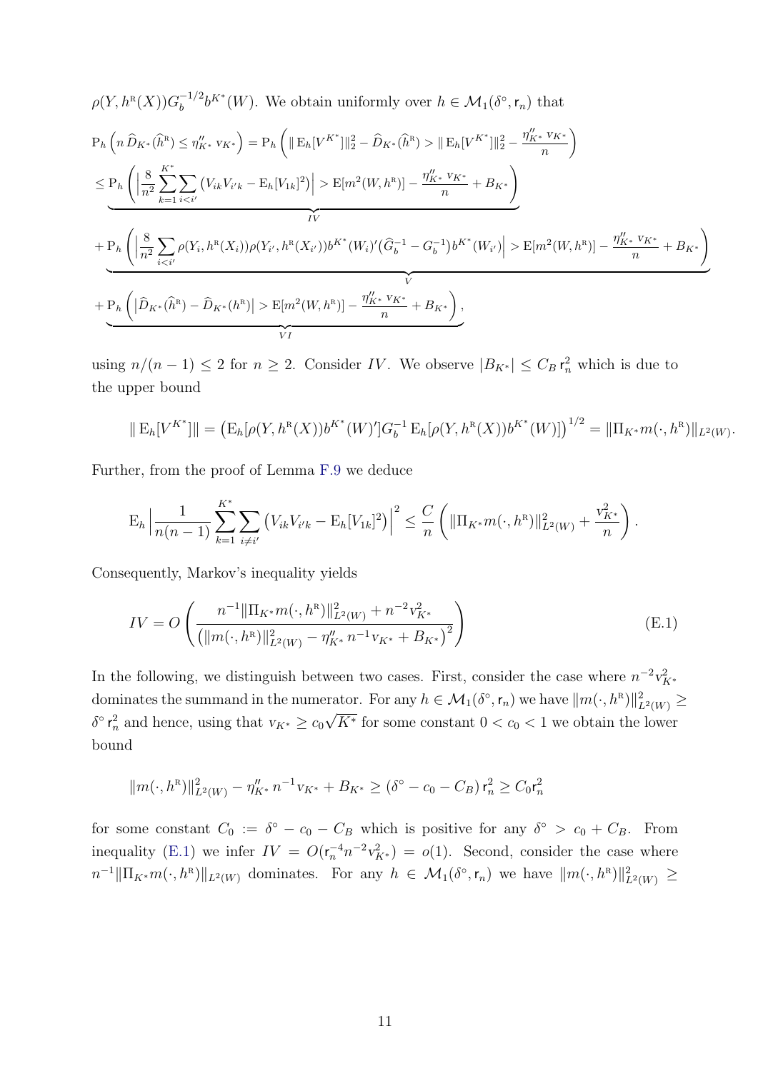$\rho(Y, h^{\mathrm{R}}(X))G_b^{-1/2}b^{K^*}(W)$. We obtain uniformly over $h \in \mathcal{M}_1(\delta^\circ, \mathsf{r}_n)$ that

$$
\begin{aligned}
&\mathrm{P}_h\left(n\,\widehat{D}_{K^*}(\widehat{h}^{\mathrm{R}}) \leq \eta''_{K^*}\,\mathrm{v}_{K^*}\right) = \mathrm{P}_h\left(\|\,\mathrm{E}_h[V^{K^*}]\|_2^2 - \widehat{D}_{K^*}(\widehat{h}^{\mathrm{R}}) > \|\,\mathrm{E}_h[V^{K^*}]\|_2^2 - \frac{\eta''_{K^*}\,\mathrm{v}_{K^*}}{n}\right)\\
&\leq \underbrace{\mathrm{P}_h\left(\Big|\frac{8}{n^2}\sum_{k=1}^{K^*}\sum_{i<i'}\big(V_{ik}V_{i'k} - \mathrm{E}_h[V_{1k}]^2\big)\Big| > \mathrm{E}[m^2(W,h^{\mathrm{R}})] - \frac{\eta''_{K^*}\,\mathrm{v}_{K^*}}{n} + B_{K^*}\right)}_{IV}\\
&+ \underbrace{\mathrm{P}_h\left(\Big|\frac{8}{n^2}\sum_{i<i'}\rho(Y_i,h^{\mathrm{R}}(X_i))\rho(Y_{i'},h^{\mathrm{R}}(X_{i'}))b^{K^*}(W_i)'\big(\widehat{G}_b^{-1} - G_b^{-1}\big)b^{K^*}(W_{i'})\Big| > \mathrm{E}[m^2(W,h^{\mathrm{R}})] - \frac{\eta''_{K^*}\,\mathrm{v}_{K^*}}{n} + B_{K^*}\right)}_{V}\\
&+ \underbrace{\mathrm{P}_h\left(\big|\widehat{D}_{K^*}(\widehat{h}^{\mathrm{R}}) - \widehat{D}_{K^*}(h^{\mathrm{R}})\big| > \mathrm{E}[m^2(W,h^{\mathrm{R}})] - \frac{\eta''_{K^*}\,\mathrm{v}_{K^*}}{n} + B_{K^*}\right)}_{VI},
\end{aligned}
$$

using $n/(n-1) \leq 2$ for $n \geq 2$. Consider $IV$. We observe $|B_{K^*}| \leq C_B\,\mathsf{r}_n^2$ which is due to the upper bound

$$
\|\,\mathrm{E}_h[V^{K^*}]\| = \big(\mathrm{E}_h[\rho(Y,h^{\mathrm{R}}(X))b^{K^*}(W)']G_b^{-1}\,\mathrm{E}_h[\rho(Y,h^{\mathrm{R}}(X))b^{K^*}(W)]\big)^{1/2} = \|\Pi_{K^*}m(\cdot,h^{\mathrm{R}})\|_{L^2(W)}.
$$

Further, from the proof of Lemma F.9 we deduce

$$
\mathrm{E}_h\Big|\frac{1}{n(n-1)}\sum_{k=1}^{K^*}\sum_{i\neq i'}\big(V_{ik}V_{i'k} - \mathrm{E}_h[V_{1k}]^2\big)\Big|^2 \leq \frac{C}{n}\left(\|\Pi_{K^*}m(\cdot,h^{\mathrm{R}})\|_{L^2(W)}^2 + \frac{\mathrm{v}_{K^*}^2}{n}\right).
$$

Consequently, Markov's inequality yields

$$
IV = O\left(\frac{n^{-1}\|\Pi_{K^*}m(\cdot,h^{\mathrm{R}})\|_{L^2(W)}^2 + n^{-2}\mathrm{v}_{K^*}^2}{\big(\|m(\cdot,h^{\mathrm{R}})\|_{L^2(W)}^2 - \eta''_{K^*}\,n^{-1}\mathrm{v}_{K^*} + B_{K^*}\big)^2}\right) \tag{E.1}
$$

In the following, we distinguish between two cases. First, consider the case where $n^{-2}\mathrm{v}_{K^*}^2$ dominates the summand in the numerator. For any $h \in \mathcal{M}_1(\delta^\circ, \mathsf{r}_n)$ we have $\|m(\cdot,h^{\mathrm{R}})\|_{L^2(W)}^2 \geq \delta^\circ\,\mathsf{r}_n^2$ and hence, using that $\mathrm{v}_{K^*} \geq c_0\sqrt{K^*}$ for some constant $0 < c_0 < 1$ we obtain the lower bound

$$
\|m(\cdot,h^{\mathrm{R}})\|_{L^2(W)}^2 - \eta''_{K^*}\,n^{-1}\mathrm{v}_{K^*} + B_{K^*} \geq (\delta^\circ - c_0 - C_B)\,\mathsf{r}_n^2 \geq C_0\mathsf{r}_n^2
$$

for some constant $C_0 := \delta^\circ - c_0 - C_B$ which is positive for any $\delta^\circ > c_0 + C_B$. From inequality (E.1) we infer $IV = O(\mathsf{r}_n^{-4}n^{-2}\mathrm{v}_{K^*}^2) = o(1)$. Second, consider the case where $n^{-1}\|\Pi_{K^*}m(\cdot,h^{\mathrm{R}})\|_{L^2(W)}$ dominates. For any $h \in \mathcal{M}_1(\delta^\circ, \mathsf{r}_n)$ we have $\|m(\cdot,h^{\mathrm{R}})\|_{L^2(W)}^2 \geq$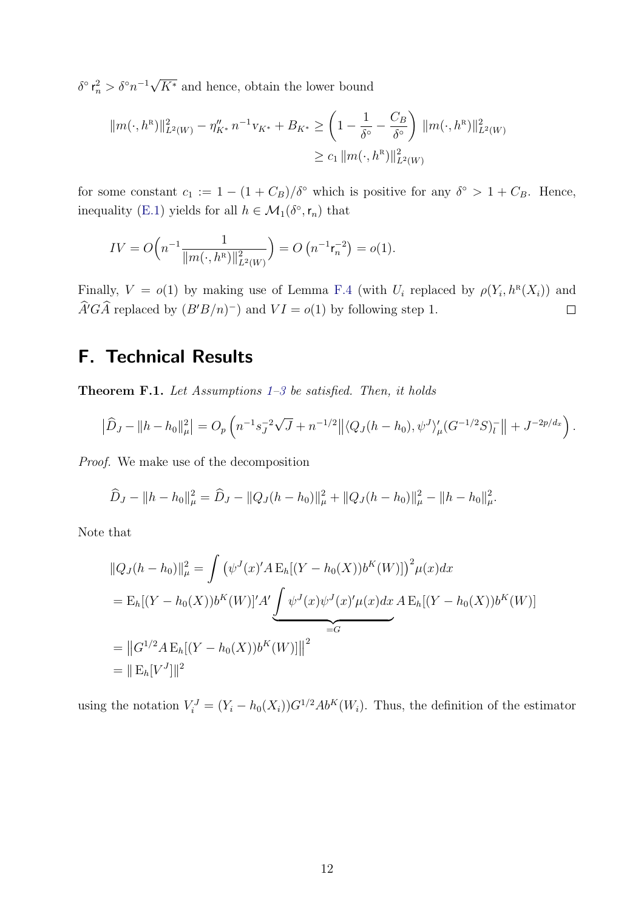$\delta^\circ \mathsf{r}_n^2 > \delta^\circ n^{-1}\sqrt{K^*}$ and hence, obtain the lower bound

$$\begin{aligned}
\|m(\cdot, h^{\mathrm{R}})\|_{L^2(W)}^2 - \eta''_{K^*}\, n^{-1} \mathrm{v}_{K^*} + B_{K^*} &\geq \left(1 - \frac{1}{\delta^\circ} - \frac{C_B}{\delta^\circ}\right) \|m(\cdot, h^{\mathrm{R}})\|_{L^2(W)}^2 \\
&\geq c_1 \|m(\cdot, h^{\mathrm{R}})\|_{L^2(W)}^2
\end{aligned}$$

for some constant $c_1 := 1 - (1 + C_B)/\delta^\circ$ which is positive for any $\delta^\circ > 1 + C_B$. Hence, inequality (E.1) yields for all $h \in \mathcal{M}_1(\delta^\circ, \mathsf{r}_n)$ that

$$IV = O\Big(n^{-1} \frac{1}{\|m(\cdot, h^{\mathrm{R}})\|_{L^2(W)}^2}\Big) = O\left(n^{-1}\mathsf{r}_n^{-2}\right) = o(1).$$

Finally, $V = o(1)$ by making use of Lemma F.4 (with $U_i$ replaced by $\rho(Y_i, h^{\mathrm{R}}(X_i))$ and $\widehat{A}'G\widehat{A}$ replaced by $(B'B/n)^-$) and $VI = o(1)$ by following step 1. $\square$

# F. Technical Results

**Theorem F.1.** *Let Assumptions 1–3 be satisfied. Then, it holds*

$$\left|\widehat{D}_J - \|h - h_0\|_\mu^2\right| = O_p\left(n^{-1}s_J^{-2}\sqrt{J} + n^{-1/2}\big\|\langle Q_J(h - h_0), \psi^J\rangle_\mu'(G^{-1/2}S)_l^-\big\| + J^{-2p/d_x}\right).$$

*Proof.* We make use of the decomposition

$$\widehat{D}_J - \|h - h_0\|_\mu^2 = \widehat{D}_J - \|Q_J(h - h_0)\|_\mu^2 + \|Q_J(h - h_0)\|_\mu^2 - \|h - h_0\|_\mu^2.$$

Note that

$$\begin{aligned}
\|Q_J(h - h_0)\|_\mu^2 &= \int \left(\psi^J(x)'A\,\mathrm{E}_h[(Y - h_0(X))b^K(W)]\right)^2 \mu(x)dx \\
&= \mathrm{E}_h[(Y - h_0(X))b^K(W)]'A' \underbrace{\int \psi^J(x)\psi^J(x)'\mu(x)dx}_{=G}\, A\,\mathrm{E}_h[(Y - h_0(X))b^K(W)] \\
&= \left\|G^{1/2}A\,\mathrm{E}_h[(Y - h_0(X))b^K(W)]\right\|^2 \\
&= \|\,\mathrm{E}_h[V^J]\|^2
\end{aligned}$$

using the notation $V_i^J = (Y_i - h_0(X_i))G^{1/2}Ab^K(W_i)$. Thus, the definition of the estimator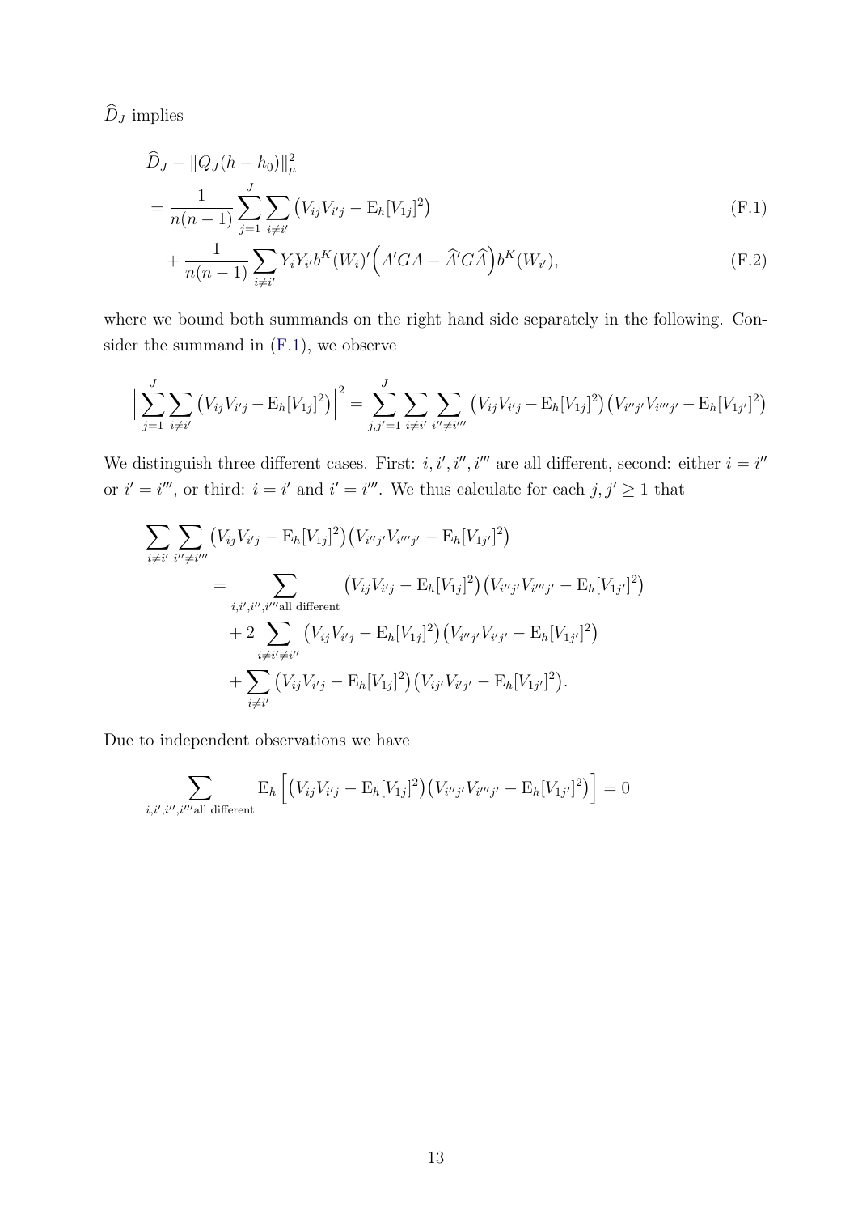$\widehat{D}_J$ implies

$$
\begin{aligned}
&\widehat{D}_J - \|Q_J(h-h_0)\|_\mu^2 \\
&= \frac{1}{n(n-1)} \sum_{j=1}^{J} \sum_{i \neq i'} \big( V_{ij} V_{i'j} - \mathrm{E}_h[V_{1j}]^2 \big) \qquad \text{(F.1)} \\
&\quad + \frac{1}{n(n-1)} \sum_{i \neq i'} Y_i Y_{i'} b^K(W_i)' \Big( A' G A - \widehat{A}' G \widehat{A} \Big) b^K(W_{i'}), \qquad \text{(F.2)}
\end{aligned}
$$

where we bound both summands on the right hand side separately in the following. Consider the summand in (F.1), we observe

$$
\Big| \sum_{j=1}^{J} \sum_{i \neq i'} \big( V_{ij} V_{i'j} - \mathrm{E}_h[V_{1j}]^2 \big) \Big|^2 = \sum_{j,j'=1}^{J} \sum_{i \neq i'} \sum_{i'' \neq i'''} \big( V_{ij} V_{i'j} - \mathrm{E}_h[V_{1j}]^2 \big) \big( V_{i''j'} V_{i'''j'} - \mathrm{E}_h[V_{1j'}]^2 \big)
$$

We distinguish three different cases. First: $i, i', i'', i'''$ are all different, second: either $i = i''$ or $i' = i'''$, or third: $i = i'$ and $i' = i'''$. We thus calculate for each $j, j' \geq 1$ that

$$
\begin{aligned}
\sum_{i \neq i'} \sum_{i'' \neq i'''} &\big( V_{ij} V_{i'j} - \mathrm{E}_h[V_{1j}]^2 \big) \big( V_{i''j'} V_{i'''j'} - \mathrm{E}_h[V_{1j'}]^2 \big) \\
&= \sum_{i,i',i'',i''' \text{all different}} \big( V_{ij} V_{i'j} - \mathrm{E}_h[V_{1j}]^2 \big) \big( V_{i''j'} V_{i'''j'} - \mathrm{E}_h[V_{1j'}]^2 \big) \\
&\quad + 2 \sum_{i \neq i' \neq i''} \big( V_{ij} V_{i'j} - \mathrm{E}_h[V_{1j}]^2 \big) \big( V_{i''j'} V_{i'j'} - \mathrm{E}_h[V_{1j'}]^2 \big) \\
&\quad + \sum_{i \neq i'} \big( V_{ij} V_{i'j} - \mathrm{E}_h[V_{1j}]^2 \big) \big( V_{ij'} V_{i'j'} - \mathrm{E}_h[V_{1j'}]^2 \big).
\end{aligned}
$$

Due to independent observations we have

$$
\sum_{i,i',i'',i''' \text{all different}} \mathrm{E}_h \Big[ \big( V_{ij} V_{i'j} - \mathrm{E}_h[V_{1j}]^2 \big) \big( V_{i''j'} V_{i'''j'} - \mathrm{E}_h[V_{1j'}]^2 \big) \Big] = 0
$$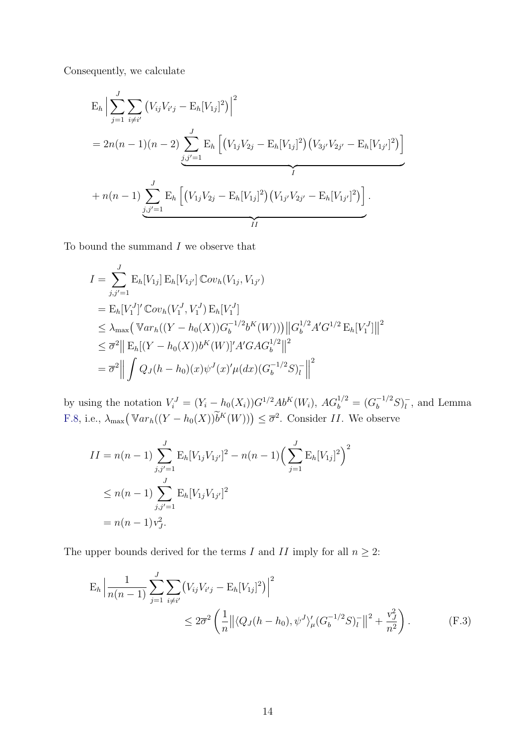Consequently, we calculate

$$
\begin{aligned}
&\mathrm{E}_h \Big| \sum_{j=1}^{J} \sum_{i \neq i'} \big( V_{ij} V_{i'j} - \mathrm{E}_h[V_{1j}]^2 \big) \Big|^2 \\
&= 2n(n-1)(n-2) \underbrace{\sum_{j,j'=1}^{J} \mathrm{E}_h \Big[ \big( V_{1j} V_{2j} - \mathrm{E}_h[V_{1j}]^2 \big) \big( V_{3j'} V_{2j'} - \mathrm{E}_h[V_{1j'}]^2 \big) \Big]}_{I} \\
&+ n(n-1) \underbrace{\sum_{j,j'=1}^{J} \mathrm{E}_h \Big[ \big( V_{1j} V_{2j} - \mathrm{E}_h[V_{1j}]^2 \big) \big( V_{1j'} V_{2j'} - \mathrm{E}_h[V_{1j'}]^2 \big) \Big]}_{II} .
\end{aligned}
$$

To bound the summand $I$ we observe that

$$
\begin{aligned}
I &= \sum_{j,j'=1}^{J} \mathrm{E}_h[V_{1j}] \, \mathrm{E}_h[V_{1j'}] \, \mathbb{C}ov_h(V_{1j}, V_{1j'}) \\
&= \mathrm{E}_h[V_1^J]' \, \mathbb{C}ov_h(V_1^J, V_1^J) \, \mathrm{E}_h[V_1^J] \\
&\leq \lambda_{\max}\big( \mathbb{V}ar_h((Y - h_0(X)) G_b^{-1/2} b^K(W)) \big) \big\| G_b^{1/2} A' G^{1/2} \, \mathrm{E}_h[V_1^J] \big\|^2 \\
&\leq \overline{\sigma}^2 \big\| \mathrm{E}_h[(Y - h_0(X)) b^K(W)]' A' G A G_b^{1/2} \big\|^2 \\
&= \overline{\sigma}^2 \Big\| \int Q_J(h - h_0)(x) \psi^J(x)' \mu(dx) (G_b^{-1/2} S)_l^- \Big\|^2
\end{aligned}
$$

by using the notation $V_i^J = (Y_i - h_0(X_i)) G^{1/2} A b^K(W_i)$, $A G_b^{1/2} = (G_b^{-1/2} S)_l^-$, and Lemma F.8, i.e., $\lambda_{\max}\big( \mathbb{V}ar_h((Y - h_0(X)) \widetilde{b}^K(W)) \big) \leq \overline{\sigma}^2$. Consider $II$. We observe

$$
\begin{aligned}
II &= n(n-1) \sum_{j,j'=1}^{J} \mathrm{E}_h[V_{1j} V_{1j'}]^2 - n(n-1) \Big( \sum_{j=1}^{J} \mathrm{E}_h[V_{1j}]^2 \Big)^2 \\
&\leq n(n-1) \sum_{j,j'=1}^{J} \mathrm{E}_h[V_{1j} V_{1j'}]^2 \\
&= n(n-1) \mathrm{v}_J^2 .
\end{aligned}
$$

The upper bounds derived for the terms $I$ and $II$ imply for all $n \geq 2$:

$$
\begin{aligned}
\mathrm{E}_h \Big| \frac{1}{n(n-1)} \sum_{j=1}^{J} \sum_{i \neq i'} \big( V_{ij} V_{i'j} - \mathrm{E}_h[V_{1j}]^2 \big) \Big|^2 \\
\leq 2\overline{\sigma}^2 \left( \frac{1}{n} \big\| \langle Q_J(h - h_0), \psi^J \rangle_\mu' (G_b^{-1/2} S)_l^- \big\|^2 + \frac{\mathrm{v}_J^2}{n^2} \right) . \qquad \text{(F.3)}
\end{aligned}
$$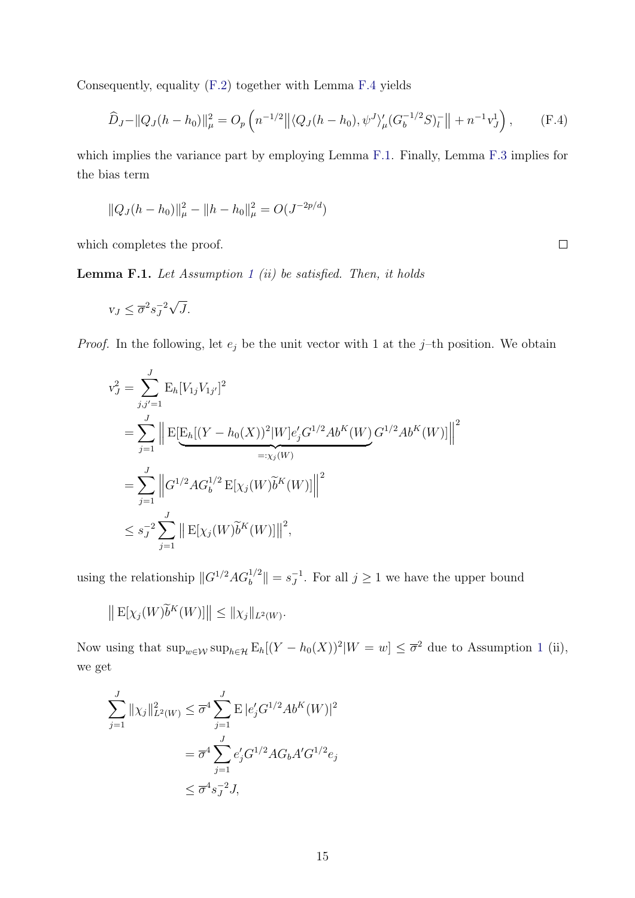Consequently, equality (F.2) together with Lemma F.4 yields

$$\widehat{D}_J - \|Q_J(h-h_0)\|_\mu^2 = O_p\left(n^{-1/2}\big\|\langle Q_J(h-h_0), \psi^J\rangle_\mu'(G_b^{-1/2}S)_l^-\big\| + n^{-1}v_J^1\right), \qquad \text{(F.4)}$$

which implies the variance part by employing Lemma F.1. Finally, Lemma F.3 implies for the bias term

$$\|Q_J(h-h_0)\|_\mu^2 - \|h-h_0\|_\mu^2 = O(J^{-2p/d})$$

which completes the proof. ◻

**Lemma F.1.** *Let Assumption 1 (ii) be satisfied. Then, it holds*

$$v_J \le \overline{\sigma}^2 s_J^{-2}\sqrt{J}.$$

*Proof.* In the following, let $e_j$ be the unit vector with 1 at the $j$–th position. We obtain

$$\begin{aligned}
v_J^2 &= \sum_{j,j'=1}^{J} \mathrm{E}_h[V_{1j}V_{1j'}]^2 \\
&= \sum_{j=1}^{J} \Big\| \mathrm{E}[\underbrace{\mathrm{E}_h[(Y-h_0(X))^2|W]e_j' G^{1/2}Ab^K(W)}_{=:\chi_j(W)} G^{1/2}Ab^K(W)]\Big\|^2 \\
&= \sum_{j=1}^{J} \Big\| G^{1/2}AG_b^{1/2}\,\mathrm{E}[\chi_j(W)\widetilde{b}^K(W)]\Big\|^2 \\
&\le s_J^{-2}\sum_{j=1}^{J} \big\|\,\mathrm{E}[\chi_j(W)\widetilde{b}^K(W)]\big\|^2,
\end{aligned}$$

using the relationship $\|G^{1/2}AG_b^{1/2}\| = s_J^{-1}$. For all $j \ge 1$ we have the upper bound

$$\big\|\,\mathrm{E}[\chi_j(W)\widetilde{b}^K(W)]\big\| \le \|\chi_j\|_{L^2(W)}.$$

Now using that $\sup_{w\in\mathcal{W}}\sup_{h\in\mathcal{H}} \mathrm{E}_h[(Y-h_0(X))^2|W=w] \le \overline{\sigma}^2$ due to Assumption 1 (ii), we get

$$\begin{aligned}
\sum_{j=1}^{J}\|\chi_j\|_{L^2(W)}^2 &\le \overline{\sigma}^4 \sum_{j=1}^{J} \mathrm{E}\,|e_j'G^{1/2}Ab^K(W)|^2 \\
&= \overline{\sigma}^4 \sum_{j=1}^{J} e_j'G^{1/2}AG_bA'G^{1/2}e_j \\
&\le \overline{\sigma}^4 s_J^{-2} J,
\end{aligned}$$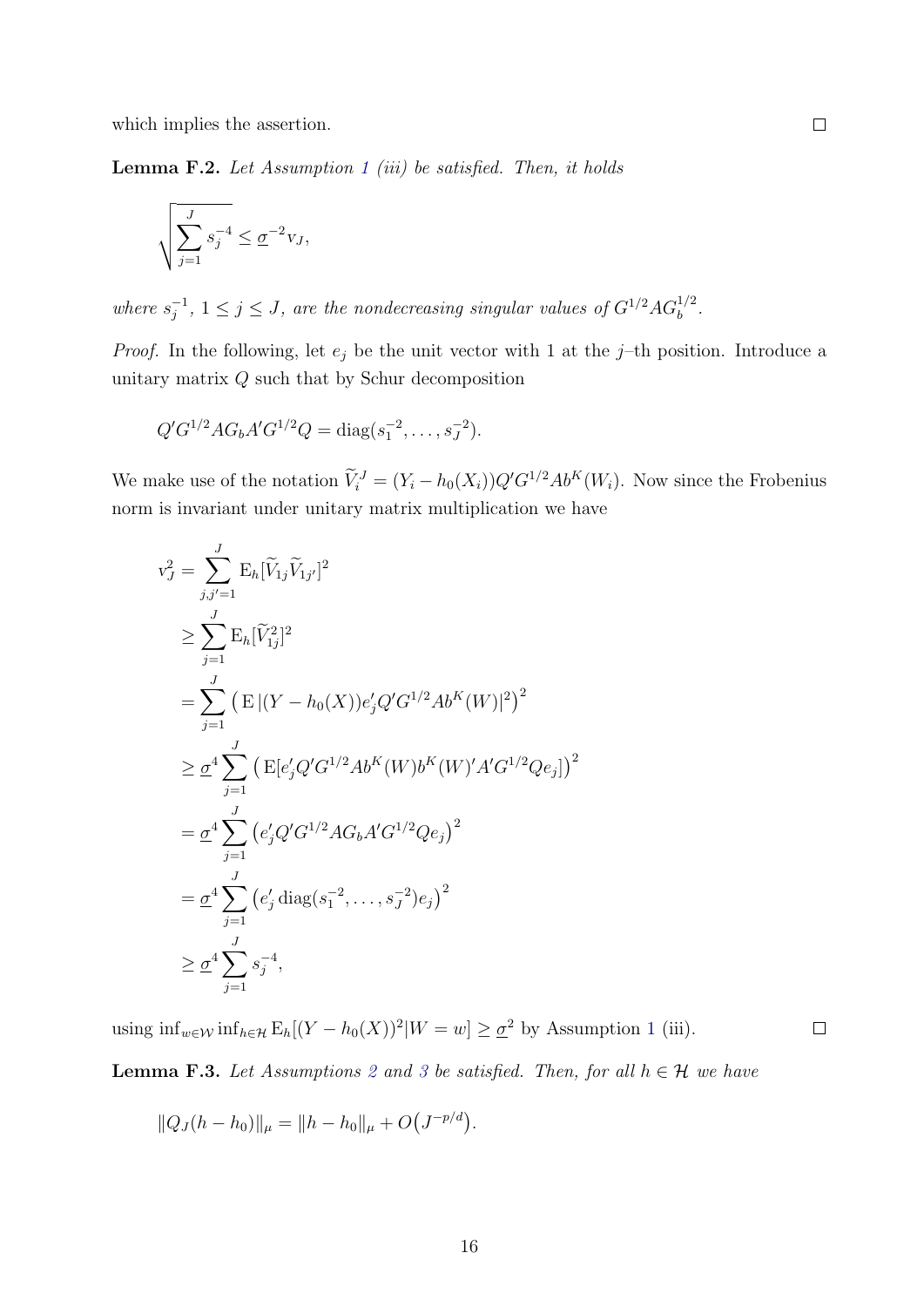which implies the assertion. $\square$

**Lemma F.2.** *Let Assumption 1 (iii) be satisfied. Then, it holds*

$$\sqrt{\sum_{j=1}^{J} s_j^{-4}} \leq \underline{\sigma}^{-2} v_J,$$

*where $s_j^{-1}$, $1 \leq j \leq J$, are the nondecreasing singular values of $G^{1/2} A G_b^{1/2}$.*

*Proof.* In the following, let $e_j$ be the unit vector with 1 at the $j$–th position. Introduce a unitary matrix $Q$ such that by Schur decomposition

$$Q' G^{1/2} A G_b A' G^{1/2} Q = \operatorname{diag}(s_1^{-2}, \ldots, s_J^{-2}).$$

We make use of the notation $\widetilde{V}_i^J = (Y_i - h_0(X_i)) Q' G^{1/2} A b^K(W_i)$. Now since the Frobenius norm is invariant under unitary matrix multiplication we have

$$\begin{aligned}
v_J^2 &= \sum_{j,j'=1}^{J} \mathrm{E}_h[\widetilde{V}_{1j} \widetilde{V}_{1j'}]^2 \\
&\geq \sum_{j=1}^{J} \mathrm{E}_h[\widetilde{V}_{1j}^2]^2 \\
&= \sum_{j=1}^{J} \big( \mathrm{E}\, |(Y - h_0(X)) e_j' Q' G^{1/2} A b^K(W)|^2 \big)^2 \\
&\geq \underline{\sigma}^4 \sum_{j=1}^{J} \big( \mathrm{E}[e_j' Q' G^{1/2} A b^K(W) b^K(W)' A' G^{1/2} Q e_j] \big)^2 \\
&= \underline{\sigma}^4 \sum_{j=1}^{J} \big( e_j' Q' G^{1/2} A G_b A' G^{1/2} Q e_j \big)^2 \\
&= \underline{\sigma}^4 \sum_{j=1}^{J} \big( e_j' \operatorname{diag}(s_1^{-2}, \ldots, s_J^{-2}) e_j \big)^2 \\
&\geq \underline{\sigma}^4 \sum_{j=1}^{J} s_j^{-4},
\end{aligned}$$

using $\inf_{w \in \mathcal{W}} \inf_{h \in \mathcal{H}} \mathrm{E}_h[(Y - h_0(X))^2 | W = w] \geq \underline{\sigma}^2$ by Assumption 1 (iii). $\square$

**Lemma F.3.** *Let Assumptions 2 and 3 be satisfied. Then, for all $h \in \mathcal{H}$ we have*

$$\|Q_J(h - h_0)\|_\mu = \|h - h_0\|_\mu + O\big(J^{-p/d}\big).$$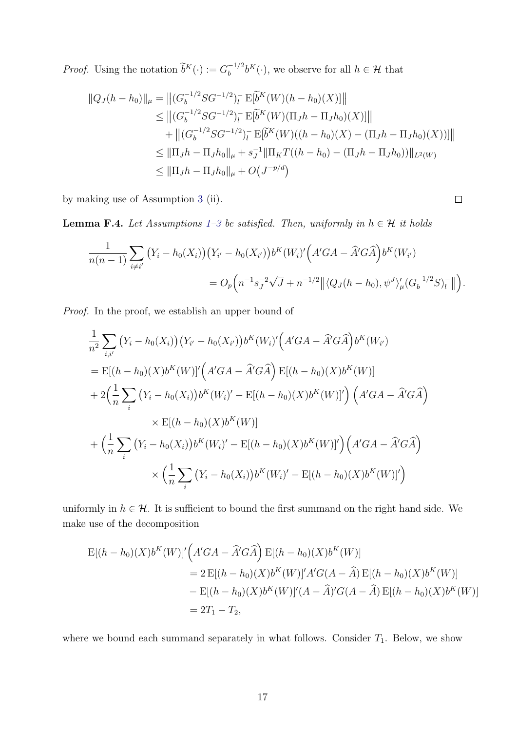*Proof.* Using the notation $\widetilde{b}^K(\cdot) := G_b^{-1/2} b^K(\cdot)$, we observe for all $h \in \mathcal{H}$ that

$$
\begin{aligned}
\|Q_J(h-h_0)\|_\mu &= \big\|(G_b^{-1/2} S G^{-1/2})_l^- \operatorname{E}[\widetilde{b}^K(W)(h-h_0)(X)]\big\| \\
&\leq \big\|(G_b^{-1/2} S G^{-1/2})_l^- \operatorname{E}[\widetilde{b}^K(W)(\Pi_J h - \Pi_J h_0)(X)]\big\| \\
&\quad + \big\|(G_b^{-1/2} S G^{-1/2})_l^- \operatorname{E}[\widetilde{b}^K(W)((h-h_0)(X) - (\Pi_J h - \Pi_J h_0)(X))]\big\| \\
&\leq \|\Pi_J h - \Pi_J h_0\|_\mu + s_J^{-1} \|\Pi_K T((h-h_0) - (\Pi_J h - \Pi_J h_0))\|_{L^2(W)} \\
&\leq \|\Pi_J h - \Pi_J h_0\|_\mu + O\big(J^{-p/d}\big)
\end{aligned}
$$

by making use of Assumption 3 (ii). $\square$

**Lemma F.4.** *Let Assumptions 1–3 be satisfied. Then, uniformly in $h \in \mathcal{H}$ it holds*

$$
\begin{aligned}
\frac{1}{n(n-1)} \sum_{i \neq i'} \big(Y_i - h_0(X_i)\big)\big(Y_{i'} - h_0(X_{i'})\big) b^K(W_i)' \Big(A'GA - \widehat{A}'G\widehat{A}\Big) b^K(W_{i'}) \\
= O_p\Big(n^{-1} s_J^{-2} \sqrt{J} + n^{-1/2} \big\| \langle Q_J(h-h_0), \psi^J \rangle_\mu' (G_b^{-1/2} S)_l^- \big\|\Big).
\end{aligned}
$$

*Proof.* In the proof, we establish an upper bound of

$$
\begin{aligned}
&\frac{1}{n^2} \sum_{i,i'} \big(Y_i - h_0(X_i)\big)\big(Y_{i'} - h_0(X_{i'})\big) b^K(W_i)' \Big(A'GA - \widehat{A}'G\widehat{A}\Big) b^K(W_{i'}) \\
&= \operatorname{E}[(h-h_0)(X) b^K(W)]' \Big(A'GA - \widehat{A}'G\widehat{A}\Big) \operatorname{E}[(h-h_0)(X) b^K(W)] \\
&\quad + 2\Big(\frac{1}{n} \sum_i \big(Y_i - h_0(X_i)\big) b^K(W_i)' - \operatorname{E}[(h-h_0)(X) b^K(W)]'\Big) \Big(A'GA - \widehat{A}'G\widehat{A}\Big) \\
&\qquad \times \operatorname{E}[(h-h_0)(X) b^K(W)] \\
&\quad + \Big(\frac{1}{n} \sum_i \big(Y_i - h_0(X_i)\big) b^K(W_i)' - \operatorname{E}[(h-h_0)(X) b^K(W)]'\Big) \Big(A'GA - \widehat{A}'G\widehat{A}\Big) \\
&\qquad \times \Big(\frac{1}{n} \sum_i \big(Y_i - h_0(X_i)\big) b^K(W_i)' - \operatorname{E}[(h-h_0)(X) b^K(W)]'\Big)
\end{aligned}
$$

uniformly in $h \in \mathcal{H}$. It is sufficient to bound the first summand on the right hand side. We make use of the decomposition

$$
\begin{aligned}
\operatorname{E}[(h-h_0)(X) b^K(W)]' &\Big(A'GA - \widehat{A}'G\widehat{A}\Big) \operatorname{E}[(h-h_0)(X) b^K(W)] \\
&= 2 \operatorname{E}[(h-h_0)(X) b^K(W)]' A'G(A - \widehat{A}) \operatorname{E}[(h-h_0)(X) b^K(W)] \\
&\quad - \operatorname{E}[(h-h_0)(X) b^K(W)]' (A - \widehat{A})' G (A - \widehat{A}) \operatorname{E}[(h-h_0)(X) b^K(W)] \\
&= 2T_1 - T_2,
\end{aligned}
$$

where we bound each summand separately in what follows. Consider $T_1$. Below, we show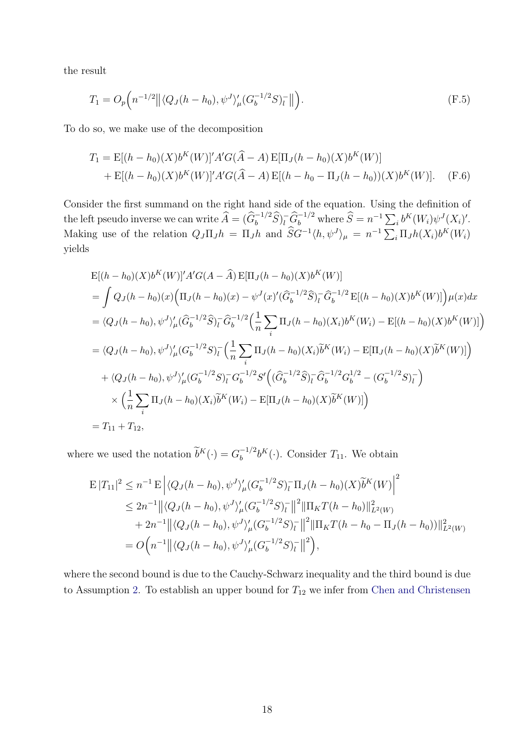the result

$$T_1 = O_p\Big(n^{-1/2}\big\| \langle Q_J(h-h_0), \psi^J\rangle_\mu' (G_b^{-1/2}S)_l^- \big\|\Big). \tag{F.5}$$

To do so, we make use of the decomposition

$$\begin{aligned}
T_1 &= \mathrm{E}[(h-h_0)(X)b^K(W)]'A'G(\widehat{A}-A)\,\mathrm{E}[\Pi_J(h-h_0)(X)b^K(W)] \\
&\quad + \mathrm{E}[(h-h_0)(X)b^K(W)]'A'G(\widehat{A}-A)\,\mathrm{E}[(h-h_0-\Pi_J(h-h_0))(X)b^K(W)]. \qquad \text{(F.6)}
\end{aligned}$$

Consider the first summand on the right hand side of the equation. Using the definition of the left pseudo inverse we can write $\widehat{A} = (\widehat{G}_b^{-1/2}\widehat{S})_l^- \widehat{G}_b^{-1/2}$ where $\widehat{S} = n^{-1}\sum_i b^K(W_i)\psi^J(X_i)'$. Making use of the relation $Q_J\Pi_J h = \Pi_J h$ and $\widehat{S}G^{-1}\langle h, \psi^J\rangle_\mu = n^{-1}\sum_i \Pi_J h(X_i) b^K(W_i)$ yields

$$\begin{aligned}
&\mathrm{E}[(h-h_0)(X)b^K(W)]'A'G(A-\widehat{A})\,\mathrm{E}[\Pi_J(h-h_0)(X)b^K(W)] \\
&= \int Q_J(h-h_0)(x)\Big(\Pi_J(h-h_0)(x) - \psi^J(x)'(\widehat{G}_b^{-1/2}\widehat{S})_l^- \widehat{G}_b^{-1/2}\,\mathrm{E}[(h-h_0)(X)b^K(W)]\Big)\mu(x)dx \\
&= \langle Q_J(h-h_0), \psi^J\rangle_\mu' (\widehat{G}_b^{-1/2}\widehat{S})_l^- \widehat{G}_b^{-1/2}\Big(\frac{1}{n}\sum_i \Pi_J(h-h_0)(X_i)b^K(W_i) - \mathrm{E}[(h-h_0)(X)b^K(W)]\Big) \\
&= \langle Q_J(h-h_0), \psi^J\rangle_\mu' (G_b^{-1/2}S)_l^- \Big(\frac{1}{n}\sum_i \Pi_J(h-h_0)(X_i)\widetilde{b}^K(W_i) - \mathrm{E}[\Pi_J(h-h_0)(X)\widetilde{b}^K(W)]\Big) \\
&\quad + \langle Q_J(h-h_0), \psi^J\rangle_\mu' (G_b^{-1/2}S)_l^- G_b^{-1/2}S'\Big((\widehat{G}_b^{-1/2}\widehat{S})_l^- \widehat{G}_b^{-1/2}G_b^{1/2} - (G_b^{-1/2}S)_l^-\Big) \\
&\quad \times \Big(\frac{1}{n}\sum_i \Pi_J(h-h_0)(X_i)\widetilde{b}^K(W_i) - \mathrm{E}[\Pi_J(h-h_0)(X)\widetilde{b}^K(W)]\Big) \\
&= T_{11} + T_{12},
\end{aligned}$$

where we used the notation $\widetilde{b}^K(\cdot) = G_b^{-1/2}b^K(\cdot)$. Consider $T_{11}$. We obtain

$$\begin{aligned}
\mathrm{E}\,|T_{11}|^2 &\leq n^{-1}\,\mathrm{E}\Big|\langle Q_J(h-h_0), \psi^J\rangle_\mu' (G_b^{-1/2}S)_l^- \Pi_J(h-h_0)(X)\widetilde{b}^K(W)\Big|^2 \\
&\leq 2n^{-1}\big\|\langle Q_J(h-h_0), \psi^J\rangle_\mu' (G_b^{-1/2}S)_l^-\big\|^2 \|\Pi_K T(h-h_0)\|^2_{L^2(W)} \\
&\quad + 2n^{-1}\big\|\langle Q_J(h-h_0), \psi^J\rangle_\mu' (G_b^{-1/2}S)_l^-\big\|^2 \|\Pi_K T(h-h_0-\Pi_J(h-h_0))\|^2_{L^2(W)} \\
&= O\Big(n^{-1}\big\|\langle Q_J(h-h_0), \psi^J\rangle_\mu' (G_b^{-1/2}S)_l^-\big\|^2\Big),
\end{aligned}$$

where the second bound is due to the Cauchy-Schwarz inequality and the third bound is due to Assumption 2. To establish an upper bound for $T_{12}$ we infer from Chen and Christensen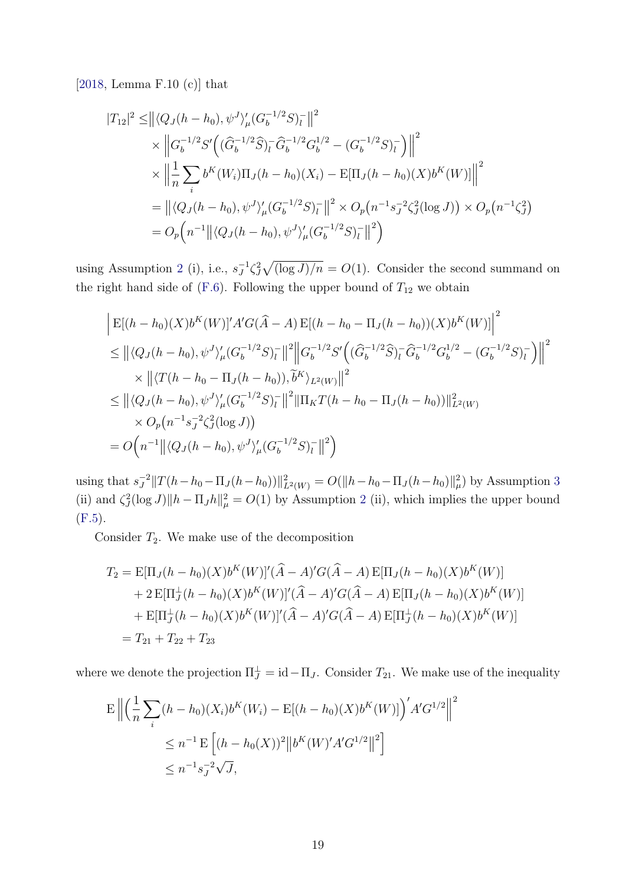[2018, Lemma F.10 (c)] that

$$
\begin{aligned}
|T_{12}|^2 \leq & \big\| \langle Q_J(h-h_0), \psi^J \rangle_\mu' (G_b^{-1/2} S)_l^- \big\|^2 \\
& \times \Big\| G_b^{-1/2} S' \Big( (\widehat{G}_b^{-1/2} \widehat{S})_l^- \widehat{G}_b^{-1/2} G_b^{1/2} - (G_b^{-1/2} S)_l^- \Big) \Big\|^2 \\
& \times \Big\| \frac{1}{n} \sum_i b^K(W_i) \Pi_J(h-h_0)(X_i) - \mathrm{E}[\Pi_J(h-h_0)(X) b^K(W)] \Big\|^2 \\
= & \big\| \langle Q_J(h-h_0), \psi^J \rangle_\mu' (G_b^{-1/2} S)_l^- \big\|^2 \times O_p\big(n^{-1} s_J^{-2} \zeta_J^2 (\log J)\big) \times O_p\big(n^{-1} \zeta_J^2\big) \\
= & O_p\Big( n^{-1} \big\| \langle Q_J(h-h_0), \psi^J \rangle_\mu' (G_b^{-1/2} S)_l^- \big\|^2 \Big)
\end{aligned}
$$

using Assumption 2 (i), i.e., $s_J^{-1} \zeta_J^2 \sqrt{(\log J)/n} = O(1)$. Consider the second summand on the right hand side of (F.6). Following the upper bound of $T_{12}$ we obtain

$$
\begin{aligned}
& \Big| \mathrm{E}[(h-h_0)(X) b^K(W)]' A' G (\widehat{A} - A) \, \mathrm{E}[(h - h_0 - \Pi_J(h-h_0))(X) b^K(W)] \Big|^2 \\
& \leq \big\| \langle Q_J(h-h_0), \psi^J \rangle_\mu' (G_b^{-1/2} S)_l^- \big\|^2 \Big\| G_b^{-1/2} S' \Big( (\widehat{G}_b^{-1/2} \widehat{S})_l^- \widehat{G}_b^{-1/2} G_b^{1/2} - (G_b^{-1/2} S)_l^- \Big) \Big\|^2 \\
& \quad \times \big\| \langle T(h - h_0 - \Pi_J(h-h_0)), \widetilde{b}^K \rangle_{L^2(W)} \big\|^2 \\
& \leq \big\| \langle Q_J(h-h_0), \psi^J \rangle_\mu' (G_b^{-1/2} S)_l^- \big\|^2 \| \Pi_K T(h - h_0 - \Pi_J(h-h_0)) \|_{L^2(W)}^2 \\
& \quad \times O_p\big(n^{-1} s_J^{-2} \zeta_J^2 (\log J)\big) \\
& = O\Big( n^{-1} \big\| \langle Q_J(h-h_0), \psi^J \rangle_\mu' (G_b^{-1/2} S)_l^- \big\|^2 \Big)
\end{aligned}
$$

using that $s_J^{-2} \| T(h - h_0 - \Pi_J(h-h_0)) \|_{L^2(W)}^2 = O(\| h - h_0 - \Pi_J(h-h_0) \|_\mu^2)$ by Assumption 3 (ii) and $\zeta_J^2 (\log J) \| h - \Pi_J h \|_\mu^2 = O(1)$ by Assumption 2 (ii), which implies the upper bound (F.5).

Consider $T_2$. We make use of the decomposition

$$
\begin{aligned}
T_2 = & \, \mathrm{E}[\Pi_J(h-h_0)(X) b^K(W)]' (\widehat{A} - A)' G (\widehat{A} - A) \, \mathrm{E}[\Pi_J(h-h_0)(X) b^K(W)] \\
& + 2 \, \mathrm{E}[\Pi_J^\perp(h-h_0)(X) b^K(W)]' (\widehat{A} - A)' G (\widehat{A} - A) \, \mathrm{E}[\Pi_J(h-h_0)(X) b^K(W)] \\
& + \mathrm{E}[\Pi_J^\perp(h-h_0)(X) b^K(W)]' (\widehat{A} - A)' G (\widehat{A} - A) \, \mathrm{E}[\Pi_J^\perp(h-h_0)(X) b^K(W)] \\
= & \, T_{21} + T_{22} + T_{23}
\end{aligned}
$$

where we denote the projection $\Pi_J^\perp = \mathrm{id} - \Pi_J$. Consider $T_{21}$. We make use of the inequality

$$
\begin{aligned}
\mathrm{E} \Big\| \Big( \frac{1}{n} \sum_i (h-h_0)(X_i) b^K(W_i) - \mathrm{E}[(h-h_0)(X) b^K(W)] \Big)' A' G^{1/2} \Big\|^2 & \\
\leq n^{-1} \, \mathrm{E} \Big[ (h - h_0(X))^2 \big\| b^K(W)' A' G^{1/2} \big\|^2 \Big] & \\
\leq n^{-1} s_J^{-2} \sqrt{J}, &
\end{aligned}
$$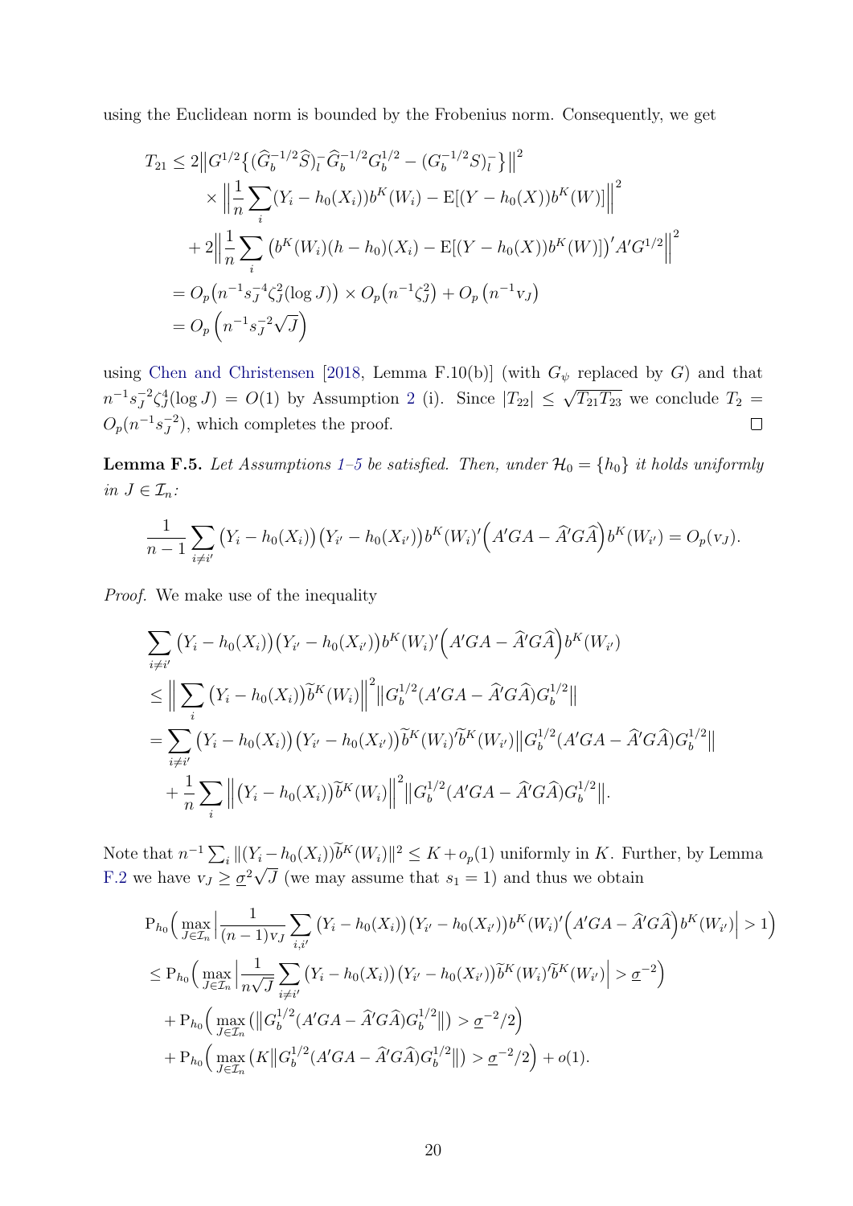using the Euclidean norm is bounded by the Frobenius norm. Consequently, we get

$$
\begin{aligned}
T_{21} &\leq 2\big\|G^{1/2}\big\{(\widehat{G}_b^{-1/2}\widehat{S})_l^- \widehat{G}_b^{-1/2}G_b^{1/2} - (G_b^{-1/2}S)_l^-\big\}\big\|^2 \\
&\quad \times \Big\|\frac{1}{n}\sum_i (Y_i - h_0(X_i))b^K(W_i) - \mathrm{E}[(Y-h_0(X))b^K(W)]\Big\|^2 \\
&\quad + 2\Big\|\frac{1}{n}\sum_i \big(b^K(W_i)(h-h_0)(X_i) - \mathrm{E}[(Y-h_0(X))b^K(W)]\big)' A' G^{1/2}\Big\|^2 \\
&= O_p\big(n^{-1}s_J^{-4}\zeta_J^2(\log J)\big) \times O_p\big(n^{-1}\zeta_J^2\big) + O_p\left(n^{-1}\mathrm{v}_J\right) \\
&= O_p\left(n^{-1}s_J^{-2}\sqrt{J}\right)
\end{aligned}
$$

using Chen and Christensen [2018, Lemma F.10(b)] (with $G_\psi$ replaced by $G$) and that $n^{-1}s_J^{-2}\zeta_J^4(\log J) = O(1)$ by Assumption 2 (i). Since $|T_{22}| \leq \sqrt{T_{21}T_{23}}$ we conclude $T_2 = O_p(n^{-1}s_J^{-2})$, which completes the proof. ∎

**Lemma F.5.** *Let Assumptions 1–5 be satisfied. Then, under $\mathcal{H}_0 = \{h_0\}$ it holds uniformly in $J \in \mathcal{I}_n$:*

$$
\frac{1}{n-1}\sum_{i\neq i'}\big(Y_i - h_0(X_i)\big)\big(Y_{i'} - h_0(X_{i'})\big)b^K(W_i)'\Big(A'GA - \widehat{A}'G\widehat{A}\Big)b^K(W_{i'}) = O_p(\mathrm{v}_J).
$$

*Proof.* We make use of the inequality

$$
\begin{aligned}
&\sum_{i\neq i'}\big(Y_i - h_0(X_i)\big)\big(Y_{i'} - h_0(X_{i'})\big)b^K(W_i)'\Big(A'GA - \widehat{A}'G\widehat{A}\Big)b^K(W_{i'}) \\
&\leq \Big\|\sum_i \big(Y_i - h_0(X_i)\big)\widetilde{b}^K(W_i)\Big\|^2 \big\|G_b^{1/2}(A'GA - \widehat{A}'G\widehat{A})G_b^{1/2}\big\| \\
&= \sum_{i\neq i'}\big(Y_i - h_0(X_i)\big)\big(Y_{i'} - h_0(X_{i'})\big)\widetilde{b}^K(W_i)'\widetilde{b}^K(W_{i'})\big\|G_b^{1/2}(A'GA - \widehat{A}'G\widehat{A})G_b^{1/2}\big\| \\
&\quad + \frac{1}{n}\sum_i \Big\|\big(Y_i - h_0(X_i)\big)\widetilde{b}^K(W_i)\Big\|^2 \big\|G_b^{1/2}(A'GA - \widehat{A}'G\widehat{A})G_b^{1/2}\big\|.
\end{aligned}
$$

Note that $n^{-1}\sum_i \|(Y_i - h_0(X_i))\widetilde{b}^K(W_i)\|^2 \leq K + o_p(1)$ uniformly in $K$. Further, by Lemma F.2 we have $\mathrm{v}_J \geq \underline{\sigma}^2\sqrt{J}$ (we may assume that $s_1 = 1$) and thus we obtain

$$
\begin{aligned}
&\mathrm{P}_{h_0}\Big(\max_{J\in\mathcal{I}_n}\Big|\frac{1}{(n-1)\mathrm{v}_J}\sum_{i,i'}\big(Y_i - h_0(X_i)\big)\big(Y_{i'} - h_0(X_{i'})\big)b^K(W_i)'\Big(A'GA - \widehat{A}'G\widehat{A}\Big)b^K(W_{i'})\Big| > 1\Big) \\
&\leq \mathrm{P}_{h_0}\Big(\max_{J\in\mathcal{I}_n}\Big|\frac{1}{n\sqrt{J}}\sum_{i\neq i'}\big(Y_i - h_0(X_i)\big)\big(Y_{i'} - h_0(X_{i'})\big)\widetilde{b}^K(W_i)'\widetilde{b}^K(W_{i'})\Big| > \underline{\sigma}^{-2}\Big) \\
&\quad + \mathrm{P}_{h_0}\Big(\max_{J\in\mathcal{I}_n}\big(\big\|G_b^{1/2}(A'GA - \widehat{A}'G\widehat{A})G_b^{1/2}\big\|\big) > \underline{\sigma}^{-2}/2\Big) \\
&\quad + \mathrm{P}_{h_0}\Big(\max_{J\in\mathcal{I}_n}\big(K\big\|G_b^{1/2}(A'GA - \widehat{A}'G\widehat{A})G_b^{1/2}\big\|\big) > \underline{\sigma}^{-2}/2\Big) + o(1).
\end{aligned}
$$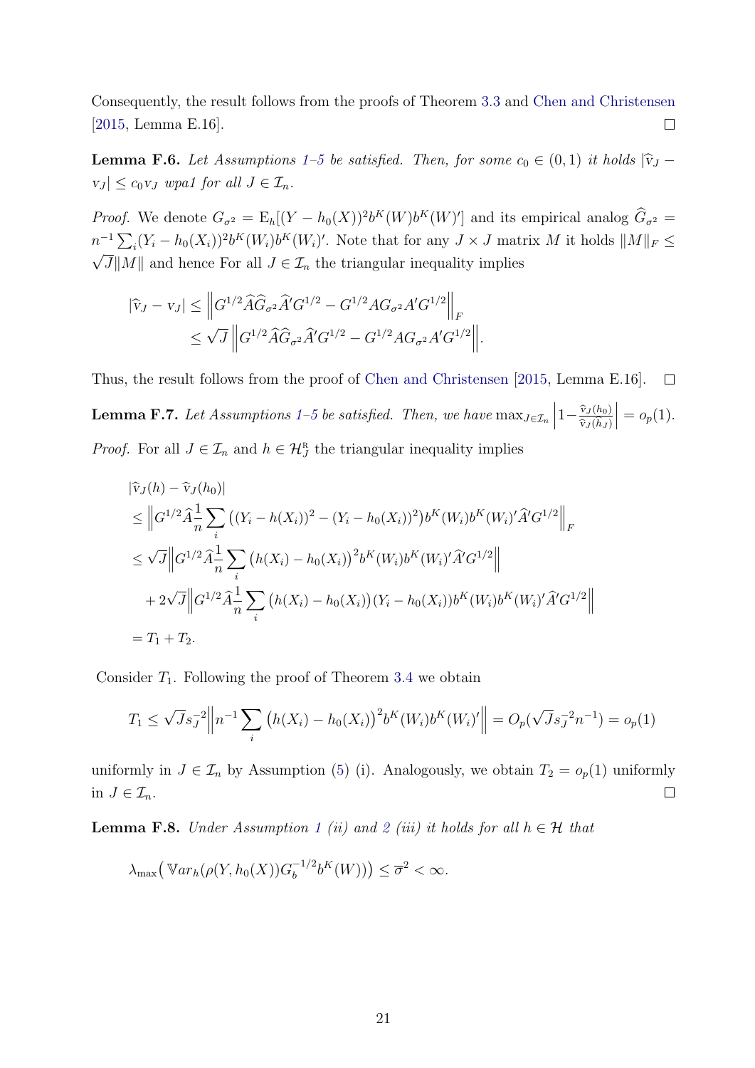Consequently, the result follows from the proofs of Theorem 3.3 and Chen and Christensen [2015, Lemma E.16]. □

**Lemma F.6.** *Let Assumptions 1–5 be satisfied. Then, for some $c_0 \in (0,1)$ it holds $|\widehat{v}_J - v_J| \leq c_0 v_J$ wpa1 for all $J \in \mathcal{I}_n$.*

*Proof.* We denote $G_{\sigma^2} = \mathrm{E}_h[(Y - h_0(X))^2 b^K(W) b^K(W)']$ and its empirical analog $\widehat{G}_{\sigma^2} = n^{-1}\sum_i (Y_i - h_0(X_i))^2 b^K(W_i) b^K(W_i)'$. Note that for any $J \times J$ matrix $M$ it holds $\|M\|_F \leq \sqrt{J}\|M\|$ and hence For all $J \in \mathcal{I}_n$ the triangular inequality implies

$$
\begin{aligned}
|\widehat{v}_J - v_J| &\leq \left\| G^{1/2} \widehat{A} \widehat{G}_{\sigma^2} \widehat{A}' G^{1/2} - G^{1/2} A G_{\sigma^2} A' G^{1/2} \right\|_F \\
&\leq \sqrt{J} \left\| G^{1/2} \widehat{A} \widehat{G}_{\sigma^2} \widehat{A}' G^{1/2} - G^{1/2} A G_{\sigma^2} A' G^{1/2} \right\|.
\end{aligned}
$$

Thus, the result follows from the proof of Chen and Christensen [2015, Lemma E.16]. □

**Lemma F.7.** *Let Assumptions 1–5 be satisfied. Then, we have $\max_{J \in \mathcal{I}_n} \left| 1 - \frac{\widehat{v}_J(h_0)}{\widehat{v}_J(\widehat{h}_J)} \right| = o_p(1)$.*

*Proof.* For all $J \in \mathcal{I}_n$ and $h \in \mathcal{H}_J^{\mathrm{R}}$ the triangular inequality implies

$$
\begin{aligned}
&|\widehat{v}_J(h) - \widehat{v}_J(h_0)| \\
&\leq \left\| G^{1/2} \widehat{A} \frac{1}{n} \sum_i \big( (Y_i - h(X_i))^2 - (Y_i - h_0(X_i))^2 \big) b^K(W_i) b^K(W_i)' \widehat{A}' G^{1/2} \right\|_F \\
&\leq \sqrt{J} \left\| G^{1/2} \widehat{A} \frac{1}{n} \sum_i \big( h(X_i) - h_0(X_i) \big)^2 b^K(W_i) b^K(W_i)' \widehat{A}' G^{1/2} \right\| \\
&\quad + 2\sqrt{J} \left\| G^{1/2} \widehat{A} \frac{1}{n} \sum_i \big( h(X_i) - h_0(X_i) \big)(Y_i - h_0(X_i)) b^K(W_i) b^K(W_i)' \widehat{A}' G^{1/2} \right\| \\
&= T_1 + T_2.
\end{aligned}
$$

Consider $T_1$. Following the proof of Theorem 3.4 we obtain

$$
T_1 \leq \sqrt{J} s_J^{-2} \left\| n^{-1} \sum_i \big( h(X_i) - h_0(X_i) \big)^2 b^K(W_i) b^K(W_i)' \right\| = O_p(\sqrt{J} s_J^{-2} n^{-1}) = o_p(1)
$$

uniformly in $J \in \mathcal{I}_n$ by Assumption (5) (i). Analogously, we obtain $T_2 = o_p(1)$ uniformly in $J \in \mathcal{I}_n$. □

**Lemma F.8.** *Under Assumption 1 (ii) and 2 (iii) it holds for all $h \in \mathcal{H}$ that*

$$
\lambda_{\max}\big( \mathbb{V}ar_h(\rho(Y, h_0(X)) G_b^{-1/2} b^K(W)) \big) \leq \overline{\sigma}^2 < \infty.
$$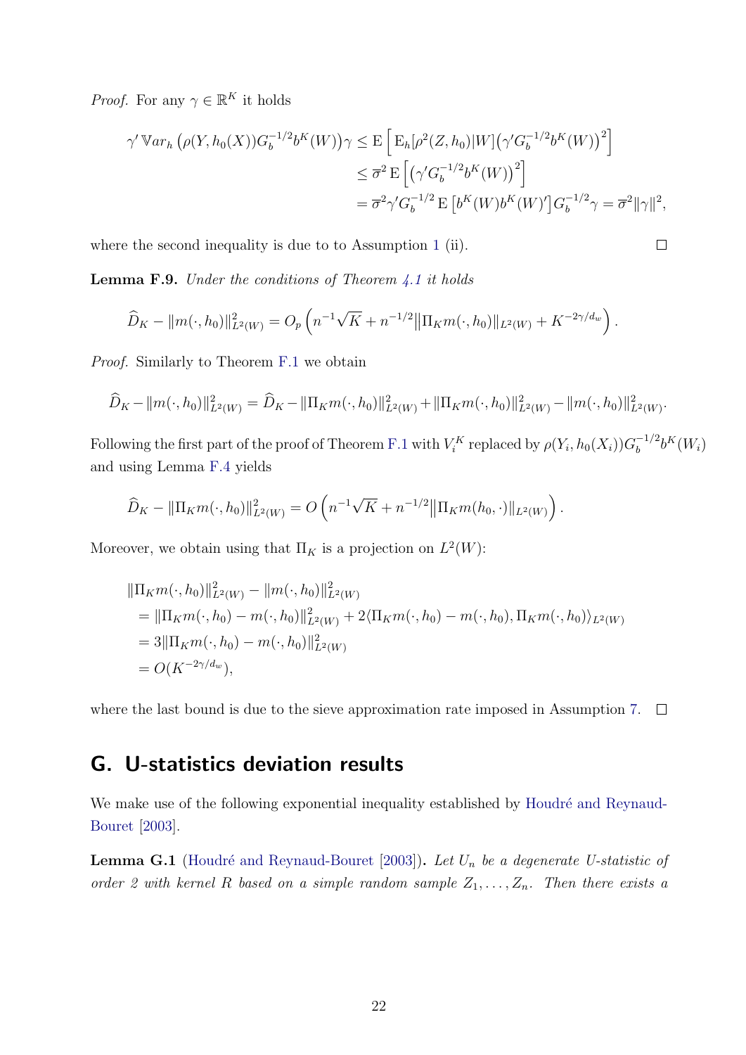*Proof.* For any $\gamma \in \mathbb{R}^K$ it holds

$$
\begin{aligned}
\gamma' \, \mathbb{V}ar_h \left(\rho(Y, h_0(X)) G_b^{-1/2} b^K(W)\right)\gamma &\leq \mathrm{E}\left[\, \mathrm{E}_h[\rho^2(Z, h_0)|W]\big(\gamma' G_b^{-1/2} b^K(W)\big)^2\right] \\
&\leq \overline{\sigma}^2 \, \mathrm{E}\left[\big(\gamma' G_b^{-1/2} b^K(W)\big)^2\right] \\
&= \overline{\sigma}^2 \gamma' G_b^{-1/2} \, \mathrm{E}\left[b^K(W) b^K(W)'\right] G_b^{-1/2}\gamma = \overline{\sigma}^2 \|\gamma\|^2,
\end{aligned}
$$

where the second inequality is due to to Assumption 1 (ii). $\square$

**Lemma F.9.** *Under the conditions of Theorem 4.1 it holds*

$$
\widehat{D}_K - \|m(\cdot, h_0)\|^2_{L^2(W)} = O_p\left(n^{-1}\sqrt{K} + n^{-1/2}\|\Pi_K m(\cdot, h_0)\|_{L^2(W)} + K^{-2\gamma/d_w}\right).
$$

*Proof.* Similarly to Theorem F.1 we obtain

$$
\widehat{D}_K - \|m(\cdot, h_0)\|^2_{L^2(W)} = \widehat{D}_K - \|\Pi_K m(\cdot, h_0)\|^2_{L^2(W)} + \|\Pi_K m(\cdot, h_0)\|^2_{L^2(W)} - \|m(\cdot, h_0)\|^2_{L^2(W)}.
$$

Following the first part of the proof of Theorem F.1 with $V_i^K$ replaced by $\rho(Y_i, h_0(X_i)) G_b^{-1/2} b^K(W_i)$ and using Lemma F.4 yields

$$
\widehat{D}_K - \|\Pi_K m(\cdot, h_0)\|^2_{L^2(W)} = O\left(n^{-1}\sqrt{K} + n^{-1/2}\|\Pi_K m(h_0, \cdot)\|_{L^2(W)}\right).
$$

Moreover, we obtain using that $\Pi_K$ is a projection on $L^2(W)$:

$$
\begin{aligned}
&\|\Pi_K m(\cdot, h_0)\|^2_{L^2(W)} - \|m(\cdot, h_0)\|^2_{L^2(W)} \\
&= \|\Pi_K m(\cdot, h_0) - m(\cdot, h_0)\|^2_{L^2(W)} + 2\langle \Pi_K m(\cdot, h_0) - m(\cdot, h_0), \Pi_K m(\cdot, h_0)\rangle_{L^2(W)} \\
&= 3\|\Pi_K m(\cdot, h_0) - m(\cdot, h_0)\|^2_{L^2(W)} \\
&= O(K^{-2\gamma/d_w}),
\end{aligned}
$$

where the last bound is due to the sieve approximation rate imposed in Assumption 7. $\square$

# G. U-statistics deviation results

We make use of the following exponential inequality established by Houdré and Reynaud-Bouret [2003].

**Lemma G.1** (Houdré and Reynaud-Bouret [2003])**.** *Let $U_n$ be a degenerate U-statistic of order 2 with kernel $R$ based on a simple random sample $Z_1, \ldots, Z_n$. Then there exists a*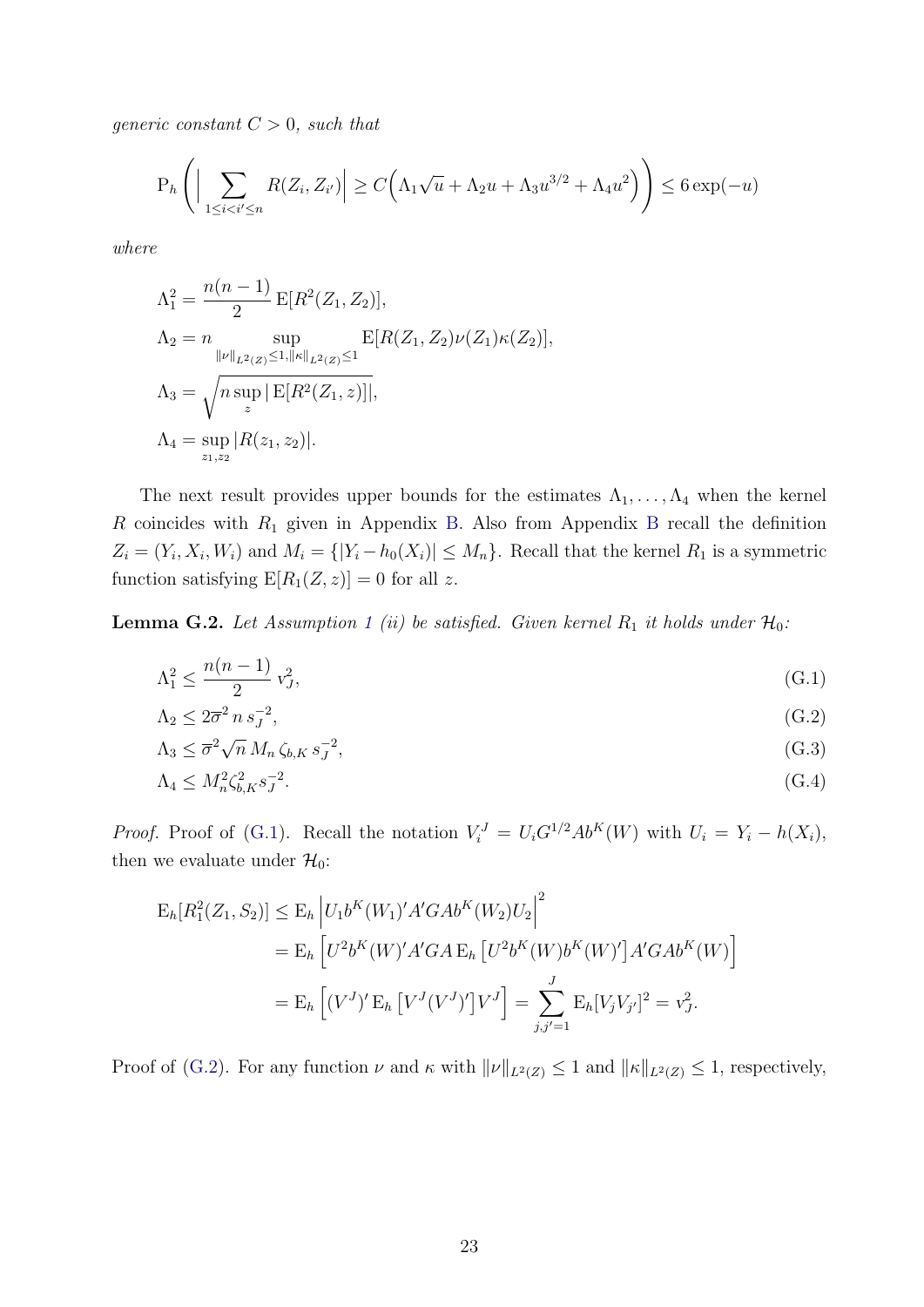*generic constant $C > 0$, such that*

$$\mathrm{P}_h\left(\Big|\sum_{1\leq i<i'\leq n} R(Z_i, Z_{i'})\Big| \geq C\Big(\Lambda_1\sqrt{u} + \Lambda_2 u + \Lambda_3 u^{3/2} + \Lambda_4 u^2\Big)\right) \leq 6\exp(-u)$$

*where*

$$\Lambda_1^2 = \frac{n(n-1)}{2}\,\mathrm{E}[R^2(Z_1, Z_2)],$$

$$\Lambda_2 = n \sup_{\|\nu\|_{L^2(Z)}\leq 1, \|\kappa\|_{L^2(Z)}\leq 1} \mathrm{E}[R(Z_1, Z_2)\nu(Z_1)\kappa(Z_2)],$$

$$\Lambda_3 = \sqrt{n \sup_z |\,\mathrm{E}[R^2(Z_1, z)]|},$$

$$\Lambda_4 = \sup_{z_1, z_2} |R(z_1, z_2)|.$$

The next result provides upper bounds for the estimates $\Lambda_1, \dots, \Lambda_4$ when the kernel $R$ coincides with $R_1$ given in Appendix B. Also from Appendix B recall the definition $Z_i = (Y_i, X_i, W_i)$ and $M_i = \{|Y_i - h_0(X_i)| \leq M_n\}$. Recall that the kernel $R_1$ is a symmetric function satisfying $\mathrm{E}[R_1(Z, z)] = 0$ for all $z$.

**Lemma G.2.** *Let Assumption 1 (ii) be satisfied. Given kernel $R_1$ it holds under $\mathcal{H}_0$:*

$$\Lambda_1^2 \leq \frac{n(n-1)}{2}\, v_J^2, \tag{G.1}$$

$$\Lambda_2 \leq 2\overline{\sigma}^2\, n\, s_J^{-2}, \tag{G.2}$$

$$\Lambda_3 \leq \overline{\sigma}^2 \sqrt{n}\, M_n\, \zeta_{b,K}\, s_J^{-2}, \tag{G.3}$$

$$\Lambda_4 \leq M_n^2 \zeta_{b,K}^2 s_J^{-2}. \tag{G.4}$$

*Proof.* Proof of (G.1). Recall the notation $V_i^J = U_i G^{1/2} A b^K(W)$ with $U_i = Y_i - h(X_i)$, then we evaluate under $\mathcal{H}_0$:

$$\begin{aligned}
\mathrm{E}_h[R_1^2(Z_1, S_2)] &\leq \mathrm{E}_h\left|U_1 b^K(W_1)' A' G A b^K(W_2) U_2\right|^2 \\
&= \mathrm{E}_h\left[U^2 b^K(W)' A' G A\, \mathrm{E}_h\left[U^2 b^K(W) b^K(W)'\right] A' G A b^K(W)\right] \\
&= \mathrm{E}_h\left[(V^J)'\, \mathrm{E}_h\left[V^J (V^J)'\right] V^J\right] = \sum_{j,j'=1}^{J} \mathrm{E}_h[V_j V_{j'}]^2 = v_J^2.
\end{aligned}$$

Proof of (G.2). For any function $\nu$ and $\kappa$ with $\|\nu\|_{L^2(Z)} \leq 1$ and $\|\kappa\|_{L^2(Z)} \leq 1$, respectively,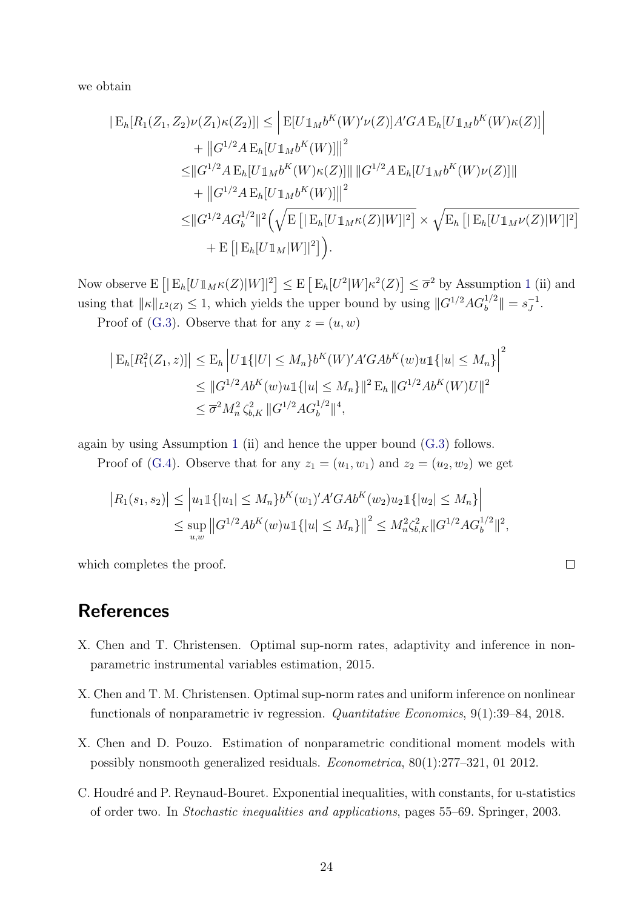we obtain

$$
\begin{aligned}
|\operatorname{E}_h[R_1(Z_1,Z_2)\nu(Z_1)\kappa(Z_2)]| \leq & \left| \operatorname{E}[U\mathbb{1}_M b^K(W)'\nu(Z)]A'GA\operatorname{E}_h[U\mathbb{1}_M b^K(W)\kappa(Z)]\right| \\
& + \left\|G^{1/2}A\operatorname{E}_h[U\mathbb{1}_M b^K(W)]\right\|^2 \\
\leq & \|G^{1/2}A\operatorname{E}_h[U\mathbb{1}_M b^K(W)\kappa(Z)]\| \, \|G^{1/2}A\operatorname{E}_h[U\mathbb{1}_M b^K(W)\nu(Z)]\| \\
& + \left\|G^{1/2}A\operatorname{E}_h[U\mathbb{1}_M b^K(W)]\right\|^2 \\
\leq & \|G^{1/2}AG_b^{1/2}\|^2\Big(\sqrt{\operatorname{E}\left[|\operatorname{E}_h[U\mathbb{1}_M\kappa(Z)|W]|^2\right]} \times \sqrt{\operatorname{E}_h\left[|\operatorname{E}_h[U\mathbb{1}_M\nu(Z)|W]|^2\right]} \\
& + \operatorname{E}\left[|\operatorname{E}_h[U\mathbb{1}_M|W]|^2\right]\Big).
\end{aligned}
$$

Now observe $\operatorname{E}\left[|\operatorname{E}_h[U\mathbb{1}_M\kappa(Z)|W]|^2\right] \leq \operatorname{E}\left[\operatorname{E}_h[U^2|W]\kappa^2(Z)\right] \leq \overline{\sigma}^2$ by Assumption 1 (ii) and using that $\|\kappa\|_{L^2(Z)} \leq 1$, which yields the upper bound by using $\|G^{1/2}AG_b^{1/2}\| = s_J^{-1}$.

Proof of (G.3). Observe that for any $z = (u, w)$

$$
\begin{aligned}
\left|\operatorname{E}_h[R_1^2(Z_1,z)]\right| &\leq \operatorname{E}_h\left|U\mathbb{1}\{|U|\leq M_n\}b^K(W)'A'GAb^K(w)u\mathbb{1}\{|u|\leq M_n\}\right|^2 \\
&\leq \|G^{1/2}Ab^K(w)u\mathbb{1}\{|u|\leq M_n\}\|^2\operatorname{E}_h\|G^{1/2}Ab^K(W)U\|^2 \\
&\leq \overline{\sigma}^2 M_n^2\,\zeta_{b,K}^2\,\|G^{1/2}AG_b^{1/2}\|^4,
\end{aligned}
$$

again by using Assumption 1 (ii) and hence the upper bound (G.3) follows.

Proof of (G.4). Observe that for any $z_1 = (u_1, w_1)$ and $z_2 = (u_2, w_2)$ we get

$$
\begin{aligned}
\left|R_1(s_1,s_2)\right| &\leq \left|u_1\mathbb{1}\{|u_1|\leq M_n\}b^K(w_1)'A'GAb^K(w_2)u_2\mathbb{1}\{|u_2|\leq M_n\}\right| \\
&\leq \sup_{u,w}\left\|G^{1/2}Ab^K(w)u\mathbb{1}\{|u|\leq M_n\}\right\|^2 \leq M_n^2\zeta_{b,K}^2\|G^{1/2}AG_b^{1/2}\|^2,
\end{aligned}
$$

which completes the proof. □

## References

X. Chen and T. Christensen. Optimal sup-norm rates, adaptivity and inference in nonparametric instrumental variables estimation, 2015.

X. Chen and T. M. Christensen. Optimal sup-norm rates and uniform inference on nonlinear functionals of nonparametric iv regression. *Quantitative Economics*, 9(1):39–84, 2018.

X. Chen and D. Pouzo. Estimation of nonparametric conditional moment models with possibly nonsmooth generalized residuals. *Econometrica*, 80(1):277–321, 01 2012.

C. Houdré and P. Reynaud-Bouret. Exponential inequalities, with constants, for u-statistics of order two. In *Stochastic inequalities and applications*, pages 55–69. Springer, 2003.